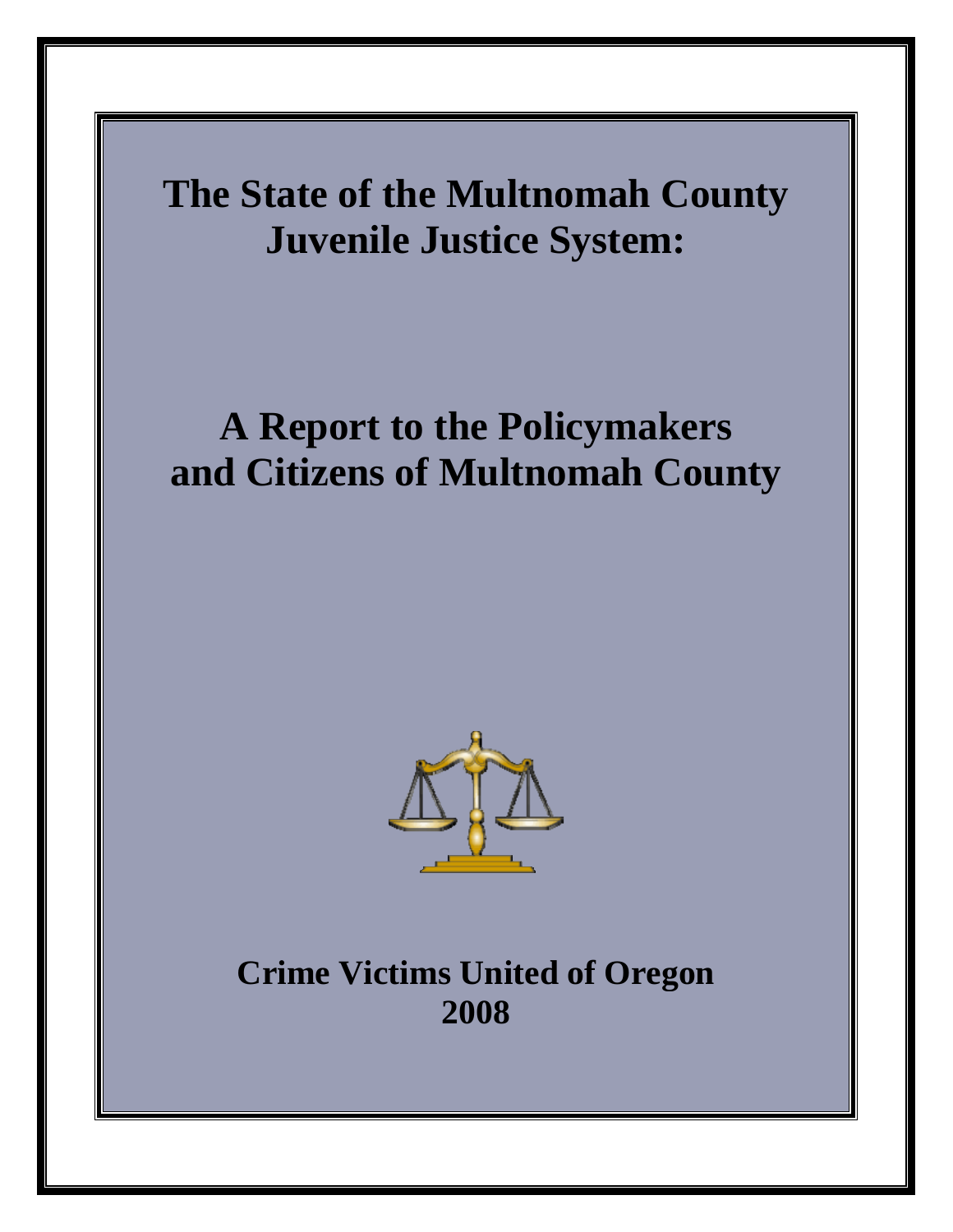# The State of the Multnomah County Juvenile Justice System:

# A Report to the Policymakers and Citizens of Multnomah County

**Crime Victims United of Oregon**
**2008**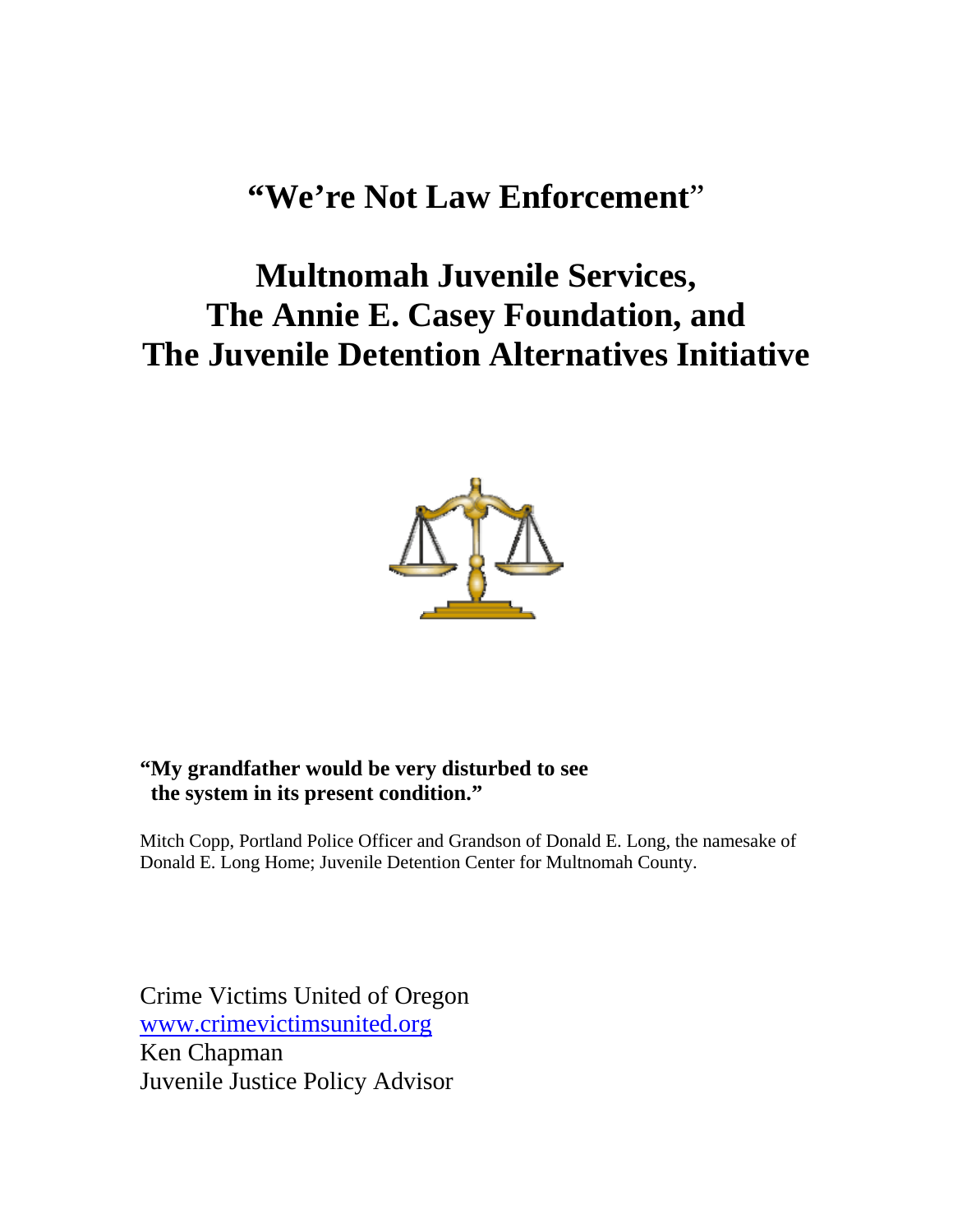# "We're Not Law Enforcement"

# Multnomah Juvenile Services, The Annie E. Casey Foundation, and The Juvenile Detention Alternatives Initiative

**"My grandfather would be very disturbed to see the system in its present condition."**

Mitch Copp, Portland Police Officer and Grandson of Donald E. Long, the namesake of Donald E. Long Home; Juvenile Detention Center for Multnomah County.

Crime Victims United of Oregon
[www.crimevictimsunited.org](http://www.crimevictimsunited.org)
Ken Chapman
Juvenile Justice Policy Advisor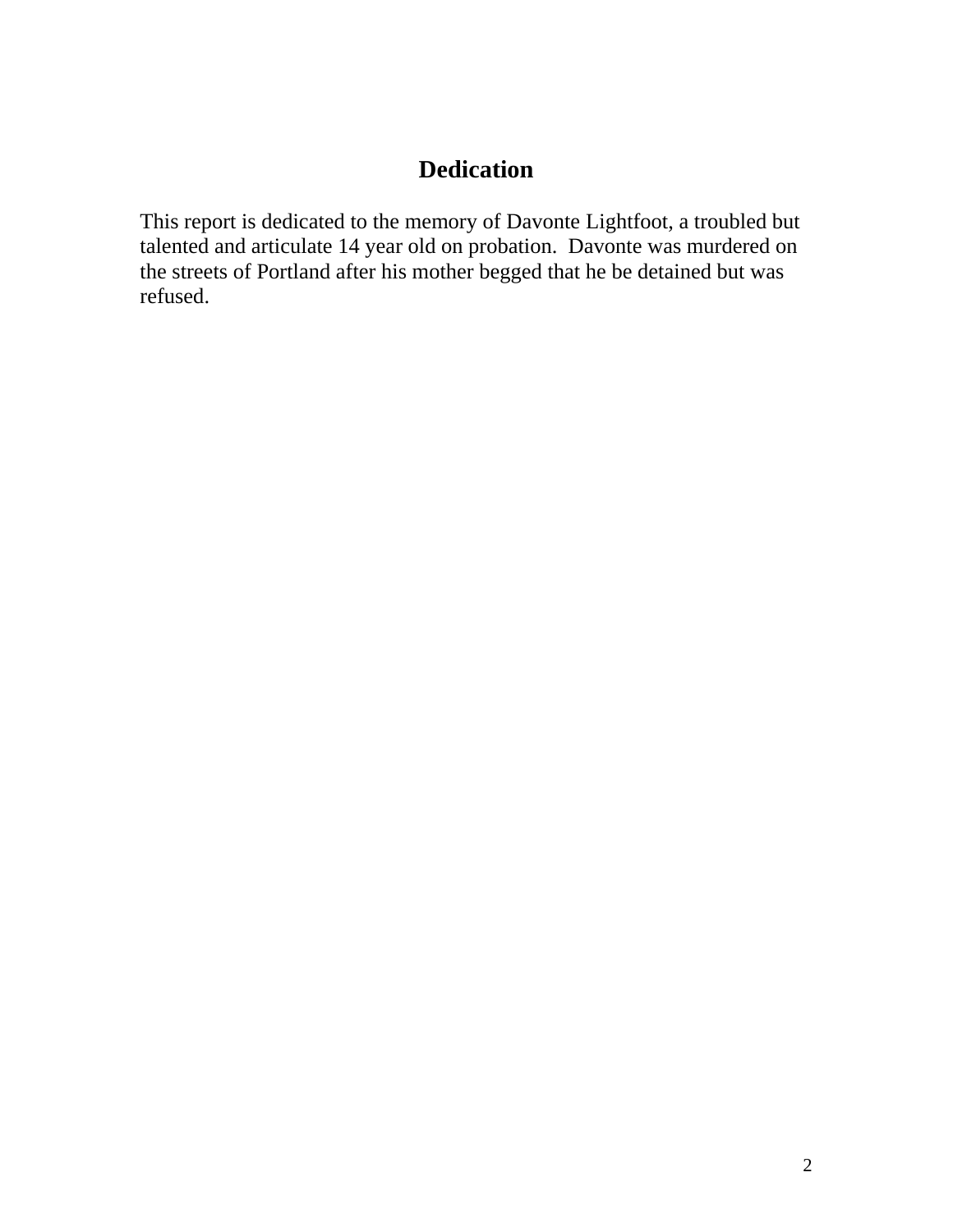# Dedication

This report is dedicated to the memory of Davonte Lightfoot, a troubled but talented and articulate 14 year old on probation. Davonte was murdered on the streets of Portland after his mother begged that he be detained but was refused.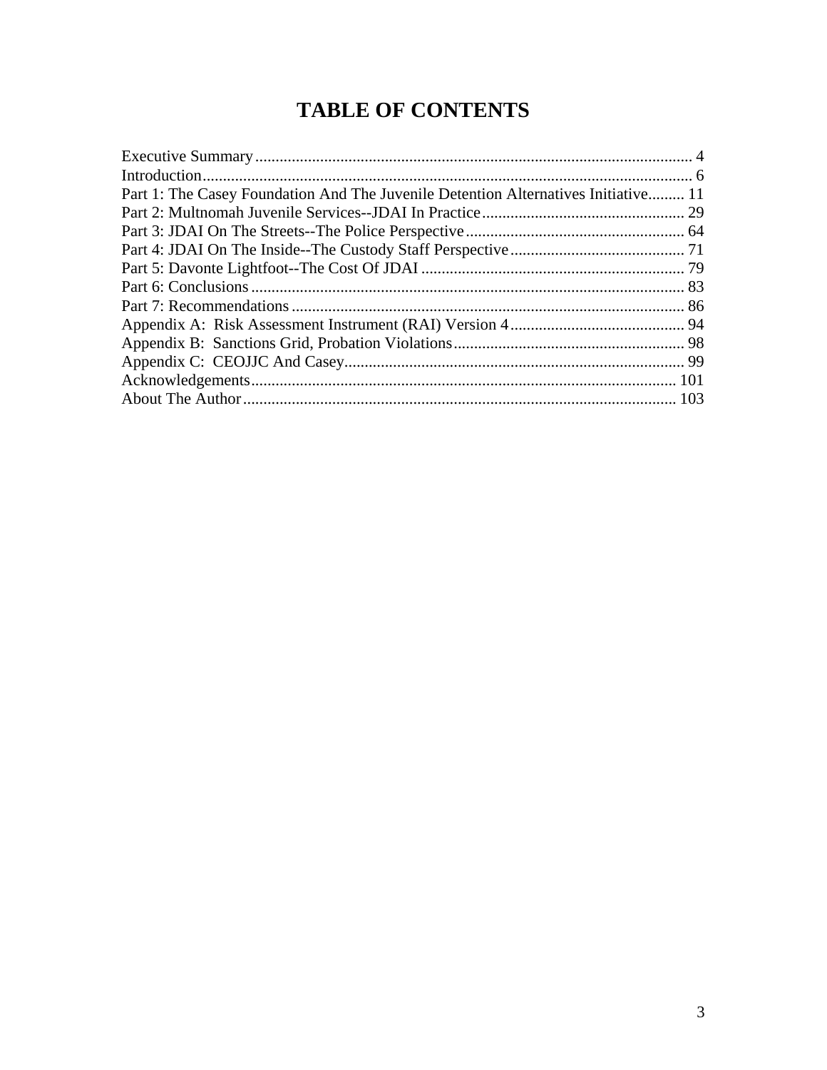# TABLE OF CONTENTS

Executive Summary ........................................................................................................... 4
Introduction ....................................................................................................................... 6
Part 1: The Casey Foundation And The Juvenile Detention Alternatives Initiative......... 11
Part 2: Multnomah Juvenile Services--JDAI In Practice .................................................. 29
Part 3: JDAI On The Streets--The Police Perspective ..................................................... 64
Part 4: JDAI On The Inside--The Custody Staff Perspective ........................................... 71
Part 5: Davonte Lightfoot--The Cost Of JDAI ................................................................ 79
Part 6: Conclusions .......................................................................................................... 83
Part 7: Recommendations ................................................................................................ 86
Appendix A: Risk Assessment Instrument (RAI) Version 4 ........................................... 94
Appendix B: Sanctions Grid, Probation Violations ......................................................... 98
Appendix C: CEOJJC And Casey ................................................................................... 99
Acknowledgements ........................................................................................................ 101
About The Author .......................................................................................................... 103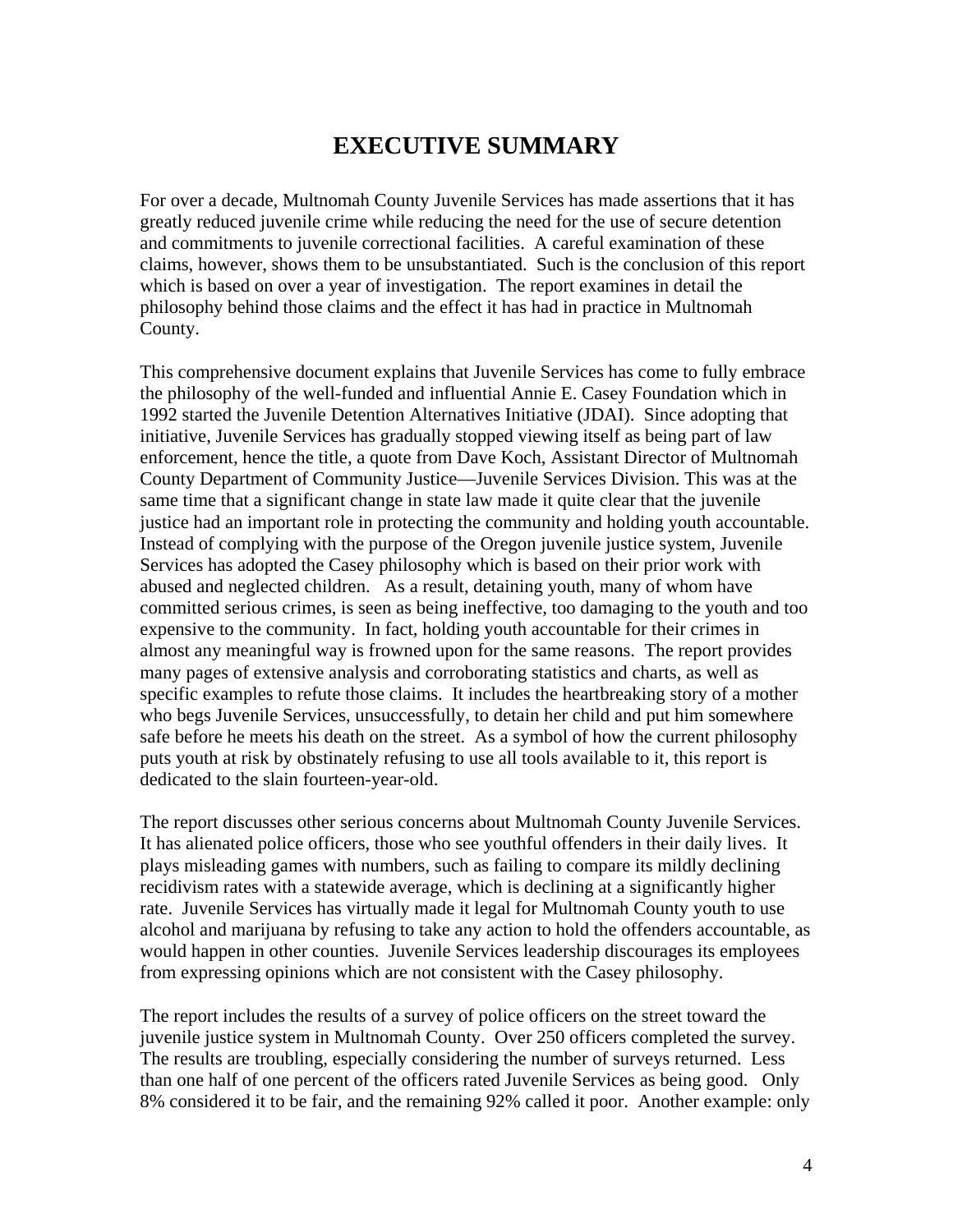# EXECUTIVE SUMMARY

For over a decade, Multnomah County Juvenile Services has made assertions that it has greatly reduced juvenile crime while reducing the need for the use of secure detention and commitments to juvenile correctional facilities. A careful examination of these claims, however, shows them to be unsubstantiated. Such is the conclusion of this report which is based on over a year of investigation. The report examines in detail the philosophy behind those claims and the effect it has had in practice in Multnomah County.

This comprehensive document explains that Juvenile Services has come to fully embrace the philosophy of the well-funded and influential Annie E. Casey Foundation which in 1992 started the Juvenile Detention Alternatives Initiative (JDAI). Since adopting that initiative, Juvenile Services has gradually stopped viewing itself as being part of law enforcement, hence the title, a quote from Dave Koch, Assistant Director of Multnomah County Department of Community Justice—Juvenile Services Division. This was at the same time that a significant change in state law made it quite clear that the juvenile justice had an important role in protecting the community and holding youth accountable. Instead of complying with the purpose of the Oregon juvenile justice system, Juvenile Services has adopted the Casey philosophy which is based on their prior work with abused and neglected children. As a result, detaining youth, many of whom have committed serious crimes, is seen as being ineffective, too damaging to the youth and too expensive to the community. In fact, holding youth accountable for their crimes in almost any meaningful way is frowned upon for the same reasons. The report provides many pages of extensive analysis and corroborating statistics and charts, as well as specific examples to refute those claims. It includes the heartbreaking story of a mother who begs Juvenile Services, unsuccessfully, to detain her child and put him somewhere safe before he meets his death on the street. As a symbol of how the current philosophy puts youth at risk by obstinately refusing to use all tools available to it, this report is dedicated to the slain fourteen-year-old.

The report discusses other serious concerns about Multnomah County Juvenile Services. It has alienated police officers, those who see youthful offenders in their daily lives. It plays misleading games with numbers, such as failing to compare its mildly declining recidivism rates with a statewide average, which is declining at a significantly higher rate. Juvenile Services has virtually made it legal for Multnomah County youth to use alcohol and marijuana by refusing to take any action to hold the offenders accountable, as would happen in other counties. Juvenile Services leadership discourages its employees from expressing opinions which are not consistent with the Casey philosophy.

The report includes the results of a survey of police officers on the street toward the juvenile justice system in Multnomah County. Over 250 officers completed the survey. The results are troubling, especially considering the number of surveys returned. Less than one half of one percent of the officers rated Juvenile Services as being good. Only 8% considered it to be fair, and the remaining 92% called it poor. Another example: only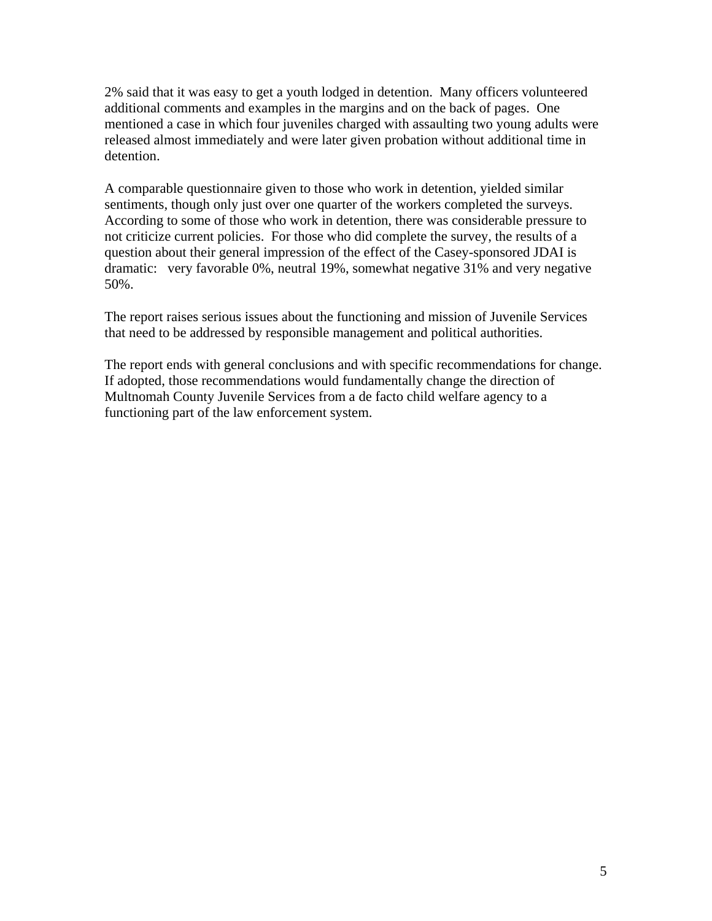2% said that it was easy to get a youth lodged in detention. Many officers volunteered additional comments and examples in the margins and on the back of pages. One mentioned a case in which four juveniles charged with assaulting two young adults were released almost immediately and were later given probation without additional time in detention.

A comparable questionnaire given to those who work in detention, yielded similar sentiments, though only just over one quarter of the workers completed the surveys. According to some of those who work in detention, there was considerable pressure to not criticize current policies. For those who did complete the survey, the results of a question about their general impression of the effect of the Casey-sponsored JDAI is dramatic: very favorable 0%, neutral 19%, somewhat negative 31% and very negative 50%.

The report raises serious issues about the functioning and mission of Juvenile Services that need to be addressed by responsible management and political authorities.

The report ends with general conclusions and with specific recommendations for change. If adopted, those recommendations would fundamentally change the direction of Multnomah County Juvenile Services from a de facto child welfare agency to a functioning part of the law enforcement system.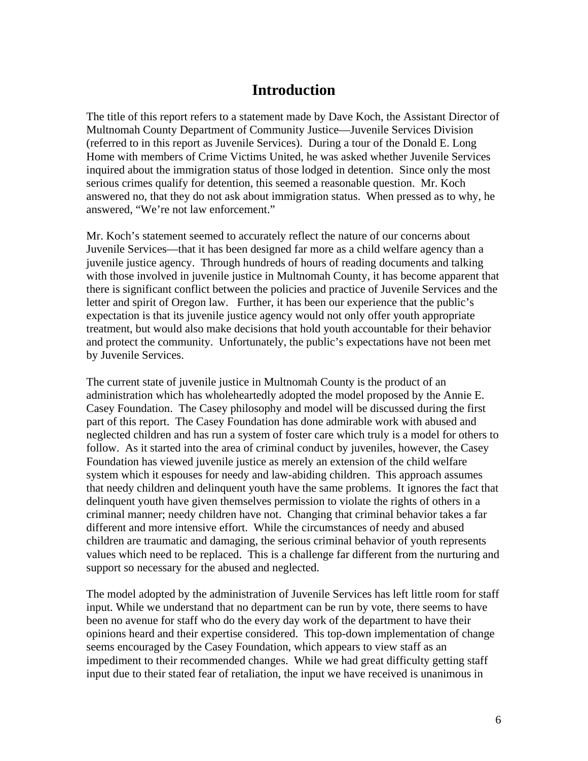# Introduction

The title of this report refers to a statement made by Dave Koch, the Assistant Director of Multnomah County Department of Community Justice—Juvenile Services Division (referred to in this report as Juvenile Services). During a tour of the Donald E. Long Home with members of Crime Victims United, he was asked whether Juvenile Services inquired about the immigration status of those lodged in detention. Since only the most serious crimes qualify for detention, this seemed a reasonable question. Mr. Koch answered no, that they do not ask about immigration status. When pressed as to why, he answered, "We're not law enforcement."

Mr. Koch's statement seemed to accurately reflect the nature of our concerns about Juvenile Services—that it has been designed far more as a child welfare agency than a juvenile justice agency. Through hundreds of hours of reading documents and talking with those involved in juvenile justice in Multnomah County, it has become apparent that there is significant conflict between the policies and practice of Juvenile Services and the letter and spirit of Oregon law. Further, it has been our experience that the public's expectation is that its juvenile justice agency would not only offer youth appropriate treatment, but would also make decisions that hold youth accountable for their behavior and protect the community. Unfortunately, the public's expectations have not been met by Juvenile Services.

The current state of juvenile justice in Multnomah County is the product of an administration which has wholeheartedly adopted the model proposed by the Annie E. Casey Foundation. The Casey philosophy and model will be discussed during the first part of this report. The Casey Foundation has done admirable work with abused and neglected children and has run a system of foster care which truly is a model for others to follow. As it started into the area of criminal conduct by juveniles, however, the Casey Foundation has viewed juvenile justice as merely an extension of the child welfare system which it espouses for needy and law-abiding children. This approach assumes that needy children and delinquent youth have the same problems. It ignores the fact that delinquent youth have given themselves permission to violate the rights of others in a criminal manner; needy children have not. Changing that criminal behavior takes a far different and more intensive effort. While the circumstances of needy and abused children are traumatic and damaging, the serious criminal behavior of youth represents values which need to be replaced. This is a challenge far different from the nurturing and support so necessary for the abused and neglected.

The model adopted by the administration of Juvenile Services has left little room for staff input. While we understand that no department can be run by vote, there seems to have been no avenue for staff who do the every day work of the department to have their opinions heard and their expertise considered. This top-down implementation of change seems encouraged by the Casey Foundation, which appears to view staff as an impediment to their recommended changes. While we had great difficulty getting staff input due to their stated fear of retaliation, the input we have received is unanimous in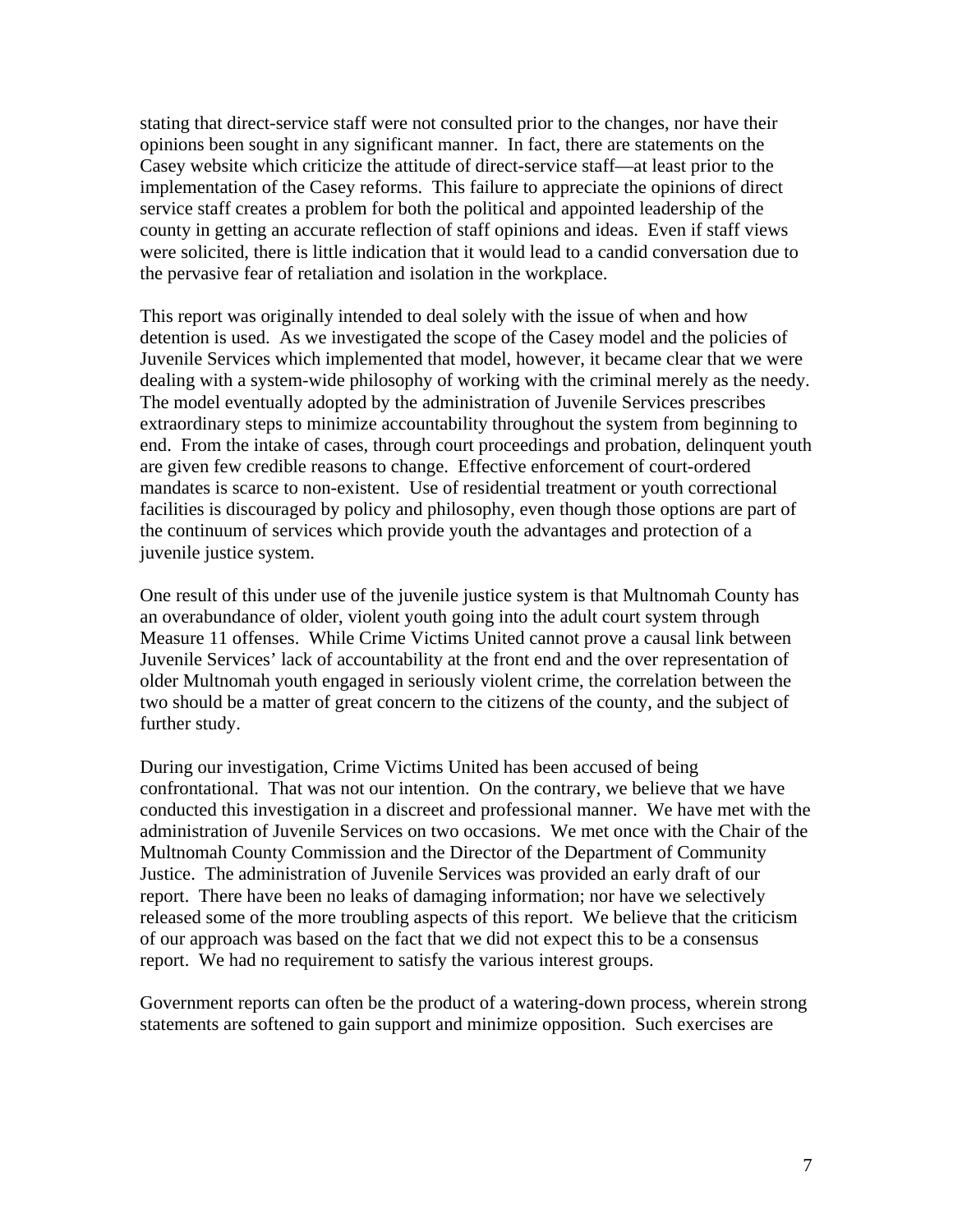stating that direct-service staff were not consulted prior to the changes, nor have their opinions been sought in any significant manner. In fact, there are statements on the Casey website which criticize the attitude of direct-service staff—at least prior to the implementation of the Casey reforms. This failure to appreciate the opinions of direct service staff creates a problem for both the political and appointed leadership of the county in getting an accurate reflection of staff opinions and ideas. Even if staff views were solicited, there is little indication that it would lead to a candid conversation due to the pervasive fear of retaliation and isolation in the workplace.

This report was originally intended to deal solely with the issue of when and how detention is used. As we investigated the scope of the Casey model and the policies of Juvenile Services which implemented that model, however, it became clear that we were dealing with a system-wide philosophy of working with the criminal merely as the needy. The model eventually adopted by the administration of Juvenile Services prescribes extraordinary steps to minimize accountability throughout the system from beginning to end. From the intake of cases, through court proceedings and probation, delinquent youth are given few credible reasons to change. Effective enforcement of court-ordered mandates is scarce to non-existent. Use of residential treatment or youth correctional facilities is discouraged by policy and philosophy, even though those options are part of the continuum of services which provide youth the advantages and protection of a juvenile justice system.

One result of this under use of the juvenile justice system is that Multnomah County has an overabundance of older, violent youth going into the adult court system through Measure 11 offenses. While Crime Victims United cannot prove a causal link between Juvenile Services' lack of accountability at the front end and the over representation of older Multnomah youth engaged in seriously violent crime, the correlation between the two should be a matter of great concern to the citizens of the county, and the subject of further study.

During our investigation, Crime Victims United has been accused of being confrontational. That was not our intention. On the contrary, we believe that we have conducted this investigation in a discreet and professional manner. We have met with the administration of Juvenile Services on two occasions. We met once with the Chair of the Multnomah County Commission and the Director of the Department of Community Justice. The administration of Juvenile Services was provided an early draft of our report. There have been no leaks of damaging information; nor have we selectively released some of the more troubling aspects of this report. We believe that the criticism of our approach was based on the fact that we did not expect this to be a consensus report. We had no requirement to satisfy the various interest groups.

Government reports can often be the product of a watering-down process, wherein strong statements are softened to gain support and minimize opposition. Such exercises are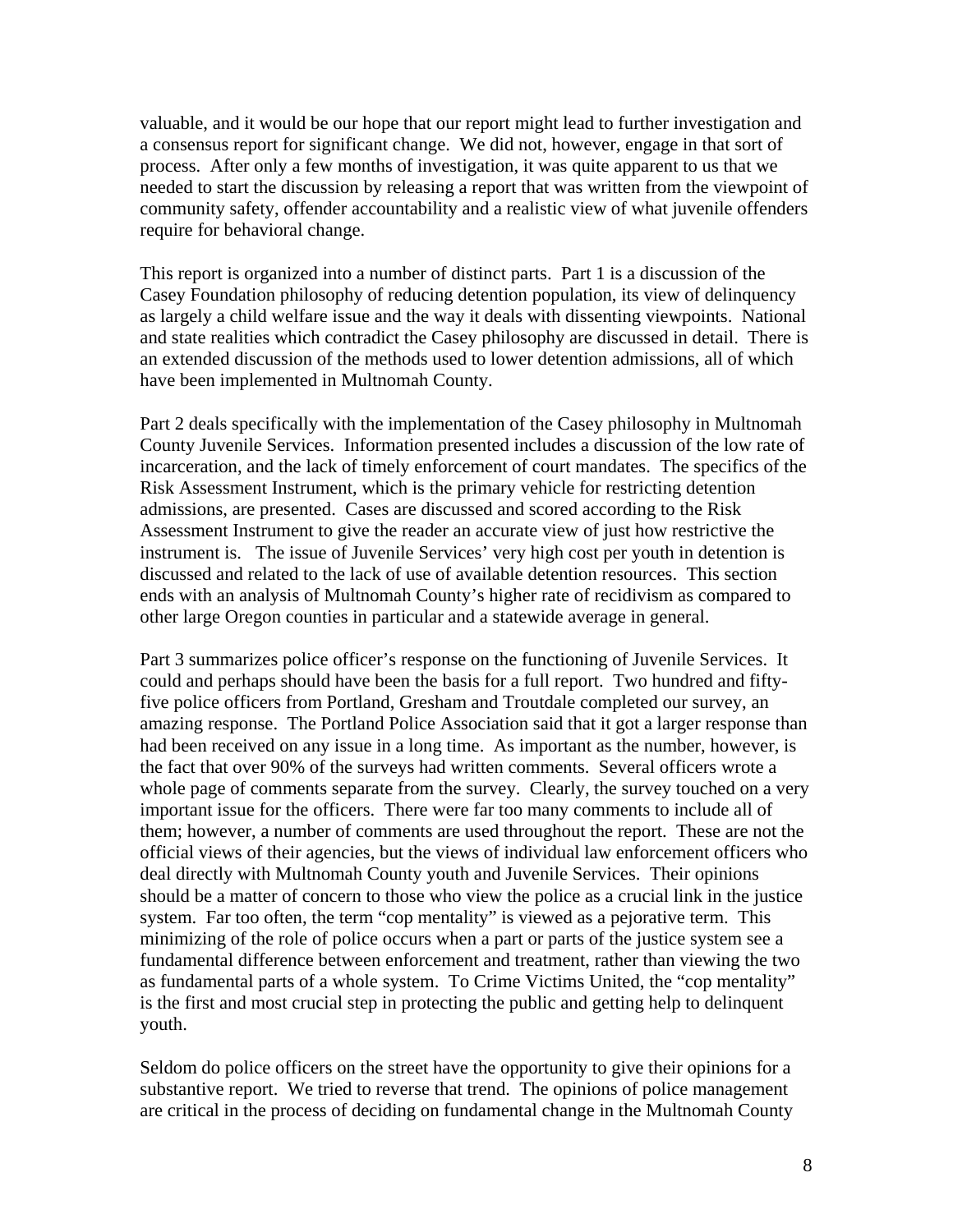valuable, and it would be our hope that our report might lead to further investigation and a consensus report for significant change. We did not, however, engage in that sort of process. After only a few months of investigation, it was quite apparent to us that we needed to start the discussion by releasing a report that was written from the viewpoint of community safety, offender accountability and a realistic view of what juvenile offenders require for behavioral change.

This report is organized into a number of distinct parts. Part 1 is a discussion of the Casey Foundation philosophy of reducing detention population, its view of delinquency as largely a child welfare issue and the way it deals with dissenting viewpoints. National and state realities which contradict the Casey philosophy are discussed in detail. There is an extended discussion of the methods used to lower detention admissions, all of which have been implemented in Multnomah County.

Part 2 deals specifically with the implementation of the Casey philosophy in Multnomah County Juvenile Services. Information presented includes a discussion of the low rate of incarceration, and the lack of timely enforcement of court mandates. The specifics of the Risk Assessment Instrument, which is the primary vehicle for restricting detention admissions, are presented. Cases are discussed and scored according to the Risk Assessment Instrument to give the reader an accurate view of just how restrictive the instrument is. The issue of Juvenile Services' very high cost per youth in detention is discussed and related to the lack of use of available detention resources. This section ends with an analysis of Multnomah County's higher rate of recidivism as compared to other large Oregon counties in particular and a statewide average in general.

Part 3 summarizes police officer's response on the functioning of Juvenile Services. It could and perhaps should have been the basis for a full report. Two hundred and fifty-five police officers from Portland, Gresham and Troutdale completed our survey, an amazing response. The Portland Police Association said that it got a larger response than had been received on any issue in a long time. As important as the number, however, is the fact that over 90% of the surveys had written comments. Several officers wrote a whole page of comments separate from the survey. Clearly, the survey touched on a very important issue for the officers. There were far too many comments to include all of them; however, a number of comments are used throughout the report. These are not the official views of their agencies, but the views of individual law enforcement officers who deal directly with Multnomah County youth and Juvenile Services. Their opinions should be a matter of concern to those who view the police as a crucial link in the justice system. Far too often, the term "cop mentality" is viewed as a pejorative term. This minimizing of the role of police occurs when a part or parts of the justice system see a fundamental difference between enforcement and treatment, rather than viewing the two as fundamental parts of a whole system. To Crime Victims United, the "cop mentality" is the first and most crucial step in protecting the public and getting help to delinquent youth.

Seldom do police officers on the street have the opportunity to give their opinions for a substantive report. We tried to reverse that trend. The opinions of police management are critical in the process of deciding on fundamental change in the Multnomah County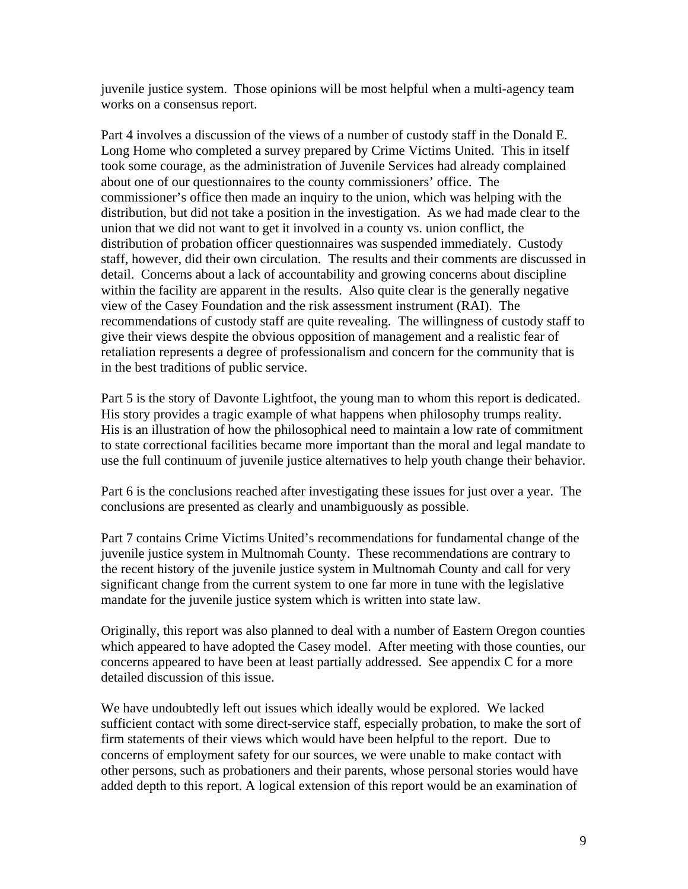juvenile justice system. Those opinions will be most helpful when a multi-agency team works on a consensus report.

Part 4 involves a discussion of the views of a number of custody staff in the Donald E. Long Home who completed a survey prepared by Crime Victims United. This in itself took some courage, as the administration of Juvenile Services had already complained about one of our questionnaires to the county commissioners' office. The commissioner's office then made an inquiry to the union, which was helping with the distribution, but did not take a position in the investigation. As we had made clear to the union that we did not want to get it involved in a county vs. union conflict, the distribution of probation officer questionnaires was suspended immediately. Custody staff, however, did their own circulation. The results and their comments are discussed in detail. Concerns about a lack of accountability and growing concerns about discipline within the facility are apparent in the results. Also quite clear is the generally negative view of the Casey Foundation and the risk assessment instrument (RAI). The recommendations of custody staff are quite revealing. The willingness of custody staff to give their views despite the obvious opposition of management and a realistic fear of retaliation represents a degree of professionalism and concern for the community that is in the best traditions of public service.

Part 5 is the story of Davonte Lightfoot, the young man to whom this report is dedicated. His story provides a tragic example of what happens when philosophy trumps reality. His is an illustration of how the philosophical need to maintain a low rate of commitment to state correctional facilities became more important than the moral and legal mandate to use the full continuum of juvenile justice alternatives to help youth change their behavior.

Part 6 is the conclusions reached after investigating these issues for just over a year. The conclusions are presented as clearly and unambiguously as possible.

Part 7 contains Crime Victims United's recommendations for fundamental change of the juvenile justice system in Multnomah County. These recommendations are contrary to the recent history of the juvenile justice system in Multnomah County and call for very significant change from the current system to one far more in tune with the legislative mandate for the juvenile justice system which is written into state law.

Originally, this report was also planned to deal with a number of Eastern Oregon counties which appeared to have adopted the Casey model. After meeting with those counties, our concerns appeared to have been at least partially addressed. See appendix C for a more detailed discussion of this issue.

We have undoubtedly left out issues which ideally would be explored. We lacked sufficient contact with some direct-service staff, especially probation, to make the sort of firm statements of their views which would have been helpful to the report. Due to concerns of employment safety for our sources, we were unable to make contact with other persons, such as probationers and their parents, whose personal stories would have added depth to this report. A logical extension of this report would be an examination of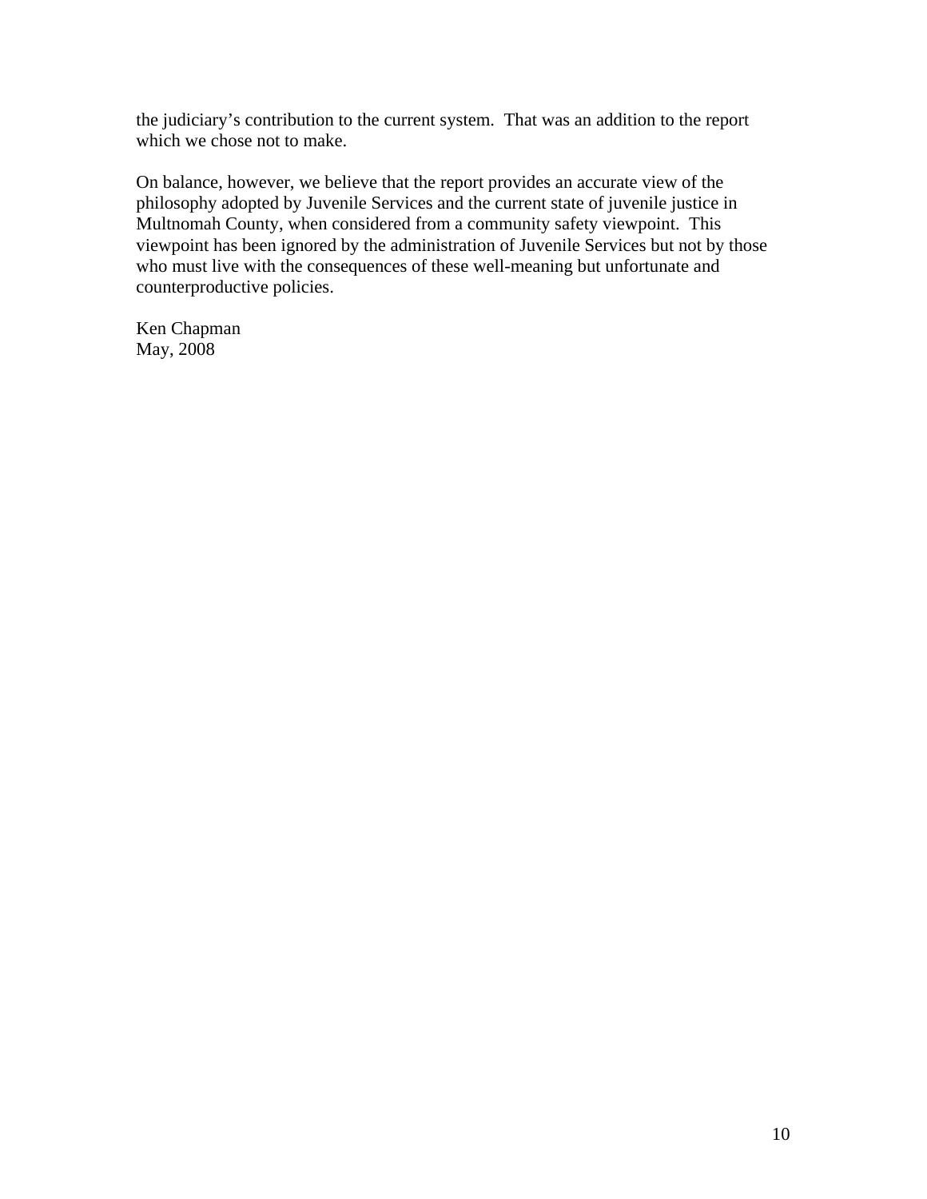the judiciary's contribution to the current system. That was an addition to the report which we chose not to make.

On balance, however, we believe that the report provides an accurate view of the philosophy adopted by Juvenile Services and the current state of juvenile justice in Multnomah County, when considered from a community safety viewpoint. This viewpoint has been ignored by the administration of Juvenile Services but not by those who must live with the consequences of these well-meaning but unfortunate and counterproductive policies.

Ken Chapman
May, 2008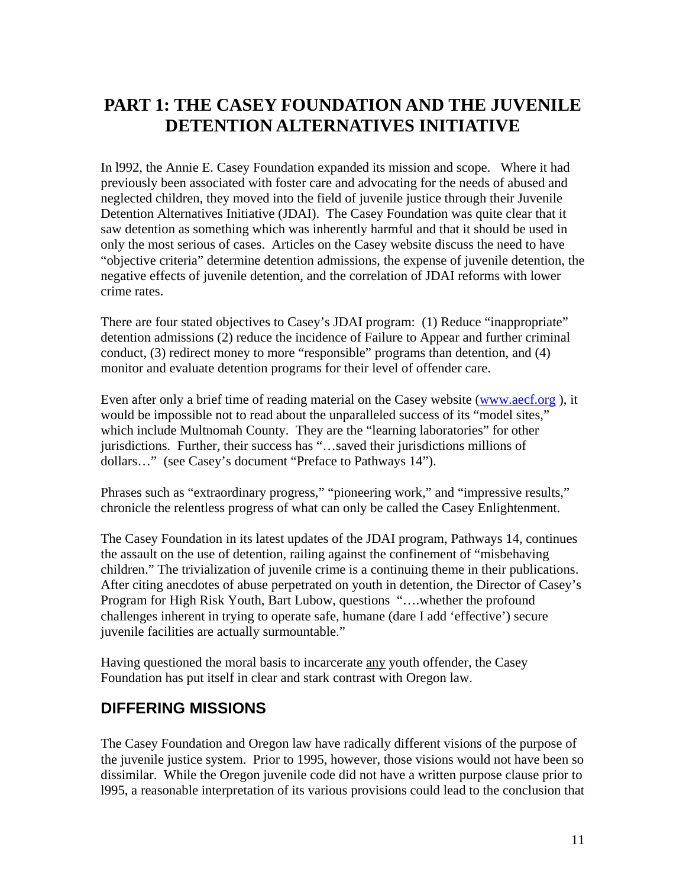# PART 1: THE CASEY FOUNDATION AND THE JUVENILE DETENTION ALTERNATIVES INITIATIVE

In l992, the Annie E. Casey Foundation expanded its mission and scope. Where it had previously been associated with foster care and advocating for the needs of abused and neglected children, they moved into the field of juvenile justice through their Juvenile Detention Alternatives Initiative (JDAI). The Casey Foundation was quite clear that it saw detention as something which was inherently harmful and that it should be used in only the most serious of cases. Articles on the Casey website discuss the need to have "objective criteria" determine detention admissions, the expense of juvenile detention, the negative effects of juvenile detention, and the correlation of JDAI reforms with lower crime rates.

There are four stated objectives to Casey's JDAI program: (1) Reduce "inappropriate" detention admissions (2) reduce the incidence of Failure to Appear and further criminal conduct, (3) redirect money to more "responsible" programs than detention, and (4) monitor and evaluate detention programs for their level of offender care.

Even after only a brief time of reading material on the Casey website ([www.aecf.org](http://www.aecf.org) ), it would be impossible not to read about the unparalleled success of its "model sites," which include Multnomah County. They are the "learning laboratories" for other jurisdictions. Further, their success has "…saved their jurisdictions millions of dollars…" (see Casey's document "Preface to Pathways 14").

Phrases such as "extraordinary progress," "pioneering work," and "impressive results," chronicle the relentless progress of what can only be called the Casey Enlightenment.

The Casey Foundation in its latest updates of the JDAI program, Pathways 14, continues the assault on the use of detention, railing against the confinement of "misbehaving children." The trivialization of juvenile crime is a continuing theme in their publications. After citing anecdotes of abuse perpetrated on youth in detention, the Director of Casey's Program for High Risk Youth, Bart Lubow, questions "….whether the profound challenges inherent in trying to operate safe, humane (dare I add 'effective') secure juvenile facilities are actually surmountable."

Having questioned the moral basis to incarcerate <u>any</u> youth offender, the Casey Foundation has put itself in clear and stark contrast with Oregon law.

## DIFFERING MISSIONS

The Casey Foundation and Oregon law have radically different visions of the purpose of the juvenile justice system. Prior to 1995, however, those visions would not have been so dissimilar. While the Oregon juvenile code did not have a written purpose clause prior to l995, a reasonable interpretation of its various provisions could lead to the conclusion that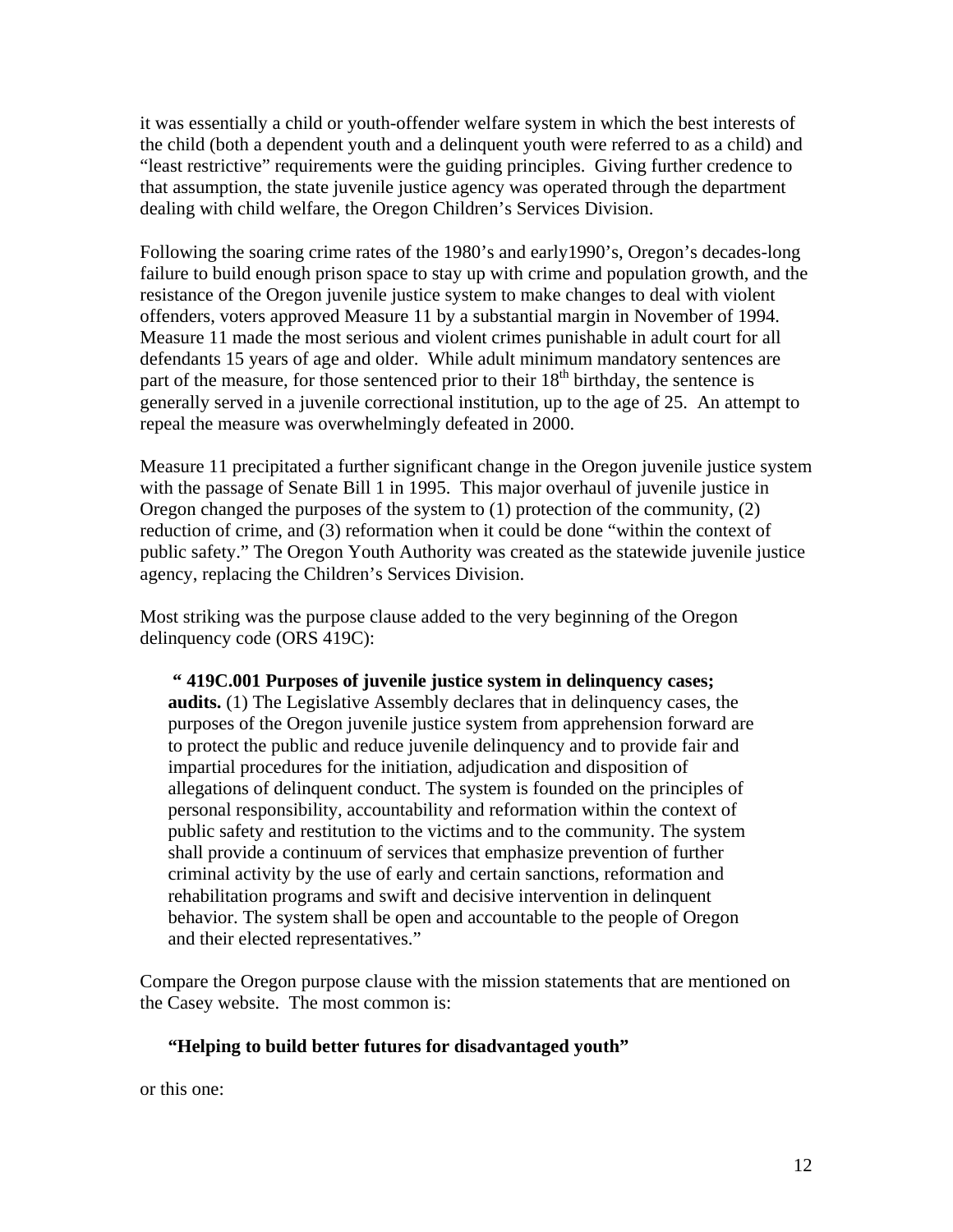it was essentially a child or youth-offender welfare system in which the best interests of the child (both a dependent youth and a delinquent youth were referred to as a child) and "least restrictive" requirements were the guiding principles. Giving further credence to that assumption, the state juvenile justice agency was operated through the department dealing with child welfare, the Oregon Children's Services Division.

Following the soaring crime rates of the 1980's and early1990's, Oregon's decades-long failure to build enough prison space to stay up with crime and population growth, and the resistance of the Oregon juvenile justice system to make changes to deal with violent offenders, voters approved Measure 11 by a substantial margin in November of 1994. Measure 11 made the most serious and violent crimes punishable in adult court for all defendants 15 years of age and older. While adult minimum mandatory sentences are part of the measure, for those sentenced prior to their 18th birthday, the sentence is generally served in a juvenile correctional institution, up to the age of 25. An attempt to repeal the measure was overwhelmingly defeated in 2000.

Measure 11 precipitated a further significant change in the Oregon juvenile justice system with the passage of Senate Bill 1 in 1995. This major overhaul of juvenile justice in Oregon changed the purposes of the system to (1) protection of the community, (2) reduction of crime, and (3) reformation when it could be done "within the context of public safety." The Oregon Youth Authority was created as the statewide juvenile justice agency, replacing the Children's Services Division.

Most striking was the purpose clause added to the very beginning of the Oregon delinquency code (ORS 419C):

> " **419C.001 Purposes of juvenile justice system in delinquency cases; audits.** (1) The Legislative Assembly declares that in delinquency cases, the purposes of the Oregon juvenile justice system from apprehension forward are to protect the public and reduce juvenile delinquency and to provide fair and impartial procedures for the initiation, adjudication and disposition of allegations of delinquent conduct. The system is founded on the principles of personal responsibility, accountability and reformation within the context of public safety and restitution to the victims and to the community. The system shall provide a continuum of services that emphasize prevention of further criminal activity by the use of early and certain sanctions, reformation and rehabilitation programs and swift and decisive intervention in delinquent behavior. The system shall be open and accountable to the people of Oregon and their elected representatives."

Compare the Oregon purpose clause with the mission statements that are mentioned on the Casey website. The most common is:

> **"Helping to build better futures for disadvantaged youth"**

or this one: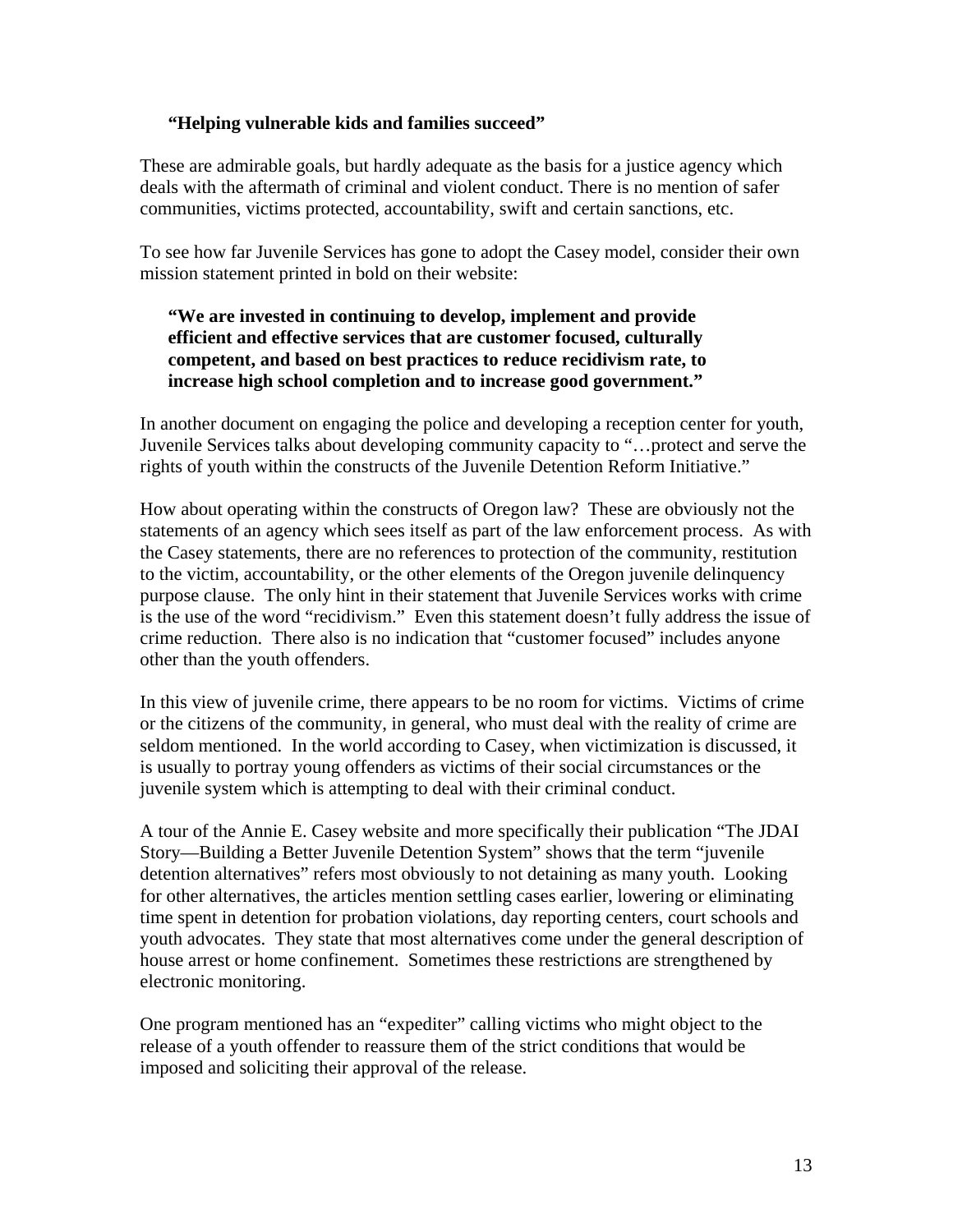> **"Helping vulnerable kids and families succeed"**

These are admirable goals, but hardly adequate as the basis for a justice agency which deals with the aftermath of criminal and violent conduct. There is no mention of safer communities, victims protected, accountability, swift and certain sanctions, etc.

To see how far Juvenile Services has gone to adopt the Casey model, consider their own mission statement printed in bold on their website:

> **"We are invested in continuing to develop, implement and provide efficient and effective services that are customer focused, culturally competent, and based on best practices to reduce recidivism rate, to increase high school completion and to increase good government."**

In another document on engaging the police and developing a reception center for youth, Juvenile Services talks about developing community capacity to "…protect and serve the rights of youth within the constructs of the Juvenile Detention Reform Initiative."

How about operating within the constructs of Oregon law? These are obviously not the statements of an agency which sees itself as part of the law enforcement process. As with the Casey statements, there are no references to protection of the community, restitution to the victim, accountability, or the other elements of the Oregon juvenile delinquency purpose clause. The only hint in their statement that Juvenile Services works with crime is the use of the word "recidivism." Even this statement doesn't fully address the issue of crime reduction. There also is no indication that "customer focused" includes anyone other than the youth offenders.

In this view of juvenile crime, there appears to be no room for victims. Victims of crime or the citizens of the community, in general, who must deal with the reality of crime are seldom mentioned. In the world according to Casey, when victimization is discussed, it is usually to portray young offenders as victims of their social circumstances or the juvenile system which is attempting to deal with their criminal conduct.

A tour of the Annie E. Casey website and more specifically their publication "The JDAI Story—Building a Better Juvenile Detention System" shows that the term "juvenile detention alternatives" refers most obviously to not detaining as many youth. Looking for other alternatives, the articles mention settling cases earlier, lowering or eliminating time spent in detention for probation violations, day reporting centers, court schools and youth advocates. They state that most alternatives come under the general description of house arrest or home confinement. Sometimes these restrictions are strengthened by electronic monitoring.

One program mentioned has an "expediter" calling victims who might object to the release of a youth offender to reassure them of the strict conditions that would be imposed and soliciting their approval of the release.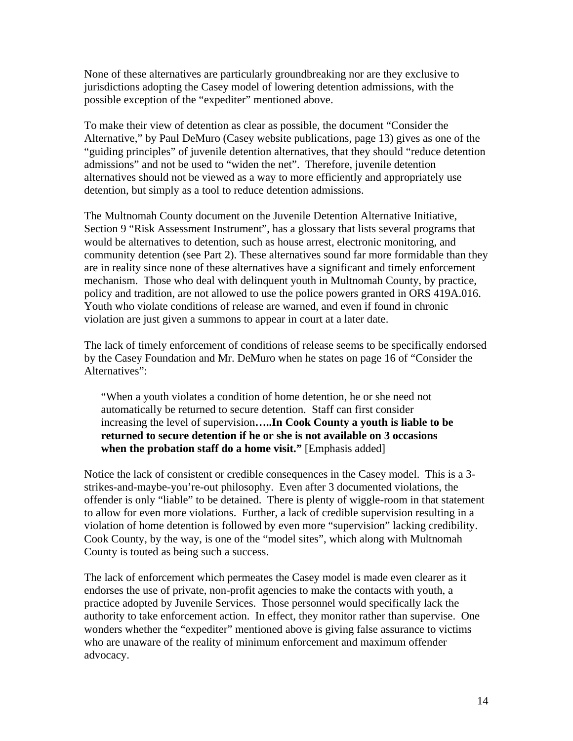None of these alternatives are particularly groundbreaking nor are they exclusive to jurisdictions adopting the Casey model of lowering detention admissions, with the possible exception of the "expediter" mentioned above.

To make their view of detention as clear as possible, the document "Consider the Alternative," by Paul DeMuro (Casey website publications, page 13) gives as one of the "guiding principles" of juvenile detention alternatives, that they should "reduce detention admissions" and not be used to "widen the net". Therefore, juvenile detention alternatives should not be viewed as a way to more efficiently and appropriately use detention, but simply as a tool to reduce detention admissions.

The Multnomah County document on the Juvenile Detention Alternative Initiative, Section 9 "Risk Assessment Instrument", has a glossary that lists several programs that would be alternatives to detention, such as house arrest, electronic monitoring, and community detention (see Part 2). These alternatives sound far more formidable than they are in reality since none of these alternatives have a significant and timely enforcement mechanism. Those who deal with delinquent youth in Multnomah County, by practice, policy and tradition, are not allowed to use the police powers granted in ORS 419A.016. Youth who violate conditions of release are warned, and even if found in chronic violation are just given a summons to appear in court at a later date.

The lack of timely enforcement of conditions of release seems to be specifically endorsed by the Casey Foundation and Mr. DeMuro when he states on page 16 of "Consider the Alternatives":

> "When a youth violates a condition of home detention, he or she need not automatically be returned to secure detention. Staff can first consider increasing the level of supervision**…..In Cook County a youth is liable to be returned to secure detention if he or she is not available on 3 occasions when the probation staff do a home visit."** [Emphasis added]

Notice the lack of consistent or credible consequences in the Casey model. This is a 3-strikes-and-maybe-you're-out philosophy. Even after 3 documented violations, the offender is only "liable" to be detained. There is plenty of wiggle-room in that statement to allow for even more violations. Further, a lack of credible supervision resulting in a violation of home detention is followed by even more "supervision" lacking credibility. Cook County, by the way, is one of the "model sites", which along with Multnomah County is touted as being such a success.

The lack of enforcement which permeates the Casey model is made even clearer as it endorses the use of private, non-profit agencies to make the contacts with youth, a practice adopted by Juvenile Services. Those personnel would specifically lack the authority to take enforcement action. In effect, they monitor rather than supervise. One wonders whether the "expediter" mentioned above is giving false assurance to victims who are unaware of the reality of minimum enforcement and maximum offender advocacy.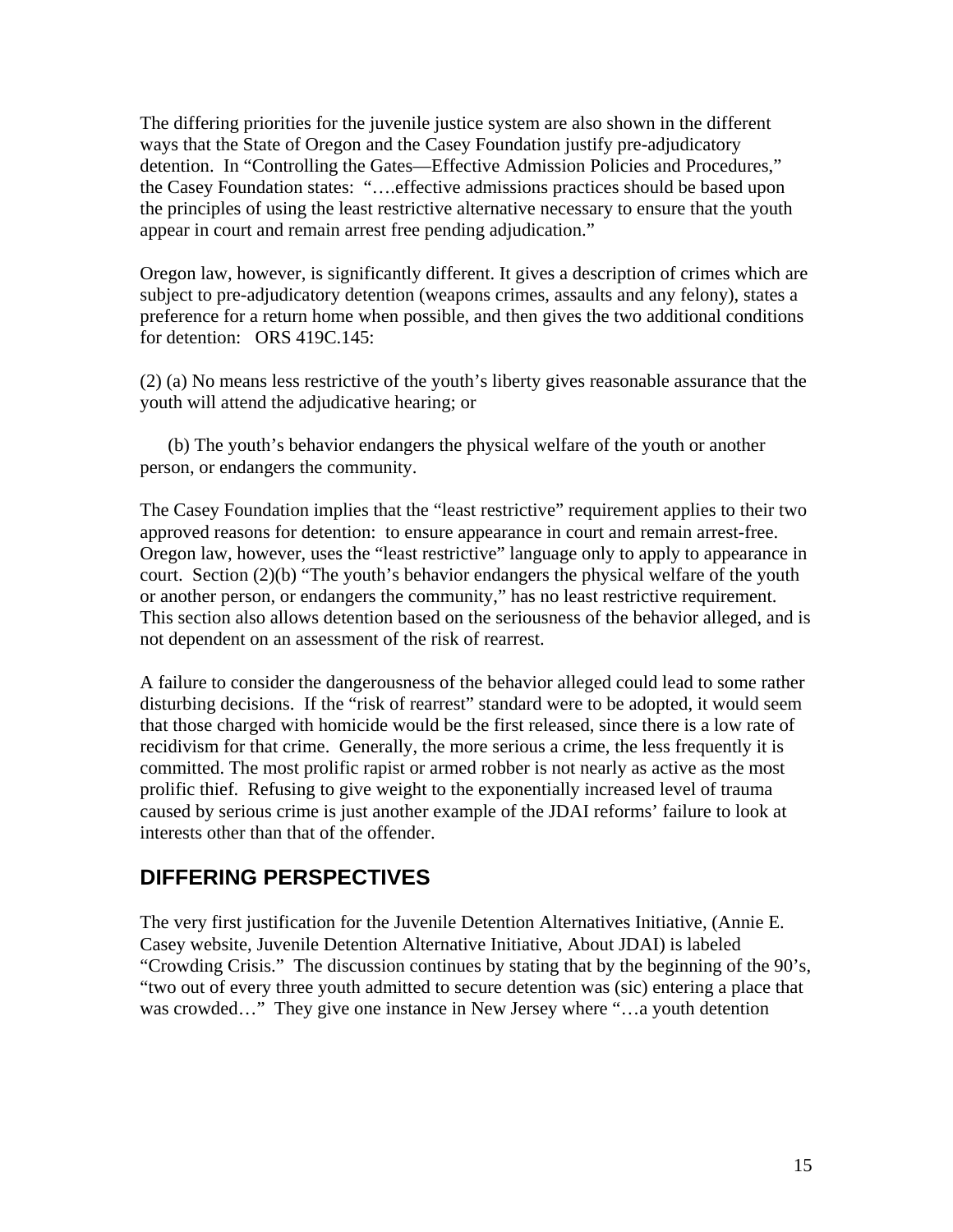The differing priorities for the juvenile justice system are also shown in the different ways that the State of Oregon and the Casey Foundation justify pre-adjudicatory detention. In "Controlling the Gates—Effective Admission Policies and Procedures," the Casey Foundation states: "….effective admissions practices should be based upon the principles of using the least restrictive alternative necessary to ensure that the youth appear in court and remain arrest free pending adjudication."

Oregon law, however, is significantly different. It gives a description of crimes which are subject to pre-adjudicatory detention (weapons crimes, assaults and any felony), states a preference for a return home when possible, and then gives the two additional conditions for detention: ORS 419C.145:

(2) (a) No means less restrictive of the youth's liberty gives reasonable assurance that the youth will attend the adjudicative hearing; or

(b) The youth's behavior endangers the physical welfare of the youth or another person, or endangers the community.

The Casey Foundation implies that the "least restrictive" requirement applies to their two approved reasons for detention: to ensure appearance in court and remain arrest-free. Oregon law, however, uses the "least restrictive" language only to apply to appearance in court. Section (2)(b) "The youth's behavior endangers the physical welfare of the youth or another person, or endangers the community," has no least restrictive requirement. This section also allows detention based on the seriousness of the behavior alleged, and is not dependent on an assessment of the risk of rearrest.

A failure to consider the dangerousness of the behavior alleged could lead to some rather disturbing decisions. If the "risk of rearrest" standard were to be adopted, it would seem that those charged with homicide would be the first released, since there is a low rate of recidivism for that crime. Generally, the more serious a crime, the less frequently it is committed. The most prolific rapist or armed robber is not nearly as active as the most prolific thief. Refusing to give weight to the exponentially increased level of trauma caused by serious crime is just another example of the JDAI reforms' failure to look at interests other than that of the offender.

## DIFFERING PERSPECTIVES

The very first justification for the Juvenile Detention Alternatives Initiative, (Annie E. Casey website, Juvenile Detention Alternative Initiative, About JDAI) is labeled "Crowding Crisis." The discussion continues by stating that by the beginning of the 90's, "two out of every three youth admitted to secure detention was (sic) entering a place that was crowded…" They give one instance in New Jersey where "…a youth detention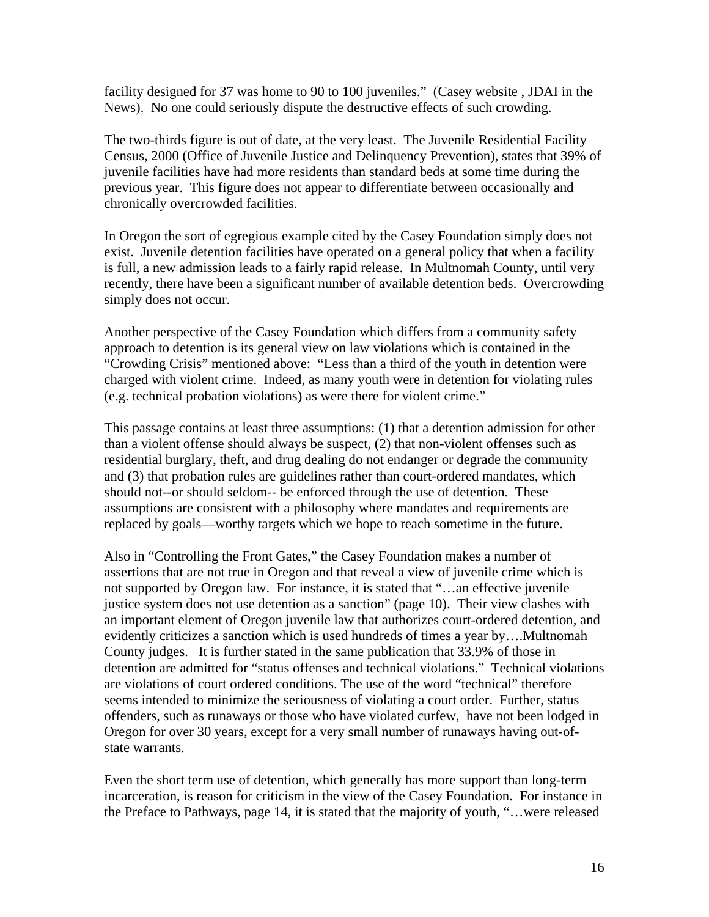facility designed for 37 was home to 90 to 100 juveniles."  (Casey website , JDAI in the News).  No one could seriously dispute the destructive effects of such crowding.

The two-thirds figure is out of date, at the very least.  The Juvenile Residential Facility Census, 2000 (Office of Juvenile Justice and Delinquency Prevention), states that 39% of juvenile facilities have had more residents than standard beds at some time during the previous year.  This figure does not appear to differentiate between occasionally and chronically overcrowded facilities.

In Oregon the sort of egregious example cited by the Casey Foundation simply does not exist.  Juvenile detention facilities have operated on a general policy that when a facility is full, a new admission leads to a fairly rapid release.  In Multnomah County, until very recently, there have been a significant number of available detention beds.  Overcrowding simply does not occur.

Another perspective of the Casey Foundation which differs from a community safety approach to detention is its general view on law violations which is contained in the "Crowding Crisis" mentioned above:  "Less than a third of the youth in detention were charged with violent crime.  Indeed, as many youth were in detention for violating rules (e.g. technical probation violations) as were there for violent crime."

This passage contains at least three assumptions: (1) that a detention admission for other than a violent offense should always be suspect, (2) that non-violent offenses such as residential burglary, theft, and drug dealing do not endanger or degrade the community and (3) that probation rules are guidelines rather than court-ordered mandates, which should not--or should seldom-- be enforced through the use of detention.  These assumptions are consistent with a philosophy where mandates and requirements are replaced by goals—worthy targets which we hope to reach sometime in the future.

Also in "Controlling the Front Gates," the Casey Foundation makes a number of assertions that are not true in Oregon and that reveal a view of juvenile crime which is not supported by Oregon law.  For instance, it is stated that "…an effective juvenile justice system does not use detention as a sanction" (page 10).  Their view clashes with an important element of Oregon juvenile law that authorizes court-ordered detention, and evidently criticizes a sanction which is used hundreds of times a year by….Multnomah County judges.   It is further stated in the same publication that 33.9% of those in detention are admitted for "status offenses and technical violations."  Technical violations are violations of court ordered conditions. The use of the word "technical" therefore seems intended to minimize the seriousness of violating a court order.  Further, status offenders, such as runaways or those who have violated curfew,  have not been lodged in Oregon for over 30 years, except for a very small number of runaways having out-of-state warrants.

Even the short term use of detention, which generally has more support than long-term incarceration, is reason for criticism in the view of the Casey Foundation.  For instance in the Preface to Pathways, page 14, it is stated that the majority of youth, "…were released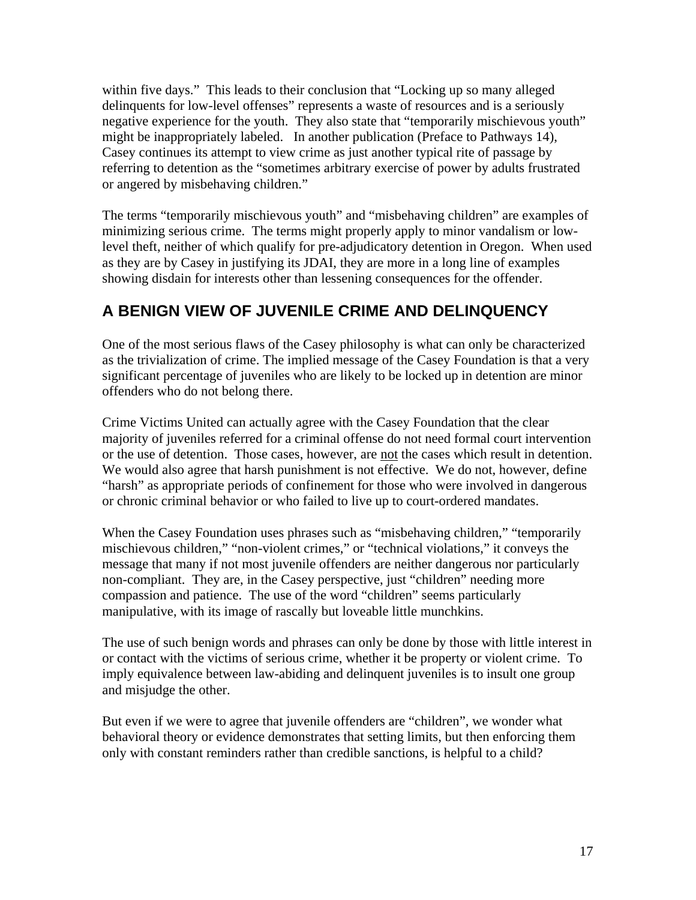within five days." This leads to their conclusion that "Locking up so many alleged delinquents for low-level offenses" represents a waste of resources and is a seriously negative experience for the youth. They also state that "temporarily mischievous youth" might be inappropriately labeled. In another publication (Preface to Pathways 14), Casey continues its attempt to view crime as just another typical rite of passage by referring to detention as the "sometimes arbitrary exercise of power by adults frustrated or angered by misbehaving children."

The terms "temporarily mischievous youth" and "misbehaving children" are examples of minimizing serious crime. The terms might properly apply to minor vandalism or low-level theft, neither of which qualify for pre-adjudicatory detention in Oregon. When used as they are by Casey in justifying its JDAI, they are more in a long line of examples showing disdain for interests other than lessening consequences for the offender.

## A BENIGN VIEW OF JUVENILE CRIME AND DELINQUENCY

One of the most serious flaws of the Casey philosophy is what can only be characterized as the trivialization of crime. The implied message of the Casey Foundation is that a very significant percentage of juveniles who are likely to be locked up in detention are minor offenders who do not belong there.

Crime Victims United can actually agree with the Casey Foundation that the clear majority of juveniles referred for a criminal offense do not need formal court intervention or the use of detention. Those cases, however, are <u>not</u> the cases which result in detention. We would also agree that harsh punishment is not effective. We do not, however, define "harsh" as appropriate periods of confinement for those who were involved in dangerous or chronic criminal behavior or who failed to live up to court-ordered mandates.

When the Casey Foundation uses phrases such as "misbehaving children," "temporarily mischievous children," "non-violent crimes," or "technical violations," it conveys the message that many if not most juvenile offenders are neither dangerous nor particularly non-compliant. They are, in the Casey perspective, just "children" needing more compassion and patience. The use of the word "children" seems particularly manipulative, with its image of rascally but loveable little munchkins.

The use of such benign words and phrases can only be done by those with little interest in or contact with the victims of serious crime, whether it be property or violent crime. To imply equivalence between law-abiding and delinquent juveniles is to insult one group and misjudge the other.

But even if we were to agree that juvenile offenders are "children", we wonder what behavioral theory or evidence demonstrates that setting limits, but then enforcing them only with constant reminders rather than credible sanctions, is helpful to a child?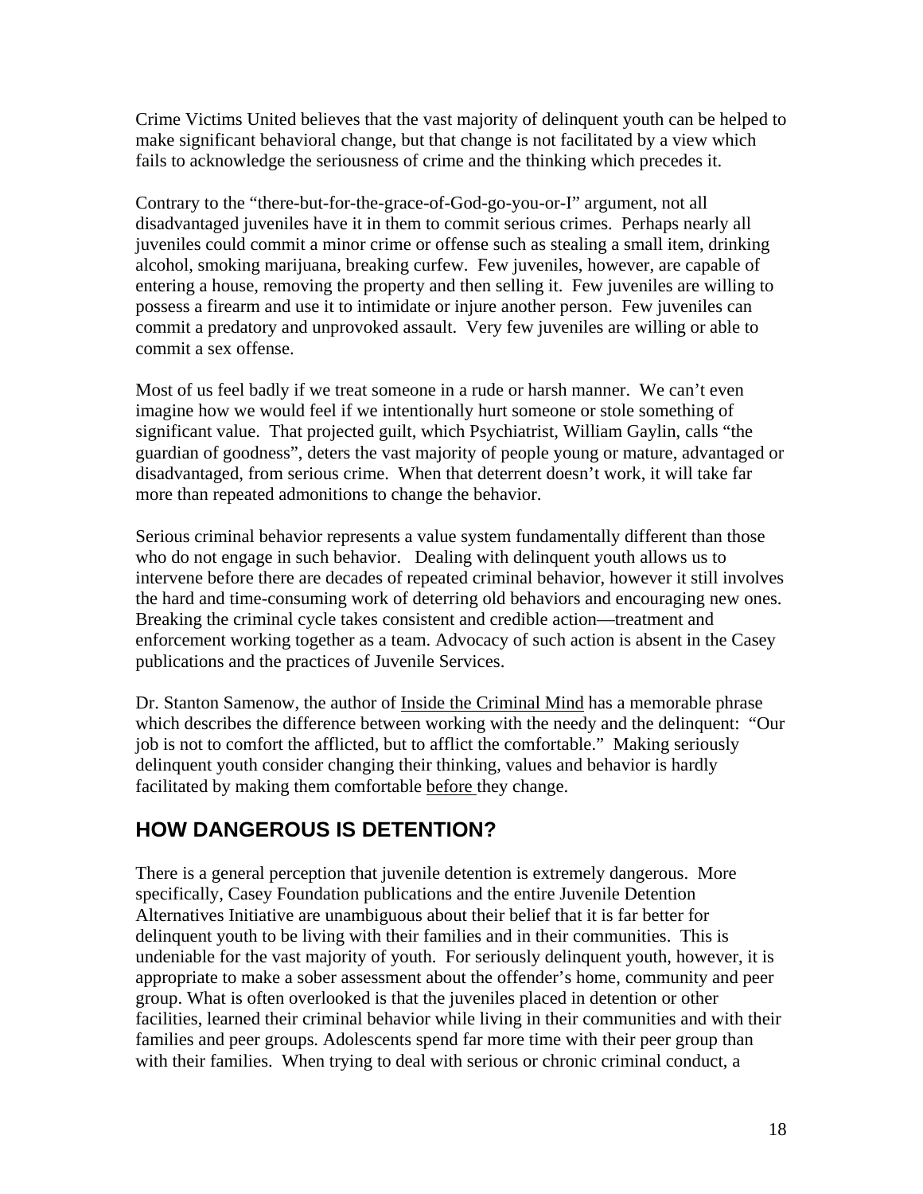Crime Victims United believes that the vast majority of delinquent youth can be helped to make significant behavioral change, but that change is not facilitated by a view which fails to acknowledge the seriousness of crime and the thinking which precedes it.

Contrary to the "there-but-for-the-grace-of-God-go-you-or-I" argument, not all disadvantaged juveniles have it in them to commit serious crimes. Perhaps nearly all juveniles could commit a minor crime or offense such as stealing a small item, drinking alcohol, smoking marijuana, breaking curfew. Few juveniles, however, are capable of entering a house, removing the property and then selling it. Few juveniles are willing to possess a firearm and use it to intimidate or injure another person. Few juveniles can commit a predatory and unprovoked assault. Very few juveniles are willing or able to commit a sex offense.

Most of us feel badly if we treat someone in a rude or harsh manner. We can't even imagine how we would feel if we intentionally hurt someone or stole something of significant value. That projected guilt, which Psychiatrist, William Gaylin, calls "the guardian of goodness", deters the vast majority of people young or mature, advantaged or disadvantaged, from serious crime. When that deterrent doesn't work, it will take far more than repeated admonitions to change the behavior.

Serious criminal behavior represents a value system fundamentally different than those who do not engage in such behavior. Dealing with delinquent youth allows us to intervene before there are decades of repeated criminal behavior, however it still involves the hard and time-consuming work of deterring old behaviors and encouraging new ones. Breaking the criminal cycle takes consistent and credible action—treatment and enforcement working together as a team. Advocacy of such action is absent in the Casey publications and the practices of Juvenile Services.

Dr. Stanton Samenow, the author of Inside the Criminal Mind has a memorable phrase which describes the difference between working with the needy and the delinquent: "Our job is not to comfort the afflicted, but to afflict the comfortable." Making seriously delinquent youth consider changing their thinking, values and behavior is hardly facilitated by making them comfortable before they change.

## HOW DANGEROUS IS DETENTION?

There is a general perception that juvenile detention is extremely dangerous. More specifically, Casey Foundation publications and the entire Juvenile Detention Alternatives Initiative are unambiguous about their belief that it is far better for delinquent youth to be living with their families and in their communities. This is undeniable for the vast majority of youth. For seriously delinquent youth, however, it is appropriate to make a sober assessment about the offender's home, community and peer group. What is often overlooked is that the juveniles placed in detention or other facilities, learned their criminal behavior while living in their communities and with their families and peer groups. Adolescents spend far more time with their peer group than with their families. When trying to deal with serious or chronic criminal conduct, a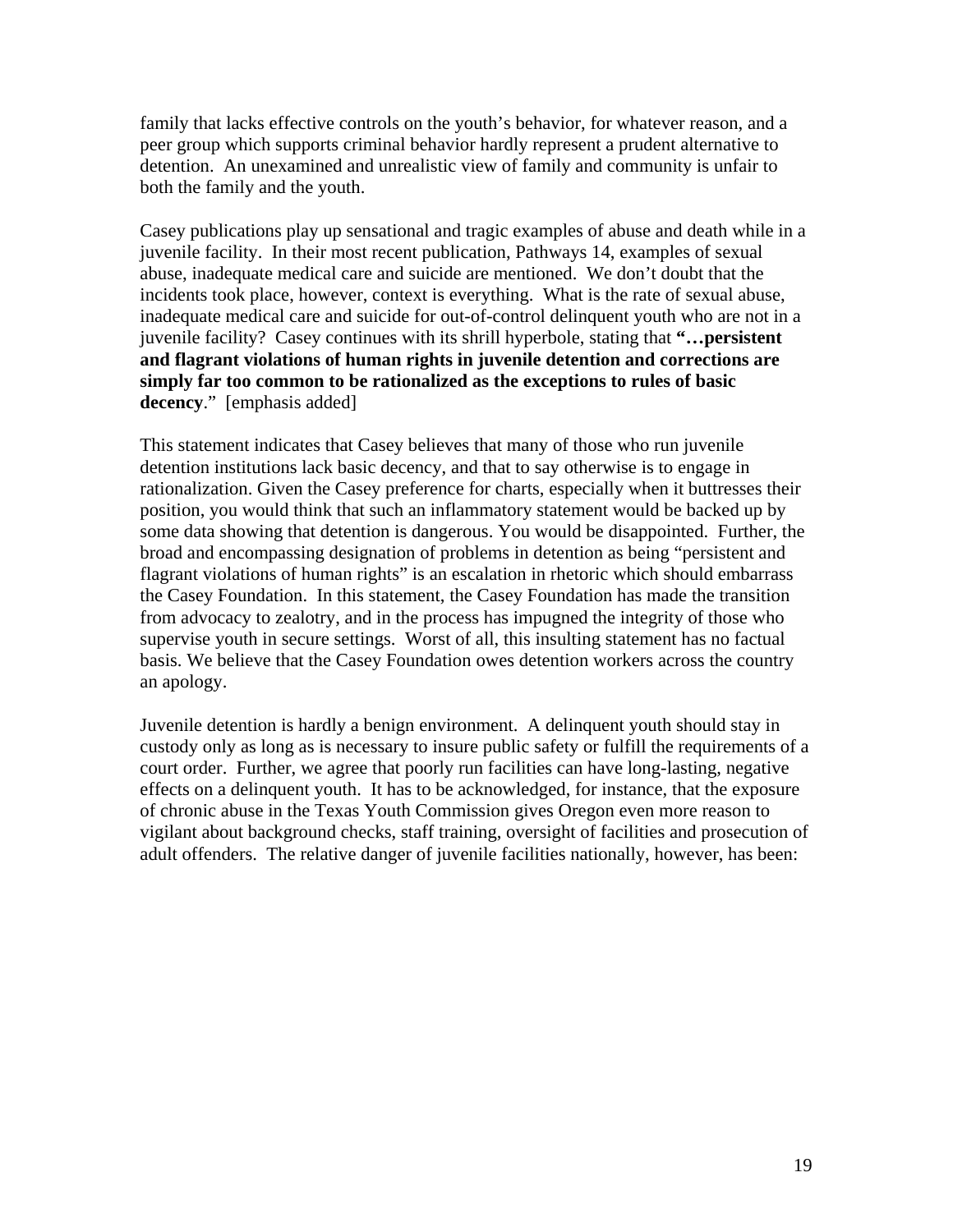family that lacks effective controls on the youth's behavior, for whatever reason, and a peer group which supports criminal behavior hardly represent a prudent alternative to detention. An unexamined and unrealistic view of family and community is unfair to both the family and the youth.

Casey publications play up sensational and tragic examples of abuse and death while in a juvenile facility. In their most recent publication, Pathways 14, examples of sexual abuse, inadequate medical care and suicide are mentioned. We don't doubt that the incidents took place, however, context is everything. What is the rate of sexual abuse, inadequate medical care and suicide for out-of-control delinquent youth who are not in a juvenile facility? Casey continues with its shrill hyperbole, stating that **"…persistent and flagrant violations of human rights in juvenile detention and corrections are simply far too common to be rationalized as the exceptions to rules of basic decency**." [emphasis added]

This statement indicates that Casey believes that many of those who run juvenile detention institutions lack basic decency, and that to say otherwise is to engage in rationalization. Given the Casey preference for charts, especially when it buttresses their position, you would think that such an inflammatory statement would be backed up by some data showing that detention is dangerous. You would be disappointed. Further, the broad and encompassing designation of problems in detention as being "persistent and flagrant violations of human rights" is an escalation in rhetoric which should embarrass the Casey Foundation. In this statement, the Casey Foundation has made the transition from advocacy to zealotry, and in the process has impugned the integrity of those who supervise youth in secure settings. Worst of all, this insulting statement has no factual basis. We believe that the Casey Foundation owes detention workers across the country an apology.

Juvenile detention is hardly a benign environment. A delinquent youth should stay in custody only as long as is necessary to insure public safety or fulfill the requirements of a court order. Further, we agree that poorly run facilities can have long-lasting, negative effects on a delinquent youth. It has to be acknowledged, for instance, that the exposure of chronic abuse in the Texas Youth Commission gives Oregon even more reason to vigilant about background checks, staff training, oversight of facilities and prosecution of adult offenders. The relative danger of juvenile facilities nationally, however, has been: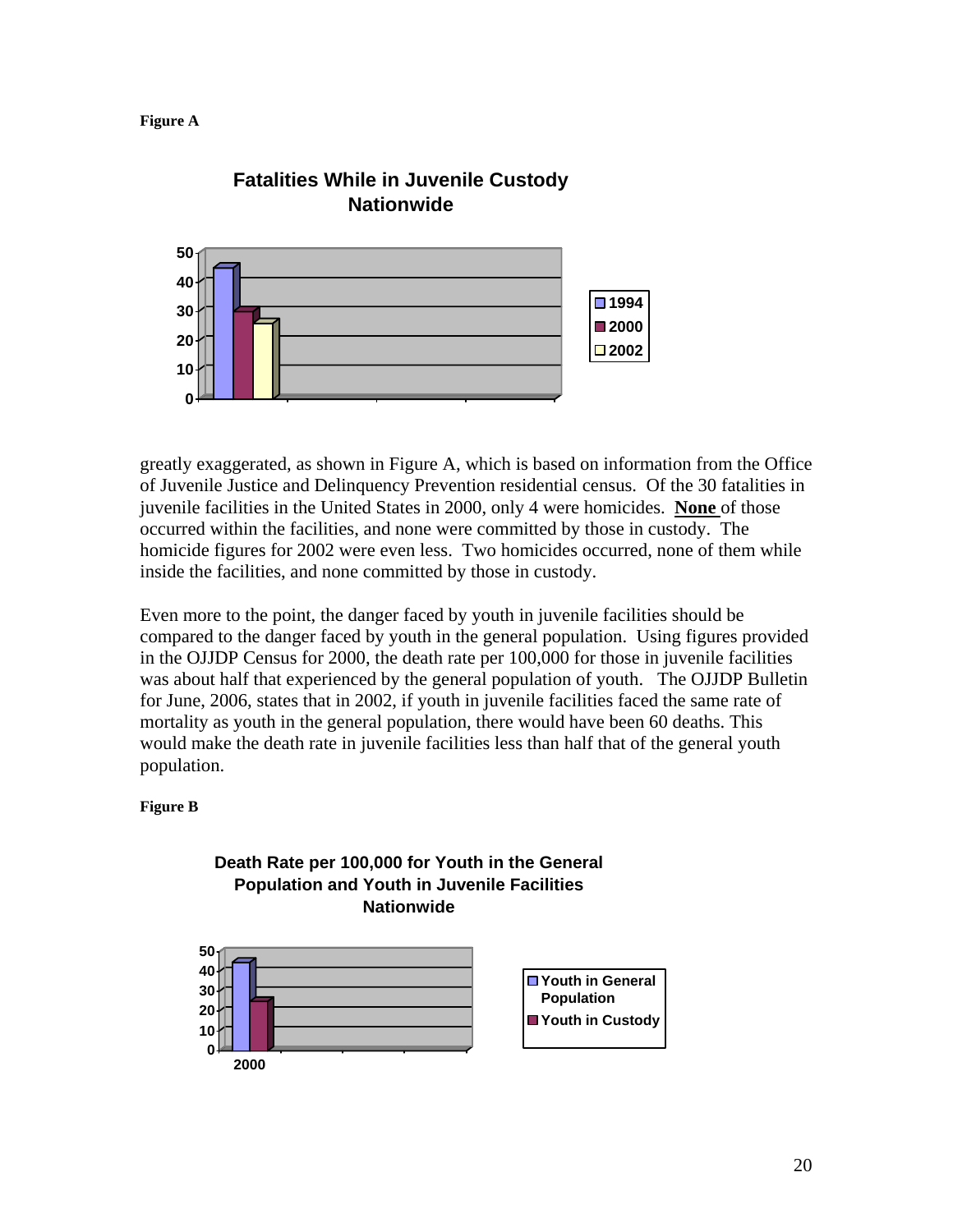**Figure A**

**Fatalities While in Juvenile Custody Nationwide**

| Year | Fatalities |
| --- | --- |
| 1994 | 45 |
| 2000 | 30 |
| 2002 | 26 |

greatly exaggerated, as shown in Figure A, which is based on information from the Office of Juvenile Justice and Delinquency Prevention residential census. Of the 30 fatalities in juvenile facilities in the United States in 2000, only 4 were homicides. **None** of those occurred within the facilities, and none were committed by those in custody. The homicide figures for 2002 were even less. Two homicides occurred, none of them while inside the facilities, and none committed by those in custody.

Even more to the point, the danger faced by youth in juvenile facilities should be compared to the danger faced by youth in the general population. Using figures provided in the OJJDP Census for 2000, the death rate per 100,000 for those in juvenile facilities was about half that experienced by the general population of youth. The OJJDP Bulletin for June, 2006, states that in 2002, if youth in juvenile facilities faced the same rate of mortality as youth in the general population, there would have been 60 deaths. This would make the death rate in juvenile facilities less than half that of the general youth population.

**Figure B**

**Death Rate per 100,000 for Youth in the General Population and Youth in Juvenile Facilities Nationwide**

| Year | Youth in General Population | Youth in Custody |
| --- | --- | --- |
| 2000 | 44 | 24 |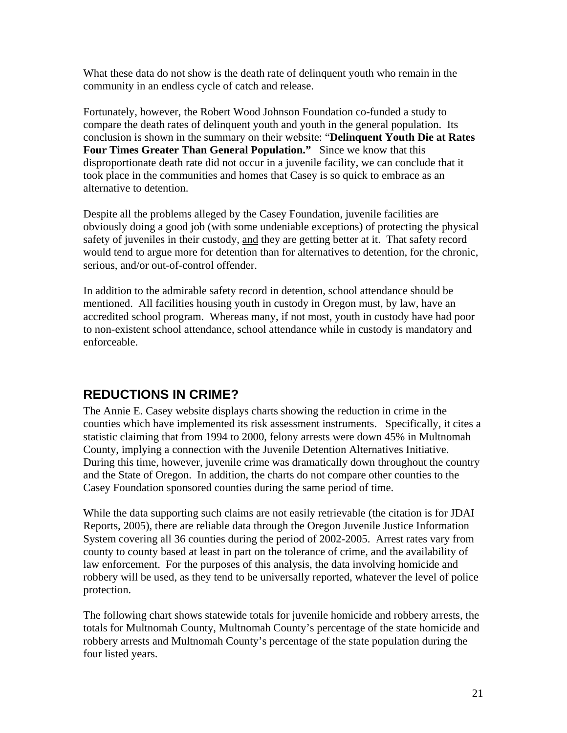What these data do not show is the death rate of delinquent youth who remain in the community in an endless cycle of catch and release.

Fortunately, however, the Robert Wood Johnson Foundation co-funded a study to compare the death rates of delinquent youth and youth in the general population. Its conclusion is shown in the summary on their website: "**Delinquent Youth Die at Rates Four Times Greater Than General Population.**" Since we know that this disproportionate death rate did not occur in a juvenile facility, we can conclude that it took place in the communities and homes that Casey is so quick to embrace as an alternative to detention.

Despite all the problems alleged by the Casey Foundation, juvenile facilities are obviously doing a good job (with some undeniable exceptions) of protecting the physical safety of juveniles in their custody, <u>and</u> they are getting better at it. That safety record would tend to argue more for detention than for alternatives to detention, for the chronic, serious, and/or out-of-control offender.

In addition to the admirable safety record in detention, school attendance should be mentioned. All facilities housing youth in custody in Oregon must, by law, have an accredited school program. Whereas many, if not most, youth in custody have had poor to non-existent school attendance, school attendance while in custody is mandatory and enforceable.

## REDUCTIONS IN CRIME?

The Annie E. Casey website displays charts showing the reduction in crime in the counties which have implemented its risk assessment instruments. Specifically, it cites a statistic claiming that from 1994 to 2000, felony arrests were down 45% in Multnomah County, implying a connection with the Juvenile Detention Alternatives Initiative. During this time, however, juvenile crime was dramatically down throughout the country and the State of Oregon. In addition, the charts do not compare other counties to the Casey Foundation sponsored counties during the same period of time.

While the data supporting such claims are not easily retrievable (the citation is for JDAI Reports, 2005), there are reliable data through the Oregon Juvenile Justice Information System covering all 36 counties during the period of 2002-2005. Arrest rates vary from county to county based at least in part on the tolerance of crime, and the availability of law enforcement. For the purposes of this analysis, the data involving homicide and robbery will be used, as they tend to be universally reported, whatever the level of police protection.

The following chart shows statewide totals for juvenile homicide and robbery arrests, the totals for Multnomah County, Multnomah County's percentage of the state homicide and robbery arrests and Multnomah County's percentage of the state population during the four listed years.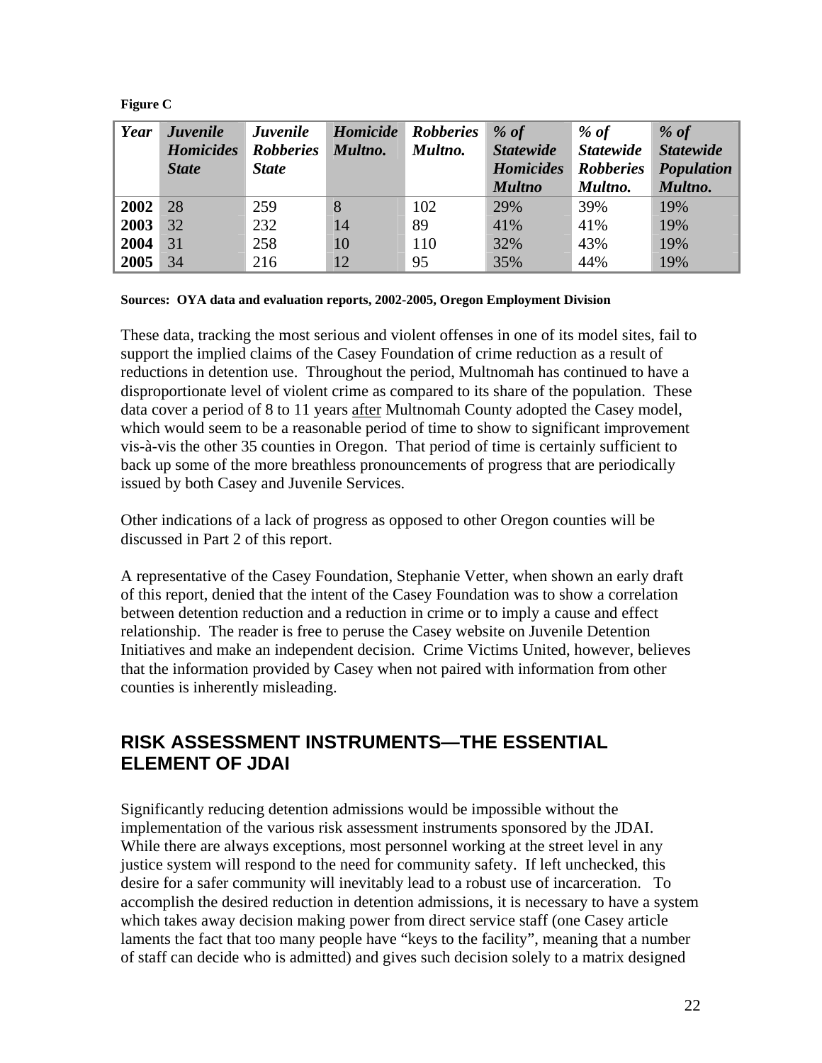**Figure C**

| *Year* | *Juvenile Homicides State* | *Juvenile Robberies State* | *Homicide Multno.* | *Robberies Multno.* | *% of Statewide Homicides Multno* | *% of Statewide Robberies Multno.* | *% of Statewide Population Multno.* |
|---|---|---|---|---|---|---|---|
| **2002** | 28 | 259 | 8 | 102 | 29% | 39% | 19% |
| **2003** | 32 | 232 | 14 | 89 | 41% | 41% | 19% |
| **2004** | 31 | 258 | 10 | 110 | 32% | 43% | 19% |
| **2005** | 34 | 216 | 12 | 95 | 35% | 44% | 19% |

**Sources: OYA data and evaluation reports, 2002-2005, Oregon Employment Division**

These data, tracking the most serious and violent offenses in one of its model sites, fail to support the implied claims of the Casey Foundation of crime reduction as a result of reductions in detention use. Throughout the period, Multnomah has continued to have a disproportionate level of violent crime as compared to its share of the population. These data cover a period of 8 to 11 years <u>after</u> Multnomah County adopted the Casey model, which would seem to be a reasonable period of time to show to significant improvement vis-à-vis the other 35 counties in Oregon. That period of time is certainly sufficient to back up some of the more breathless pronouncements of progress that are periodically issued by both Casey and Juvenile Services.

Other indications of a lack of progress as opposed to other Oregon counties will be discussed in Part 2 of this report.

A representative of the Casey Foundation, Stephanie Vetter, when shown an early draft of this report, denied that the intent of the Casey Foundation was to show a correlation between detention reduction and a reduction in crime or to imply a cause and effect relationship. The reader is free to peruse the Casey website on Juvenile Detention Initiatives and make an independent decision. Crime Victims United, however, believes that the information provided by Casey when not paired with information from other counties is inherently misleading.

## RISK ASSESSMENT INSTRUMENTS—THE ESSENTIAL ELEMENT OF JDAI

Significantly reducing detention admissions would be impossible without the implementation of the various risk assessment instruments sponsored by the JDAI. While there are always exceptions, most personnel working at the street level in any justice system will respond to the need for community safety. If left unchecked, this desire for a safer community will inevitably lead to a robust use of incarceration. To accomplish the desired reduction in detention admissions, it is necessary to have a system which takes away decision making power from direct service staff (one Casey article laments the fact that too many people have "keys to the facility", meaning that a number of staff can decide who is admitted) and gives such decision solely to a matrix designed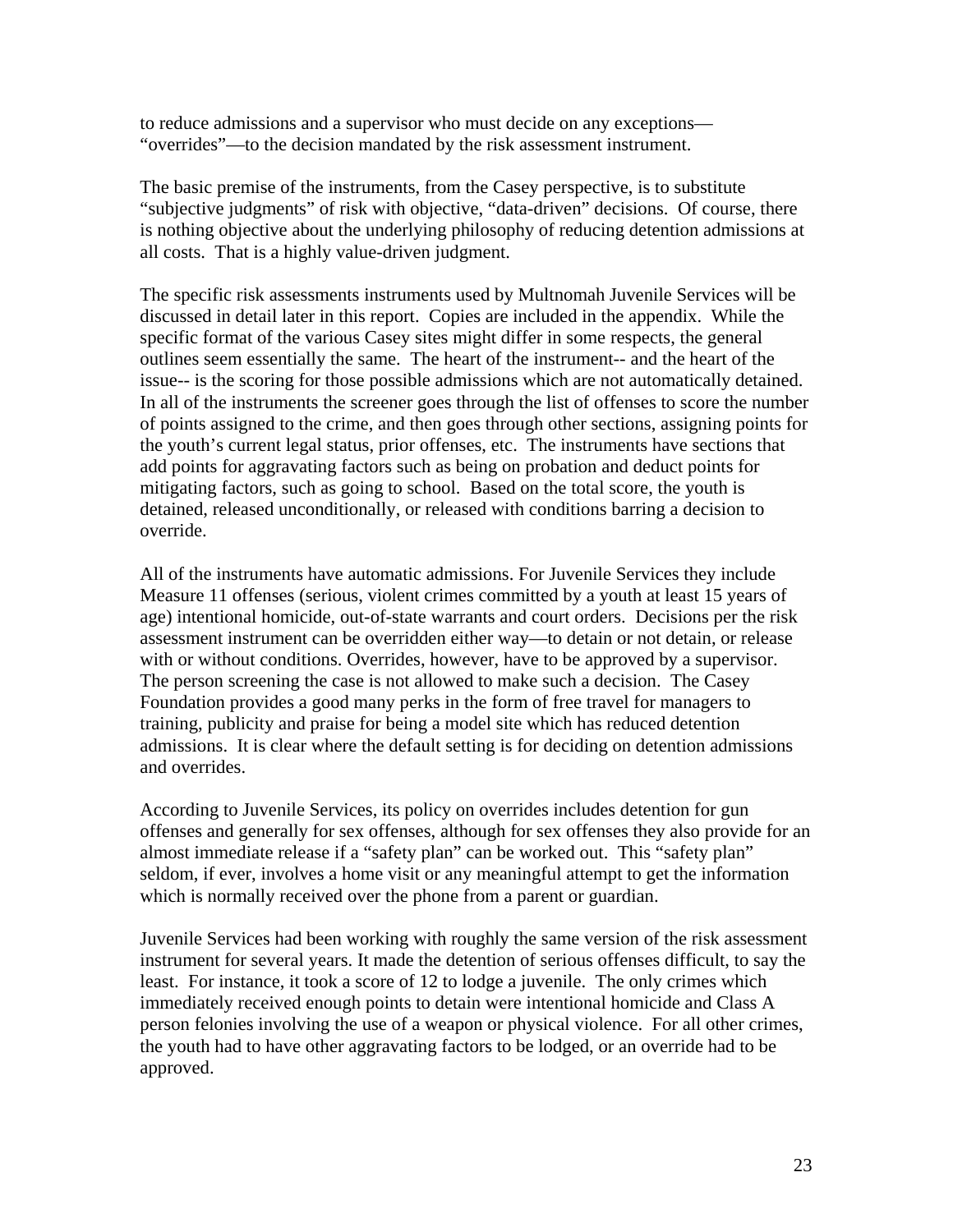to reduce admissions and a supervisor who must decide on any exceptions—"overrides"—to the decision mandated by the risk assessment instrument.

The basic premise of the instruments, from the Casey perspective, is to substitute "subjective judgments" of risk with objective, "data-driven" decisions. Of course, there is nothing objective about the underlying philosophy of reducing detention admissions at all costs. That is a highly value-driven judgment.

The specific risk assessments instruments used by Multnomah Juvenile Services will be discussed in detail later in this report. Copies are included in the appendix. While the specific format of the various Casey sites might differ in some respects, the general outlines seem essentially the same. The heart of the instrument-- and the heart of the issue-- is the scoring for those possible admissions which are not automatically detained. In all of the instruments the screener goes through the list of offenses to score the number of points assigned to the crime, and then goes through other sections, assigning points for the youth's current legal status, prior offenses, etc. The instruments have sections that add points for aggravating factors such as being on probation and deduct points for mitigating factors, such as going to school. Based on the total score, the youth is detained, released unconditionally, or released with conditions barring a decision to override.

All of the instruments have automatic admissions. For Juvenile Services they include Measure 11 offenses (serious, violent crimes committed by a youth at least 15 years of age) intentional homicide, out-of-state warrants and court orders. Decisions per the risk assessment instrument can be overridden either way—to detain or not detain, or release with or without conditions. Overrides, however, have to be approved by a supervisor. The person screening the case is not allowed to make such a decision. The Casey Foundation provides a good many perks in the form of free travel for managers to training, publicity and praise for being a model site which has reduced detention admissions. It is clear where the default setting is for deciding on detention admissions and overrides.

According to Juvenile Services, its policy on overrides includes detention for gun offenses and generally for sex offenses, although for sex offenses they also provide for an almost immediate release if a "safety plan" can be worked out. This "safety plan" seldom, if ever, involves a home visit or any meaningful attempt to get the information which is normally received over the phone from a parent or guardian.

Juvenile Services had been working with roughly the same version of the risk assessment instrument for several years. It made the detention of serious offenses difficult, to say the least. For instance, it took a score of 12 to lodge a juvenile. The only crimes which immediately received enough points to detain were intentional homicide and Class A person felonies involving the use of a weapon or physical violence. For all other crimes, the youth had to have other aggravating factors to be lodged, or an override had to be approved.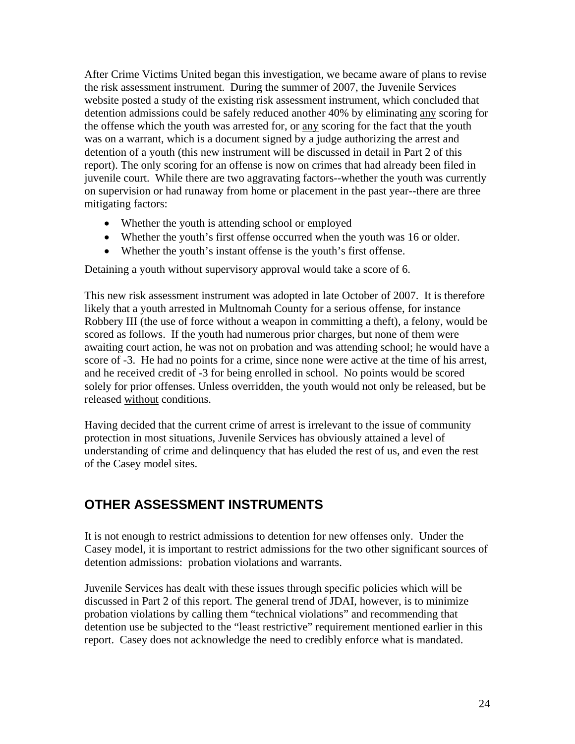After Crime Victims United began this investigation, we became aware of plans to revise the risk assessment instrument. During the summer of 2007, the Juvenile Services website posted a study of the existing risk assessment instrument, which concluded that detention admissions could be safely reduced another 40% by eliminating <u>any</u> scoring for the offense which the youth was arrested for, or <u>any</u> scoring for the fact that the youth was on a warrant, which is a document signed by a judge authorizing the arrest and detention of a youth (this new instrument will be discussed in detail in Part 2 of this report). The only scoring for an offense is now on crimes that had already been filed in juvenile court. While there are two aggravating factors--whether the youth was currently on supervision or had runaway from home or placement in the past year--there are three mitigating factors:

- Whether the youth is attending school or employed
- Whether the youth's first offense occurred when the youth was 16 or older.
- Whether the youth's instant offense is the youth's first offense.

Detaining a youth without supervisory approval would take a score of 6.

This new risk assessment instrument was adopted in late October of 2007. It is therefore likely that a youth arrested in Multnomah County for a serious offense, for instance Robbery III (the use of force without a weapon in committing a theft), a felony, would be scored as follows. If the youth had numerous prior charges, but none of them were awaiting court action, he was not on probation and was attending school; he would have a score of -3. He had no points for a crime, since none were active at the time of his arrest, and he received credit of -3 for being enrolled in school. No points would be scored solely for prior offenses. Unless overridden, the youth would not only be released, but be released <u>without</u> conditions.

Having decided that the current crime of arrest is irrelevant to the issue of community protection in most situations, Juvenile Services has obviously attained a level of understanding of crime and delinquency that has eluded the rest of us, and even the rest of the Casey model sites.

## OTHER ASSESSMENT INSTRUMENTS

It is not enough to restrict admissions to detention for new offenses only. Under the Casey model, it is important to restrict admissions for the two other significant sources of detention admissions: probation violations and warrants.

Juvenile Services has dealt with these issues through specific policies which will be discussed in Part 2 of this report. The general trend of JDAI, however, is to minimize probation violations by calling them "technical violations" and recommending that detention use be subjected to the "least restrictive" requirement mentioned earlier in this report. Casey does not acknowledge the need to credibly enforce what is mandated.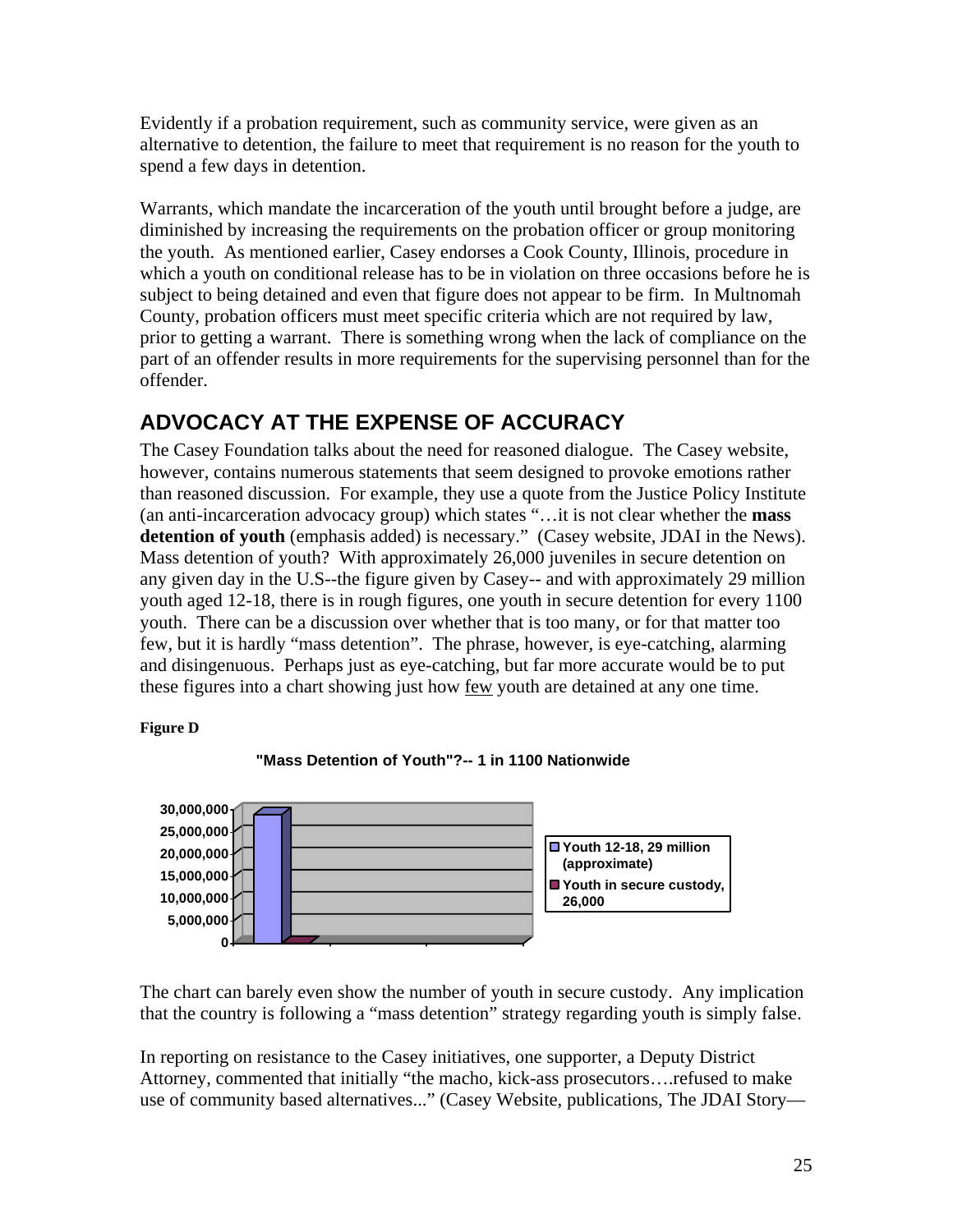Evidently if a probation requirement, such as community service, were given as an alternative to detention, the failure to meet that requirement is no reason for the youth to spend a few days in detention.

Warrants, which mandate the incarceration of the youth until brought before a judge, are diminished by increasing the requirements on the probation officer or group monitoring the youth. As mentioned earlier, Casey endorses a Cook County, Illinois, procedure in which a youth on conditional release has to be in violation on three occasions before he is subject to being detained and even that figure does not appear to be firm. In Multnomah County, probation officers must meet specific criteria which are not required by law, prior to getting a warrant. There is something wrong when the lack of compliance on the part of an offender results in more requirements for the supervising personnel than for the offender.

## ADVOCACY AT THE EXPENSE OF ACCURACY

The Casey Foundation talks about the need for reasoned dialogue. The Casey website, however, contains numerous statements that seem designed to provoke emotions rather than reasoned discussion. For example, they use a quote from the Justice Policy Institute (an anti-incarceration advocacy group) which states "…it is not clear whether the **mass detention of youth** (emphasis added) is necessary." (Casey website, JDAI in the News). Mass detention of youth? With approximately 26,000 juveniles in secure detention on any given day in the U.S--the figure given by Casey-- and with approximately 29 million youth aged 12-18, there is in rough figures, one youth in secure detention for every 1100 youth. There can be a discussion over whether that is too many, or for that matter too few, but it is hardly "mass detention". The phrase, however, is eye-catching, alarming and disingenuous. Perhaps just as eye-catching, but far more accurate would be to put these figures into a chart showing just how <u>few</u> youth are detained at any one time.

**Figure D**

**"Mass Detention of Youth"?-- 1 in 1100 Nationwide**

| Category | Value |
|---|---|
| Youth 12-18, 29 million (approximate) | 29,000,000 |
| Youth in secure custody, 26,000 | 26,000 |

The chart can barely even show the number of youth in secure custody. Any implication that the country is following a "mass detention" strategy regarding youth is simply false.

In reporting on resistance to the Casey initiatives, one supporter, a Deputy District Attorney, commented that initially "the macho, kick-ass prosecutors….refused to make use of community based alternatives..." (Casey Website, publications, The JDAI Story—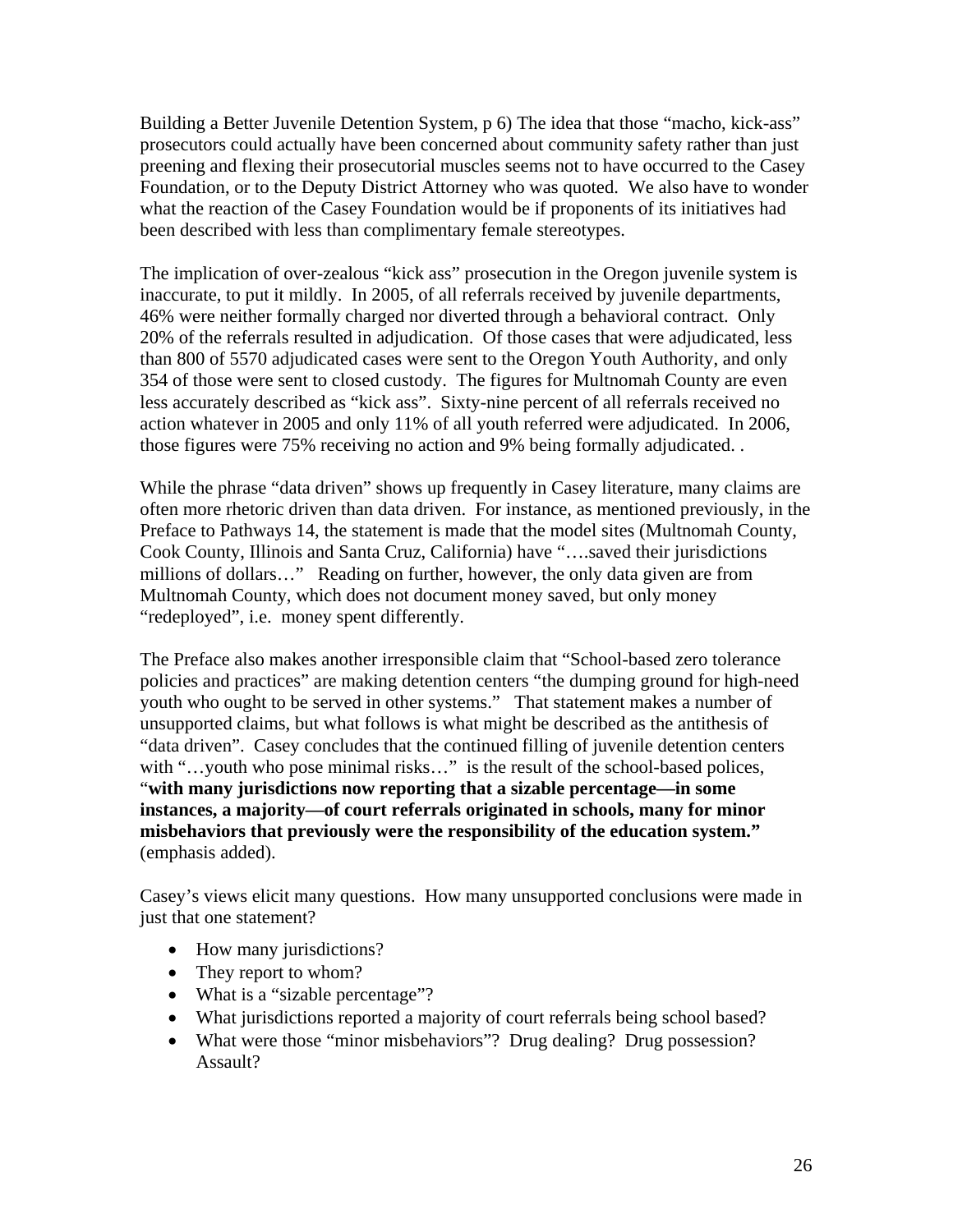Building a Better Juvenile Detention System, p 6) The idea that those "macho, kick-ass" prosecutors could actually have been concerned about community safety rather than just preening and flexing their prosecutorial muscles seems not to have occurred to the Casey Foundation, or to the Deputy District Attorney who was quoted. We also have to wonder what the reaction of the Casey Foundation would be if proponents of its initiatives had been described with less than complimentary female stereotypes.

The implication of over-zealous "kick ass" prosecution in the Oregon juvenile system is inaccurate, to put it mildly. In 2005, of all referrals received by juvenile departments, 46% were neither formally charged nor diverted through a behavioral contract. Only 20% of the referrals resulted in adjudication. Of those cases that were adjudicated, less than 800 of 5570 adjudicated cases were sent to the Oregon Youth Authority, and only 354 of those were sent to closed custody. The figures for Multnomah County are even less accurately described as "kick ass". Sixty-nine percent of all referrals received no action whatever in 2005 and only 11% of all youth referred were adjudicated. In 2006, those figures were 75% receiving no action and 9% being formally adjudicated. .

While the phrase "data driven" shows up frequently in Casey literature, many claims are often more rhetoric driven than data driven. For instance, as mentioned previously, in the Preface to Pathways 14, the statement is made that the model sites (Multnomah County, Cook County, Illinois and Santa Cruz, California) have "….saved their jurisdictions millions of dollars…" Reading on further, however, the only data given are from Multnomah County, which does not document money saved, but only money "redeployed", i.e. money spent differently.

The Preface also makes another irresponsible claim that "School-based zero tolerance policies and practices" are making detention centers "the dumping ground for high-need youth who ought to be served in other systems." That statement makes a number of unsupported claims, but what follows is what might be described as the antithesis of "data driven". Casey concludes that the continued filling of juvenile detention centers with "…youth who pose minimal risks…" is the result of the school-based polices, "**with many jurisdictions now reporting that a sizable percentage—in some instances, a majority—of court referrals originated in schools, many for minor misbehaviors that previously were the responsibility of the education system."** (emphasis added).

Casey's views elicit many questions. How many unsupported conclusions were made in just that one statement?

- How many jurisdictions?
- They report to whom?
- What is a "sizable percentage"?
- What jurisdictions reported a majority of court referrals being school based?
- What were those "minor misbehaviors"? Drug dealing? Drug possession? Assault?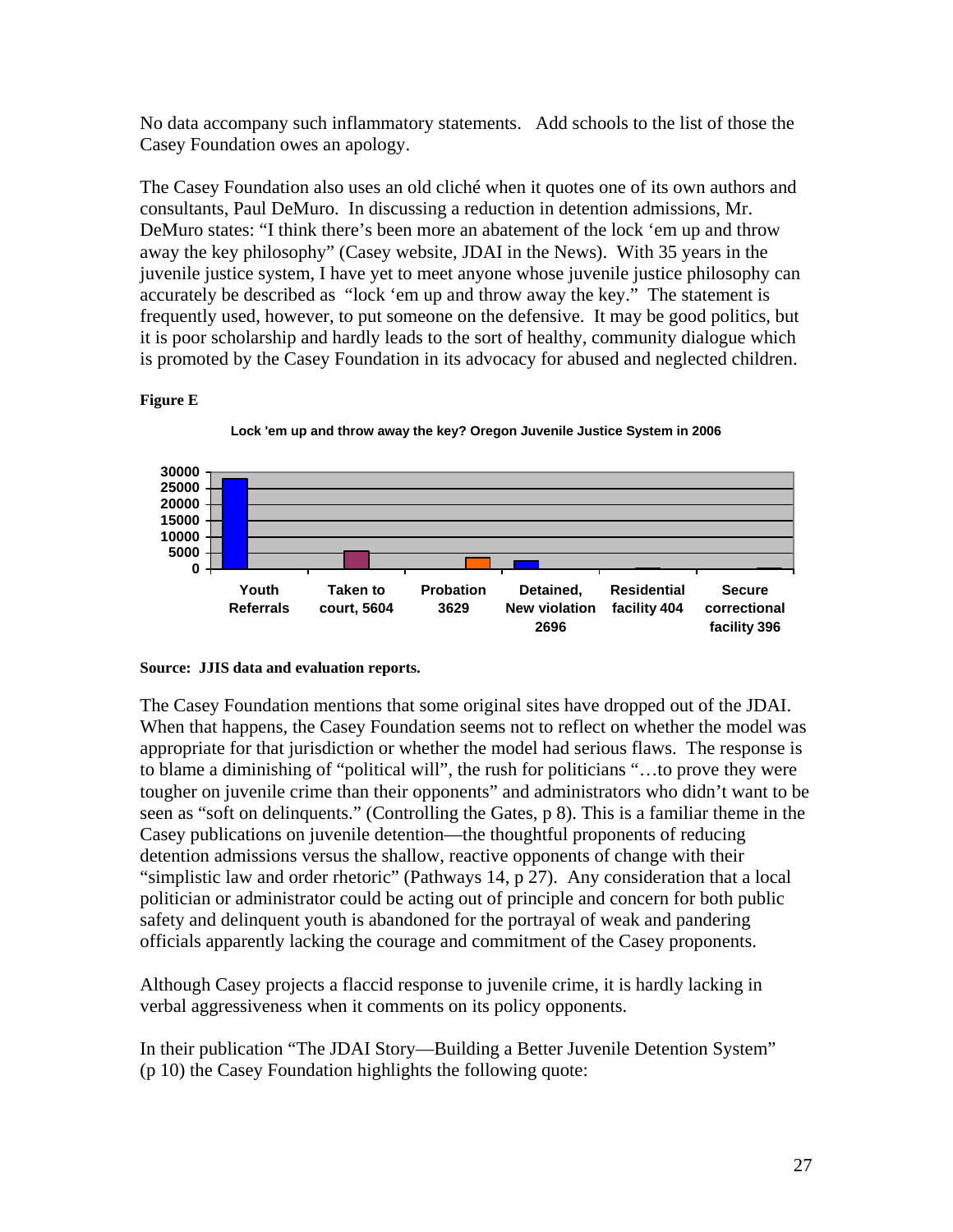No data accompany such inflammatory statements. Add schools to the list of those the Casey Foundation owes an apology.

The Casey Foundation also uses an old cliché when it quotes one of its own authors and consultants, Paul DeMuro. In discussing a reduction in detention admissions, Mr. DeMuro states: "I think there's been more an abatement of the lock 'em up and throw away the key philosophy" (Casey website, JDAI in the News). With 35 years in the juvenile justice system, I have yet to meet anyone whose juvenile justice philosophy can accurately be described as "lock 'em up and throw away the key." The statement is frequently used, however, to put someone on the defensive. It may be good politics, but it is poor scholarship and hardly leads to the sort of healthy, community dialogue which is promoted by the Casey Foundation in its advocacy for abused and neglected children.

**Figure E**

**Lock 'em up and throw away the key? Oregon Juvenile Justice System in 2006**

| Category | Count |
|---|---|
| Youth Referrals | |
| Taken to court | 5604 |
| Probation | 3629 |
| Detained, New violation | 2696 |
| Residential facility | 404 |
| Secure correctional facility | 396 |

**Source: JJIS data and evaluation reports.**

The Casey Foundation mentions that some original sites have dropped out of the JDAI. When that happens, the Casey Foundation seems not to reflect on whether the model was appropriate for that jurisdiction or whether the model had serious flaws. The response is to blame a diminishing of "political will", the rush for politicians "…to prove they were tougher on juvenile crime than their opponents" and administrators who didn't want to be seen as "soft on delinquents." (Controlling the Gates, p 8). This is a familiar theme in the Casey publications on juvenile detention—the thoughtful proponents of reducing detention admissions versus the shallow, reactive opponents of change with their "simplistic law and order rhetoric" (Pathways 14, p 27). Any consideration that a local politician or administrator could be acting out of principle and concern for both public safety and delinquent youth is abandoned for the portrayal of weak and pandering officials apparently lacking the courage and commitment of the Casey proponents.

Although Casey projects a flaccid response to juvenile crime, it is hardly lacking in verbal aggressiveness when it comments on its policy opponents.

In their publication "The JDAI Story—Building a Better Juvenile Detention System" (p 10) the Casey Foundation highlights the following quote: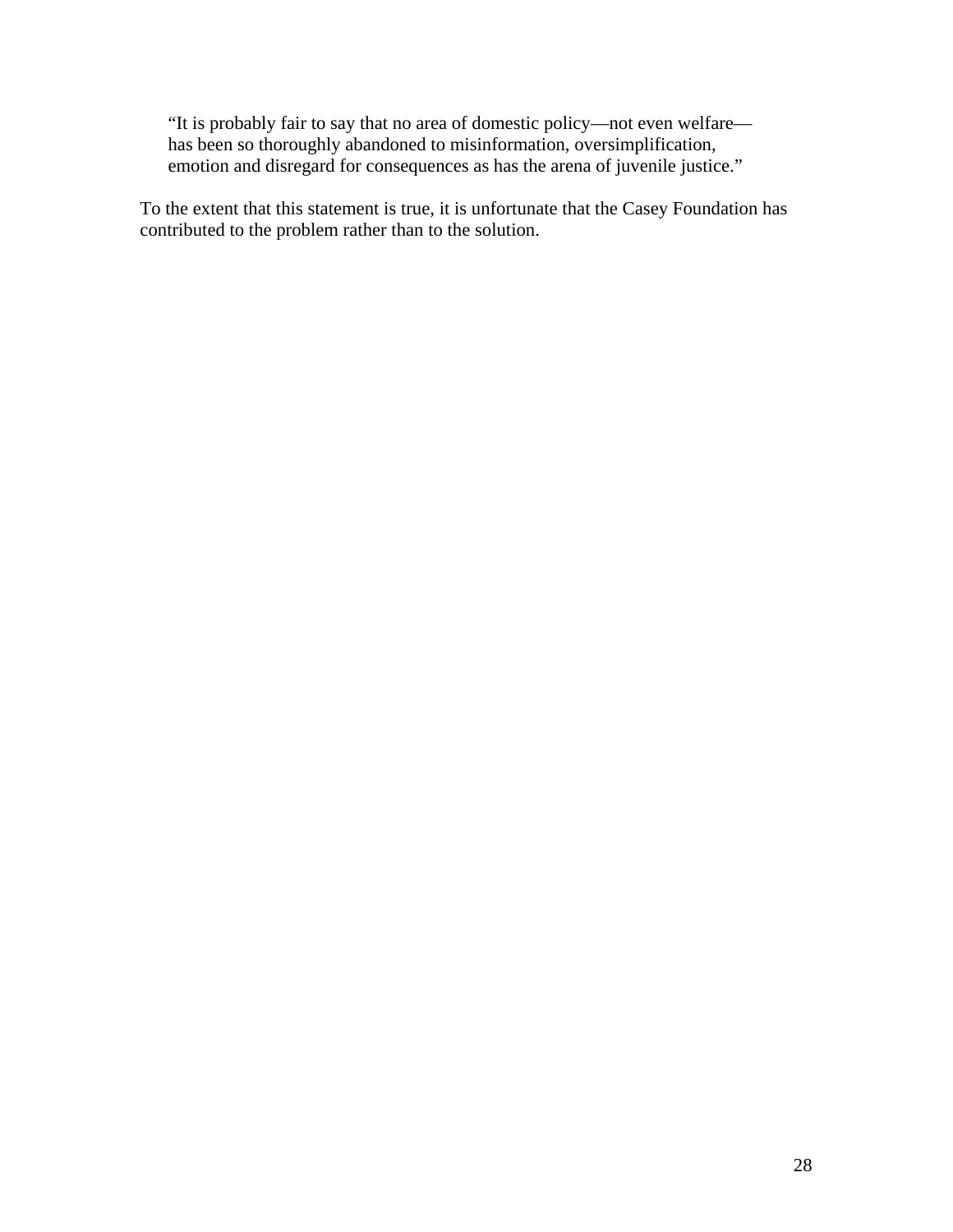> "It is probably fair to say that no area of domestic policy—not even welfare—has been so thoroughly abandoned to misinformation, oversimplification, emotion and disregard for consequences as has the arena of juvenile justice."

To the extent that this statement is true, it is unfortunate that the Casey Foundation has contributed to the problem rather than to the solution.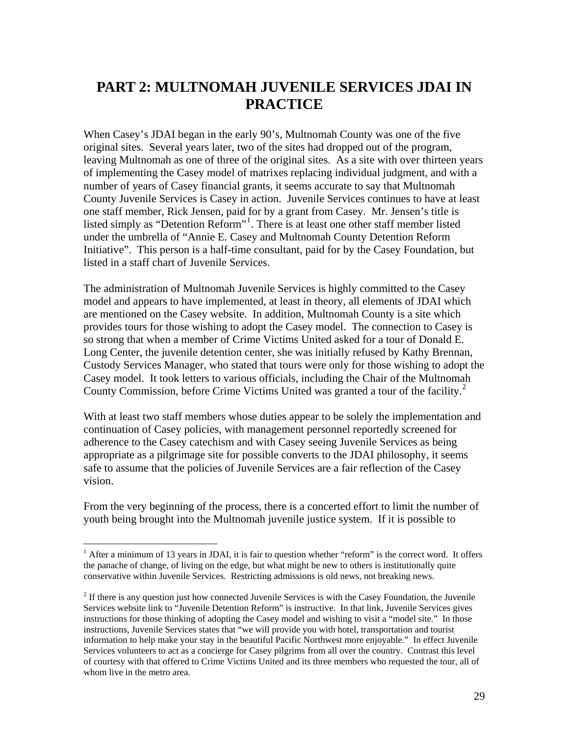# PART 2: MULTNOMAH JUVENILE SERVICES JDAI IN PRACTICE

When Casey's JDAI began in the early 90's, Multnomah County was one of the five original sites. Several years later, two of the sites had dropped out of the program, leaving Multnomah as one of three of the original sites. As a site with over thirteen years of implementing the Casey model of matrixes replacing individual judgment, and with a number of years of Casey financial grants, it seems accurate to say that Multnomah County Juvenile Services is Casey in action. Juvenile Services continues to have at least one staff member, Rick Jensen, paid for by a grant from Casey. Mr. Jensen's title is listed simply as "Detention Reform"[1]. There is at least one other staff member listed under the umbrella of "Annie E. Casey and Multnomah County Detention Reform Initiative". This person is a half-time consultant, paid for by the Casey Foundation, but listed in a staff chart of Juvenile Services.

The administration of Multnomah Juvenile Services is highly committed to the Casey model and appears to have implemented, at least in theory, all elements of JDAI which are mentioned on the Casey website. In addition, Multnomah County is a site which provides tours for those wishing to adopt the Casey model. The connection to Casey is so strong that when a member of Crime Victims United asked for a tour of Donald E. Long Center, the juvenile detention center, she was initially refused by Kathy Brennan, Custody Services Manager, who stated that tours were only for those wishing to adopt the Casey model. It took letters to various officials, including the Chair of the Multnomah County Commission, before Crime Victims United was granted a tour of the facility.[2]

With at least two staff members whose duties appear to be solely the implementation and continuation of Casey policies, with management personnel reportedly screened for adherence to the Casey catechism and with Casey seeing Juvenile Services as being appropriate as a pilgrimage site for possible converts to the JDAI philosophy, it seems safe to assume that the policies of Juvenile Services are a fair reflection of the Casey vision.

From the very beginning of the process, there is a concerted effort to limit the number of youth being brought into the Multnomah juvenile justice system. If it is possible to

---

[1] After a minimum of 13 years in JDAI, it is fair to question whether "reform" is the correct word. It offers the panache of change, of living on the edge, but what might be new to others is institutionally quite conservative within Juvenile Services. Restricting admissions is old news, not breaking news.

[2] If there is any question just how connected Juvenile Services is with the Casey Foundation, the Juvenile Services website link to "Juvenile Detention Reform" is instructive. In that link, Juvenile Services gives instructions for those thinking of adopting the Casey model and wishing to visit a "model site." In those instructions, Juvenile Services states that "we will provide you with hotel, transportation and tourist information to help make your stay in the beautiful Pacific Northwest more enjoyable." In effect Juvenile Services volunteers to act as a concierge for Casey pilgrims from all over the country. Contrast this level of courtesy with that offered to Crime Victims United and its three members who requested the tour, all of whom live in the metro area.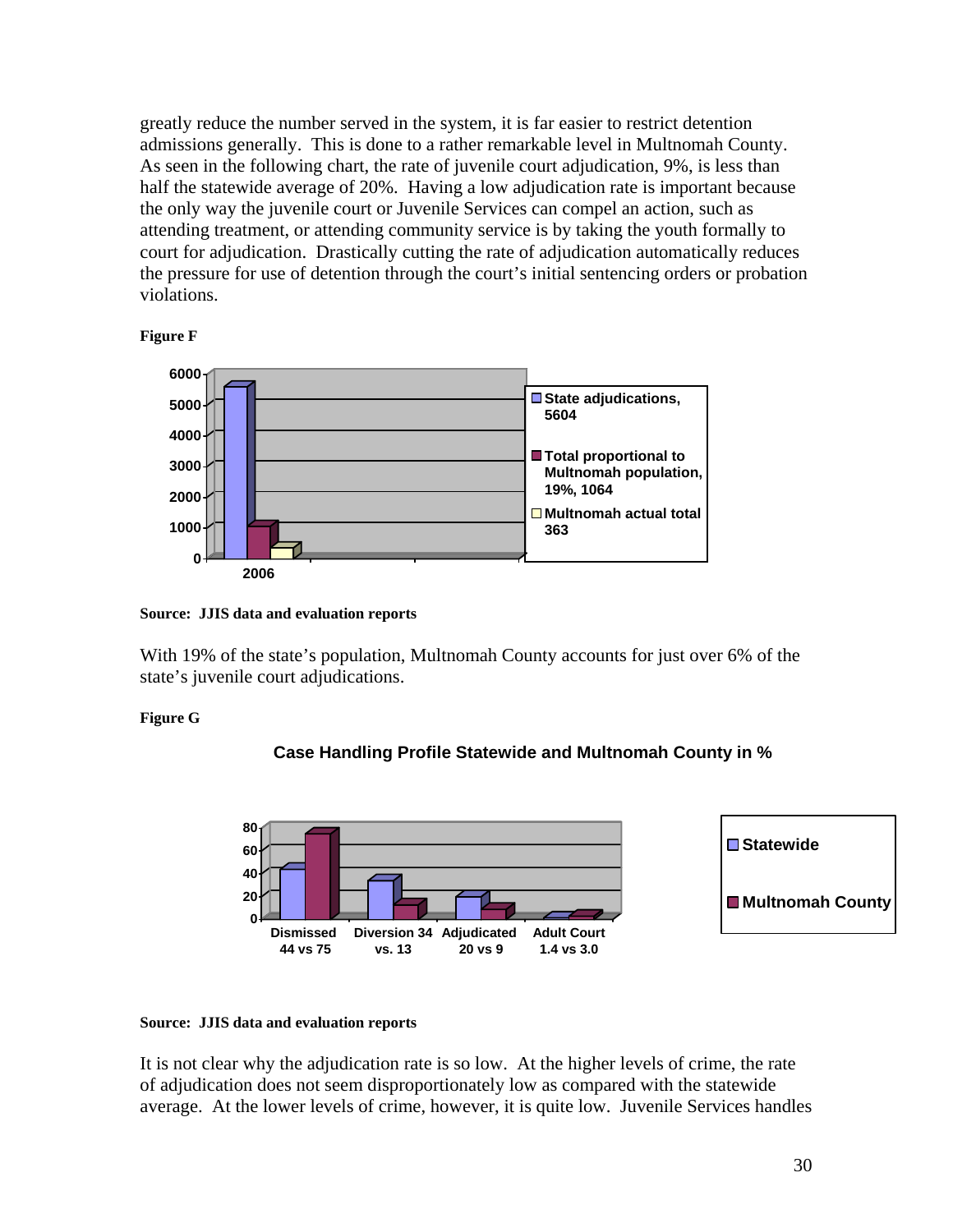greatly reduce the number served in the system, it is far easier to restrict detention admissions generally. This is done to a rather remarkable level in Multnomah County. As seen in the following chart, the rate of juvenile court adjudication, 9%, is less than half the statewide average of 20%. Having a low adjudication rate is important because the only way the juvenile court or Juvenile Services can compel an action, such as attending treatment, or attending community service is by taking the youth formally to court for adjudication. Drastically cutting the rate of adjudication automatically reduces the pressure for use of detention through the court's initial sentencing orders or probation violations.

**Figure F**

| 2006 | Value |
|---|---|
| State adjudications | 5604 |
| Total proportional to Multnomah population, 19% | 1064 |
| Multnomah actual total | 363 |

**Source: JJIS data and evaluation reports**

With 19% of the state's population, Multnomah County accounts for just over 6% of the state's juvenile court adjudications.

**Figure G**

**Case Handling Profile Statewide and Multnomah County in %**

| | Statewide | Multnomah County |
|---|---|---|
| Dismissed | 44 | 75 |
| Diversion | 34 | 13 |
| Adjudicated | 20 | 9 |
| Adult Court | 1.4 | 3.0 |

**Source: JJIS data and evaluation reports**

It is not clear why the adjudication rate is so low. At the higher levels of crime, the rate of adjudication does not seem disproportionately low as compared with the statewide average. At the lower levels of crime, however, it is quite low. Juvenile Services handles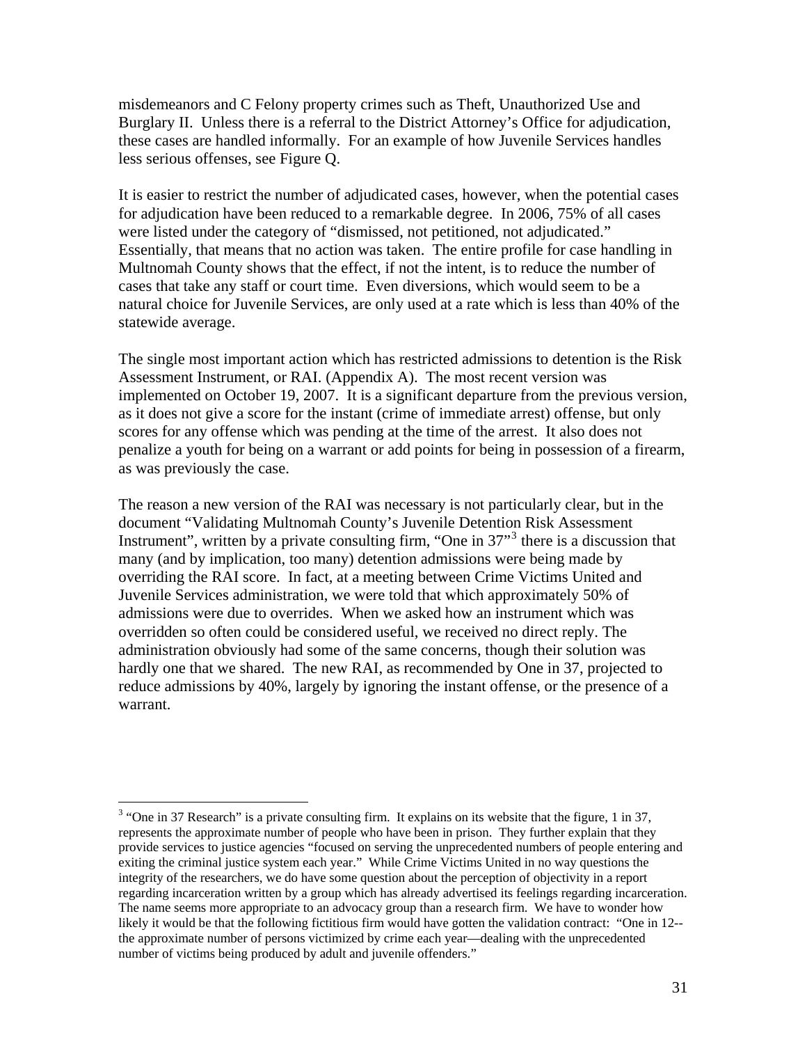misdemeanors and C Felony property crimes such as Theft, Unauthorized Use and Burglary II. Unless there is a referral to the District Attorney's Office for adjudication, these cases are handled informally. For an example of how Juvenile Services handles less serious offenses, see Figure Q.

It is easier to restrict the number of adjudicated cases, however, when the potential cases for adjudication have been reduced to a remarkable degree. In 2006, 75% of all cases were listed under the category of "dismissed, not petitioned, not adjudicated." Essentially, that means that no action was taken. The entire profile for case handling in Multnomah County shows that the effect, if not the intent, is to reduce the number of cases that take any staff or court time. Even diversions, which would seem to be a natural choice for Juvenile Services, are only used at a rate which is less than 40% of the statewide average.

The single most important action which has restricted admissions to detention is the Risk Assessment Instrument, or RAI. (Appendix A). The most recent version was implemented on October 19, 2007. It is a significant departure from the previous version, as it does not give a score for the instant (crime of immediate arrest) offense, but only scores for any offense which was pending at the time of the arrest. It also does not penalize a youth for being on a warrant or add points for being in possession of a firearm, as was previously the case.

The reason a new version of the RAI was necessary is not particularly clear, but in the document "Validating Multnomah County's Juvenile Detention Risk Assessment Instrument", written by a private consulting firm, "One in 37"[3] there is a discussion that many (and by implication, too many) detention admissions were being made by overriding the RAI score. In fact, at a meeting between Crime Victims United and Juvenile Services administration, we were told that which approximately 50% of admissions were due to overrides. When we asked how an instrument which was overridden so often could be considered useful, we received no direct reply. The administration obviously had some of the same concerns, though their solution was hardly one that we shared. The new RAI, as recommended by One in 37, projected to reduce admissions by 40%, largely by ignoring the instant offense, or the presence of a warrant.

---

[3] "One in 37 Research" is a private consulting firm. It explains on its website that the figure, 1 in 37, represents the approximate number of people who have been in prison. They further explain that they provide services to justice agencies "focused on serving the unprecedented numbers of people entering and exiting the criminal justice system each year." While Crime Victims United in no way questions the integrity of the researchers, we do have some question about the perception of objectivity in a report regarding incarceration written by a group which has already advertised its feelings regarding incarceration. The name seems more appropriate to an advocacy group than a research firm. We have to wonder how likely it would be that the following fictitious firm would have gotten the validation contract: "One in 12--the approximate number of persons victimized by crime each year—dealing with the unprecedented number of victims being produced by adult and juvenile offenders."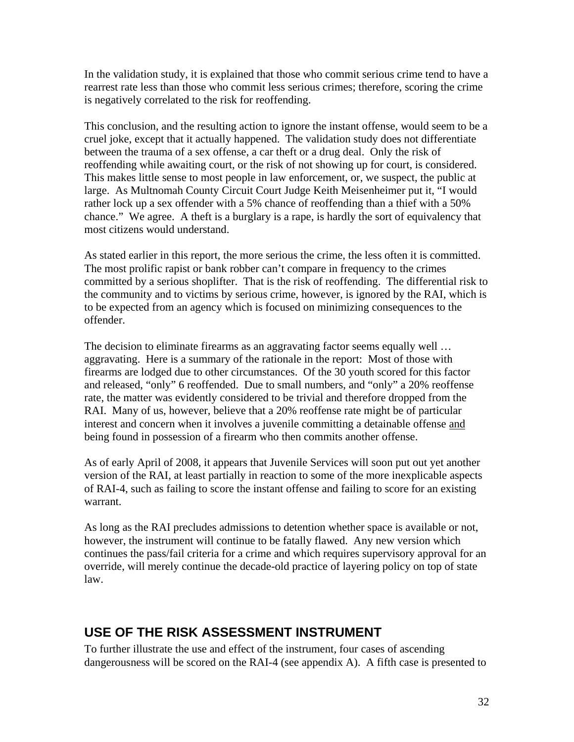In the validation study, it is explained that those who commit serious crime tend to have a rearrest rate less than those who commit less serious crimes; therefore, scoring the crime is negatively correlated to the risk for reoffending.

This conclusion, and the resulting action to ignore the instant offense, would seem to be a cruel joke, except that it actually happened. The validation study does not differentiate between the trauma of a sex offense, a car theft or a drug deal. Only the risk of reoffending while awaiting court, or the risk of not showing up for court, is considered. This makes little sense to most people in law enforcement, or, we suspect, the public at large. As Multnomah County Circuit Court Judge Keith Meisenheimer put it, "I would rather lock up a sex offender with a 5% chance of reoffending than a thief with a 50% chance." We agree. A theft is a burglary is a rape, is hardly the sort of equivalency that most citizens would understand.

As stated earlier in this report, the more serious the crime, the less often it is committed. The most prolific rapist or bank robber can't compare in frequency to the crimes committed by a serious shoplifter. That is the risk of reoffending. The differential risk to the community and to victims by serious crime, however, is ignored by the RAI, which is to be expected from an agency which is focused on minimizing consequences to the offender.

The decision to eliminate firearms as an aggravating factor seems equally well … aggravating. Here is a summary of the rationale in the report: Most of those with firearms are lodged due to other circumstances. Of the 30 youth scored for this factor and released, "only" 6 reoffended. Due to small numbers, and "only" a 20% reoffense rate, the matter was evidently considered to be trivial and therefore dropped from the RAI. Many of us, however, believe that a 20% reoffense rate might be of particular interest and concern when it involves a juvenile committing a detainable offense <u>and</u> being found in possession of a firearm who then commits another offense.

As of early April of 2008, it appears that Juvenile Services will soon put out yet another version of the RAI, at least partially in reaction to some of the more inexplicable aspects of RAI-4, such as failing to score the instant offense and failing to score for an existing warrant.

As long as the RAI precludes admissions to detention whether space is available or not, however, the instrument will continue to be fatally flawed. Any new version which continues the pass/fail criteria for a crime and which requires supervisory approval for an override, will merely continue the decade-old practice of layering policy on top of state law.

## USE OF THE RISK ASSESSMENT INSTRUMENT

To further illustrate the use and effect of the instrument, four cases of ascending dangerousness will be scored on the RAI-4 (see appendix A). A fifth case is presented to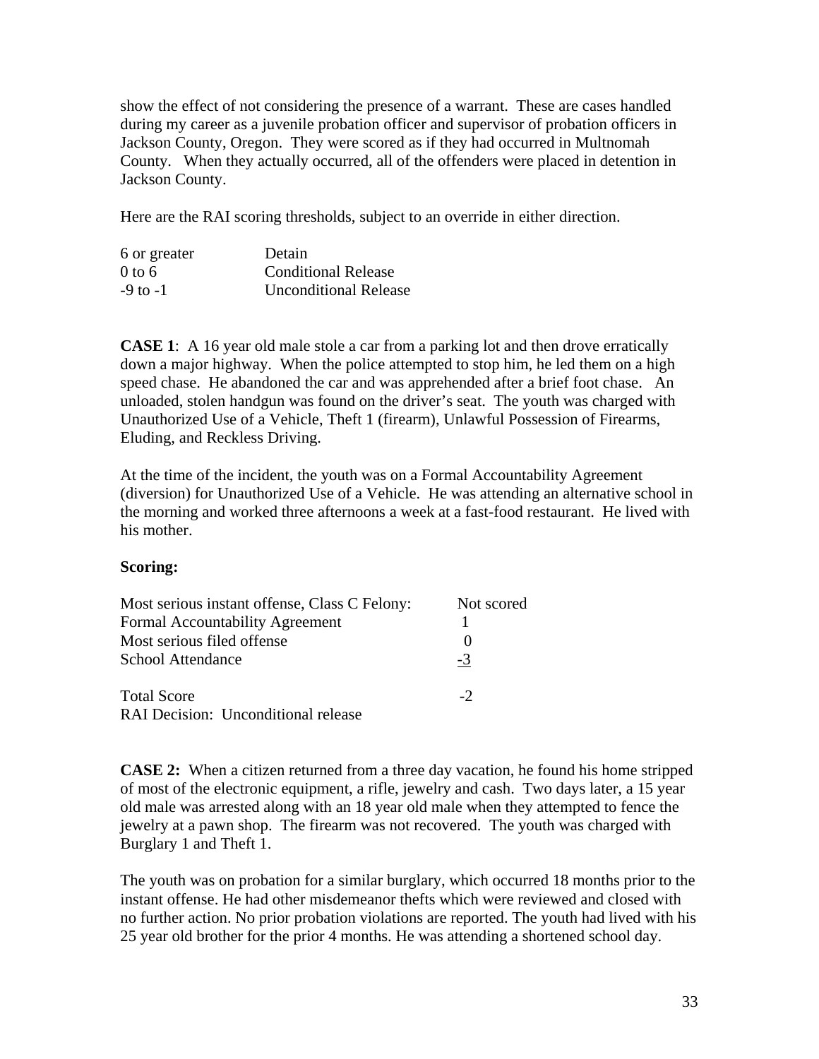show the effect of not considering the presence of a warrant. These are cases handled during my career as a juvenile probation officer and supervisor of probation officers in Jackson County, Oregon. They were scored as if they had occurred in Multnomah County. When they actually occurred, all of the offenders were placed in detention in Jackson County.

Here are the RAI scoring thresholds, subject to an override in either direction.

| | |
|---|---|
| 6 or greater | Detain |
| 0 to 6 | Conditional Release |
| -9 to -1 | Unconditional Release |

**CASE 1**: A 16 year old male stole a car from a parking lot and then drove erratically down a major highway. When the police attempted to stop him, he led them on a high speed chase. He abandoned the car and was apprehended after a brief foot chase. An unloaded, stolen handgun was found on the driver's seat. The youth was charged with Unauthorized Use of a Vehicle, Theft 1 (firearm), Unlawful Possession of Firearms, Eluding, and Reckless Driving.

At the time of the incident, the youth was on a Formal Accountability Agreement (diversion) for Unauthorized Use of a Vehicle. He was attending an alternative school in the morning and worked three afternoons a week at a fast-food restaurant. He lived with his mother.

**Scoring:**

| | |
|---|---|
| Most serious instant offense, Class C Felony: | Not scored |
| Formal Accountability Agreement | 1 |
| Most serious filed offense | 0 |
| School Attendance | -3 |
| Total Score | -2 |

RAI Decision: Unconditional release

**CASE 2:** When a citizen returned from a three day vacation, he found his home stripped of most of the electronic equipment, a rifle, jewelry and cash. Two days later, a 15 year old male was arrested along with an 18 year old male when they attempted to fence the jewelry at a pawn shop. The firearm was not recovered. The youth was charged with Burglary 1 and Theft 1.

The youth was on probation for a similar burglary, which occurred 18 months prior to the instant offense. He had other misdemeanor thefts which were reviewed and closed with no further action. No prior probation violations are reported. The youth had lived with his 25 year old brother for the prior 4 months. He was attending a shortened school day.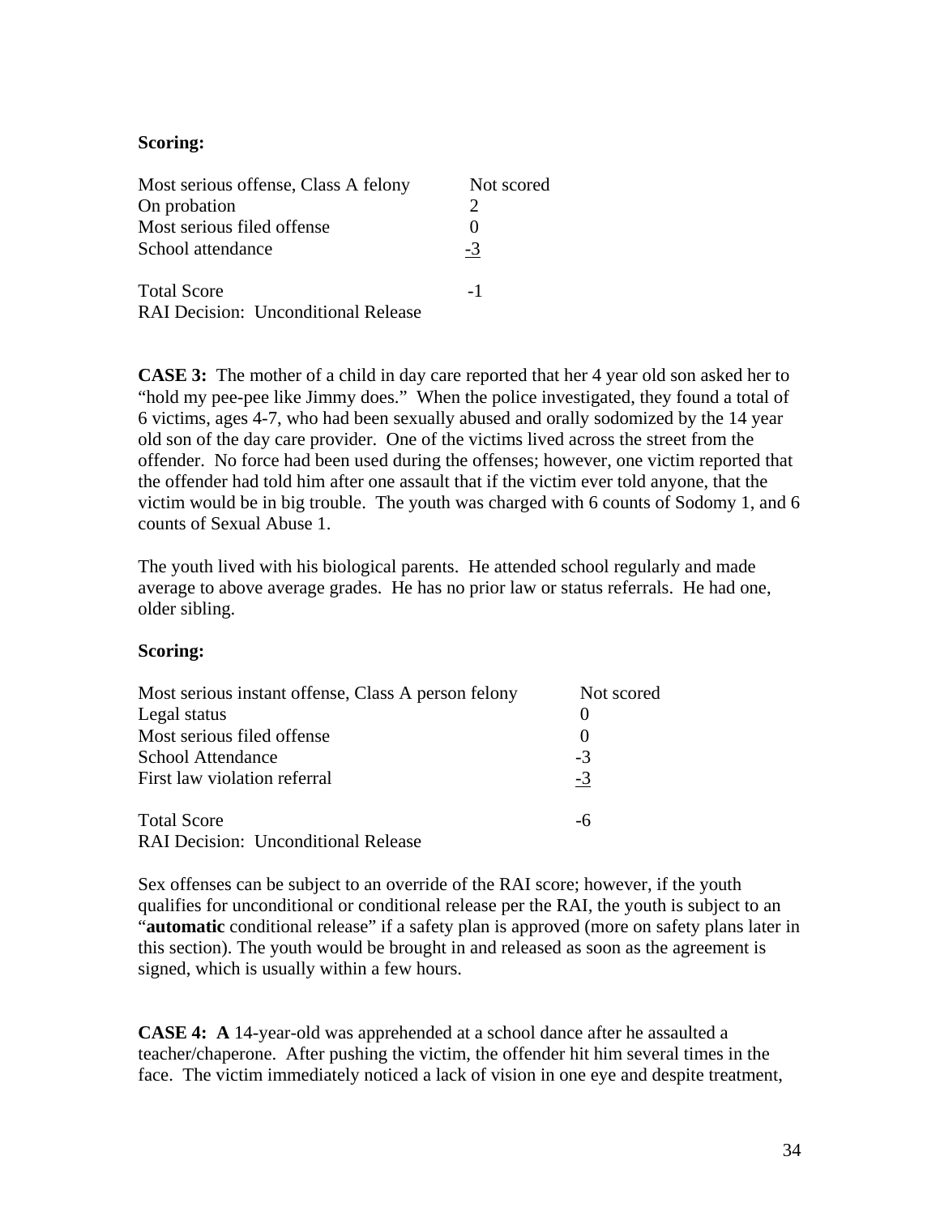**Scoring:**

| | |
|---|---|
| Most serious offense, Class A felony | Not scored |
| On probation | 2 |
| Most serious filed offense | 0 |
| School attendance | -3 |
| | |
| Total Score | -1 |
| RAI Decision: Unconditional Release | |

**CASE 3:** The mother of a child in day care reported that her 4 year old son asked her to "hold my pee-pee like Jimmy does." When the police investigated, they found a total of 6 victims, ages 4-7, who had been sexually abused and orally sodomized by the 14 year old son of the day care provider. One of the victims lived across the street from the offender. No force had been used during the offenses; however, one victim reported that the offender had told him after one assault that if the victim ever told anyone, that the victim would be in big trouble. The youth was charged with 6 counts of Sodomy 1, and 6 counts of Sexual Abuse 1.

The youth lived with his biological parents. He attended school regularly and made average to above average grades. He has no prior law or status referrals. He had one, older sibling.

**Scoring:**

| | |
|---|---|
| Most serious instant offense, Class A person felony | Not scored |
| Legal status | 0 |
| Most serious filed offense | 0 |
| School Attendance | -3 |
| First law violation referral | -3 |
| | |
| Total Score | -6 |
| RAI Decision: Unconditional Release | |

Sex offenses can be subject to an override of the RAI score; however, if the youth qualifies for unconditional or conditional release per the RAI, the youth is subject to an "**automatic** conditional release" if a safety plan is approved (more on safety plans later in this section). The youth would be brought in and released as soon as the agreement is signed, which is usually within a few hours.

**CASE 4: A** 14-year-old was apprehended at a school dance after he assaulted a teacher/chaperone. After pushing the victim, the offender hit him several times in the face. The victim immediately noticed a lack of vision in one eye and despite treatment,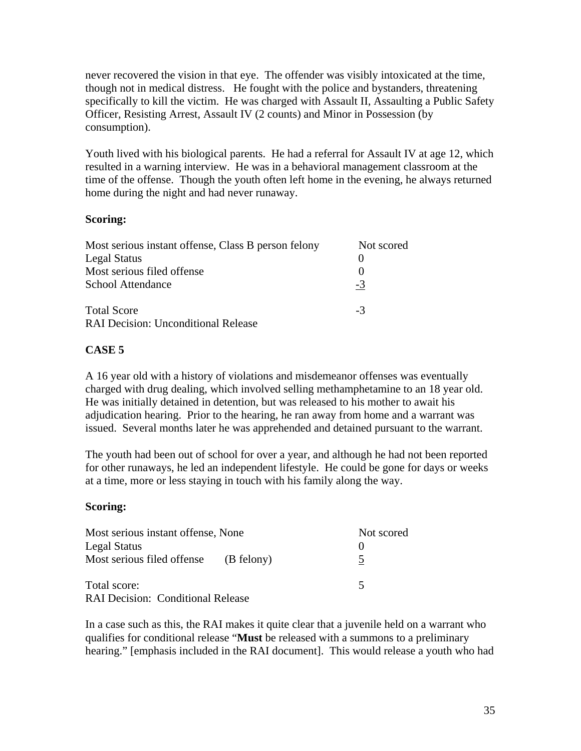never recovered the vision in that eye. The offender was visibly intoxicated at the time, though not in medical distress. He fought with the police and bystanders, threatening specifically to kill the victim. He was charged with Assault II, Assaulting a Public Safety Officer, Resisting Arrest, Assault IV (2 counts) and Minor in Possession (by consumption).

Youth lived with his biological parents. He had a referral for Assault IV at age 12, which resulted in a warning interview. He was in a behavioral management classroom at the time of the offense. Though the youth often left home in the evening, he always returned home during the night and had never runaway.

**Scoring:**

| | |
|---|---|
| Most serious instant offense, Class B person felony | Not scored |
| Legal Status | 0 |
| Most serious filed offense | 0 |
| School Attendance | -3 |
| Total Score | -3 |
| RAI Decision: Unconditional Release | |

**CASE 5**

A 16 year old with a history of violations and misdemeanor offenses was eventually charged with drug dealing, which involved selling methamphetamine to an 18 year old. He was initially detained in detention, but was released to his mother to await his adjudication hearing. Prior to the hearing, he ran away from home and a warrant was issued. Several months later he was apprehended and detained pursuant to the warrant.

The youth had been out of school for over a year, and although he had not been reported for other runaways, he led an independent lifestyle. He could be gone for days or weeks at a time, more or less staying in touch with his family along the way.

**Scoring:**

| | | |
|---|---|---|
| Most serious instant offense, None | | Not scored |
| Legal Status | | 0 |
| Most serious filed offense | (B felony) | 5 |
| Total score: | | 5 |
| RAI Decision: Conditional Release | | |

In a case such as this, the RAI makes it quite clear that a juvenile held on a warrant who qualifies for conditional release "**Must** be released with a summons to a preliminary hearing." [emphasis included in the RAI document]. This would release a youth who had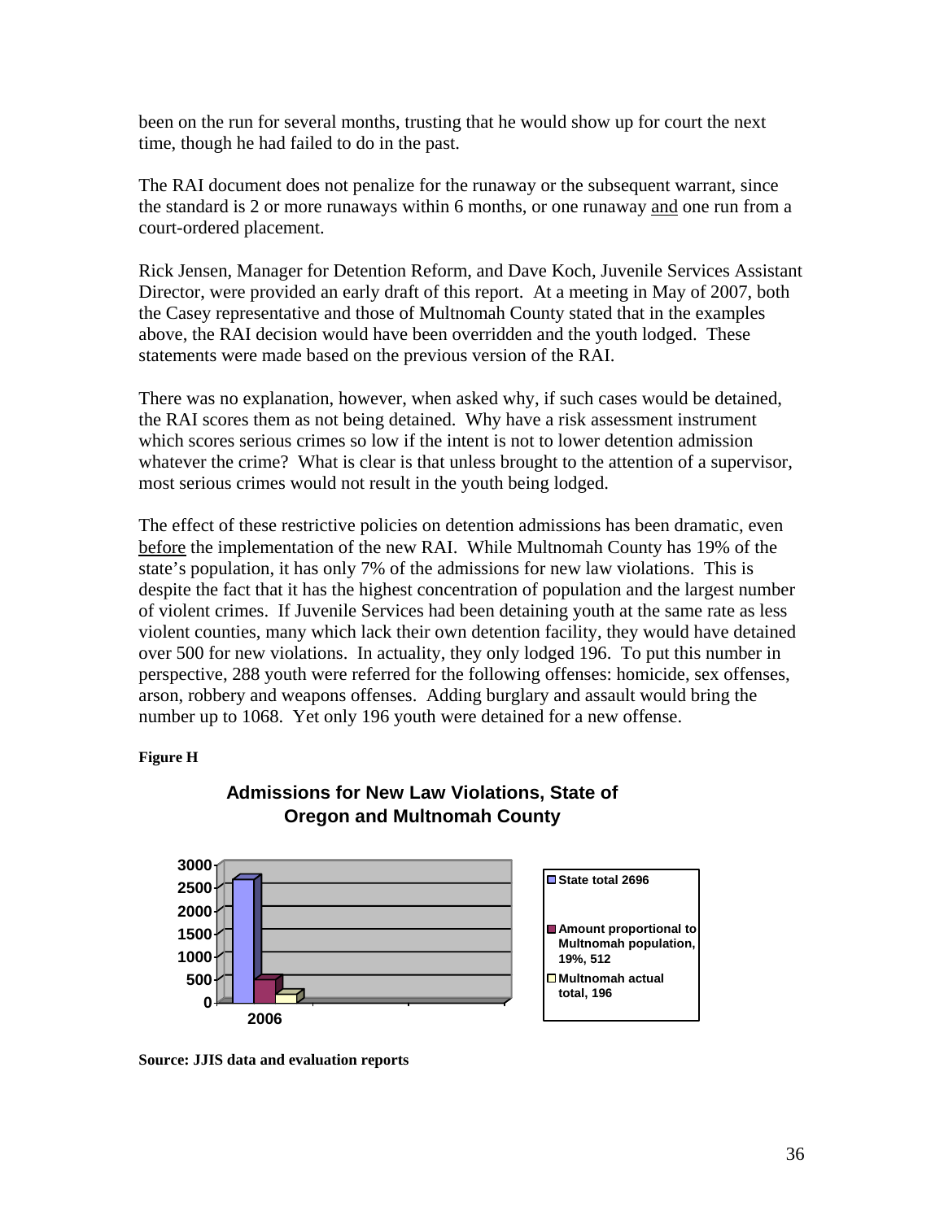been on the run for several months, trusting that he would show up for court the next time, though he had failed to do in the past.

The RAI document does not penalize for the runaway or the subsequent warrant, since the standard is 2 or more runaways within 6 months, or one runaway and one run from a court-ordered placement.

Rick Jensen, Manager for Detention Reform, and Dave Koch, Juvenile Services Assistant Director, were provided an early draft of this report. At a meeting in May of 2007, both the Casey representative and those of Multnomah County stated that in the examples above, the RAI decision would have been overridden and the youth lodged. These statements were made based on the previous version of the RAI.

There was no explanation, however, when asked why, if such cases would be detained, the RAI scores them as not being detained. Why have a risk assessment instrument which scores serious crimes so low if the intent is not to lower detention admission whatever the crime? What is clear is that unless brought to the attention of a supervisor, most serious crimes would not result in the youth being lodged.

The effect of these restrictive policies on detention admissions has been dramatic, even before the implementation of the new RAI. While Multnomah County has 19% of the state's population, it has only 7% of the admissions for new law violations. This is despite the fact that it has the highest concentration of population and the largest number of violent crimes. If Juvenile Services had been detaining youth at the same rate as less violent counties, many which lack their own detention facility, they would have detained over 500 for new violations. In actuality, they only lodged 196. To put this number in perspective, 288 youth were referred for the following offenses: homicide, sex offenses, arson, robbery and weapons offenses. Adding burglary and assault would bring the number up to 1068. Yet only 196 youth were detained for a new offense.

**Figure H**

**Admissions for New Law Violations, State of Oregon and Multnomah County**

| 2006 | Value |
|---|---|
| State total | 2696 |
| Amount proportional to Multnomah population, 19% | 512 |
| Multnomah actual total | 196 |

**Source: JJIS data and evaluation reports**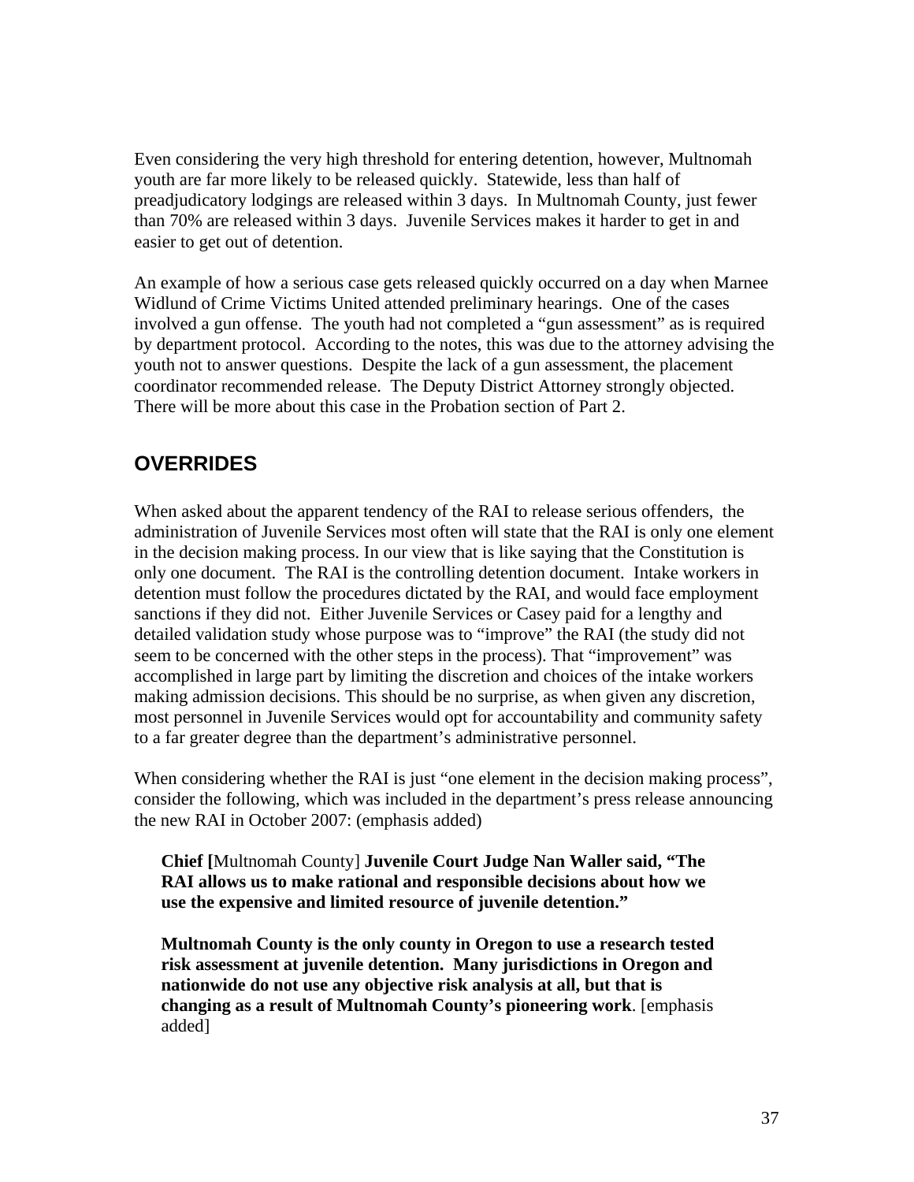Even considering the very high threshold for entering detention, however, Multnomah youth are far more likely to be released quickly. Statewide, less than half of preadjudicatory lodgings are released within 3 days. In Multnomah County, just fewer than 70% are released within 3 days. Juvenile Services makes it harder to get in and easier to get out of detention.

An example of how a serious case gets released quickly occurred on a day when Marnee Widlund of Crime Victims United attended preliminary hearings. One of the cases involved a gun offense. The youth had not completed a "gun assessment" as is required by department protocol. According to the notes, this was due to the attorney advising the youth not to answer questions. Despite the lack of a gun assessment, the placement coordinator recommended release. The Deputy District Attorney strongly objected. There will be more about this case in the Probation section of Part 2.

## OVERRIDES

When asked about the apparent tendency of the RAI to release serious offenders, the administration of Juvenile Services most often will state that the RAI is only one element in the decision making process. In our view that is like saying that the Constitution is only one document. The RAI is the controlling detention document. Intake workers in detention must follow the procedures dictated by the RAI, and would face employment sanctions if they did not. Either Juvenile Services or Casey paid for a lengthy and detailed validation study whose purpose was to "improve" the RAI (the study did not seem to be concerned with the other steps in the process). That "improvement" was accomplished in large part by limiting the discretion and choices of the intake workers making admission decisions. This should be no surprise, as when given any discretion, most personnel in Juvenile Services would opt for accountability and community safety to a far greater degree than the department's administrative personnel.

When considering whether the RAI is just "one element in the decision making process", consider the following, which was included in the department's press release announcing the new RAI in October 2007: (emphasis added)

> **Chief [**Multnomah County] **Juvenile Court Judge Nan Waller said, "The RAI allows us to make rational and responsible decisions about how we use the expensive and limited resource of juvenile detention."**
>
> **Multnomah County is the only county in Oregon to use a research tested risk assessment at juvenile detention. Many jurisdictions in Oregon and nationwide do not use any objective risk analysis at all, but that is changing as a result of Multnomah County's pioneering work**. [emphasis added]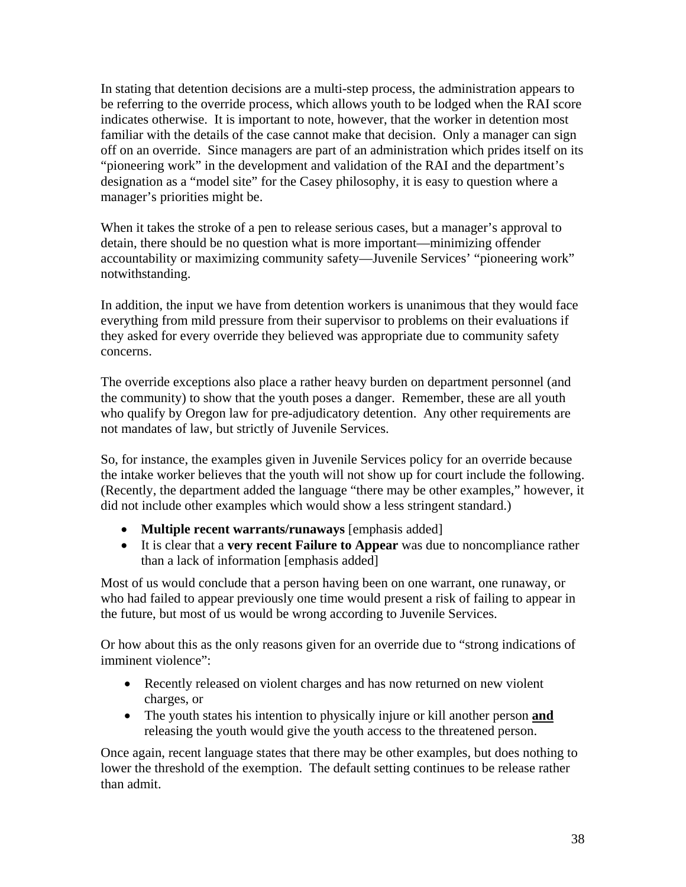In stating that detention decisions are a multi-step process, the administration appears to be referring to the override process, which allows youth to be lodged when the RAI score indicates otherwise. It is important to note, however, that the worker in detention most familiar with the details of the case cannot make that decision. Only a manager can sign off on an override. Since managers are part of an administration which prides itself on its "pioneering work" in the development and validation of the RAI and the department's designation as a "model site" for the Casey philosophy, it is easy to question where a manager's priorities might be.

When it takes the stroke of a pen to release serious cases, but a manager's approval to detain, there should be no question what is more important—minimizing offender accountability or maximizing community safety—Juvenile Services' "pioneering work" notwithstanding.

In addition, the input we have from detention workers is unanimous that they would face everything from mild pressure from their supervisor to problems on their evaluations if they asked for every override they believed was appropriate due to community safety concerns.

The override exceptions also place a rather heavy burden on department personnel (and the community) to show that the youth poses a danger. Remember, these are all youth who qualify by Oregon law for pre-adjudicatory detention. Any other requirements are not mandates of law, but strictly of Juvenile Services.

So, for instance, the examples given in Juvenile Services policy for an override because the intake worker believes that the youth will not show up for court include the following. (Recently, the department added the language "there may be other examples," however, it did not include other examples which would show a less stringent standard.)

- **Multiple recent warrants/runaways** [emphasis added]
- It is clear that a **very recent Failure to Appear** was due to noncompliance rather than a lack of information [emphasis added]

Most of us would conclude that a person having been on one warrant, one runaway, or who had failed to appear previously one time would present a risk of failing to appear in the future, but most of us would be wrong according to Juvenile Services.

Or how about this as the only reasons given for an override due to "strong indications of imminent violence":

- Recently released on violent charges and has now returned on new violent charges, or
- The youth states his intention to physically injure or kill another person <u>**and**</u> releasing the youth would give the youth access to the threatened person.

Once again, recent language states that there may be other examples, but does nothing to lower the threshold of the exemption. The default setting continues to be release rather than admit.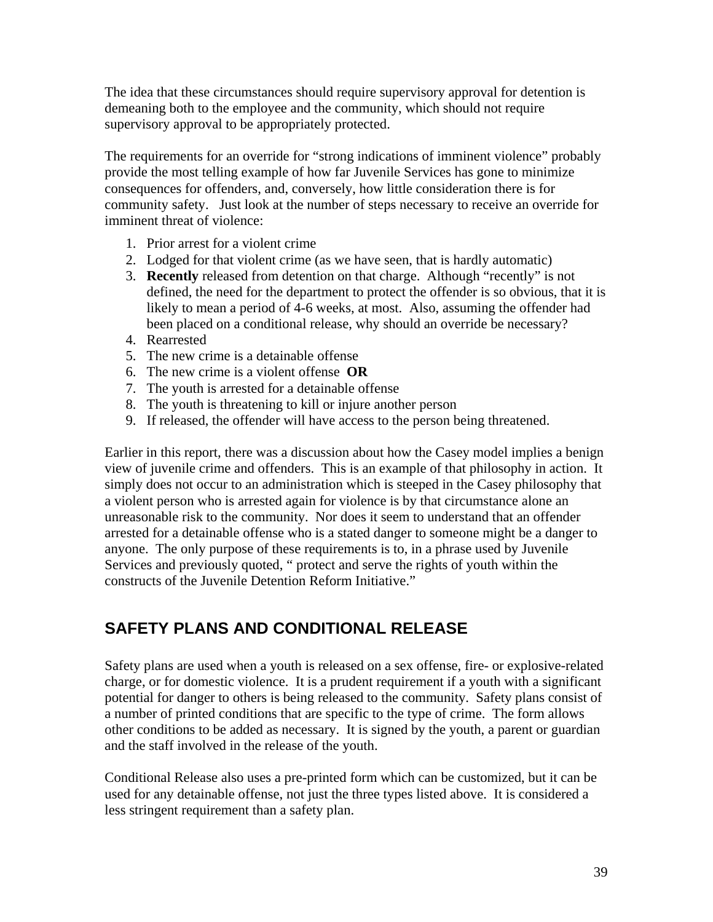The idea that these circumstances should require supervisory approval for detention is demeaning both to the employee and the community, which should not require supervisory approval to be appropriately protected.

The requirements for an override for "strong indications of imminent violence" probably provide the most telling example of how far Juvenile Services has gone to minimize consequences for offenders, and, conversely, how little consideration there is for community safety. Just look at the number of steps necessary to receive an override for imminent threat of violence:

1. Prior arrest for a violent crime
2. Lodged for that violent crime (as we have seen, that is hardly automatic)
3. **Recently** released from detention on that charge. Although "recently" is not defined, the need for the department to protect the offender is so obvious, that it is likely to mean a period of 4-6 weeks, at most. Also, assuming the offender had been placed on a conditional release, why should an override be necessary?
4. Rearrested
5. The new crime is a detainable offense
6. The new crime is a violent offense **OR**
7. The youth is arrested for a detainable offense
8. The youth is threatening to kill or injure another person
9. If released, the offender will have access to the person being threatened.

Earlier in this report, there was a discussion about how the Casey model implies a benign view of juvenile crime and offenders. This is an example of that philosophy in action. It simply does not occur to an administration which is steeped in the Casey philosophy that a violent person who is arrested again for violence is by that circumstance alone an unreasonable risk to the community. Nor does it seem to understand that an offender arrested for a detainable offense who is a stated danger to someone might be a danger to anyone. The only purpose of these requirements is to, in a phrase used by Juvenile Services and previously quoted, " protect and serve the rights of youth within the constructs of the Juvenile Detention Reform Initiative."

## SAFETY PLANS AND CONDITIONAL RELEASE

Safety plans are used when a youth is released on a sex offense, fire- or explosive-related charge, or for domestic violence. It is a prudent requirement if a youth with a significant potential for danger to others is being released to the community. Safety plans consist of a number of printed conditions that are specific to the type of crime. The form allows other conditions to be added as necessary. It is signed by the youth, a parent or guardian and the staff involved in the release of the youth.

Conditional Release also uses a pre-printed form which can be customized, but it can be used for any detainable offense, not just the three types listed above. It is considered a less stringent requirement than a safety plan.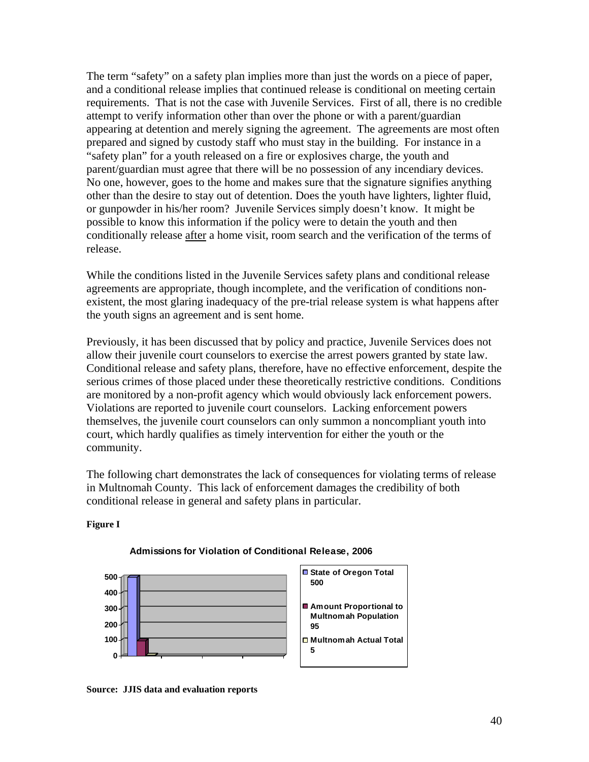The term "safety" on a safety plan implies more than just the words on a piece of paper, and a conditional release implies that continued release is conditional on meeting certain requirements. That is not the case with Juvenile Services. First of all, there is no credible attempt to verify information other than over the phone or with a parent/guardian appearing at detention and merely signing the agreement. The agreements are most often prepared and signed by custody staff who must stay in the building. For instance in a "safety plan" for a youth released on a fire or explosives charge, the youth and parent/guardian must agree that there will be no possession of any incendiary devices. No one, however, goes to the home and makes sure that the signature signifies anything other than the desire to stay out of detention. Does the youth have lighters, lighter fluid, or gunpowder in his/her room? Juvenile Services simply doesn't know. It might be possible to know this information if the policy were to detain the youth and then conditionally release after a home visit, room search and the verification of the terms of release.

While the conditions listed in the Juvenile Services safety plans and conditional release agreements are appropriate, though incomplete, and the verification of conditions non-existent, the most glaring inadequacy of the pre-trial release system is what happens after the youth signs an agreement and is sent home.

Previously, it has been discussed that by policy and practice, Juvenile Services does not allow their juvenile court counselors to exercise the arrest powers granted by state law. Conditional release and safety plans, therefore, have no effective enforcement, despite the serious crimes of those placed under these theoretically restrictive conditions. Conditions are monitored by a non-profit agency which would obviously lack enforcement powers. Violations are reported to juvenile court counselors. Lacking enforcement powers themselves, the juvenile court counselors can only summon a noncompliant youth into court, which hardly qualifies as timely intervention for either the youth or the community.

The following chart demonstrates the lack of consequences for violating terms of release in Multnomah County. This lack of enforcement damages the credibility of both conditional release in general and safety plans in particular.

**Figure I**

**Admissions for Violation of Conditional Release, 2006**

| Category | Admissions |
|---|---|
| State of Oregon Total | 500 |
| Amount Proportional to Multnomah Population | 95 |
| Multnomah Actual Total | 5 |

**Source: JJIS data and evaluation reports**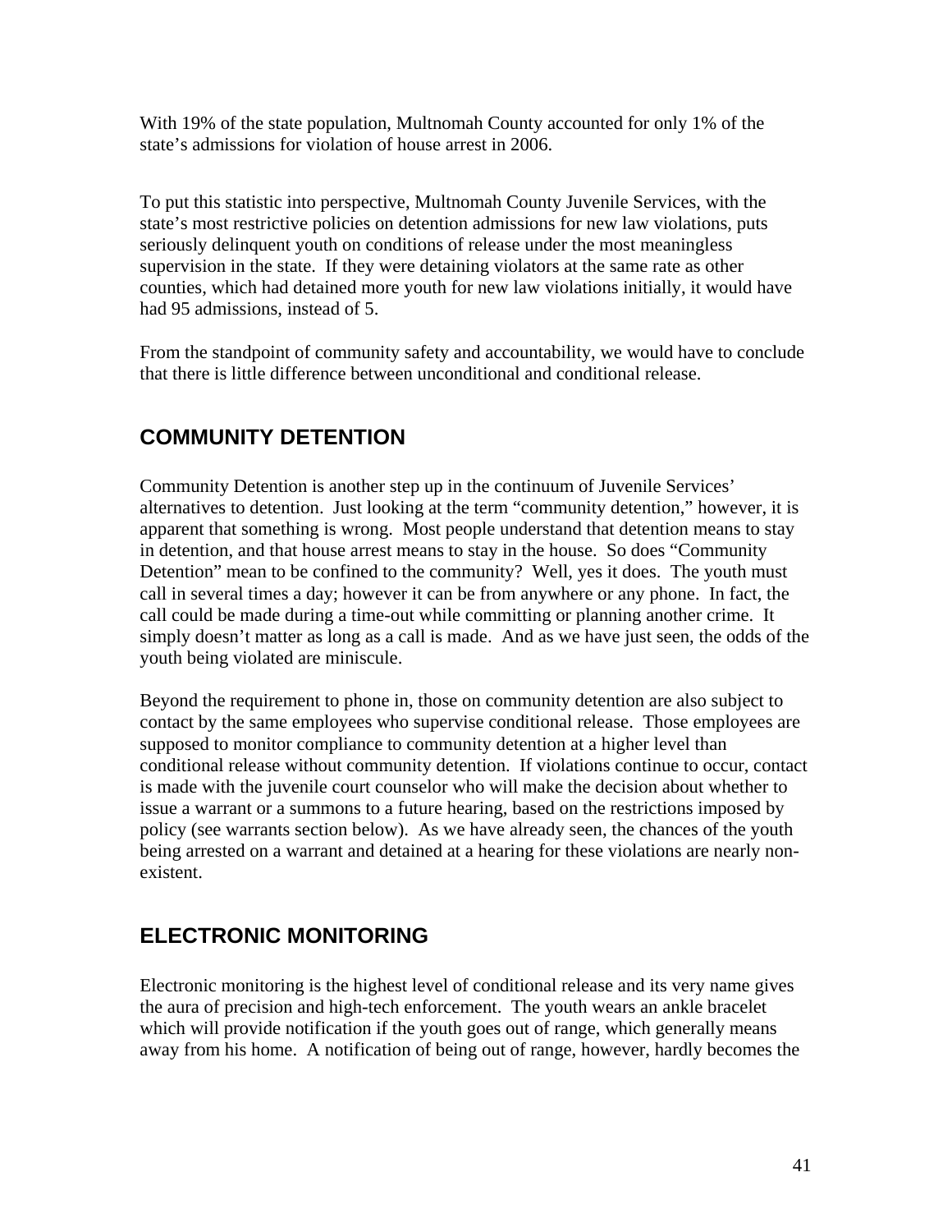With 19% of the state population, Multnomah County accounted for only 1% of the state's admissions for violation of house arrest in 2006.

To put this statistic into perspective, Multnomah County Juvenile Services, with the state's most restrictive policies on detention admissions for new law violations, puts seriously delinquent youth on conditions of release under the most meaningless supervision in the state. If they were detaining violators at the same rate as other counties, which had detained more youth for new law violations initially, it would have had 95 admissions, instead of 5.

From the standpoint of community safety and accountability, we would have to conclude that there is little difference between unconditional and conditional release.

## COMMUNITY DETENTION

Community Detention is another step up in the continuum of Juvenile Services' alternatives to detention. Just looking at the term "community detention," however, it is apparent that something is wrong. Most people understand that detention means to stay in detention, and that house arrest means to stay in the house. So does "Community Detention" mean to be confined to the community? Well, yes it does. The youth must call in several times a day; however it can be from anywhere or any phone. In fact, the call could be made during a time-out while committing or planning another crime. It simply doesn't matter as long as a call is made. And as we have just seen, the odds of the youth being violated are miniscule.

Beyond the requirement to phone in, those on community detention are also subject to contact by the same employees who supervise conditional release. Those employees are supposed to monitor compliance to community detention at a higher level than conditional release without community detention. If violations continue to occur, contact is made with the juvenile court counselor who will make the decision about whether to issue a warrant or a summons to a future hearing, based on the restrictions imposed by policy (see warrants section below). As we have already seen, the chances of the youth being arrested on a warrant and detained at a hearing for these violations are nearly non-existent.

## ELECTRONIC MONITORING

Electronic monitoring is the highest level of conditional release and its very name gives the aura of precision and high-tech enforcement. The youth wears an ankle bracelet which will provide notification if the youth goes out of range, which generally means away from his home. A notification of being out of range, however, hardly becomes the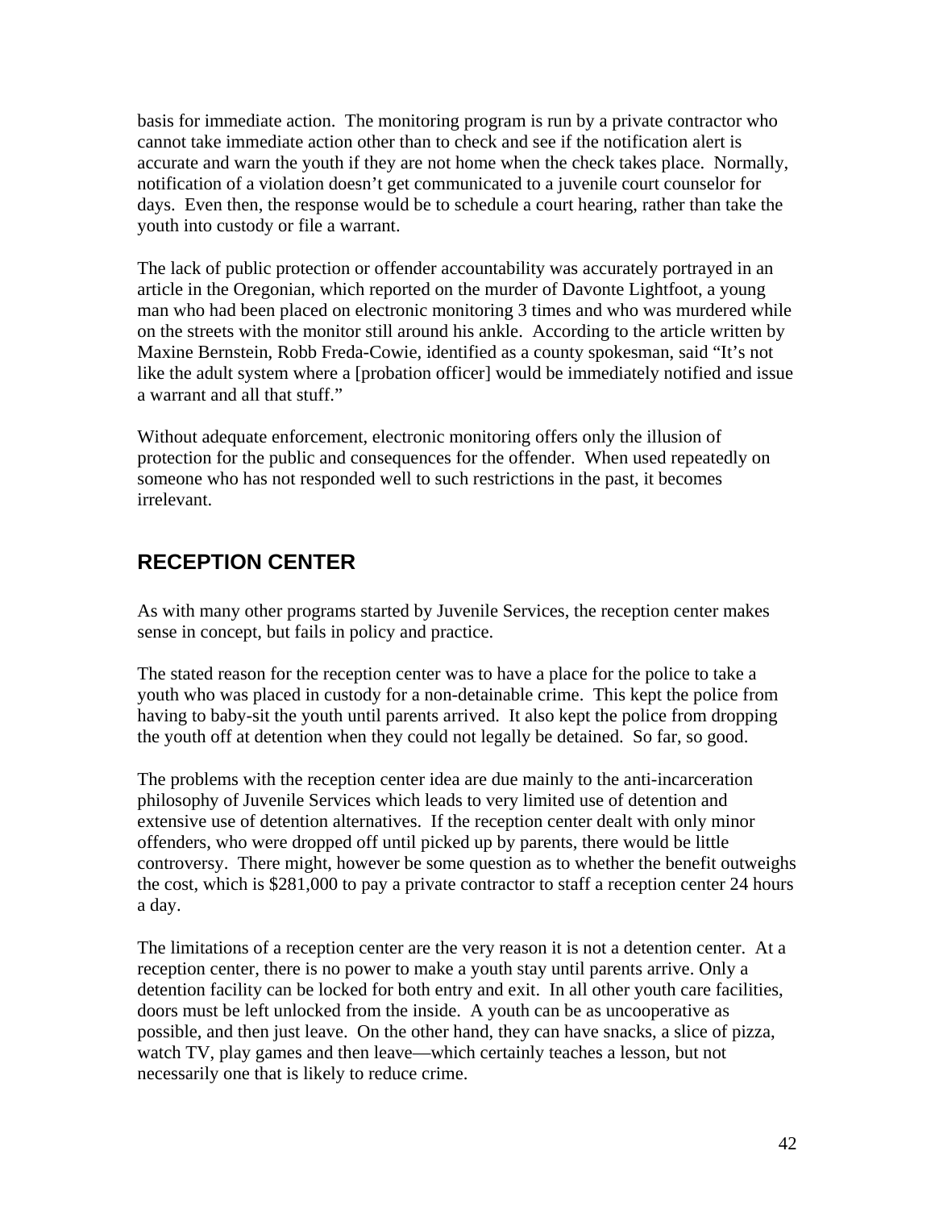basis for immediate action. The monitoring program is run by a private contractor who cannot take immediate action other than to check and see if the notification alert is accurate and warn the youth if they are not home when the check takes place. Normally, notification of a violation doesn't get communicated to a juvenile court counselor for days. Even then, the response would be to schedule a court hearing, rather than take the youth into custody or file a warrant.

The lack of public protection or offender accountability was accurately portrayed in an article in the Oregonian, which reported on the murder of Davonte Lightfoot, a young man who had been placed on electronic monitoring 3 times and who was murdered while on the streets with the monitor still around his ankle. According to the article written by Maxine Bernstein, Robb Freda-Cowie, identified as a county spokesman, said "It's not like the adult system where a [probation officer] would be immediately notified and issue a warrant and all that stuff."

Without adequate enforcement, electronic monitoring offers only the illusion of protection for the public and consequences for the offender. When used repeatedly on someone who has not responded well to such restrictions in the past, it becomes irrelevant.

## RECEPTION CENTER

As with many other programs started by Juvenile Services, the reception center makes sense in concept, but fails in policy and practice.

The stated reason for the reception center was to have a place for the police to take a youth who was placed in custody for a non-detainable crime. This kept the police from having to baby-sit the youth until parents arrived. It also kept the police from dropping the youth off at detention when they could not legally be detained. So far, so good.

The problems with the reception center idea are due mainly to the anti-incarceration philosophy of Juvenile Services which leads to very limited use of detention and extensive use of detention alternatives. If the reception center dealt with only minor offenders, who were dropped off until picked up by parents, there would be little controversy. There might, however be some question as to whether the benefit outweighs the cost, which is $281,000 to pay a private contractor to staff a reception center 24 hours a day.

The limitations of a reception center are the very reason it is not a detention center. At a reception center, there is no power to make a youth stay until parents arrive. Only a detention facility can be locked for both entry and exit. In all other youth care facilities, doors must be left unlocked from the inside. A youth can be as uncooperative as possible, and then just leave. On the other hand, they can have snacks, a slice of pizza, watch TV, play games and then leave—which certainly teaches a lesson, but not necessarily one that is likely to reduce crime.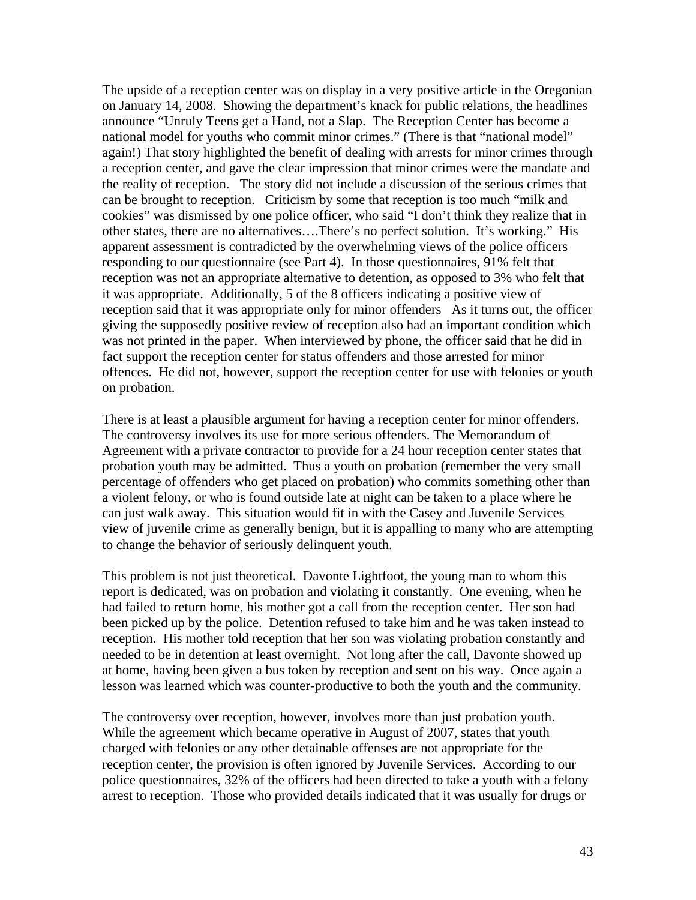The upside of a reception center was on display in a very positive article in the Oregonian on January 14, 2008. Showing the department's knack for public relations, the headlines announce "Unruly Teens get a Hand, not a Slap. The Reception Center has become a national model for youths who commit minor crimes." (There is that "national model" again!) That story highlighted the benefit of dealing with arrests for minor crimes through a reception center, and gave the clear impression that minor crimes were the mandate and the reality of reception. The story did not include a discussion of the serious crimes that can be brought to reception. Criticism by some that reception is too much "milk and cookies" was dismissed by one police officer, who said "I don't think they realize that in other states, there are no alternatives….There's no perfect solution. It's working." His apparent assessment is contradicted by the overwhelming views of the police officers responding to our questionnaire (see Part 4). In those questionnaires, 91% felt that reception was not an appropriate alternative to detention, as opposed to 3% who felt that it was appropriate. Additionally, 5 of the 8 officers indicating a positive view of reception said that it was appropriate only for minor offenders As it turns out, the officer giving the supposedly positive review of reception also had an important condition which was not printed in the paper. When interviewed by phone, the officer said that he did in fact support the reception center for status offenders and those arrested for minor offences. He did not, however, support the reception center for use with felonies or youth on probation.

There is at least a plausible argument for having a reception center for minor offenders. The controversy involves its use for more serious offenders. The Memorandum of Agreement with a private contractor to provide for a 24 hour reception center states that probation youth may be admitted. Thus a youth on probation (remember the very small percentage of offenders who get placed on probation) who commits something other than a violent felony, or who is found outside late at night can be taken to a place where he can just walk away. This situation would fit in with the Casey and Juvenile Services view of juvenile crime as generally benign, but it is appalling to many who are attempting to change the behavior of seriously delinquent youth.

This problem is not just theoretical. Davonte Lightfoot, the young man to whom this report is dedicated, was on probation and violating it constantly. One evening, when he had failed to return home, his mother got a call from the reception center. Her son had been picked up by the police. Detention refused to take him and he was taken instead to reception. His mother told reception that her son was violating probation constantly and needed to be in detention at least overnight. Not long after the call, Davonte showed up at home, having been given a bus token by reception and sent on his way. Once again a lesson was learned which was counter-productive to both the youth and the community.

The controversy over reception, however, involves more than just probation youth. While the agreement which became operative in August of 2007, states that youth charged with felonies or any other detainable offenses are not appropriate for the reception center, the provision is often ignored by Juvenile Services. According to our police questionnaires, 32% of the officers had been directed to take a youth with a felony arrest to reception. Those who provided details indicated that it was usually for drugs or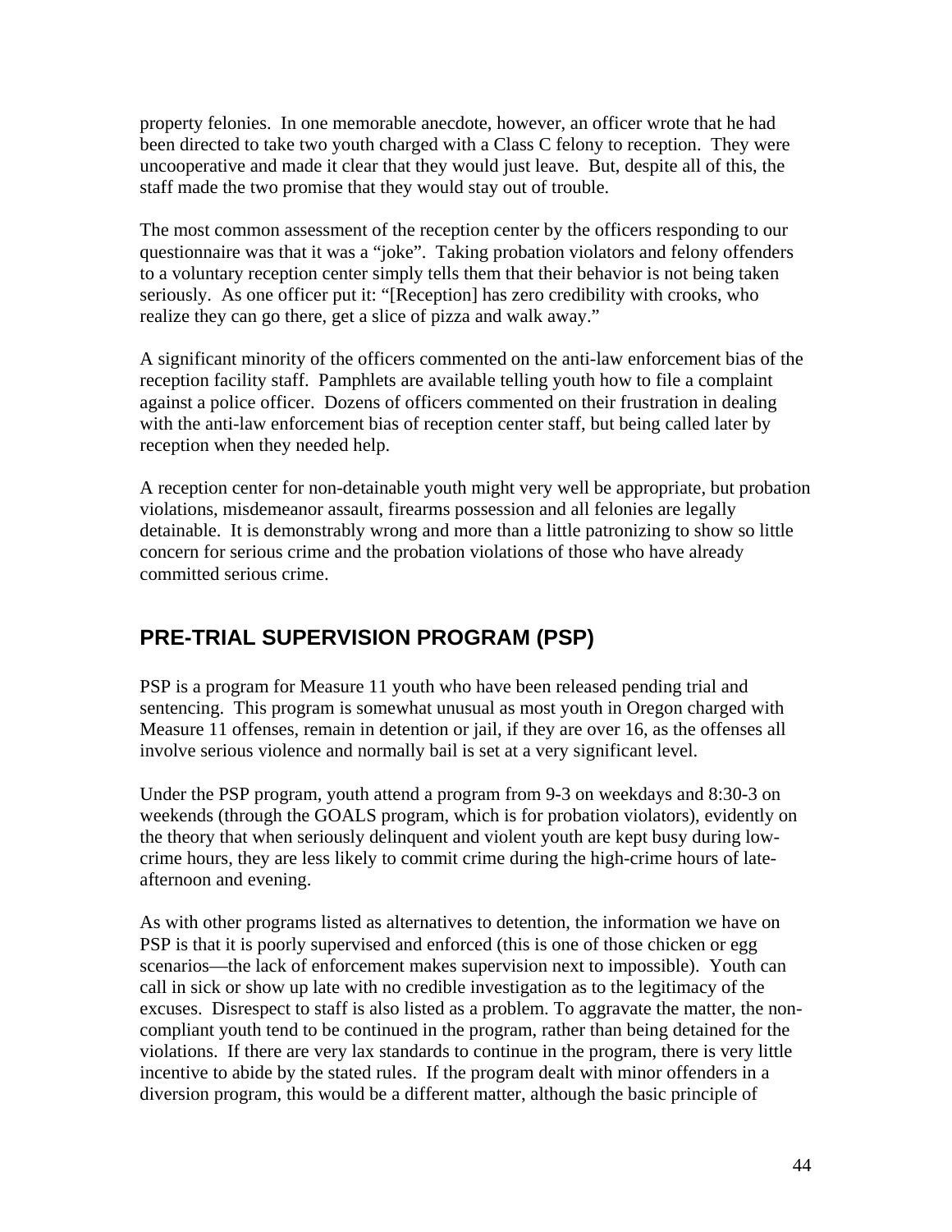property felonies. In one memorable anecdote, however, an officer wrote that he had been directed to take two youth charged with a Class C felony to reception. They were uncooperative and made it clear that they would just leave. But, despite all of this, the staff made the two promise that they would stay out of trouble.

The most common assessment of the reception center by the officers responding to our questionnaire was that it was a "joke". Taking probation violators and felony offenders to a voluntary reception center simply tells them that their behavior is not being taken seriously. As one officer put it: "[Reception] has zero credibility with crooks, who realize they can go there, get a slice of pizza and walk away."

A significant minority of the officers commented on the anti-law enforcement bias of the reception facility staff. Pamphlets are available telling youth how to file a complaint against a police officer. Dozens of officers commented on their frustration in dealing with the anti-law enforcement bias of reception center staff, but being called later by reception when they needed help.

A reception center for non-detainable youth might very well be appropriate, but probation violations, misdemeanor assault, firearms possession and all felonies are legally detainable. It is demonstrably wrong and more than a little patronizing to show so little concern for serious crime and the probation violations of those who have already committed serious crime.

## PRE-TRIAL SUPERVISION PROGRAM (PSP)

PSP is a program for Measure 11 youth who have been released pending trial and sentencing. This program is somewhat unusual as most youth in Oregon charged with Measure 11 offenses, remain in detention or jail, if they are over 16, as the offenses all involve serious violence and normally bail is set at a very significant level.

Under the PSP program, youth attend a program from 9-3 on weekdays and 8:30-3 on weekends (through the GOALS program, which is for probation violators), evidently on the theory that when seriously delinquent and violent youth are kept busy during low-crime hours, they are less likely to commit crime during the high-crime hours of late-afternoon and evening.

As with other programs listed as alternatives to detention, the information we have on PSP is that it is poorly supervised and enforced (this is one of those chicken or egg scenarios—the lack of enforcement makes supervision next to impossible). Youth can call in sick or show up late with no credible investigation as to the legitimacy of the excuses. Disrespect to staff is also listed as a problem. To aggravate the matter, the non-compliant youth tend to be continued in the program, rather than being detained for the violations. If there are very lax standards to continue in the program, there is very little incentive to abide by the stated rules. If the program dealt with minor offenders in a diversion program, this would be a different matter, although the basic principle of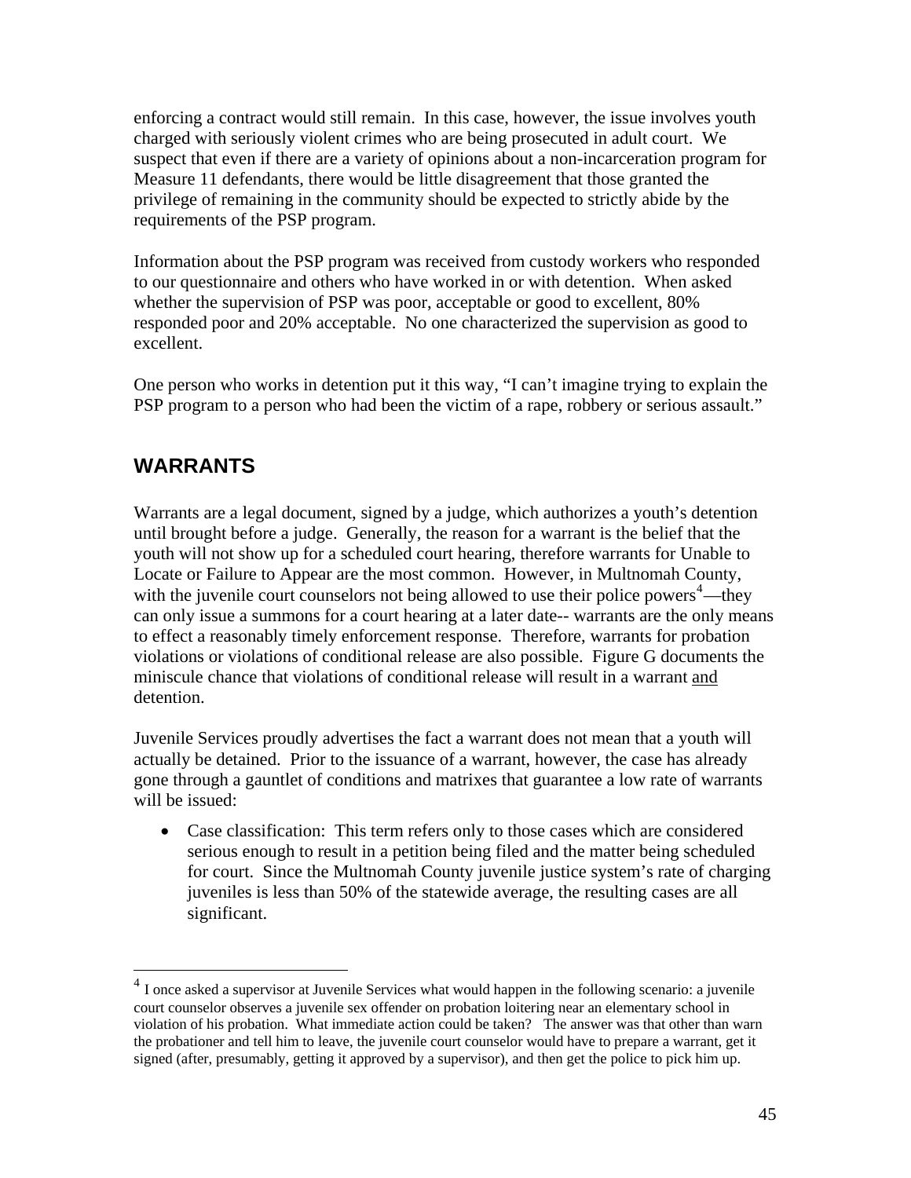enforcing a contract would still remain. In this case, however, the issue involves youth charged with seriously violent crimes who are being prosecuted in adult court. We suspect that even if there are a variety of opinions about a non-incarceration program for Measure 11 defendants, there would be little disagreement that those granted the privilege of remaining in the community should be expected to strictly abide by the requirements of the PSP program.

Information about the PSP program was received from custody workers who responded to our questionnaire and others who have worked in or with detention. When asked whether the supervision of PSP was poor, acceptable or good to excellent, 80% responded poor and 20% acceptable. No one characterized the supervision as good to excellent.

One person who works in detention put it this way, "I can't imagine trying to explain the PSP program to a person who had been the victim of a rape, robbery or serious assault."

## WARRANTS

Warrants are a legal document, signed by a judge, which authorizes a youth's detention until brought before a judge. Generally, the reason for a warrant is the belief that the youth will not show up for a scheduled court hearing, therefore warrants for Unable to Locate or Failure to Appear are the most common. However, in Multnomah County, with the juvenile court counselors not being allowed to use their police powers[4]—they can only issue a summons for a court hearing at a later date-- warrants are the only means to effect a reasonably timely enforcement response. Therefore, warrants for probation violations or violations of conditional release are also possible. Figure G documents the miniscule chance that violations of conditional release will result in a warrant <u>and</u> detention.

Juvenile Services proudly advertises the fact a warrant does not mean that a youth will actually be detained. Prior to the issuance of a warrant, however, the case has already gone through a gauntlet of conditions and matrixes that guarantee a low rate of warrants will be issued:

- Case classification: This term refers only to those cases which are considered serious enough to result in a petition being filed and the matter being scheduled for court. Since the Multnomah County juvenile justice system's rate of charging juveniles is less than 50% of the statewide average, the resulting cases are all significant.

---

[4] I once asked a supervisor at Juvenile Services what would happen in the following scenario: a juvenile court counselor observes a juvenile sex offender on probation loitering near an elementary school in violation of his probation. What immediate action could be taken? The answer was that other than warn the probationer and tell him to leave, the juvenile court counselor would have to prepare a warrant, get it signed (after, presumably, getting it approved by a supervisor), and then get the police to pick him up.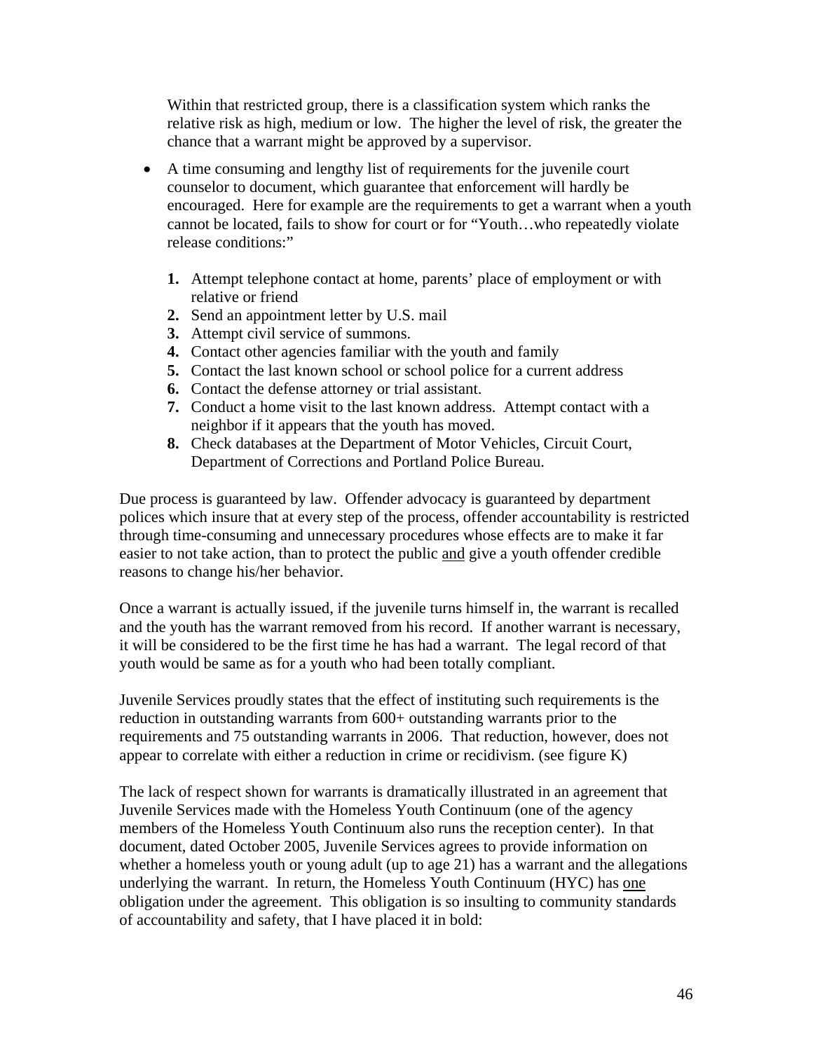Within that restricted group, there is a classification system which ranks the relative risk as high, medium or low. The higher the level of risk, the greater the chance that a warrant might be approved by a supervisor.

- A time consuming and lengthy list of requirements for the juvenile court counselor to document, which guarantee that enforcement will hardly be encouraged. Here for example are the requirements to get a warrant when a youth cannot be located, fails to show for court or for "Youth…who repeatedly violate release conditions:"

  1. Attempt telephone contact at home, parents' place of employment or with relative or friend
  2. Send an appointment letter by U.S. mail
  3. Attempt civil service of summons.
  4. Contact other agencies familiar with the youth and family
  5. Contact the last known school or school police for a current address
  6. Contact the defense attorney or trial assistant.
  7. Conduct a home visit to the last known address. Attempt contact with a neighbor if it appears that the youth has moved.
  8. Check databases at the Department of Motor Vehicles, Circuit Court, Department of Corrections and Portland Police Bureau.

Due process is guaranteed by law. Offender advocacy is guaranteed by department polices which insure that at every step of the process, offender accountability is restricted through time-consuming and unnecessary procedures whose effects are to make it far easier to not take action, than to protect the public and give a youth offender credible reasons to change his/her behavior.

Once a warrant is actually issued, if the juvenile turns himself in, the warrant is recalled and the youth has the warrant removed from his record. If another warrant is necessary, it will be considered to be the first time he has had a warrant. The legal record of that youth would be same as for a youth who had been totally compliant.

Juvenile Services proudly states that the effect of instituting such requirements is the reduction in outstanding warrants from 600+ outstanding warrants prior to the requirements and 75 outstanding warrants in 2006. That reduction, however, does not appear to correlate with either a reduction in crime or recidivism. (see figure K)

The lack of respect shown for warrants is dramatically illustrated in an agreement that Juvenile Services made with the Homeless Youth Continuum (one of the agency members of the Homeless Youth Continuum also runs the reception center). In that document, dated October 2005, Juvenile Services agrees to provide information on whether a homeless youth or young adult (up to age 21) has a warrant and the allegations underlying the warrant. In return, the Homeless Youth Continuum (HYC) has one obligation under the agreement. This obligation is so insulting to community standards of accountability and safety, that I have placed it in bold: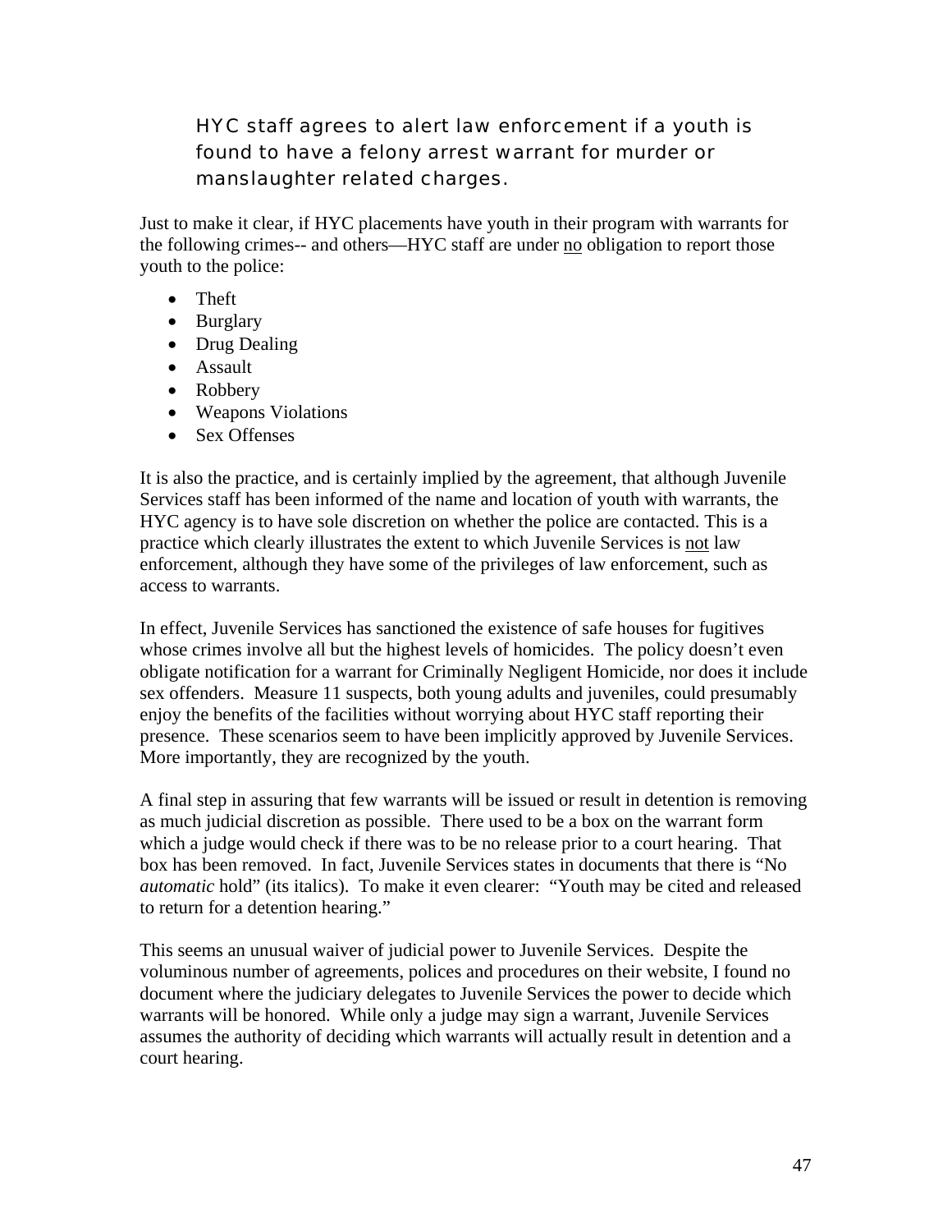> HYC staff agrees to alert law enforcement if a youth is found to have a felony arrest warrant for murder or manslaughter related charges.

Just to make it clear, if HYC placements have youth in their program with warrants for the following crimes-- and others—HYC staff are under no obligation to report those youth to the police:

- Theft
- Burglary
- Drug Dealing
- Assault
- Robbery
- Weapons Violations
- Sex Offenses

It is also the practice, and is certainly implied by the agreement, that although Juvenile Services staff has been informed of the name and location of youth with warrants, the HYC agency is to have sole discretion on whether the police are contacted. This is a practice which clearly illustrates the extent to which Juvenile Services is not law enforcement, although they have some of the privileges of law enforcement, such as access to warrants.

In effect, Juvenile Services has sanctioned the existence of safe houses for fugitives whose crimes involve all but the highest levels of homicides. The policy doesn't even obligate notification for a warrant for Criminally Negligent Homicide, nor does it include sex offenders. Measure 11 suspects, both young adults and juveniles, could presumably enjoy the benefits of the facilities without worrying about HYC staff reporting their presence. These scenarios seem to have been implicitly approved by Juvenile Services. More importantly, they are recognized by the youth.

A final step in assuring that few warrants will be issued or result in detention is removing as much judicial discretion as possible. There used to be a box on the warrant form which a judge would check if there was to be no release prior to a court hearing. That box has been removed. In fact, Juvenile Services states in documents that there is "No *automatic* hold" (its italics). To make it even clearer: "Youth may be cited and released to return for a detention hearing."

This seems an unusual waiver of judicial power to Juvenile Services. Despite the voluminous number of agreements, polices and procedures on their website, I found no document where the judiciary delegates to Juvenile Services the power to decide which warrants will be honored. While only a judge may sign a warrant, Juvenile Services assumes the authority of deciding which warrants will actually result in detention and a court hearing.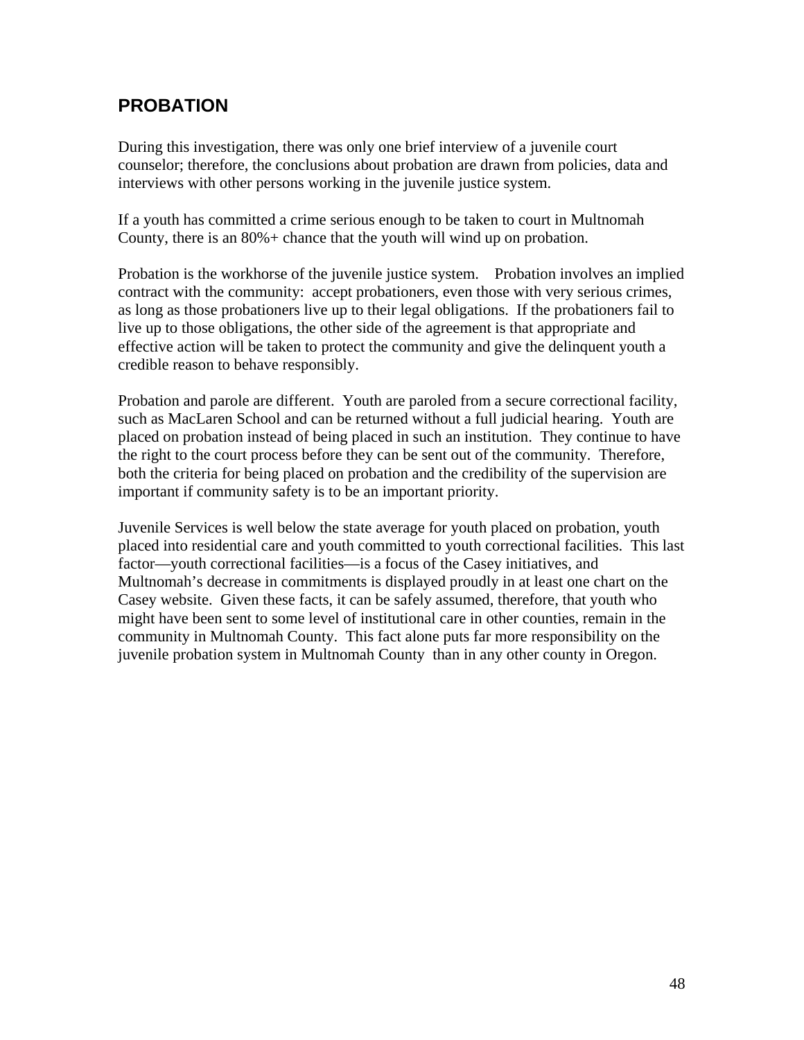## PROBATION

During this investigation, there was only one brief interview of a juvenile court counselor; therefore, the conclusions about probation are drawn from policies, data and interviews with other persons working in the juvenile justice system.

If a youth has committed a crime serious enough to be taken to court in Multnomah County, there is an 80%+ chance that the youth will wind up on probation.

Probation is the workhorse of the juvenile justice system. Probation involves an implied contract with the community: accept probationers, even those with very serious crimes, as long as those probationers live up to their legal obligations. If the probationers fail to live up to those obligations, the other side of the agreement is that appropriate and effective action will be taken to protect the community and give the delinquent youth a credible reason to behave responsibly.

Probation and parole are different. Youth are paroled from a secure correctional facility, such as MacLaren School and can be returned without a full judicial hearing. Youth are placed on probation instead of being placed in such an institution. They continue to have the right to the court process before they can be sent out of the community. Therefore, both the criteria for being placed on probation and the credibility of the supervision are important if community safety is to be an important priority.

Juvenile Services is well below the state average for youth placed on probation, youth placed into residential care and youth committed to youth correctional facilities. This last factor—youth correctional facilities—is a focus of the Casey initiatives, and Multnomah's decrease in commitments is displayed proudly in at least one chart on the Casey website. Given these facts, it can be safely assumed, therefore, that youth who might have been sent to some level of institutional care in other counties, remain in the community in Multnomah County. This fact alone puts far more responsibility on the juvenile probation system in Multnomah County than in any other county in Oregon.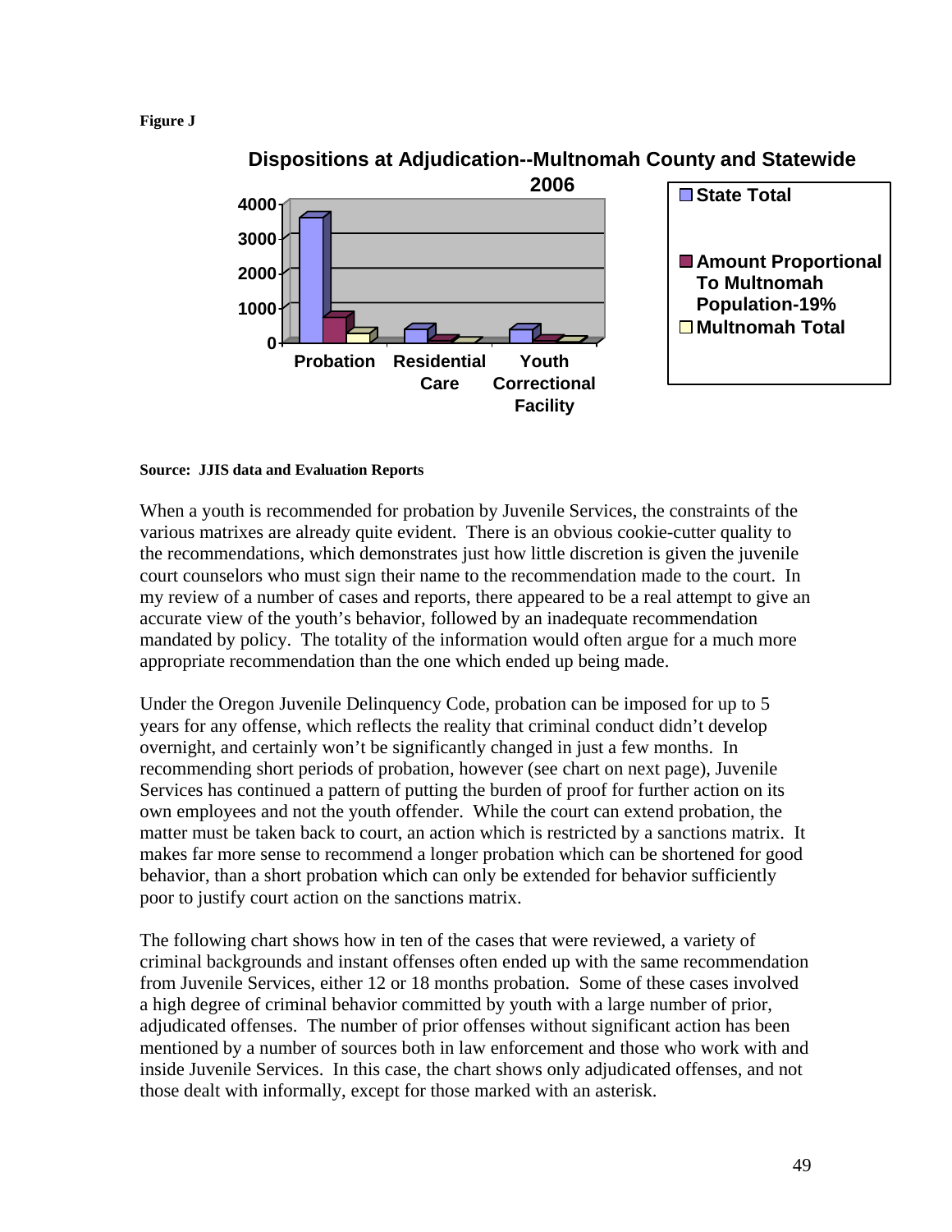**Figure J**

**Dispositions at Adjudication--Multnomah County and Statewide 2006**

- State Total
- Amount Proportional To Multnomah Population-19%
- Multnomah Total

4000
3000
2000
1000
0

Probation | Residential Care | Youth Correctional Facility

**Source: JJIS data and Evaluation Reports**

When a youth is recommended for probation by Juvenile Services, the constraints of the various matrixes are already quite evident. There is an obvious cookie-cutter quality to the recommendations, which demonstrates just how little discretion is given the juvenile court counselors who must sign their name to the recommendation made to the court. In my review of a number of cases and reports, there appeared to be a real attempt to give an accurate view of the youth's behavior, followed by an inadequate recommendation mandated by policy. The totality of the information would often argue for a much more appropriate recommendation than the one which ended up being made.

Under the Oregon Juvenile Delinquency Code, probation can be imposed for up to 5 years for any offense, which reflects the reality that criminal conduct didn't develop overnight, and certainly won't be significantly changed in just a few months. In recommending short periods of probation, however (see chart on next page), Juvenile Services has continued a pattern of putting the burden of proof for further action on its own employees and not the youth offender. While the court can extend probation, the matter must be taken back to court, an action which is restricted by a sanctions matrix. It makes far more sense to recommend a longer probation which can be shortened for good behavior, than a short probation which can only be extended for behavior sufficiently poor to justify court action on the sanctions matrix.

The following chart shows how in ten of the cases that were reviewed, a variety of criminal backgrounds and instant offenses often ended up with the same recommendation from Juvenile Services, either 12 or 18 months probation. Some of these cases involved a high degree of criminal behavior committed by youth with a large number of prior, adjudicated offenses. The number of prior offenses without significant action has been mentioned by a number of sources both in law enforcement and those who work with and inside Juvenile Services. In this case, the chart shows only adjudicated offenses, and not those dealt with informally, except for those marked with an asterisk.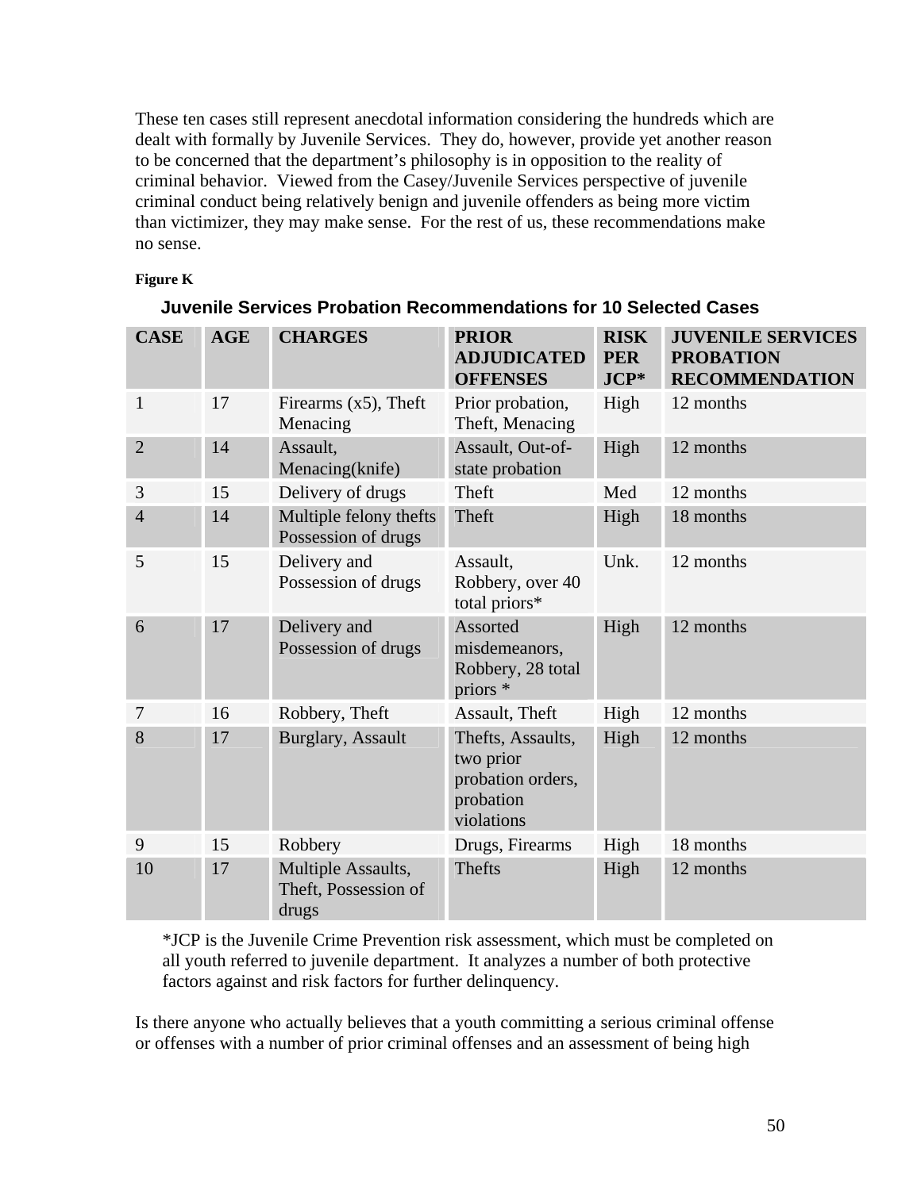These ten cases still represent anecdotal information considering the hundreds which are dealt with formally by Juvenile Services. They do, however, provide yet another reason to be concerned that the department's philosophy is in opposition to the reality of criminal behavior. Viewed from the Casey/Juvenile Services perspective of juvenile criminal conduct being relatively benign and juvenile offenders as being more victim than victimizer, they may make sense. For the rest of us, these recommendations make no sense.

**Figure K**

**Juvenile Services Probation Recommendations for 10 Selected Cases**

| CASE | AGE | CHARGES | PRIOR ADJUDICATED OFFENSES | RISK PER JCP* | JUVENILE SERVICES PROBATION RECOMMENDATION |
|---|---|---|---|---|---|
| 1 | 17 | Firearms (x5), Theft Menacing | Prior probation, Theft, Menacing | High | 12 months |
| 2 | 14 | Assault, Menacing(knife) | Assault, Out-of-state probation | High | 12 months |
| 3 | 15 | Delivery of drugs | Theft | Med | 12 months |
| 4 | 14 | Multiple felony thefts Possession of drugs | Theft | High | 18 months |
| 5 | 15 | Delivery and Possession of drugs | Assault, Robbery, over 40 total priors* | Unk. | 12 months |
| 6 | 17 | Delivery and Possession of drugs | Assorted misdemeanors, Robbery, 28 total priors * | High | 12 months |
| 7 | 16 | Robbery, Theft | Assault, Theft | High | 12 months |
| 8 | 17 | Burglary, Assault | Thefts, Assaults, two prior probation orders, probation violations | High | 12 months |
| 9 | 15 | Robbery | Drugs, Firearms | High | 18 months |
| 10 | 17 | Multiple Assaults, Theft, Possession of drugs | Thefts | High | 12 months |

*JCP is the Juvenile Crime Prevention risk assessment, which must be completed on all youth referred to juvenile department. It analyzes a number of both protective factors against and risk factors for further delinquency.

Is there anyone who actually believes that a youth committing a serious criminal offense or offenses with a number of prior criminal offenses and an assessment of being high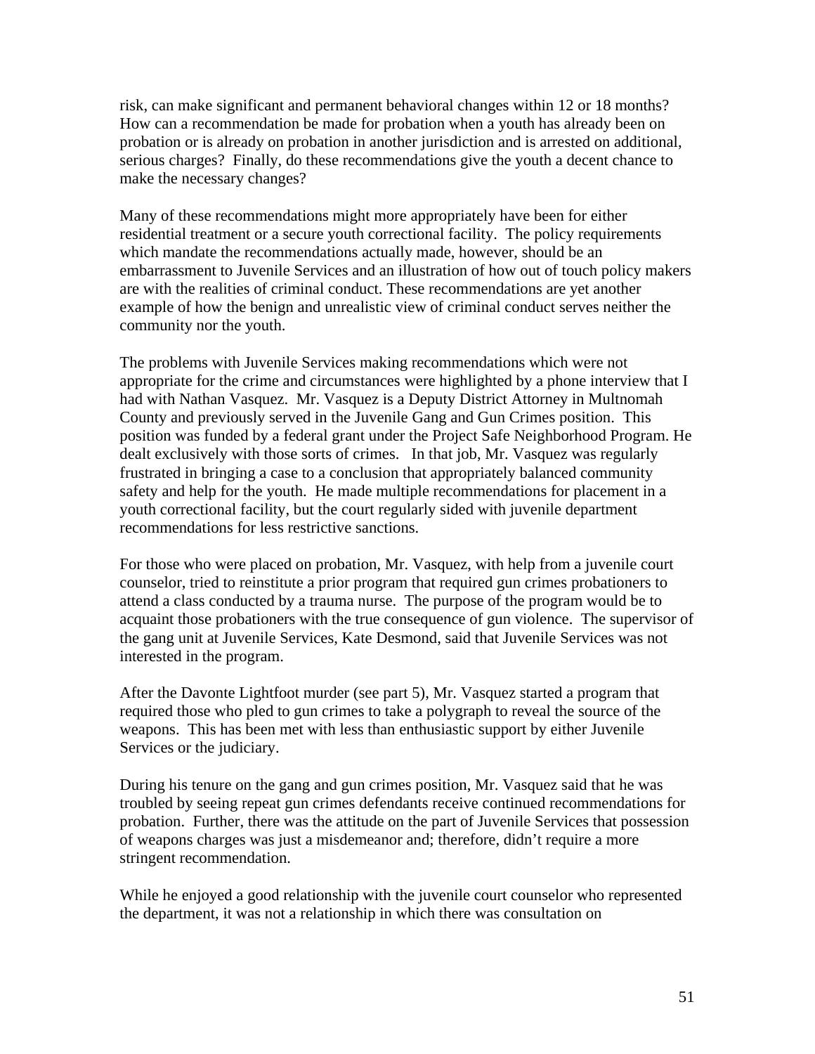risk, can make significant and permanent behavioral changes within 12 or 18 months? How can a recommendation be made for probation when a youth has already been on probation or is already on probation in another jurisdiction and is arrested on additional, serious charges? Finally, do these recommendations give the youth a decent chance to make the necessary changes?

Many of these recommendations might more appropriately have been for either residential treatment or a secure youth correctional facility. The policy requirements which mandate the recommendations actually made, however, should be an embarrassment to Juvenile Services and an illustration of how out of touch policy makers are with the realities of criminal conduct. These recommendations are yet another example of how the benign and unrealistic view of criminal conduct serves neither the community nor the youth.

The problems with Juvenile Services making recommendations which were not appropriate for the crime and circumstances were highlighted by a phone interview that I had with Nathan Vasquez. Mr. Vasquez is a Deputy District Attorney in Multnomah County and previously served in the Juvenile Gang and Gun Crimes position. This position was funded by a federal grant under the Project Safe Neighborhood Program. He dealt exclusively with those sorts of crimes. In that job, Mr. Vasquez was regularly frustrated in bringing a case to a conclusion that appropriately balanced community safety and help for the youth. He made multiple recommendations for placement in a youth correctional facility, but the court regularly sided with juvenile department recommendations for less restrictive sanctions.

For those who were placed on probation, Mr. Vasquez, with help from a juvenile court counselor, tried to reinstitute a prior program that required gun crimes probationers to attend a class conducted by a trauma nurse. The purpose of the program would be to acquaint those probationers with the true consequence of gun violence. The supervisor of the gang unit at Juvenile Services, Kate Desmond, said that Juvenile Services was not interested in the program.

After the Davonte Lightfoot murder (see part 5), Mr. Vasquez started a program that required those who pled to gun crimes to take a polygraph to reveal the source of the weapons. This has been met with less than enthusiastic support by either Juvenile Services or the judiciary.

During his tenure on the gang and gun crimes position, Mr. Vasquez said that he was troubled by seeing repeat gun crimes defendants receive continued recommendations for probation. Further, there was the attitude on the part of Juvenile Services that possession of weapons charges was just a misdemeanor and; therefore, didn't require a more stringent recommendation.

While he enjoyed a good relationship with the juvenile court counselor who represented the department, it was not a relationship in which there was consultation on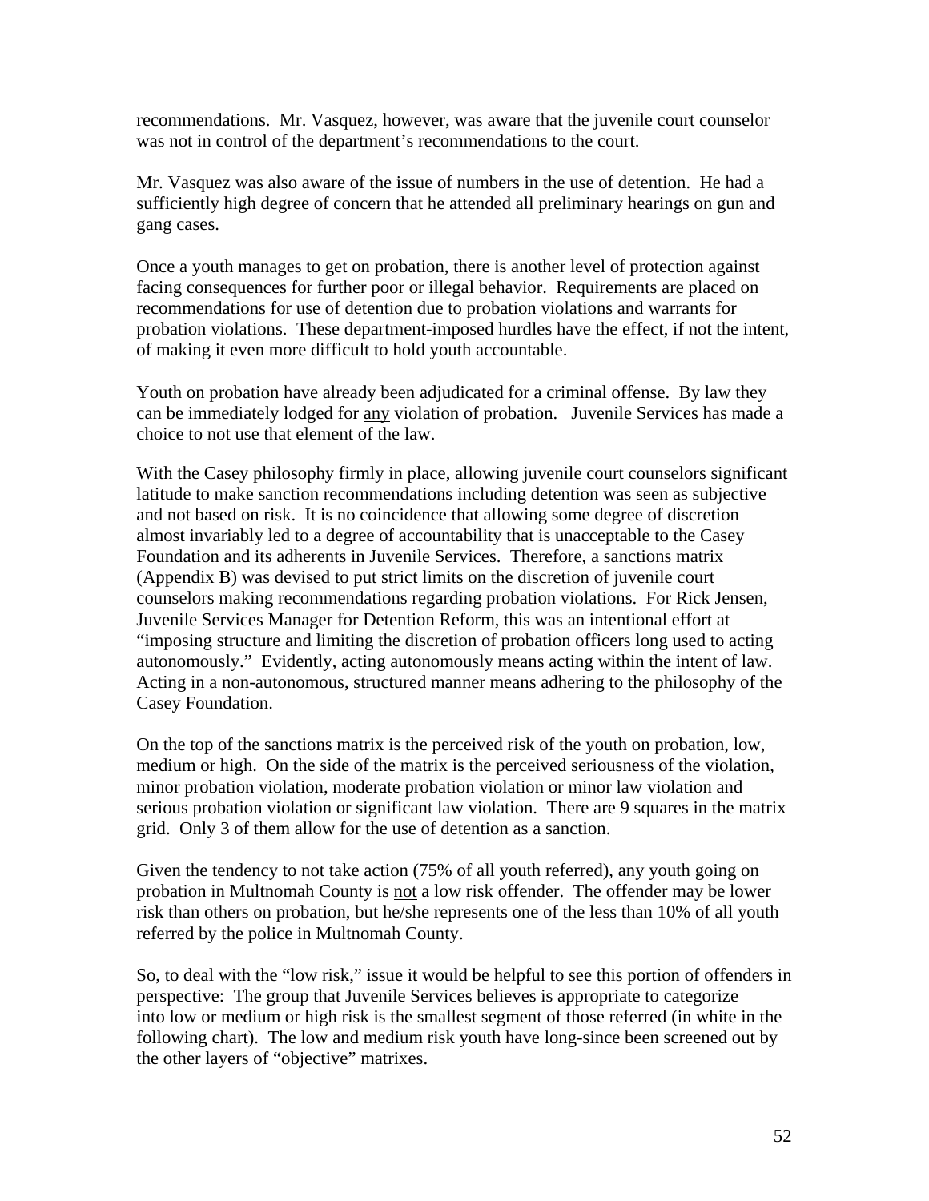recommendations. Mr. Vasquez, however, was aware that the juvenile court counselor was not in control of the department's recommendations to the court.

Mr. Vasquez was also aware of the issue of numbers in the use of detention. He had a sufficiently high degree of concern that he attended all preliminary hearings on gun and gang cases.

Once a youth manages to get on probation, there is another level of protection against facing consequences for further poor or illegal behavior. Requirements are placed on recommendations for use of detention due to probation violations and warrants for probation violations. These department-imposed hurdles have the effect, if not the intent, of making it even more difficult to hold youth accountable.

Youth on probation have already been adjudicated for a criminal offense. By law they can be immediately lodged for <u>any</u> violation of probation. Juvenile Services has made a choice to not use that element of the law.

With the Casey philosophy firmly in place, allowing juvenile court counselors significant latitude to make sanction recommendations including detention was seen as subjective and not based on risk. It is no coincidence that allowing some degree of discretion almost invariably led to a degree of accountability that is unacceptable to the Casey Foundation and its adherents in Juvenile Services. Therefore, a sanctions matrix (Appendix B) was devised to put strict limits on the discretion of juvenile court counselors making recommendations regarding probation violations. For Rick Jensen, Juvenile Services Manager for Detention Reform, this was an intentional effort at "imposing structure and limiting the discretion of probation officers long used to acting autonomously." Evidently, acting autonomously means acting within the intent of law. Acting in a non-autonomous, structured manner means adhering to the philosophy of the Casey Foundation.

On the top of the sanctions matrix is the perceived risk of the youth on probation, low, medium or high. On the side of the matrix is the perceived seriousness of the violation, minor probation violation, moderate probation violation or minor law violation and serious probation violation or significant law violation. There are 9 squares in the matrix grid. Only 3 of them allow for the use of detention as a sanction.

Given the tendency to not take action (75% of all youth referred), any youth going on probation in Multnomah County is <u>not</u> a low risk offender. The offender may be lower risk than others on probation, but he/she represents one of the less than 10% of all youth referred by the police in Multnomah County.

So, to deal with the "low risk," issue it would be helpful to see this portion of offenders in perspective: The group that Juvenile Services believes is appropriate to categorize into low or medium or high risk is the smallest segment of those referred (in white in the following chart). The low and medium risk youth have long-since been screened out by the other layers of "objective" matrixes.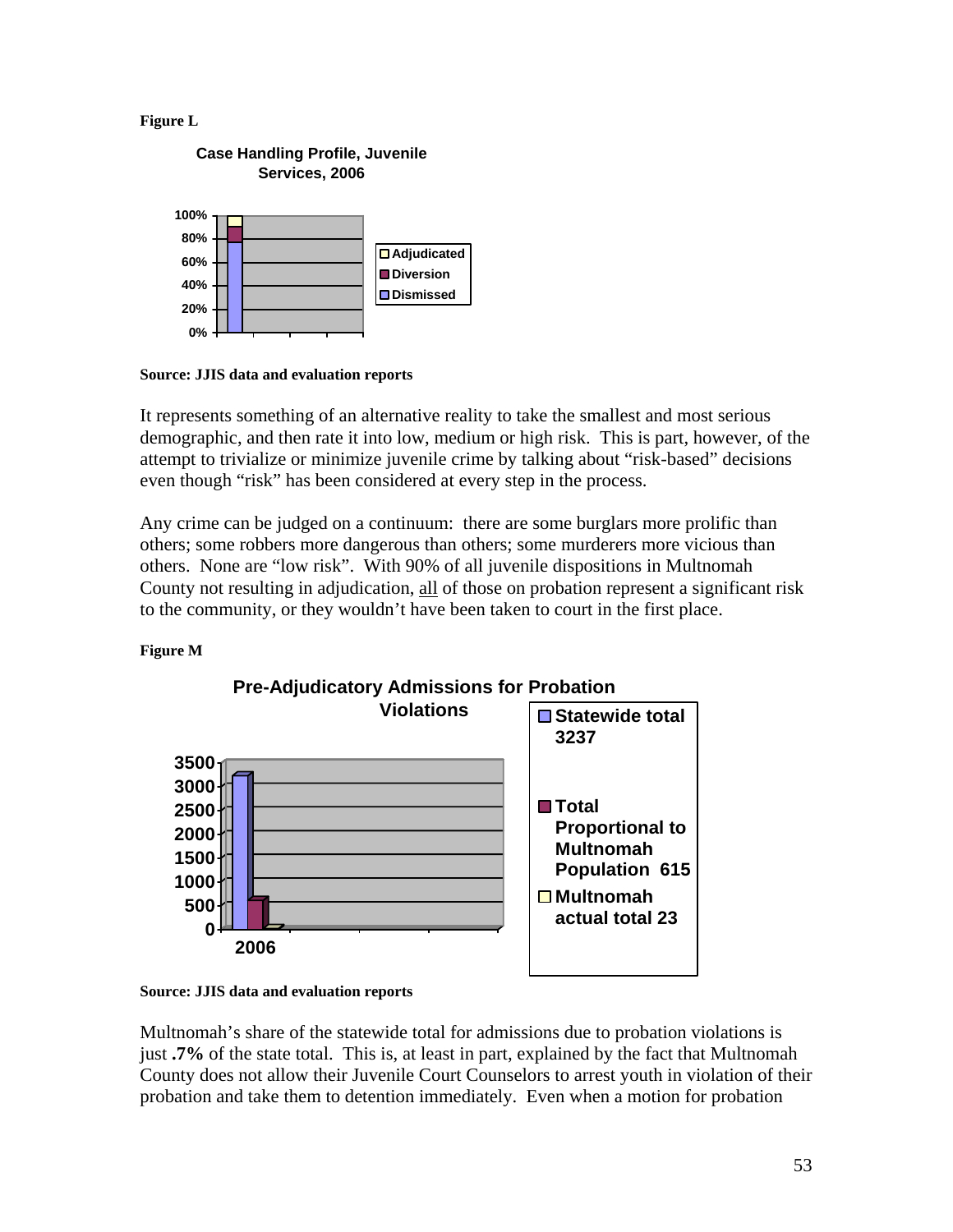**Figure L**

Case Handling Profile, Juvenile Services, 2006

- Adjudicated
- Diversion
- Dismissed

**Source: JJIS data and evaluation reports**

It represents something of an alternative reality to take the smallest and most serious demographic, and then rate it into low, medium or high risk. This is part, however, of the attempt to trivialize or minimize juvenile crime by talking about "risk-based" decisions even though "risk" has been considered at every step in the process.

Any crime can be judged on a continuum: there are some burglars more prolific than others; some robbers more dangerous than others; some murderers more vicious than others. None are "low risk". With 90% of all juvenile dispositions in Multnomah County not resulting in adjudication, all of those on probation represent a significant risk to the community, or they wouldn't have been taken to court in the first place.

**Figure M**

Pre-Adjudicatory Admissions for Probation Violations

- Statewide total 3237
- Total Proportional to Multnomah Population 615
- Multnomah actual total 23

**Source: JJIS data and evaluation reports**

Multnomah's share of the statewide total for admissions due to probation violations is just **.7%** of the state total. This is, at least in part, explained by the fact that Multnomah County does not allow their Juvenile Court Counselors to arrest youth in violation of their probation and take them to detention immediately. Even when a motion for probation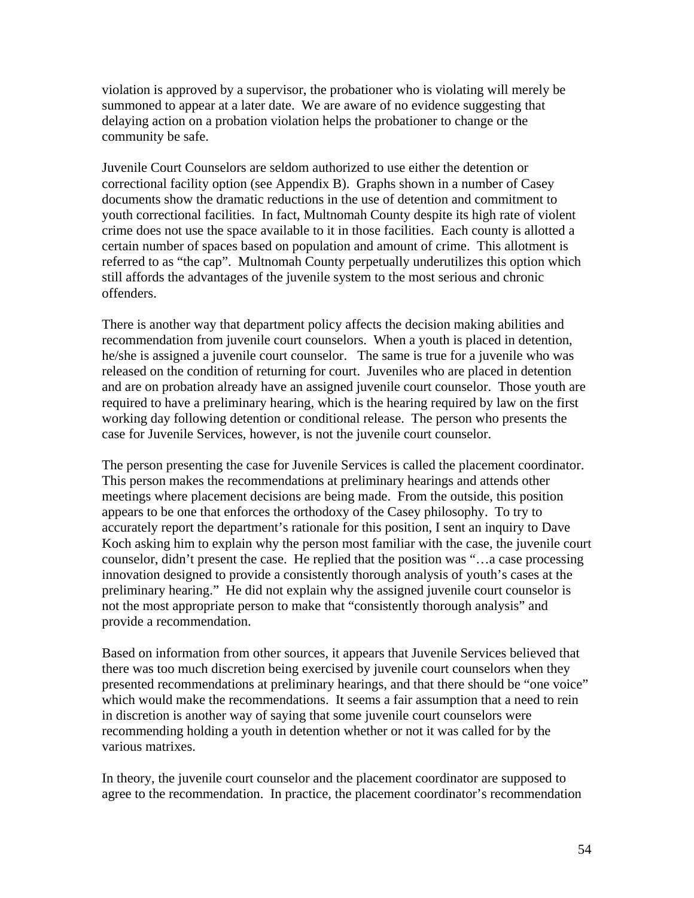violation is approved by a supervisor, the probationer who is violating will merely be summoned to appear at a later date. We are aware of no evidence suggesting that delaying action on a probation violation helps the probationer to change or the community be safe.

Juvenile Court Counselors are seldom authorized to use either the detention or correctional facility option (see Appendix B). Graphs shown in a number of Casey documents show the dramatic reductions in the use of detention and commitment to youth correctional facilities. In fact, Multnomah County despite its high rate of violent crime does not use the space available to it in those facilities. Each county is allotted a certain number of spaces based on population and amount of crime. This allotment is referred to as "the cap". Multnomah County perpetually underutilizes this option which still affords the advantages of the juvenile system to the most serious and chronic offenders.

There is another way that department policy affects the decision making abilities and recommendation from juvenile court counselors. When a youth is placed in detention, he/she is assigned a juvenile court counselor. The same is true for a juvenile who was released on the condition of returning for court. Juveniles who are placed in detention and are on probation already have an assigned juvenile court counselor. Those youth are required to have a preliminary hearing, which is the hearing required by law on the first working day following detention or conditional release. The person who presents the case for Juvenile Services, however, is not the juvenile court counselor.

The person presenting the case for Juvenile Services is called the placement coordinator. This person makes the recommendations at preliminary hearings and attends other meetings where placement decisions are being made. From the outside, this position appears to be one that enforces the orthodoxy of the Casey philosophy. To try to accurately report the department's rationale for this position, I sent an inquiry to Dave Koch asking him to explain why the person most familiar with the case, the juvenile court counselor, didn't present the case. He replied that the position was "…a case processing innovation designed to provide a consistently thorough analysis of youth's cases at the preliminary hearing." He did not explain why the assigned juvenile court counselor is not the most appropriate person to make that "consistently thorough analysis" and provide a recommendation.

Based on information from other sources, it appears that Juvenile Services believed that there was too much discretion being exercised by juvenile court counselors when they presented recommendations at preliminary hearings, and that there should be "one voice" which would make the recommendations. It seems a fair assumption that a need to rein in discretion is another way of saying that some juvenile court counselors were recommending holding a youth in detention whether or not it was called for by the various matrixes.

In theory, the juvenile court counselor and the placement coordinator are supposed to agree to the recommendation. In practice, the placement coordinator's recommendation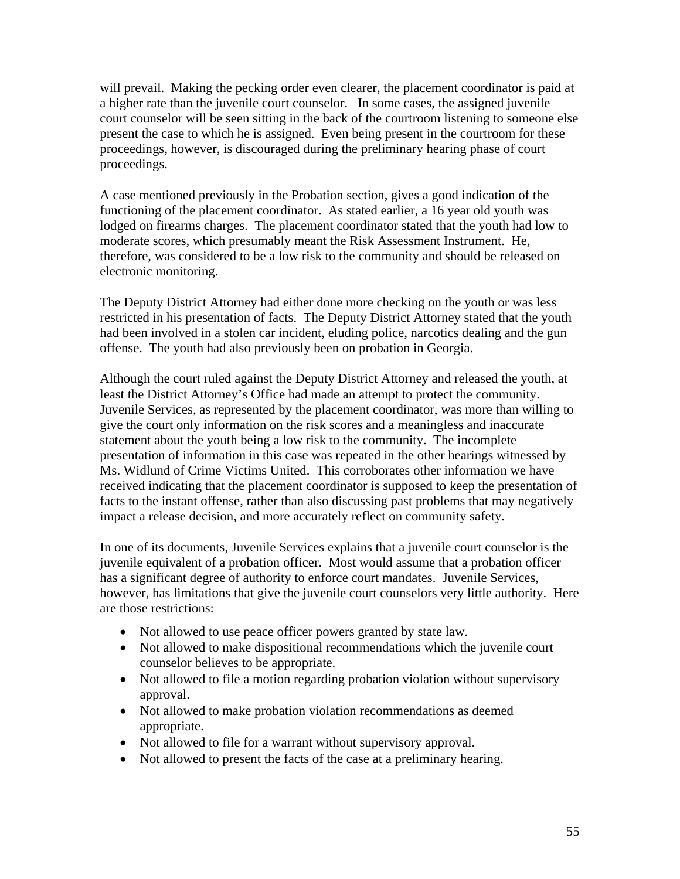will prevail. Making the pecking order even clearer, the placement coordinator is paid at a higher rate than the juvenile court counselor. In some cases, the assigned juvenile court counselor will be seen sitting in the back of the courtroom listening to someone else present the case to which he is assigned. Even being present in the courtroom for these proceedings, however, is discouraged during the preliminary hearing phase of court proceedings.

A case mentioned previously in the Probation section, gives a good indication of the functioning of the placement coordinator. As stated earlier, a 16 year old youth was lodged on firearms charges. The placement coordinator stated that the youth had low to moderate scores, which presumably meant the Risk Assessment Instrument. He, therefore, was considered to be a low risk to the community and should be released on electronic monitoring.

The Deputy District Attorney had either done more checking on the youth or was less restricted in his presentation of facts. The Deputy District Attorney stated that the youth had been involved in a stolen car incident, eluding police, narcotics dealing <u>and</u> the gun offense. The youth had also previously been on probation in Georgia.

Although the court ruled against the Deputy District Attorney and released the youth, at least the District Attorney's Office had made an attempt to protect the community. Juvenile Services, as represented by the placement coordinator, was more than willing to give the court only information on the risk scores and a meaningless and inaccurate statement about the youth being a low risk to the community. The incomplete presentation of information in this case was repeated in the other hearings witnessed by Ms. Widlund of Crime Victims United. This corroborates other information we have received indicating that the placement coordinator is supposed to keep the presentation of facts to the instant offense, rather than also discussing past problems that may negatively impact a release decision, and more accurately reflect on community safety.

In one of its documents, Juvenile Services explains that a juvenile court counselor is the juvenile equivalent of a probation officer. Most would assume that a probation officer has a significant degree of authority to enforce court mandates. Juvenile Services, however, has limitations that give the juvenile court counselors very little authority. Here are those restrictions:

- Not allowed to use peace officer powers granted by state law.
- Not allowed to make dispositional recommendations which the juvenile court counselor believes to be appropriate.
- Not allowed to file a motion regarding probation violation without supervisory approval.
- Not allowed to make probation violation recommendations as deemed appropriate.
- Not allowed to file for a warrant without supervisory approval.
- Not allowed to present the facts of the case at a preliminary hearing.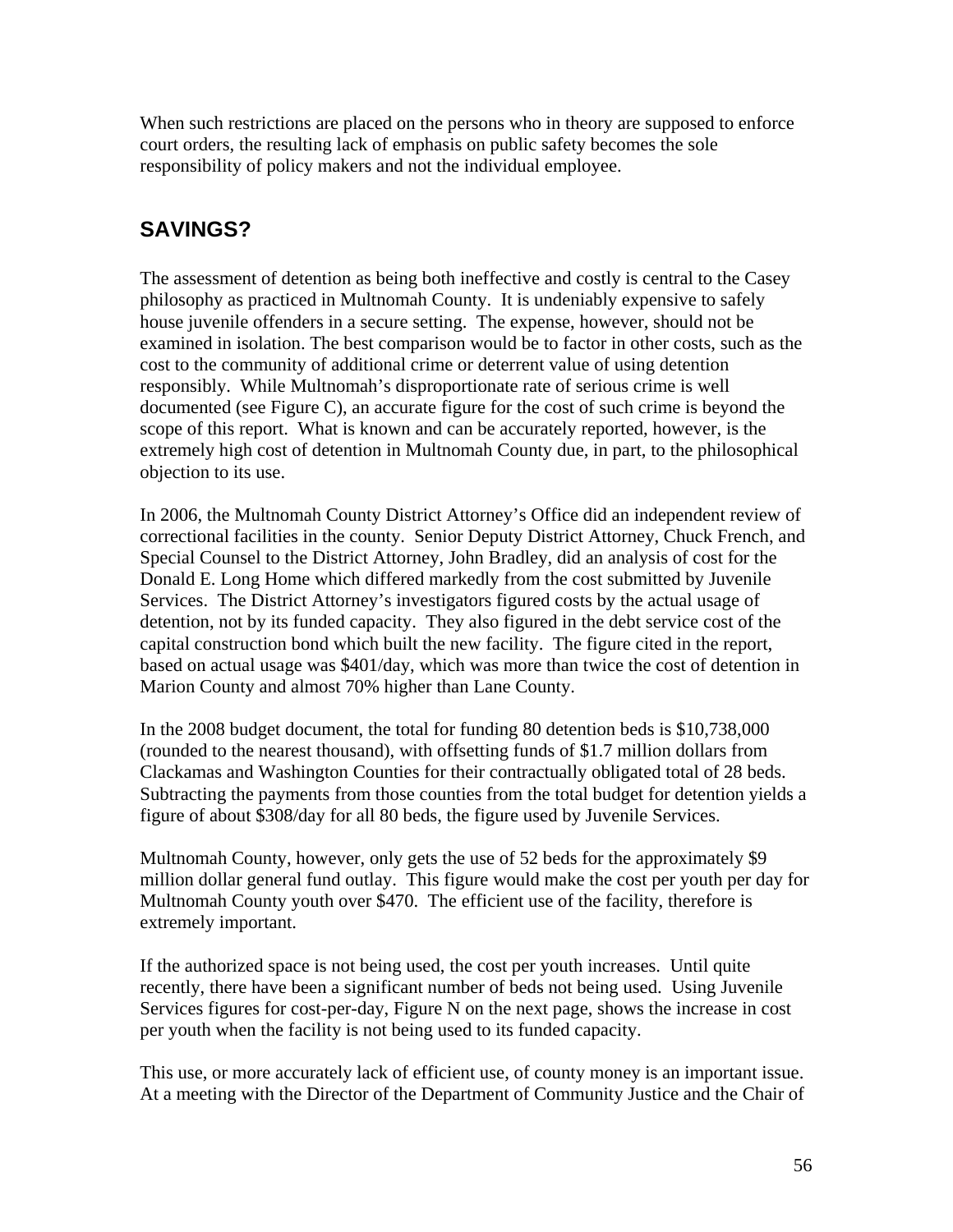When such restrictions are placed on the persons who in theory are supposed to enforce court orders, the resulting lack of emphasis on public safety becomes the sole responsibility of policy makers and not the individual employee.

## SAVINGS?

The assessment of detention as being both ineffective and costly is central to the Casey philosophy as practiced in Multnomah County. It is undeniably expensive to safely house juvenile offenders in a secure setting. The expense, however, should not be examined in isolation. The best comparison would be to factor in other costs, such as the cost to the community of additional crime or deterrent value of using detention responsibly. While Multnomah's disproportionate rate of serious crime is well documented (see Figure C), an accurate figure for the cost of such crime is beyond the scope of this report. What is known and can be accurately reported, however, is the extremely high cost of detention in Multnomah County due, in part, to the philosophical objection to its use.

In 2006, the Multnomah County District Attorney's Office did an independent review of correctional facilities in the county. Senior Deputy District Attorney, Chuck French, and Special Counsel to the District Attorney, John Bradley, did an analysis of cost for the Donald E. Long Home which differed markedly from the cost submitted by Juvenile Services. The District Attorney's investigators figured costs by the actual usage of detention, not by its funded capacity. They also figured in the debt service cost of the capital construction bond which built the new facility. The figure cited in the report, based on actual usage was $401/day, which was more than twice the cost of detention in Marion County and almost 70% higher than Lane County.

In the 2008 budget document, the total for funding 80 detention beds is $10,738,000 (rounded to the nearest thousand), with offsetting funds of $1.7 million dollars from Clackamas and Washington Counties for their contractually obligated total of 28 beds. Subtracting the payments from those counties from the total budget for detention yields a figure of about $308/day for all 80 beds, the figure used by Juvenile Services.

Multnomah County, however, only gets the use of 52 beds for the approximately $9 million dollar general fund outlay. This figure would make the cost per youth per day for Multnomah County youth over $470. The efficient use of the facility, therefore is extremely important.

If the authorized space is not being used, the cost per youth increases. Until quite recently, there have been a significant number of beds not being used. Using Juvenile Services figures for cost-per-day, Figure N on the next page, shows the increase in cost per youth when the facility is not being used to its funded capacity.

This use, or more accurately lack of efficient use, of county money is an important issue. At a meeting with the Director of the Department of Community Justice and the Chair of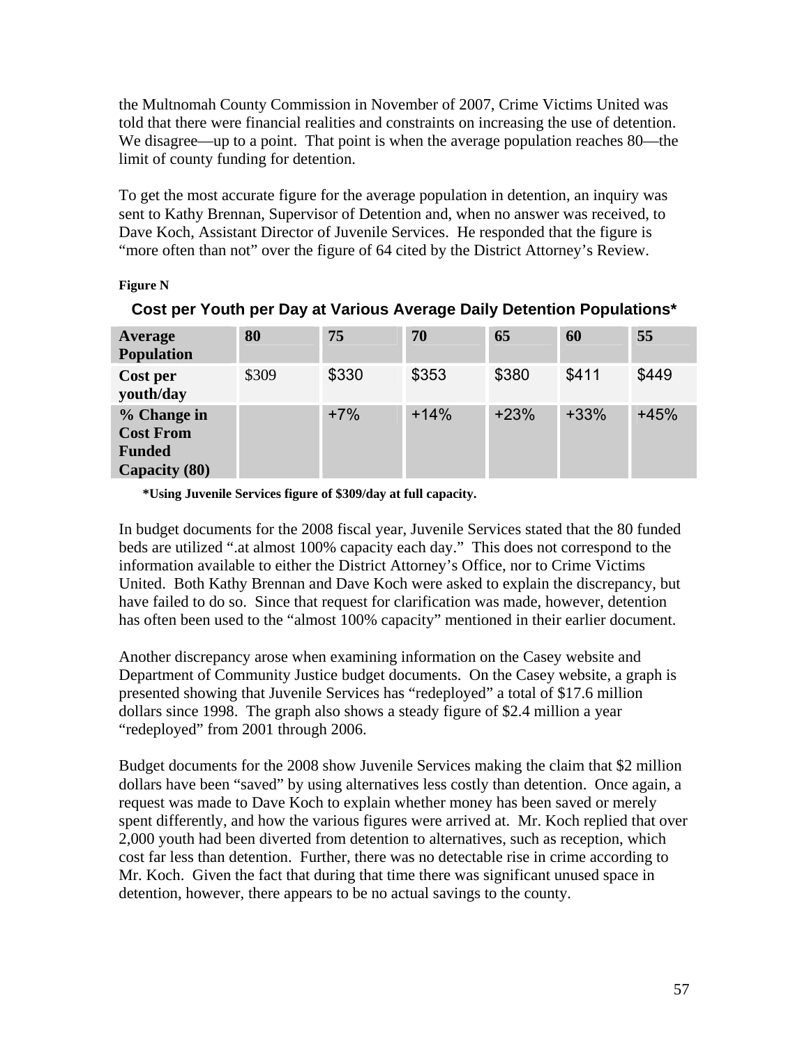the Multnomah County Commission in November of 2007, Crime Victims United was told that there were financial realities and constraints on increasing the use of detention. We disagree—up to a point. That point is when the average population reaches 80—the limit of county funding for detention.

To get the most accurate figure for the average population in detention, an inquiry was sent to Kathy Brennan, Supervisor of Detention and, when no answer was received, to Dave Koch, Assistant Director of Juvenile Services. He responded that the figure is "more often than not" over the figure of 64 cited by the District Attorney's Review.

**Figure N**

**Cost per Youth per Day at Various Average Daily Detention Populations***

| Average Population | 80 | 75 | 70 | 65 | 60 | 55 |
|---|---|---|---|---|---|---|
| Cost per youth/day | $309 | $330 | $353 | $380 | $411 | $449 |
| % Change in Cost From Funded Capacity (80) | | +7% | +14% | +23% | +33% | +45% |

**\*Using Juvenile Services figure of $309/day at full capacity.**

In budget documents for the 2008 fiscal year, Juvenile Services stated that the 80 funded beds are utilized ".at almost 100% capacity each day." This does not correspond to the information available to either the District Attorney's Office, nor to Crime Victims United. Both Kathy Brennan and Dave Koch were asked to explain the discrepancy, but have failed to do so. Since that request for clarification was made, however, detention has often been used to the "almost 100% capacity" mentioned in their earlier document.

Another discrepancy arose when examining information on the Casey website and Department of Community Justice budget documents. On the Casey website, a graph is presented showing that Juvenile Services has "redeployed" a total of $17.6 million dollars since 1998. The graph also shows a steady figure of $2.4 million a year "redeployed" from 2001 through 2006.

Budget documents for the 2008 show Juvenile Services making the claim that $2 million dollars have been "saved" by using alternatives less costly than detention. Once again, a request was made to Dave Koch to explain whether money has been saved or merely spent differently, and how the various figures were arrived at. Mr. Koch replied that over 2,000 youth had been diverted from detention to alternatives, such as reception, which cost far less than detention. Further, there was no detectable rise in crime according to Mr. Koch. Given the fact that during that time there was significant unused space in detention, however, there appears to be no actual savings to the county.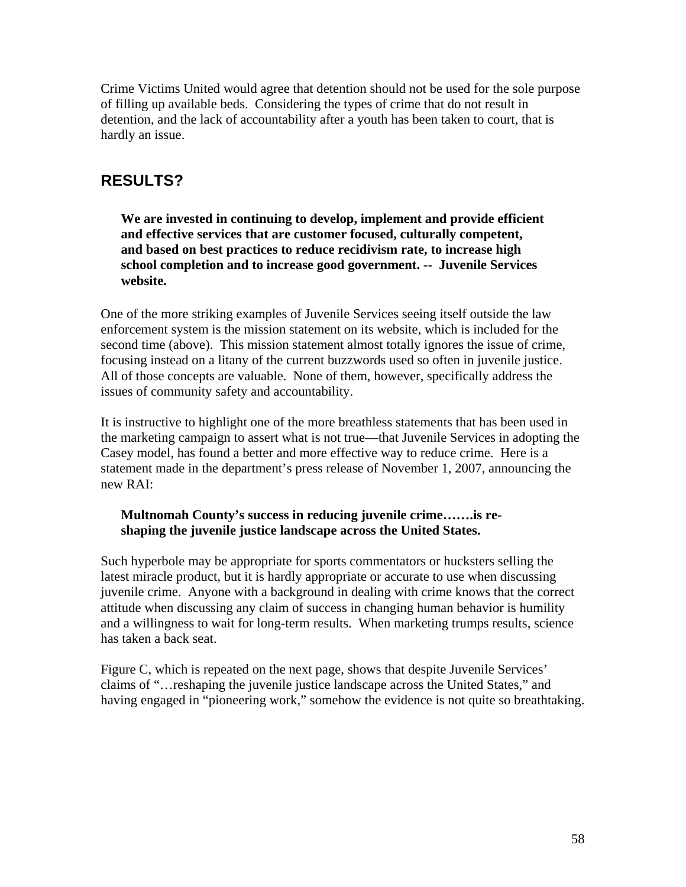Crime Victims United would agree that detention should not be used for the sole purpose of filling up available beds. Considering the types of crime that do not result in detention, and the lack of accountability after a youth has been taken to court, that is hardly an issue.

## RESULTS?

> **We are invested in continuing to develop, implement and provide efficient and effective services that are customer focused, culturally competent, and based on best practices to reduce recidivism rate, to increase high school completion and to increase good government. -- Juvenile Services website.**

One of the more striking examples of Juvenile Services seeing itself outside the law enforcement system is the mission statement on its website, which is included for the second time (above). This mission statement almost totally ignores the issue of crime, focusing instead on a litany of the current buzzwords used so often in juvenile justice. All of those concepts are valuable. None of them, however, specifically address the issues of community safety and accountability.

It is instructive to highlight one of the more breathless statements that has been used in the marketing campaign to assert what is not true—that Juvenile Services in adopting the Casey model, has found a better and more effective way to reduce crime. Here is a statement made in the department's press release of November 1, 2007, announcing the new RAI:

> **Multnomah County's success in reducing juvenile crime…….is re-shaping the juvenile justice landscape across the United States.**

Such hyperbole may be appropriate for sports commentators or hucksters selling the latest miracle product, but it is hardly appropriate or accurate to use when discussing juvenile crime. Anyone with a background in dealing with crime knows that the correct attitude when discussing any claim of success in changing human behavior is humility and a willingness to wait for long-term results. When marketing trumps results, science has taken a back seat.

Figure C, which is repeated on the next page, shows that despite Juvenile Services' claims of "…reshaping the juvenile justice landscape across the United States," and having engaged in "pioneering work," somehow the evidence is not quite so breathtaking.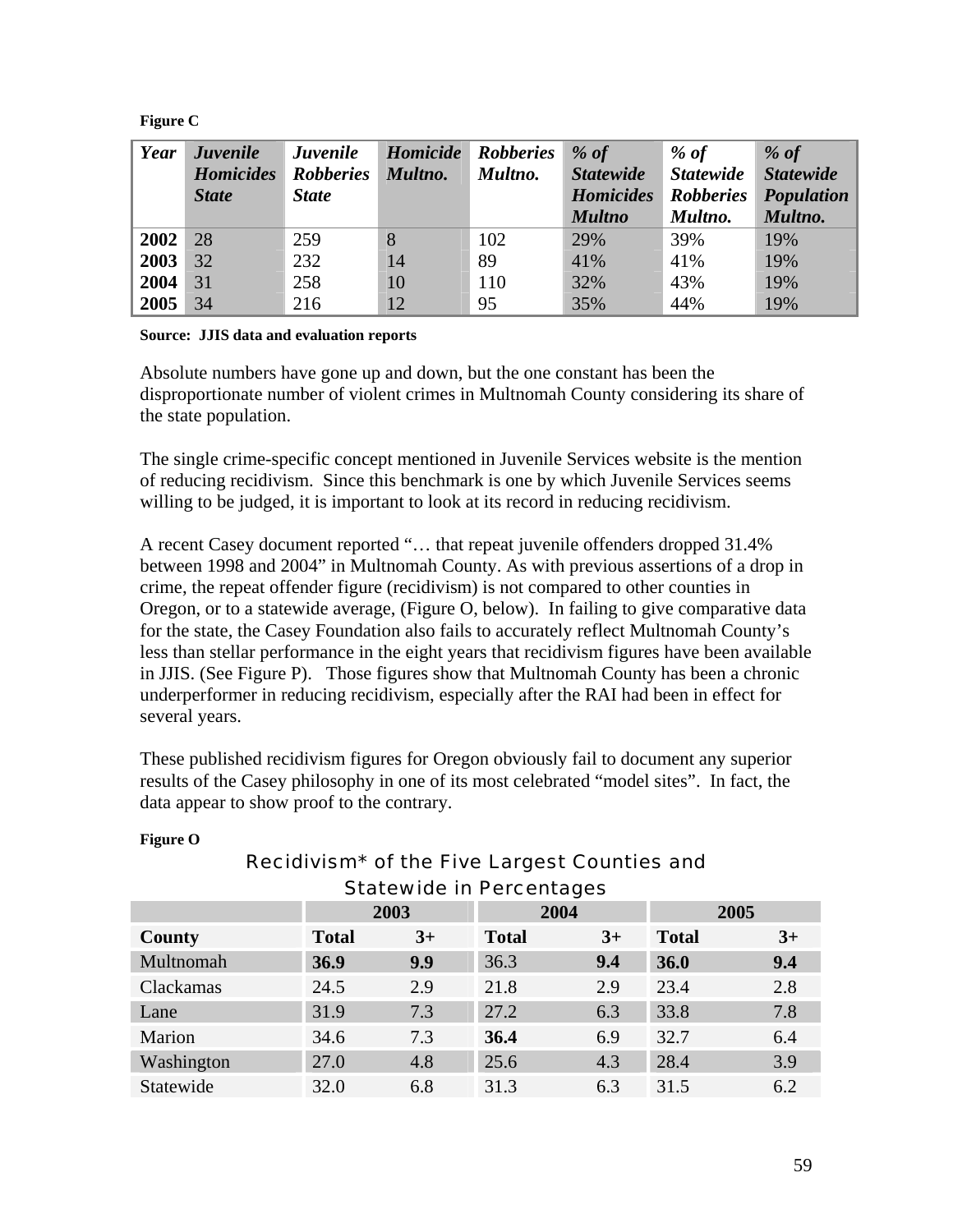**Figure C**

| Year | Juvenile Homicides State | Juvenile Robberies State | Homicide Multno. | Robberies Multno. | % of Statewide Homicides Multno | % of Statewide Robberies Multno. | % of Statewide Population Multno. |
|---|---|---|---|---|---|---|---|
| **2002** | 28 | 259 | 8 | 102 | 29% | 39% | 19% |
| **2003** | 32 | 232 | 14 | 89 | 41% | 41% | 19% |
| **2004** | 31 | 258 | 10 | 110 | 32% | 43% | 19% |
| **2005** | 34 | 216 | 12 | 95 | 35% | 44% | 19% |

**Source: JJIS data and evaluation reports**

Absolute numbers have gone up and down, but the one constant has been the disproportionate number of violent crimes in Multnomah County considering its share of the state population.

The single crime-specific concept mentioned in Juvenile Services website is the mention of reducing recidivism. Since this benchmark is one by which Juvenile Services seems willing to be judged, it is important to look at its record in reducing recidivism.

A recent Casey document reported "… that repeat juvenile offenders dropped 31.4% between 1998 and 2004" in Multnomah County. As with previous assertions of a drop in crime, the repeat offender figure (recidivism) is not compared to other counties in Oregon, or to a statewide average, (Figure O, below). In failing to give comparative data for the state, the Casey Foundation also fails to accurately reflect Multnomah County's less than stellar performance in the eight years that recidivism figures have been available in JJIS. (See Figure P). Those figures show that Multnomah County has been a chronic underperformer in reducing recidivism, especially after the RAI had been in effect for several years.

These published recidivism figures for Oregon obviously fail to document any superior results of the Casey philosophy in one of its most celebrated "model sites". In fact, the data appear to show proof to the contrary.

**Figure O**

Recidivism* of the Five Largest Counties and Statewide in Percentages

| | 2003 | | 2004 | | 2005 | |
|---|---|---|---|---|---|---|
| **County** | **Total** | **3+** | **Total** | **3+** | **Total** | **3+** |
| Multnomah | **36.9** | **9.9** | 36.3 | **9.4** | **36.0** | **9.4** |
| Clackamas | 24.5 | 2.9 | 21.8 | 2.9 | 23.4 | 2.8 |
| Lane | 31.9 | 7.3 | 27.2 | 6.3 | 33.8 | 7.8 |
| Marion | 34.6 | 7.3 | **36.4** | 6.9 | 32.7 | 6.4 |
| Washington | 27.0 | 4.8 | 25.6 | 4.3 | 28.4 | 3.9 |
| Statewide | 32.0 | 6.8 | 31.3 | 6.3 | 31.5 | 6.2 |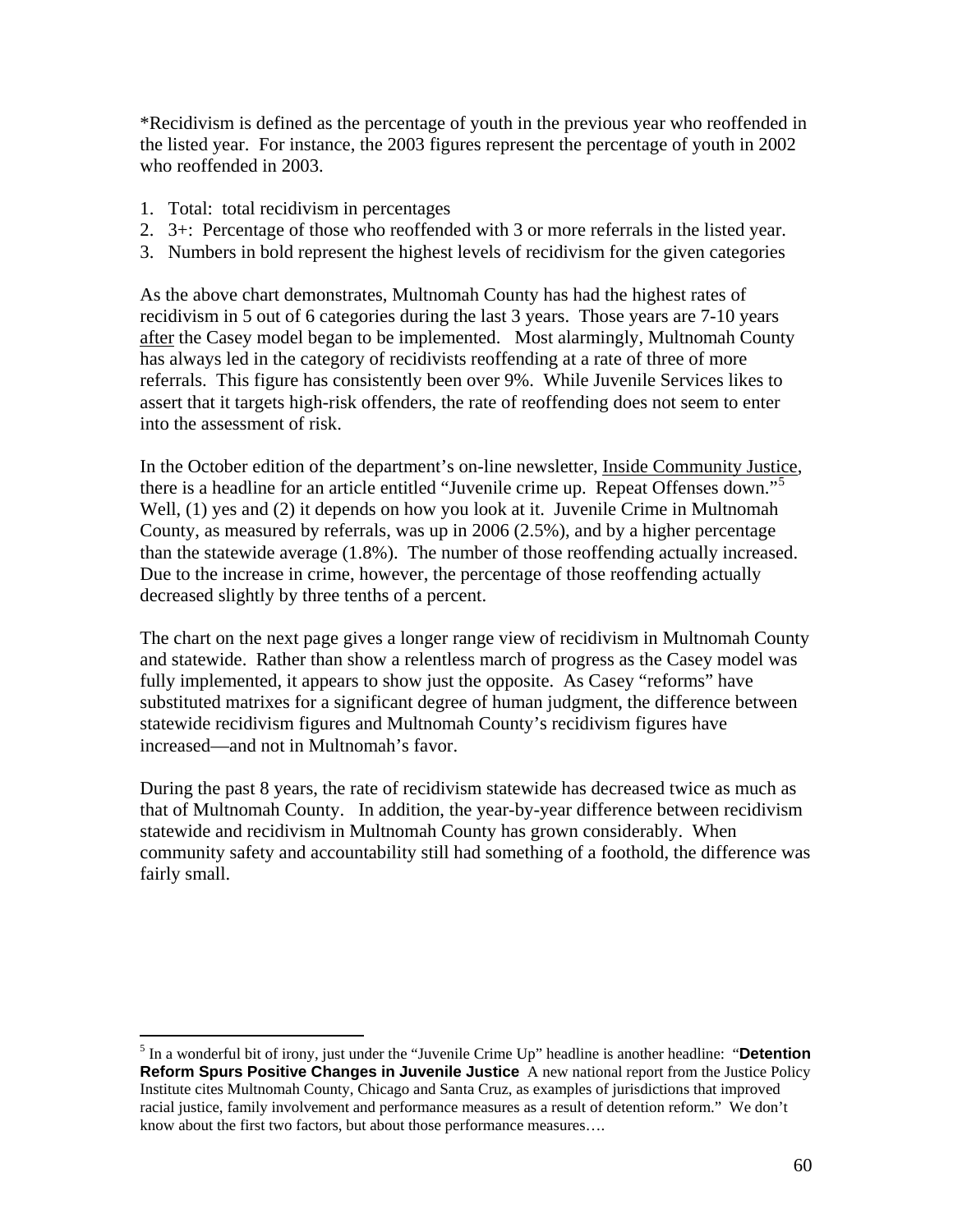*Recidivism is defined as the percentage of youth in the previous year who reoffended in the listed year. For instance, the 2003 figures represent the percentage of youth in 2002 who reoffended in 2003.

1. Total: total recidivism in percentages
2. 3+: Percentage of those who reoffended with 3 or more referrals in the listed year.
3. Numbers in bold represent the highest levels of recidivism for the given categories

As the above chart demonstrates, Multnomah County has had the highest rates of recidivism in 5 out of 6 categories during the last 3 years. Those years are 7-10 years <u>after</u> the Casey model began to be implemented. Most alarmingly, Multnomah County has always led in the category of recidivists reoffending at a rate of three of more referrals. This figure has consistently been over 9%. While Juvenile Services likes to assert that it targets high-risk offenders, the rate of reoffending does not seem to enter into the assessment of risk.

In the October edition of the department's on-line newsletter, <u>Inside Community Justice</u>, there is a headline for an article entitled "Juvenile crime up. Repeat Offenses down."[5] Well, (1) yes and (2) it depends on how you look at it. Juvenile Crime in Multnomah County, as measured by referrals, was up in 2006 (2.5%), and by a higher percentage than the statewide average (1.8%). The number of those reoffending actually increased. Due to the increase in crime, however, the percentage of those reoffending actually decreased slightly by three tenths of a percent.

The chart on the next page gives a longer range view of recidivism in Multnomah County and statewide. Rather than show a relentless march of progress as the Casey model was fully implemented, it appears to show just the opposite. As Casey "reforms" have substituted matrixes for a significant degree of human judgment, the difference between statewide recidivism figures and Multnomah County's recidivism figures have increased—and not in Multnomah's favor.

During the past 8 years, the rate of recidivism statewide has decreased twice as much as that of Multnomah County. In addition, the year-by-year difference between recidivism statewide and recidivism in Multnomah County has grown considerably. When community safety and accountability still had something of a foothold, the difference was fairly small.

[5] In a wonderful bit of irony, just under the "Juvenile Crime Up" headline is another headline: "**Detention Reform Spurs Positive Changes in Juvenile Justice** A new national report from the Justice Policy Institute cites Multnomah County, Chicago and Santa Cruz, as examples of jurisdictions that improved racial justice, family involvement and performance measures as a result of detention reform." We don't know about the first two factors, but about those performance measures….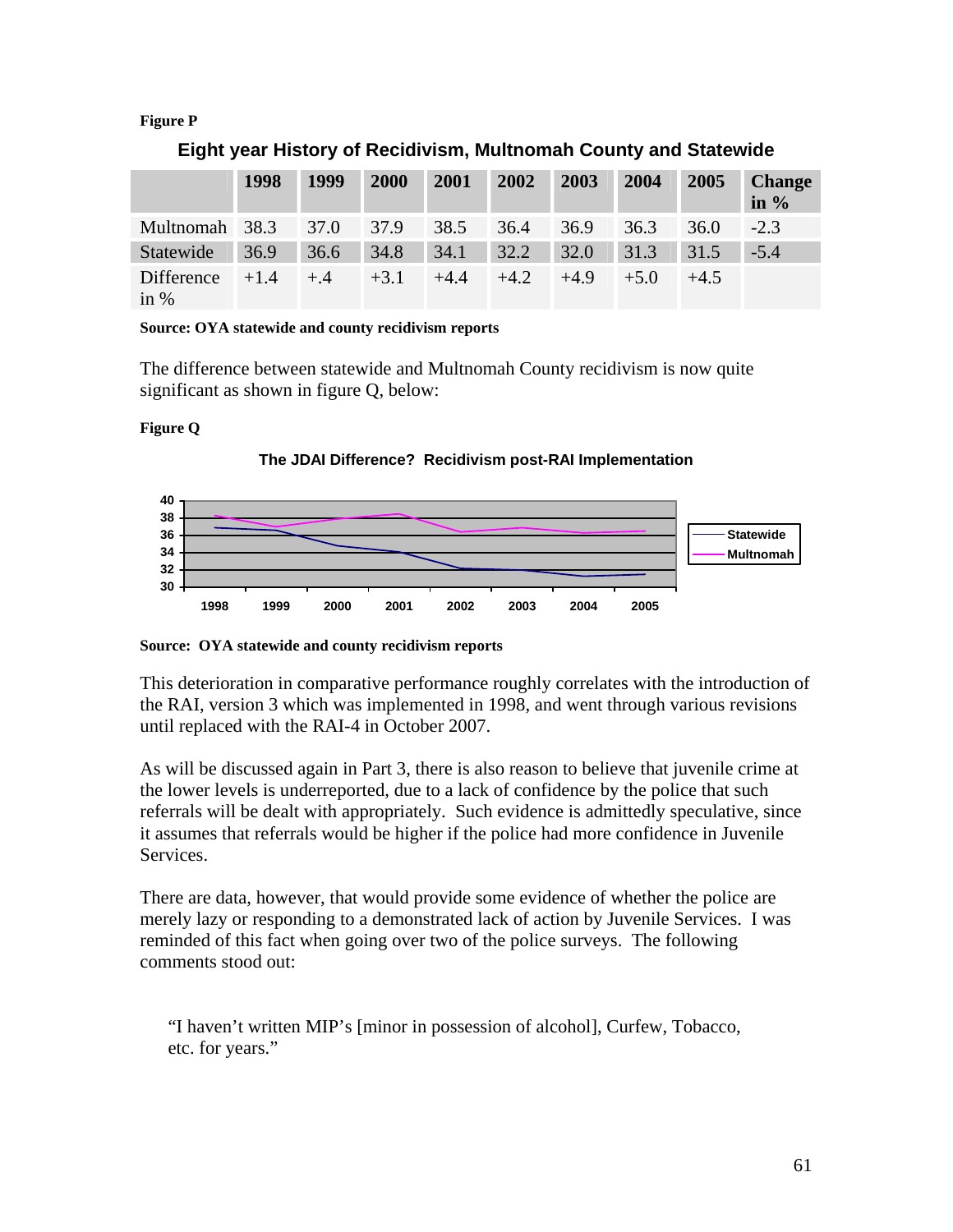**Figure P**

**Eight year History of Recidivism, Multnomah County and Statewide**

| | 1998 | 1999 | 2000 | 2001 | 2002 | 2003 | 2004 | 2005 | Change in % |
|---|---|---|---|---|---|---|---|---|---|
| Multnomah | 38.3 | 37.0 | 37.9 | 38.5 | 36.4 | 36.9 | 36.3 | 36.0 | -2.3 |
| Statewide | 36.9 | 36.6 | 34.8 | 34.1 | 32.2 | 32.0 | 31.3 | 31.5 | -5.4 |
| Difference in % | +1.4 | +.4 | +3.1 | +4.4 | +4.2 | +4.9 | +5.0 | +4.5 | |

**Source: OYA statewide and county recidivism reports**

The difference between statewide and Multnomah County recidivism is now quite significant as shown in figure Q, below:

**Figure Q**

**The JDAI Difference? Recidivism post-RAI Implementation**

**Source: OYA statewide and county recidivism reports**

This deterioration in comparative performance roughly correlates with the introduction of the RAI, version 3 which was implemented in 1998, and went through various revisions until replaced with the RAI-4 in October 2007.

As will be discussed again in Part 3, there is also reason to believe that juvenile crime at the lower levels is underreported, due to a lack of confidence by the police that such referrals will be dealt with appropriately. Such evidence is admittedly speculative, since it assumes that referrals would be higher if the police had more confidence in Juvenile Services.

There are data, however, that would provide some evidence of whether the police are merely lazy or responding to a demonstrated lack of action by Juvenile Services. I was reminded of this fact when going over two of the police surveys. The following comments stood out:

> "I haven't written MIP's [minor in possession of alcohol], Curfew, Tobacco, etc. for years."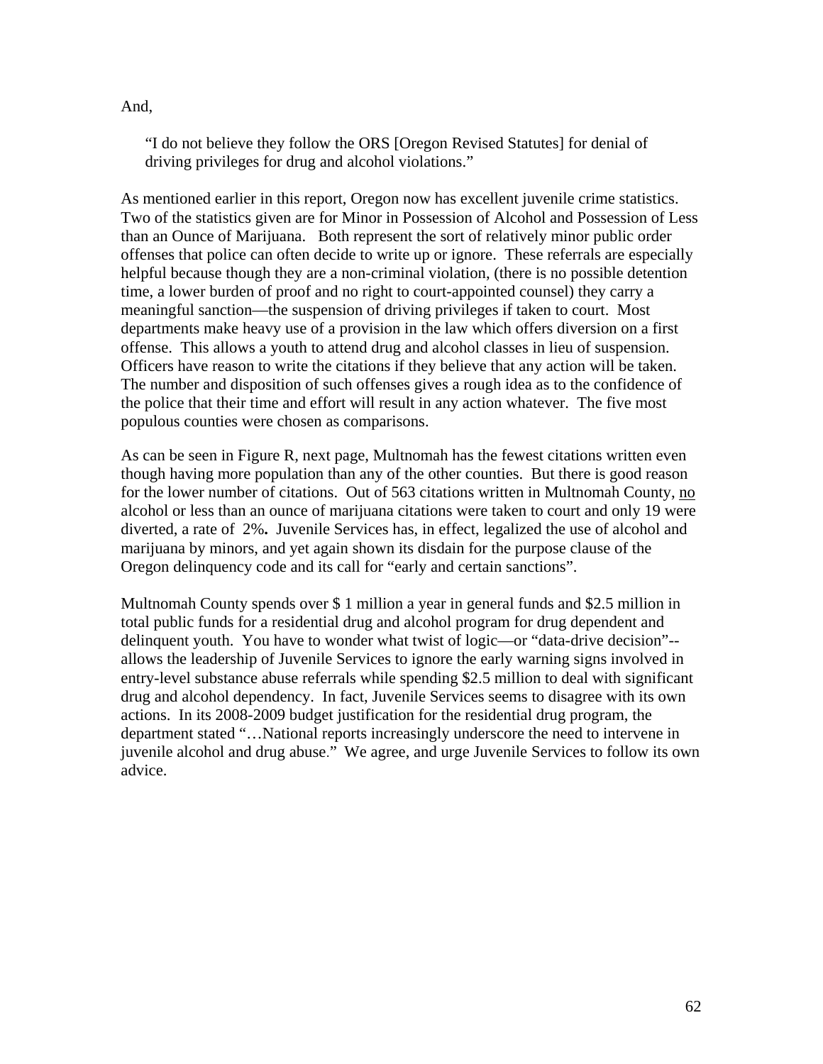And,

> "I do not believe they follow the ORS [Oregon Revised Statutes] for denial of driving privileges for drug and alcohol violations."

As mentioned earlier in this report, Oregon now has excellent juvenile crime statistics. Two of the statistics given are for Minor in Possession of Alcohol and Possession of Less than an Ounce of Marijuana. Both represent the sort of relatively minor public order offenses that police can often decide to write up or ignore. These referrals are especially helpful because though they are a non-criminal violation, (there is no possible detention time, a lower burden of proof and no right to court-appointed counsel) they carry a meaningful sanction—the suspension of driving privileges if taken to court. Most departments make heavy use of a provision in the law which offers diversion on a first offense. This allows a youth to attend drug and alcohol classes in lieu of suspension. Officers have reason to write the citations if they believe that any action will be taken. The number and disposition of such offenses gives a rough idea as to the confidence of the police that their time and effort will result in any action whatever. The five most populous counties were chosen as comparisons.

As can be seen in Figure R, next page, Multnomah has the fewest citations written even though having more population than any of the other counties. But there is good reason for the lower number of citations. Out of 563 citations written in Multnomah County, <u>no</u> alcohol or less than an ounce of marijuana citations were taken to court and only 19 were diverted, a rate of 2%**.** Juvenile Services has, in effect, legalized the use of alcohol and marijuana by minors, and yet again shown its disdain for the purpose clause of the Oregon delinquency code and its call for "early and certain sanctions".

Multnomah County spends over $ 1 million a year in general funds and $2.5 million in total public funds for a residential drug and alcohol program for drug dependent and delinquent youth. You have to wonder what twist of logic—or "data-drive decision"--allows the leadership of Juvenile Services to ignore the early warning signs involved in entry-level substance abuse referrals while spending $2.5 million to deal with significant drug and alcohol dependency. In fact, Juvenile Services seems to disagree with its own actions. In its 2008-2009 budget justification for the residential drug program, the department stated "…National reports increasingly underscore the need to intervene in juvenile alcohol and drug abuse." We agree, and urge Juvenile Services to follow its own advice.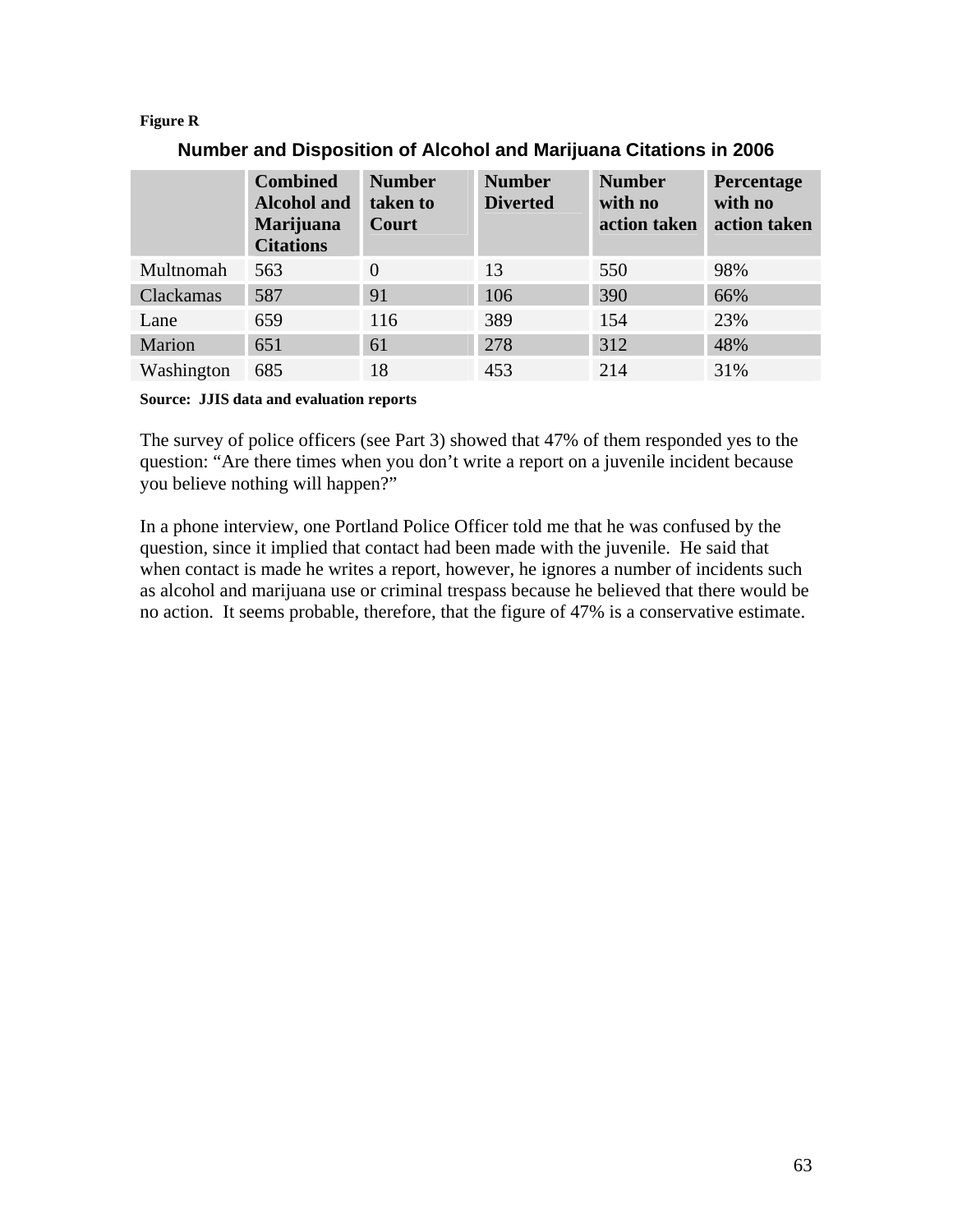**Figure R**

**Number and Disposition of Alcohol and Marijuana Citations in 2006**

| | Combined Alcohol and Marijuana Citations | Number taken to Court | Number Diverted | Number with no action taken | Percentage with no action taken |
|---|---|---|---|---|---|
| Multnomah | 563 | 0 | 13 | 550 | 98% |
| Clackamas | 587 | 91 | 106 | 390 | 66% |
| Lane | 659 | 116 | 389 | 154 | 23% |
| Marion | 651 | 61 | 278 | 312 | 48% |
| Washington | 685 | 18 | 453 | 214 | 31% |

**Source: JJIS data and evaluation reports**

The survey of police officers (see Part 3) showed that 47% of them responded yes to the question: "Are there times when you don't write a report on a juvenile incident because you believe nothing will happen?"

In a phone interview, one Portland Police Officer told me that he was confused by the question, since it implied that contact had been made with the juvenile. He said that when contact is made he writes a report, however, he ignores a number of incidents such as alcohol and marijuana use or criminal trespass because he believed that there would be no action. It seems probable, therefore, that the figure of 47% is a conservative estimate.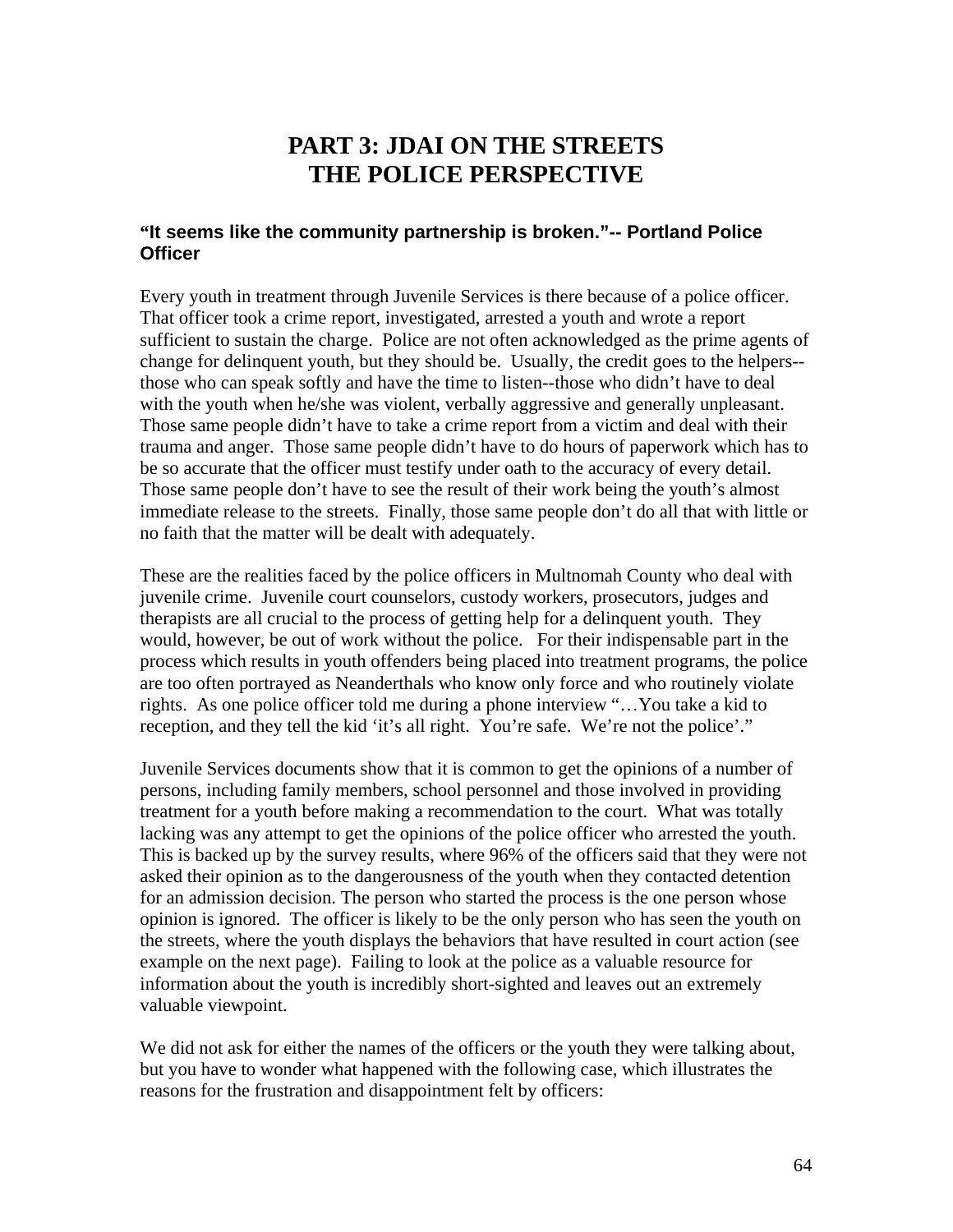# PART 3: JDAI ON THE STREETS
# THE POLICE PERSPECTIVE

**"It seems like the community partnership is broken."-- Portland Police Officer**

Every youth in treatment through Juvenile Services is there because of a police officer. That officer took a crime report, investigated, arrested a youth and wrote a report sufficient to sustain the charge. Police are not often acknowledged as the prime agents of change for delinquent youth, but they should be. Usually, the credit goes to the helpers--those who can speak softly and have the time to listen--those who didn't have to deal with the youth when he/she was violent, verbally aggressive and generally unpleasant. Those same people didn't have to take a crime report from a victim and deal with their trauma and anger. Those same people didn't have to do hours of paperwork which has to be so accurate that the officer must testify under oath to the accuracy of every detail. Those same people don't have to see the result of their work being the youth's almost immediate release to the streets. Finally, those same people don't do all that with little or no faith that the matter will be dealt with adequately.

These are the realities faced by the police officers in Multnomah County who deal with juvenile crime. Juvenile court counselors, custody workers, prosecutors, judges and therapists are all crucial to the process of getting help for a delinquent youth. They would, however, be out of work without the police. For their indispensable part in the process which results in youth offenders being placed into treatment programs, the police are too often portrayed as Neanderthals who know only force and who routinely violate rights. As one police officer told me during a phone interview "…You take a kid to reception, and they tell the kid 'it's all right. You're safe. We're not the police'."

Juvenile Services documents show that it is common to get the opinions of a number of persons, including family members, school personnel and those involved in providing treatment for a youth before making a recommendation to the court. What was totally lacking was any attempt to get the opinions of the police officer who arrested the youth. This is backed up by the survey results, where 96% of the officers said that they were not asked their opinion as to the dangerousness of the youth when they contacted detention for an admission decision. The person who started the process is the one person whose opinion is ignored. The officer is likely to be the only person who has seen the youth on the streets, where the youth displays the behaviors that have resulted in court action (see example on the next page). Failing to look at the police as a valuable resource for information about the youth is incredibly short-sighted and leaves out an extremely valuable viewpoint.

We did not ask for either the names of the officers or the youth they were talking about, but you have to wonder what happened with the following case, which illustrates the reasons for the frustration and disappointment felt by officers: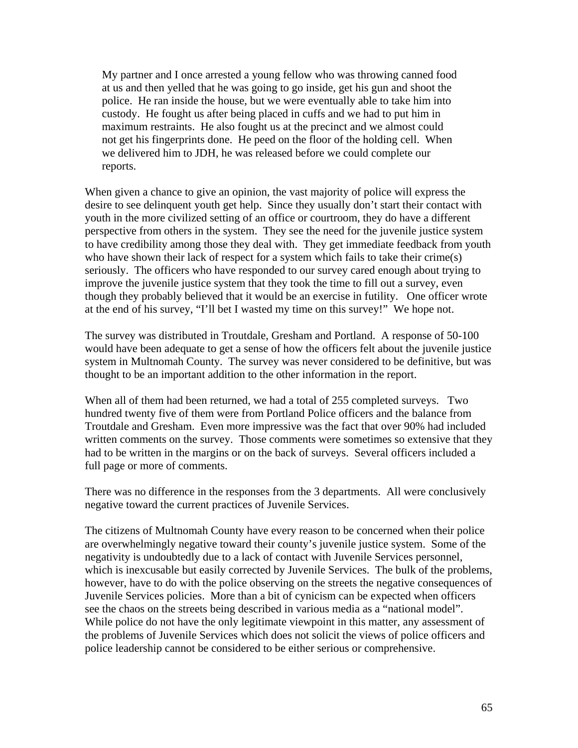> My partner and I once arrested a young fellow who was throwing canned food at us and then yelled that he was going to go inside, get his gun and shoot the police. He ran inside the house, but we were eventually able to take him into custody. He fought us after being placed in cuffs and we had to put him in maximum restraints. He also fought us at the precinct and we almost could not get his fingerprints done. He peed on the floor of the holding cell. When we delivered him to JDH, he was released before we could complete our reports.

When given a chance to give an opinion, the vast majority of police will express the desire to see delinquent youth get help. Since they usually don't start their contact with youth in the more civilized setting of an office or courtroom, they do have a different perspective from others in the system. They see the need for the juvenile justice system to have credibility among those they deal with. They get immediate feedback from youth who have shown their lack of respect for a system which fails to take their crime(s) seriously. The officers who have responded to our survey cared enough about trying to improve the juvenile justice system that they took the time to fill out a survey, even though they probably believed that it would be an exercise in futility. One officer wrote at the end of his survey, "I'll bet I wasted my time on this survey!" We hope not.

The survey was distributed in Troutdale, Gresham and Portland. A response of 50-100 would have been adequate to get a sense of how the officers felt about the juvenile justice system in Multnomah County. The survey was never considered to be definitive, but was thought to be an important addition to the other information in the report.

When all of them had been returned, we had a total of 255 completed surveys. Two hundred twenty five of them were from Portland Police officers and the balance from Troutdale and Gresham. Even more impressive was the fact that over 90% had included written comments on the survey. Those comments were sometimes so extensive that they had to be written in the margins or on the back of surveys. Several officers included a full page or more of comments.

There was no difference in the responses from the 3 departments. All were conclusively negative toward the current practices of Juvenile Services.

The citizens of Multnomah County have every reason to be concerned when their police are overwhelmingly negative toward their county's juvenile justice system. Some of the negativity is undoubtedly due to a lack of contact with Juvenile Services personnel, which is inexcusable but easily corrected by Juvenile Services. The bulk of the problems, however, have to do with the police observing on the streets the negative consequences of Juvenile Services policies. More than a bit of cynicism can be expected when officers see the chaos on the streets being described in various media as a "national model". While police do not have the only legitimate viewpoint in this matter, any assessment of the problems of Juvenile Services which does not solicit the views of police officers and police leadership cannot be considered to be either serious or comprehensive.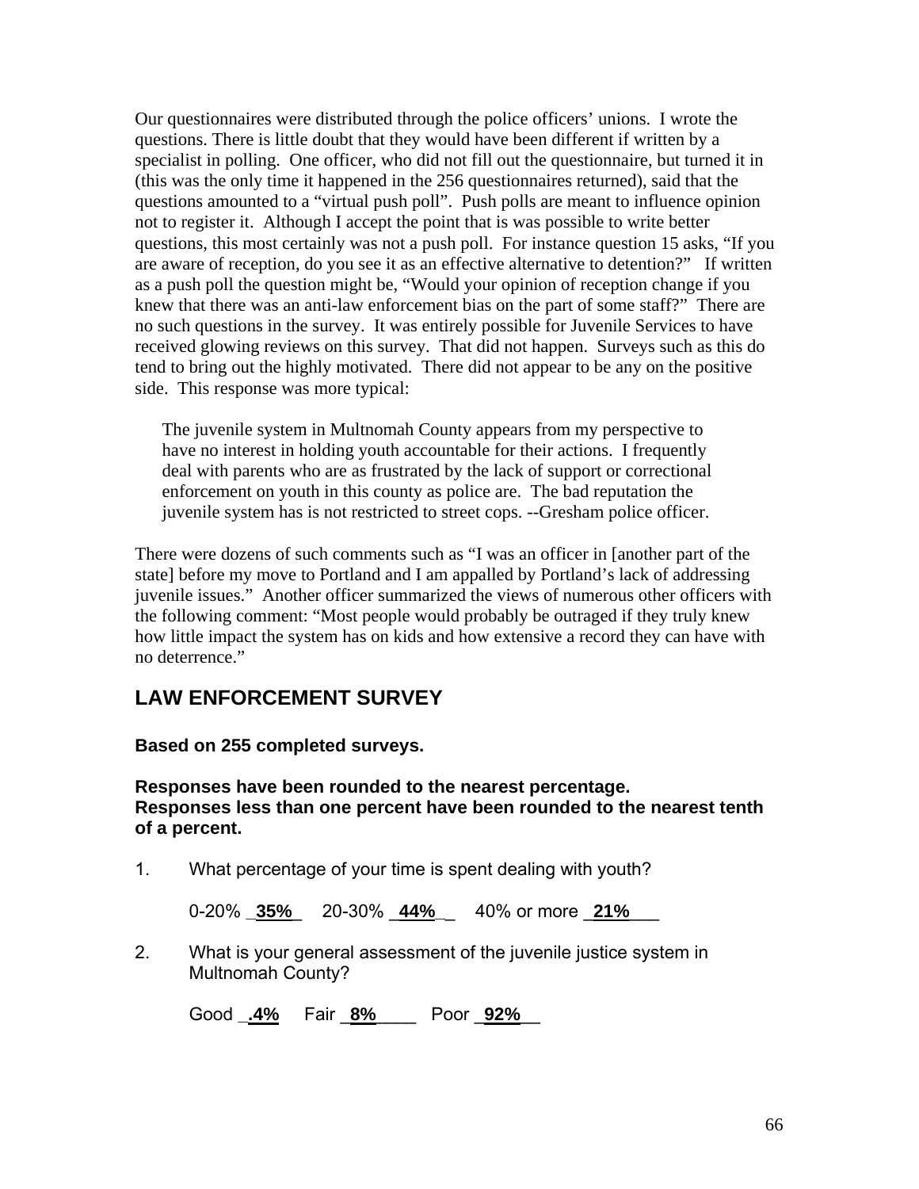Our questionnaires were distributed through the police officers' unions. I wrote the questions. There is little doubt that they would have been different if written by a specialist in polling. One officer, who did not fill out the questionnaire, but turned it in (this was the only time it happened in the 256 questionnaires returned), said that the questions amounted to a "virtual push poll". Push polls are meant to influence opinion not to register it. Although I accept the point that is was possible to write better questions, this most certainly was not a push poll. For instance question 15 asks, "If you are aware of reception, do you see it as an effective alternative to detention?" If written as a push poll the question might be, "Would your opinion of reception change if you knew that there was an anti-law enforcement bias on the part of some staff?" There are no such questions in the survey. It was entirely possible for Juvenile Services to have received glowing reviews on this survey. That did not happen. Surveys such as this do tend to bring out the highly motivated. There did not appear to be any on the positive side. This response was more typical:

> The juvenile system in Multnomah County appears from my perspective to have no interest in holding youth accountable for their actions. I frequently deal with parents who are as frustrated by the lack of support or correctional enforcement on youth in this county as police are. The bad reputation the juvenile system has is not restricted to street cops. --Gresham police officer.

There were dozens of such comments such as "I was an officer in [another part of the state] before my move to Portland and I am appalled by Portland's lack of addressing juvenile issues." Another officer summarized the views of numerous other officers with the following comment: "Most people would probably be outraged if they truly knew how little impact the system has on kids and how extensive a record they can have with no deterrence."

## LAW ENFORCEMENT SURVEY

**Based on 255 completed surveys.**

**Responses have been rounded to the nearest percentage.**
**Responses less than one percent have been rounded to the nearest tenth of a percent.**

1. What percentage of your time is spent dealing with youth?

   0-20% **35%**    20-30% **44%**    40% or more **21%**

2. What is your general assessment of the juvenile justice system in Multnomah County?

   Good **.4%**    Fair **8%**    Poor **92%**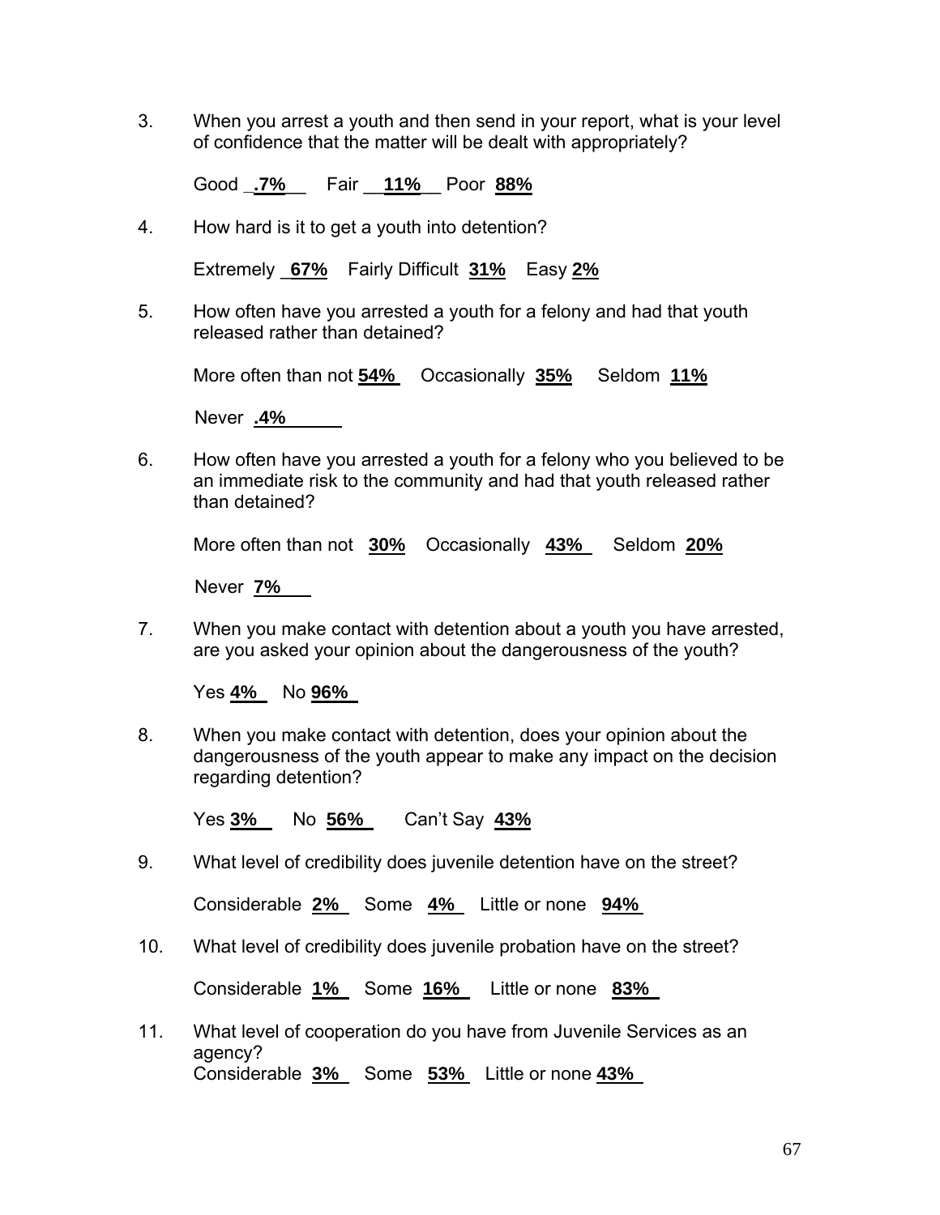3. When you arrest a youth and then send in your report, what is your level of confidence that the matter will be dealt with appropriately?

   Good **.7%** Fair **11%** Poor **88%**

4. How hard is it to get a youth into detention?

   Extremely **67%** Fairly Difficult **31%** Easy **2%**

5. How often have you arrested a youth for a felony and had that youth released rather than detained?

   More often than not **54%** Occasionally **35%** Seldom **11%**

   Never **.4%**

6. How often have you arrested a youth for a felony who you believed to be an immediate risk to the community and had that youth released rather than detained?

   More often than not **30%** Occasionally **43%** Seldom **20%**

   Never **7%**

7. When you make contact with detention about a youth you have arrested, are you asked your opinion about the dangerousness of the youth?

   Yes **4%** No **96%**

8. When you make contact with detention, does your opinion about the dangerousness of the youth appear to make any impact on the decision regarding detention?

   Yes **3%** No **56%** Can't Say **43%**

9. What level of credibility does juvenile detention have on the street?

   Considerable **2%** Some **4%** Little or none **94%**

10. What level of credibility does juvenile probation have on the street?

    Considerable **1%** Some **16%** Little or none **83%**

11. What level of cooperation do you have from Juvenile Services as an agency?
    Considerable **3%** Some **53%** Little or none **43%**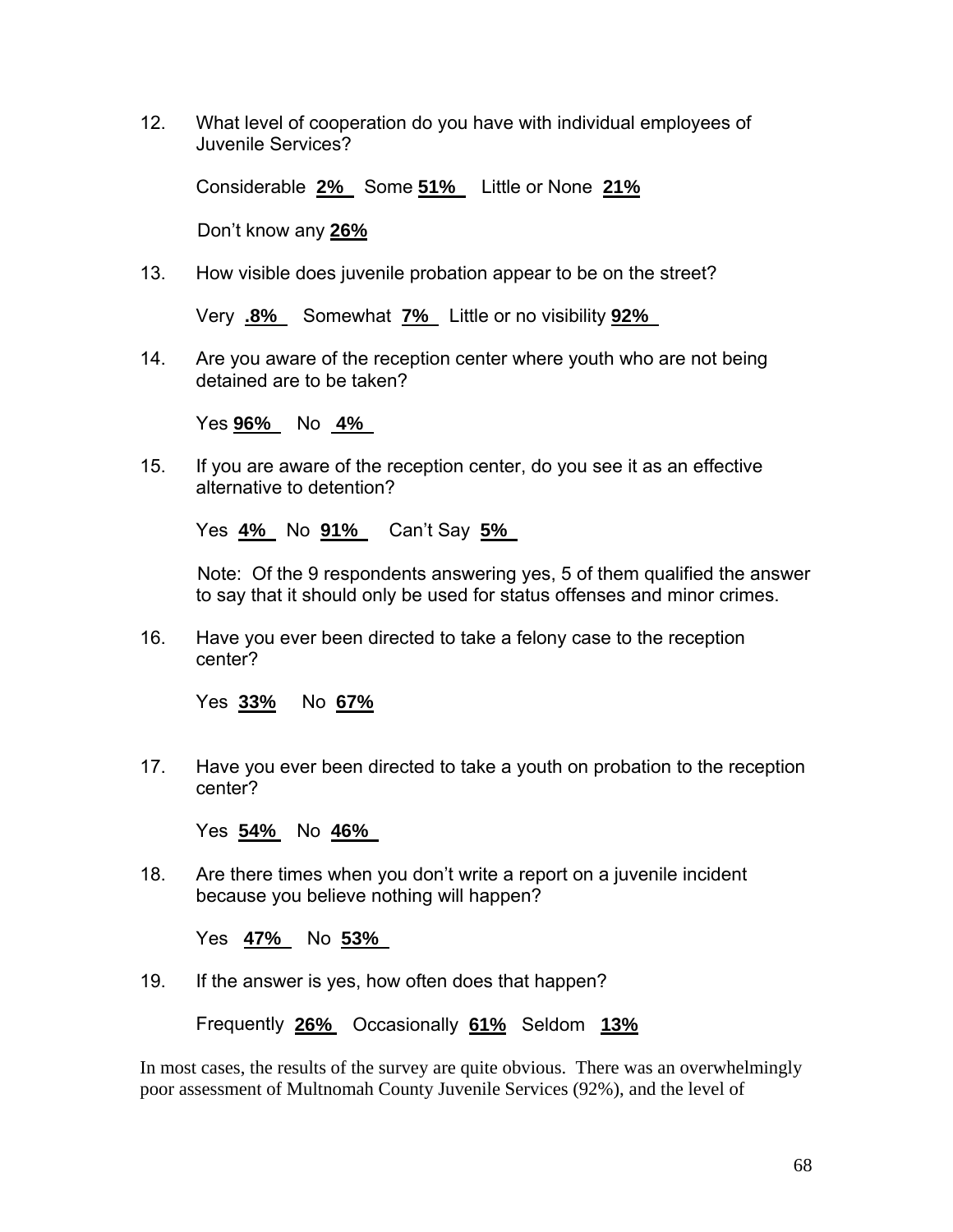12. What level of cooperation do you have with individual employees of Juvenile Services?

    Considerable **2%** Some **51%** Little or None **21%**

    Don't know any **26%**

13. How visible does juvenile probation appear to be on the street?

    Very **.8%** Somewhat **7%** Little or no visibility **92%**

14. Are you aware of the reception center where youth who are not being detained are to be taken?

    Yes **96%** No **4%**

15. If you are aware of the reception center, do you see it as an effective alternative to detention?

    Yes **4%** No **91%** Can't Say **5%**

    Note: Of the 9 respondents answering yes, 5 of them qualified the answer to say that it should only be used for status offenses and minor crimes.

16. Have you ever been directed to take a felony case to the reception center?

    Yes **33%** No **67%**

17. Have you ever been directed to take a youth on probation to the reception center?

    Yes **54%** No **46%**

18. Are there times when you don't write a report on a juvenile incident because you believe nothing will happen?

    Yes **47%** No **53%**

19. If the answer is yes, how often does that happen?

    Frequently **26%** Occasionally **61%** Seldom **13%**

In most cases, the results of the survey are quite obvious. There was an overwhelmingly poor assessment of Multnomah County Juvenile Services (92%), and the level of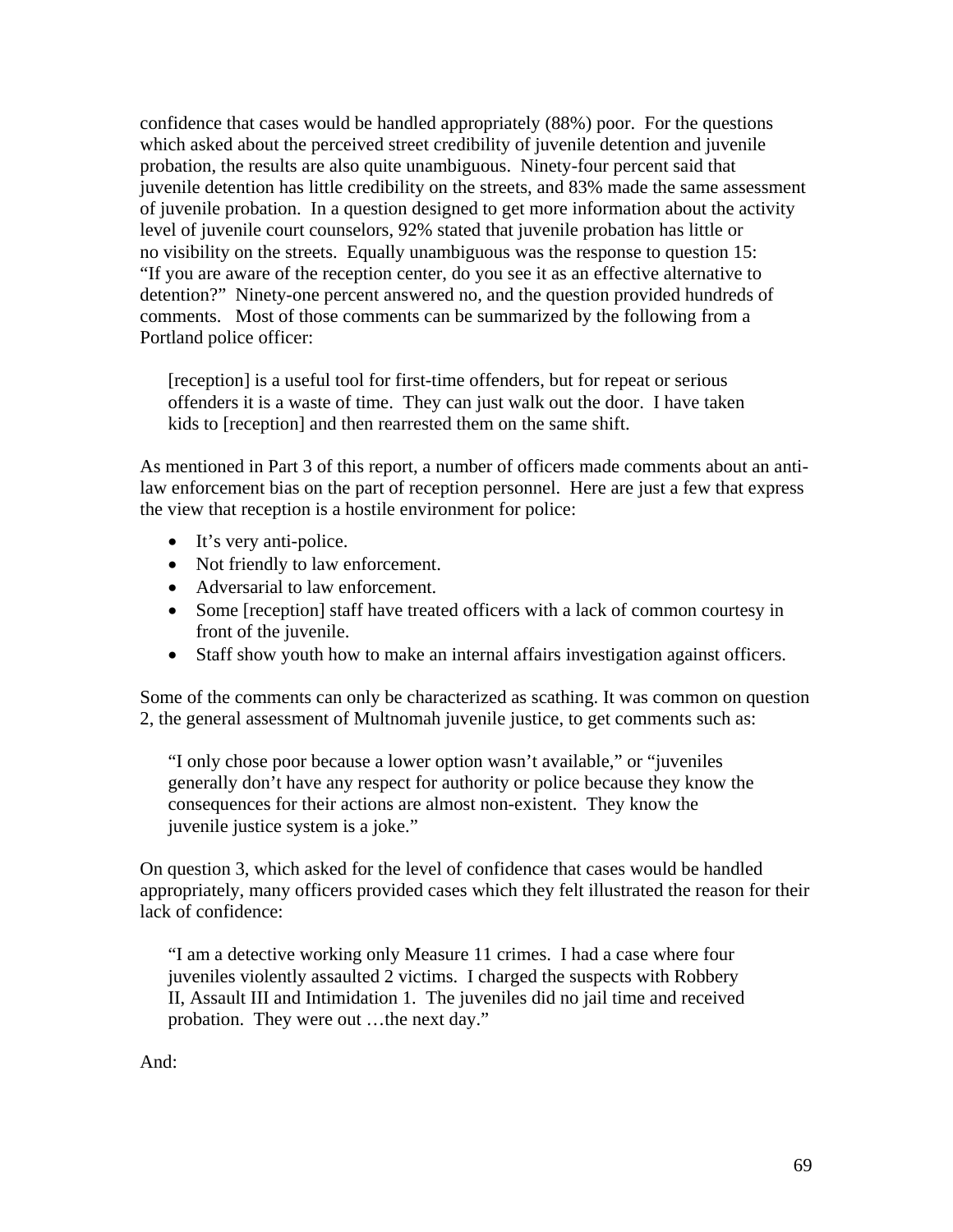confidence that cases would be handled appropriately (88%) poor. For the questions which asked about the perceived street credibility of juvenile detention and juvenile probation, the results are also quite unambiguous. Ninety-four percent said that juvenile detention has little credibility on the streets, and 83% made the same assessment of juvenile probation. In a question designed to get more information about the activity level of juvenile court counselors, 92% stated that juvenile probation has little or no visibility on the streets. Equally unambiguous was the response to question 15: "If you are aware of the reception center, do you see it as an effective alternative to detention?" Ninety-one percent answered no, and the question provided hundreds of comments. Most of those comments can be summarized by the following from a Portland police officer:

> [reception] is a useful tool for first-time offenders, but for repeat or serious offenders it is a waste of time. They can just walk out the door. I have taken kids to [reception] and then rearrested them on the same shift.

As mentioned in Part 3 of this report, a number of officers made comments about an anti-law enforcement bias on the part of reception personnel. Here are just a few that express the view that reception is a hostile environment for police:

- It's very anti-police.
- Not friendly to law enforcement.
- Adversarial to law enforcement.
- Some [reception] staff have treated officers with a lack of common courtesy in front of the juvenile.
- Staff show youth how to make an internal affairs investigation against officers.

Some of the comments can only be characterized as scathing. It was common on question 2, the general assessment of Multnomah juvenile justice, to get comments such as:

> "I only chose poor because a lower option wasn't available," or "juveniles generally don't have any respect for authority or police because they know the consequences for their actions are almost non-existent. They know the juvenile justice system is a joke."

On question 3, which asked for the level of confidence that cases would be handled appropriately, many officers provided cases which they felt illustrated the reason for their lack of confidence:

> "I am a detective working only Measure 11 crimes. I had a case where four juveniles violently assaulted 2 victims. I charged the suspects with Robbery II, Assault III and Intimidation 1. The juveniles did no jail time and received probation. They were out …the next day."

And: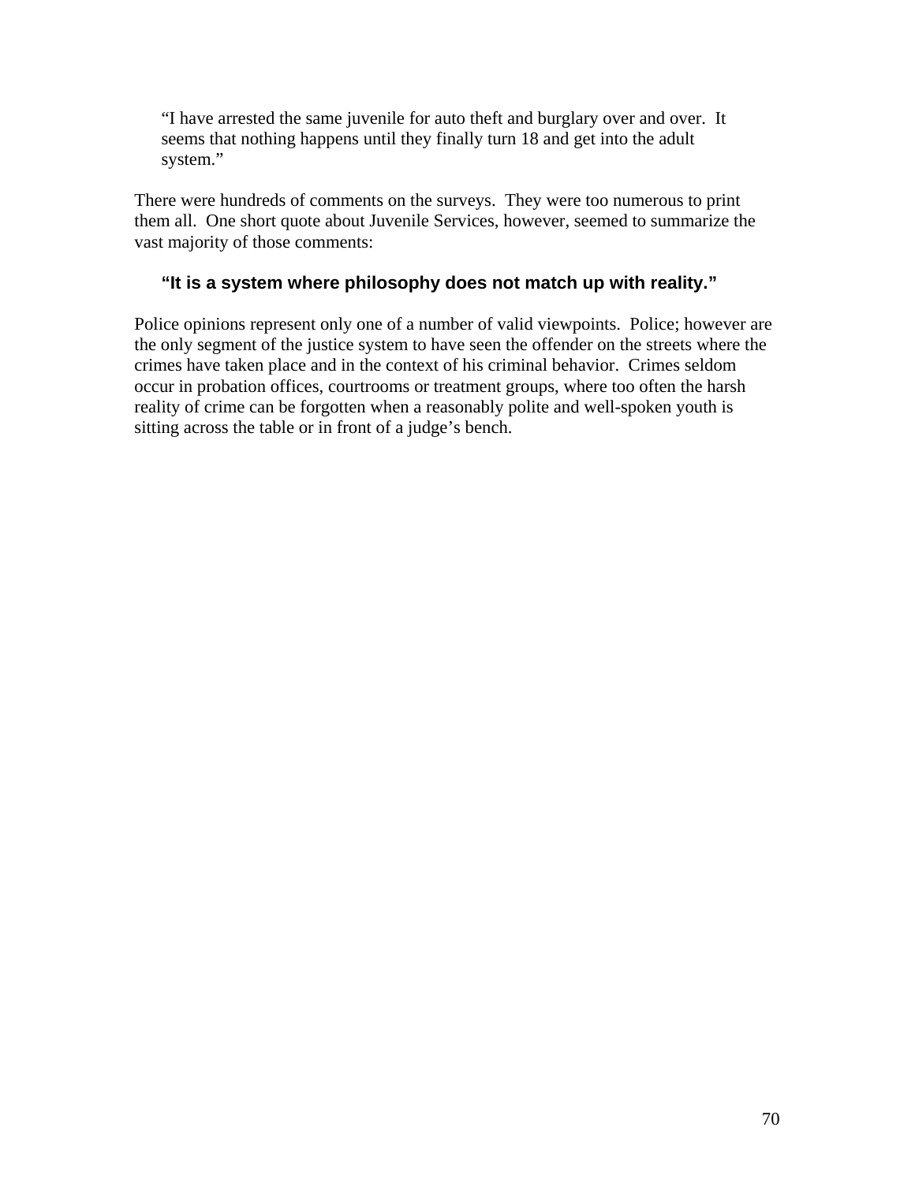> "I have arrested the same juvenile for auto theft and burglary over and over. It seems that nothing happens until they finally turn 18 and get into the adult system."

There were hundreds of comments on the surveys. They were too numerous to print them all. One short quote about Juvenile Services, however, seemed to summarize the vast majority of those comments:

> **"It is a system where philosophy does not match up with reality."**

Police opinions represent only one of a number of valid viewpoints. Police; however are the only segment of the justice system to have seen the offender on the streets where the crimes have taken place and in the context of his criminal behavior. Crimes seldom occur in probation offices, courtrooms or treatment groups, where too often the harsh reality of crime can be forgotten when a reasonably polite and well-spoken youth is sitting across the table or in front of a judge's bench.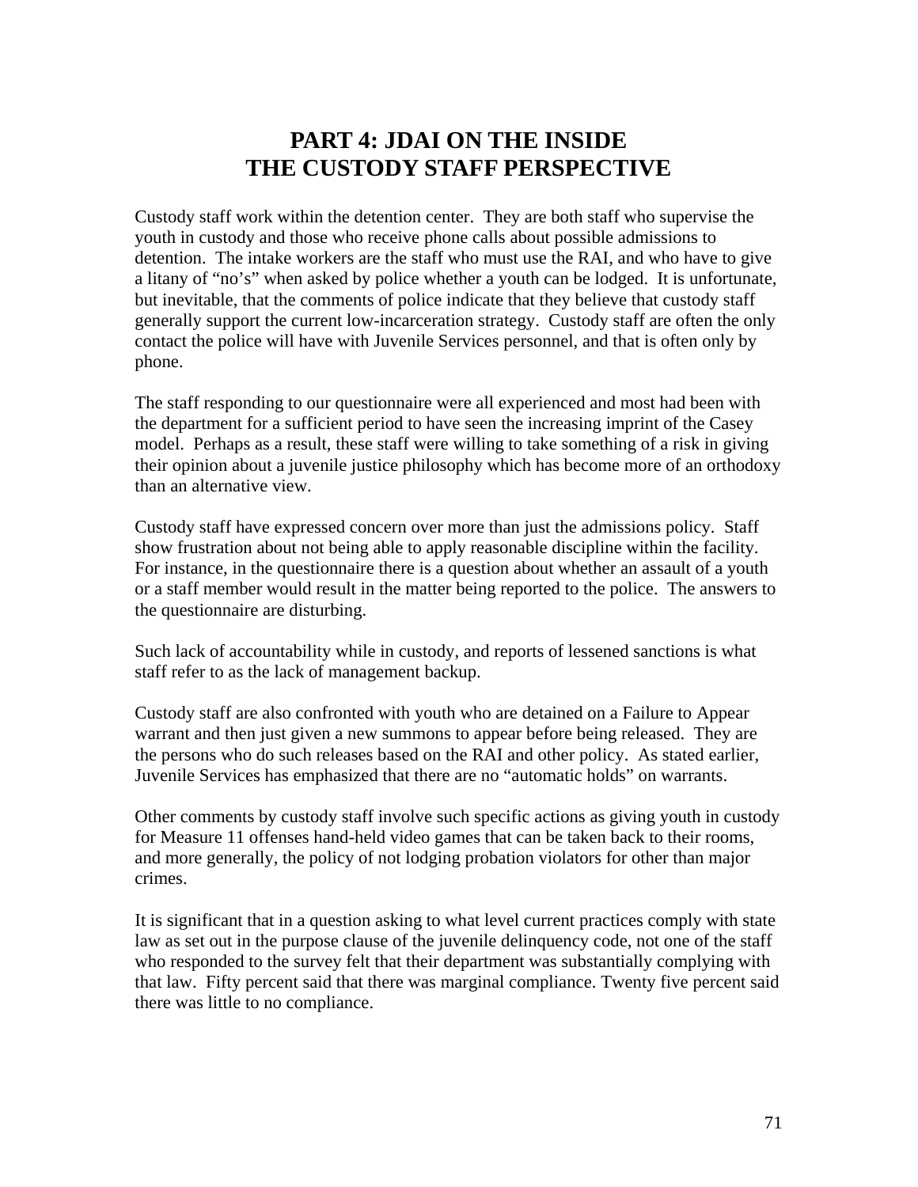# PART 4: JDAI ON THE INSIDE
# THE CUSTODY STAFF PERSPECTIVE

Custody staff work within the detention center. They are both staff who supervise the youth in custody and those who receive phone calls about possible admissions to detention. The intake workers are the staff who must use the RAI, and who have to give a litany of "no's" when asked by police whether a youth can be lodged. It is unfortunate, but inevitable, that the comments of police indicate that they believe that custody staff generally support the current low-incarceration strategy. Custody staff are often the only contact the police will have with Juvenile Services personnel, and that is often only by phone.

The staff responding to our questionnaire were all experienced and most had been with the department for a sufficient period to have seen the increasing imprint of the Casey model. Perhaps as a result, these staff were willing to take something of a risk in giving their opinion about a juvenile justice philosophy which has become more of an orthodoxy than an alternative view.

Custody staff have expressed concern over more than just the admissions policy. Staff show frustration about not being able to apply reasonable discipline within the facility. For instance, in the questionnaire there is a question about whether an assault of a youth or a staff member would result in the matter being reported to the police. The answers to the questionnaire are disturbing.

Such lack of accountability while in custody, and reports of lessened sanctions is what staff refer to as the lack of management backup.

Custody staff are also confronted with youth who are detained on a Failure to Appear warrant and then just given a new summons to appear before being released. They are the persons who do such releases based on the RAI and other policy. As stated earlier, Juvenile Services has emphasized that there are no "automatic holds" on warrants.

Other comments by custody staff involve such specific actions as giving youth in custody for Measure 11 offenses hand-held video games that can be taken back to their rooms, and more generally, the policy of not lodging probation violators for other than major crimes.

It is significant that in a question asking to what level current practices comply with state law as set out in the purpose clause of the juvenile delinquency code, not one of the staff who responded to the survey felt that their department was substantially complying with that law. Fifty percent said that there was marginal compliance. Twenty five percent said there was little to no compliance.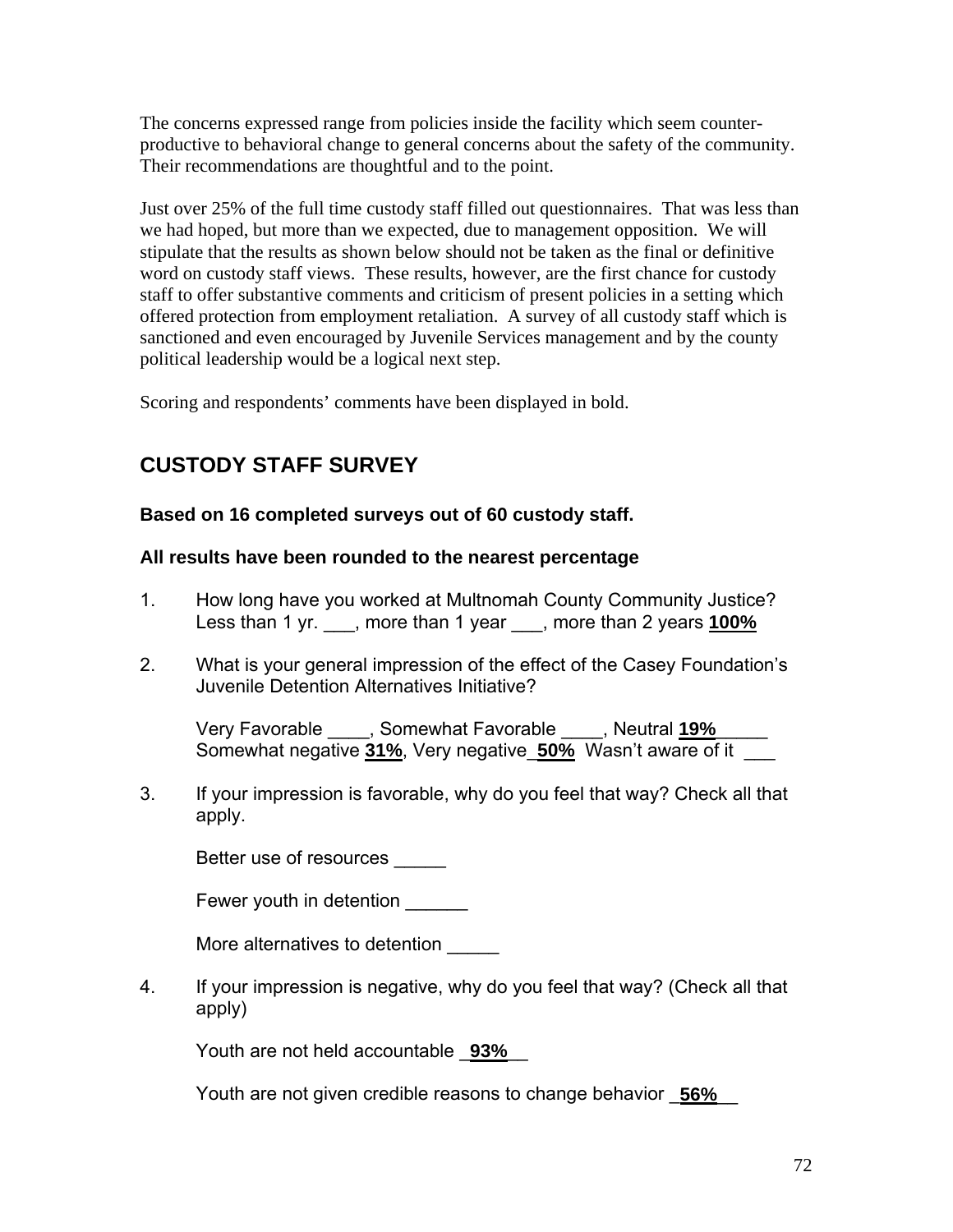The concerns expressed range from policies inside the facility which seem counter-productive to behavioral change to general concerns about the safety of the community. Their recommendations are thoughtful and to the point.

Just over 25% of the full time custody staff filled out questionnaires. That was less than we had hoped, but more than we expected, due to management opposition. We will stipulate that the results as shown below should not be taken as the final or definitive word on custody staff views. These results, however, are the first chance for custody staff to offer substantive comments and criticism of present policies in a setting which offered protection from employment retaliation. A survey of all custody staff which is sanctioned and even encouraged by Juvenile Services management and by the county political leadership would be a logical next step.

Scoring and respondents' comments have been displayed in bold.

## CUSTODY STAFF SURVEY

**Based on 16 completed surveys out of 60 custody staff.**

**All results have been rounded to the nearest percentage**

1. How long have you worked at Multnomah County Community Justice?
   Less than 1 yr. ___, more than 1 year ___, more than 2 years **100%**

2. What is your general impression of the effect of the Casey Foundation's Juvenile Detention Alternatives Initiative?

   Very Favorable ____, Somewhat Favorable ____, Neutral **19%** _____
   Somewhat negative **31%**, Very negative_ **50%** Wasn't aware of it ___

3. If your impression is favorable, why do you feel that way? Check all that apply.

   Better use of resources _____

   Fewer youth in detention ______

   More alternatives to detention _____

4. If your impression is negative, why do you feel that way? (Check all that apply)

   Youth are not held accountable _**93%**__

   Youth are not given credible reasons to change behavior _**56%**__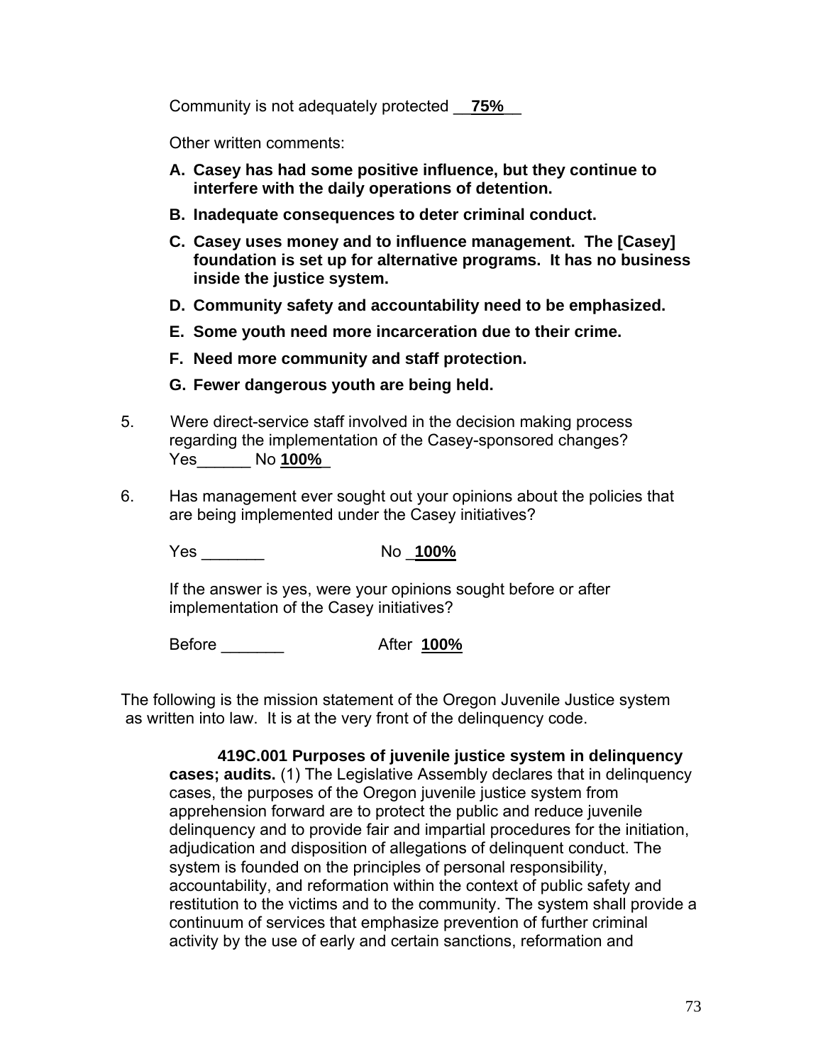Community is not adequately protected __**75%**__

Other written comments:

A. **Casey has had some positive influence, but they continue to interfere with the daily operations of detention.**
B. **Inadequate consequences to deter criminal conduct.**
C. **Casey uses money and to influence management. The [Casey] foundation is set up for alternative programs. It has no business inside the justice system.**
D. **Community safety and accountability need to be emphasized.**
E. **Some youth need more incarceration due to their crime.**
F. **Need more community and staff protection.**
G. **Fewer dangerous youth are being held.**

5. Were direct-service staff involved in the decision making process regarding the implementation of the Casey-sponsored changes? Yes______ No **100%**_

6. Has management ever sought out your opinions about the policies that are being implemented under the Casey initiatives?

   Yes _______ No _**100%**

   If the answer is yes, were your opinions sought before or after implementation of the Casey initiatives?

   Before _______ After **100%**

The following is the mission statement of the Oregon Juvenile Justice system as written into law. It is at the very front of the delinquency code.

> **419C.001 Purposes of juvenile justice system in delinquency cases; audits.** (1) The Legislative Assembly declares that in delinquency cases, the purposes of the Oregon juvenile justice system from apprehension forward are to protect the public and reduce juvenile delinquency and to provide fair and impartial procedures for the initiation, adjudication and disposition of allegations of delinquent conduct. The system is founded on the principles of personal responsibility, accountability, and reformation within the context of public safety and restitution to the victims and to the community. The system shall provide a continuum of services that emphasize prevention of further criminal activity by the use of early and certain sanctions, reformation and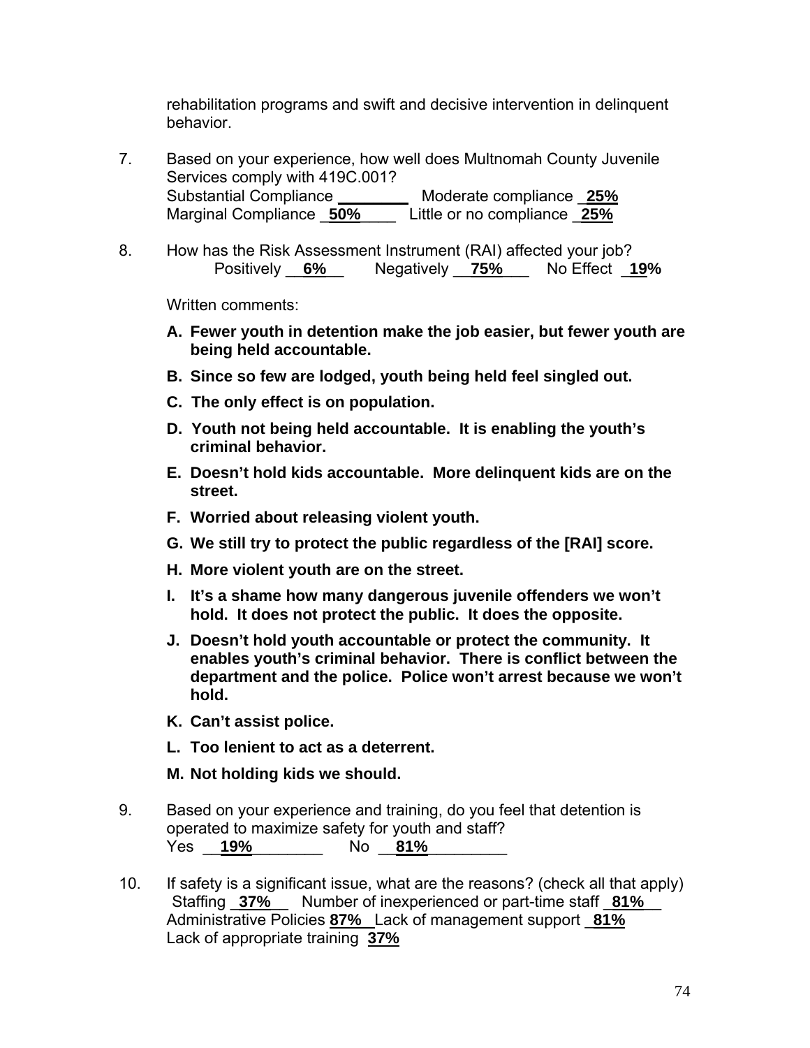rehabilitation programs and swift and decisive intervention in delinquent behavior.

7. Based on your experience, how well does Multnomah County Juvenile Services comply with 419C.001?
   Substantial Compliance ________ Moderate compliance **25%**
   Marginal Compliance **50%** Little or no compliance **25%**

8. How has the Risk Assessment Instrument (RAI) affected your job?
   Positively **6%** Negatively **75%** No Effect **19%**

   Written comments:

   **A. Fewer youth in detention make the job easier, but fewer youth are being held accountable.**

   **B. Since so few are lodged, youth being held feel singled out.**

   **C. The only effect is on population.**

   **D. Youth not being held accountable. It is enabling the youth's criminal behavior.**

   **E. Doesn't hold kids accountable. More delinquent kids are on the street.**

   **F. Worried about releasing violent youth.**

   **G. We still try to protect the public regardless of the [RAI] score.**

   **H. More violent youth are on the street.**

   **I. It's a shame how many dangerous juvenile offenders we won't hold. It does not protect the public. It does the opposite.**

   **J. Doesn't hold youth accountable or protect the community. It enables youth's criminal behavior. There is conflict between the department and the police. Police won't arrest because we won't hold.**

   **K. Can't assist police.**

   **L. Too lenient to act as a deterrent.**

   **M. Not holding kids we should.**

9. Based on your experience and training, do you feel that detention is operated to maximize safety for youth and staff?
   Yes **19%** No **81%**

10. If safety is a significant issue, what are the reasons? (check all that apply)
    Staffing **37%** Number of inexperienced or part-time staff **81%**
    Administrative Policies **87%** Lack of management support **81%**
    Lack of appropriate training **37%**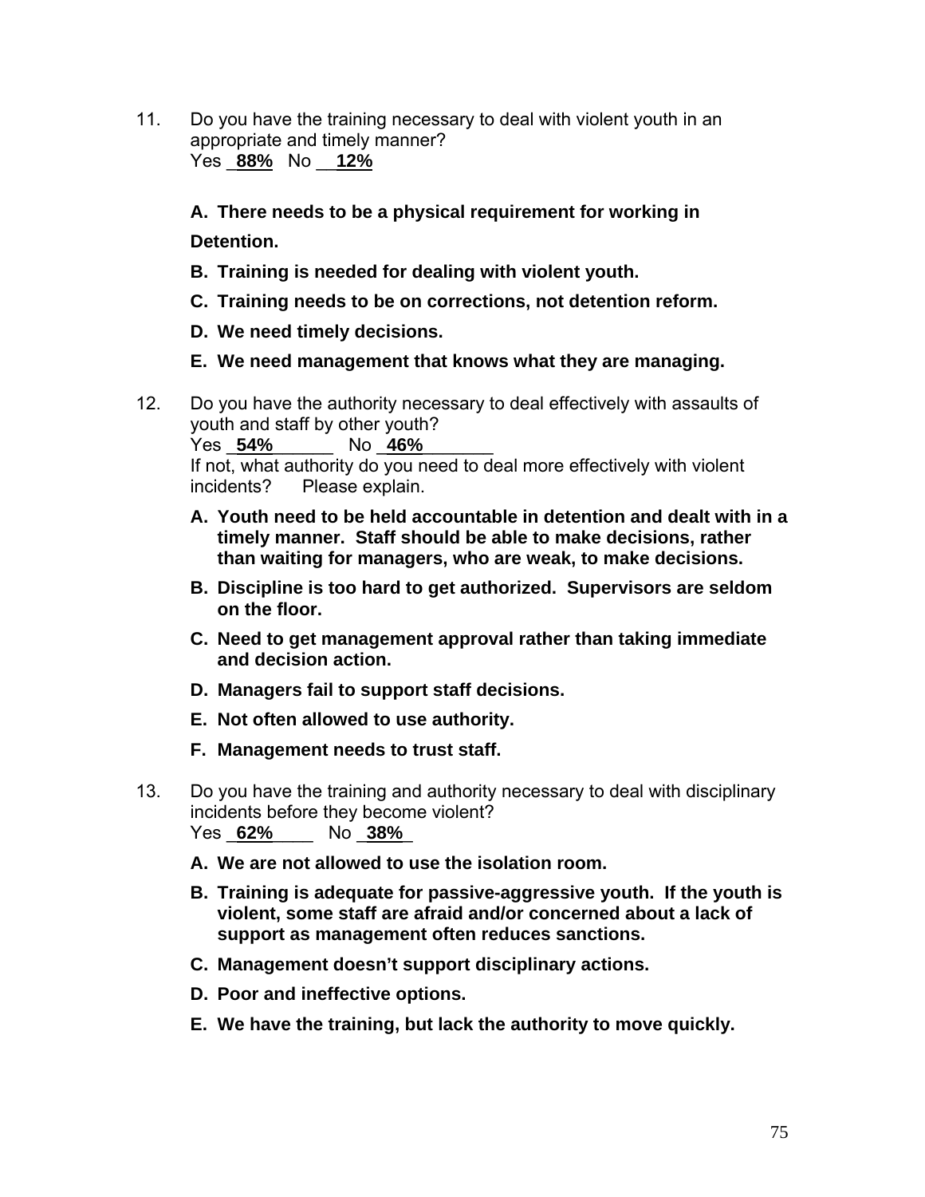11. Do you have the training necessary to deal with violent youth in an appropriate and timely manner?
    Yes **88%** No **12%**

    **A. There needs to be a physical requirement for working in Detention.**

    **B. Training is needed for dealing with violent youth.**

    **C. Training needs to be on corrections, not detention reform.**

    **D. We need timely decisions.**

    **E. We need management that knows what they are managing.**

12. Do you have the authority necessary to deal effectively with assaults of youth and staff by other youth?
    Yes **54%** No **46%**
    If not, what authority do you need to deal more effectively with violent incidents? Please explain.

    **A. Youth need to be held accountable in detention and dealt with in a timely manner. Staff should be able to make decisions, rather than waiting for managers, who are weak, to make decisions.**

    **B. Discipline is too hard to get authorized. Supervisors are seldom on the floor.**

    **C. Need to get management approval rather than taking immediate and decision action.**

    **D. Managers fail to support staff decisions.**

    **E. Not often allowed to use authority.**

    **F. Management needs to trust staff.**

13. Do you have the training and authority necessary to deal with disciplinary incidents before they become violent?
    Yes **62%** No **38%**

    **A. We are not allowed to use the isolation room.**

    **B. Training is adequate for passive-aggressive youth. If the youth is violent, some staff are afraid and/or concerned about a lack of support as management often reduces sanctions.**

    **C. Management doesn't support disciplinary actions.**

    **D. Poor and ineffective options.**

    **E. We have the training, but lack the authority to move quickly.**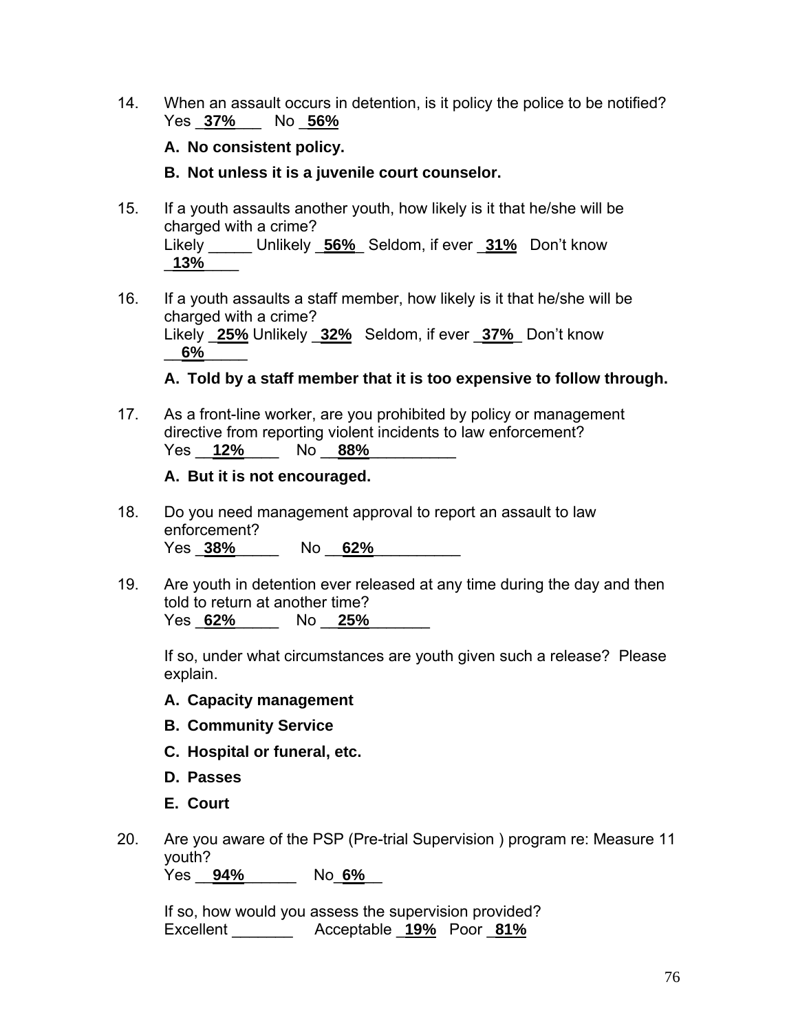14. When an assault occurs in detention, is it policy the police to be notified?
    Yes _**37%**___ No _**56%**

    **A. No consistent policy.**

    **B. Not unless it is a juvenile court counselor.**

15. If a youth assaults another youth, how likely is it that he/she will be charged with a crime?
    Likely _____ Unlikely _**56%**_ Seldom, if ever _**31%** Don't know _**13%**____

16. If a youth assaults a staff member, how likely is it that he/she will be charged with a crime?
    Likely _**25%** Unlikely _**32%** Seldom, if ever _**37%**_ Don't know __**6%**_____

    **A. Told by a staff member that it is too expensive to follow through.**

17. As a front-line worker, are you prohibited by policy or management directive from reporting violent incidents to law enforcement?
    Yes __**12%**____ No __**88%**__________

    **A. But it is not encouraged.**

18. Do you need management approval to report an assault to law enforcement?
    Yes _**38%**_____ No __**62%**__________

19. Are youth in detention ever released at any time during the day and then told to return at another time?
    Yes _**62%**_____ No __**25%**_______

    If so, under what circumstances are youth given such a release? Please explain.

    **A. Capacity management**

    **B. Community Service**

    **C. Hospital or funeral, etc.**

    **D. Passes**

    **E. Court**

20. Are you aware of the PSP (Pre-trial Supervision ) program re: Measure 11 youth?
    Yes __**94%**______ No_**6%**__

    If so, how would you assess the supervision provided?
    Excellent _______ Acceptable _**19%** Poor _**81%**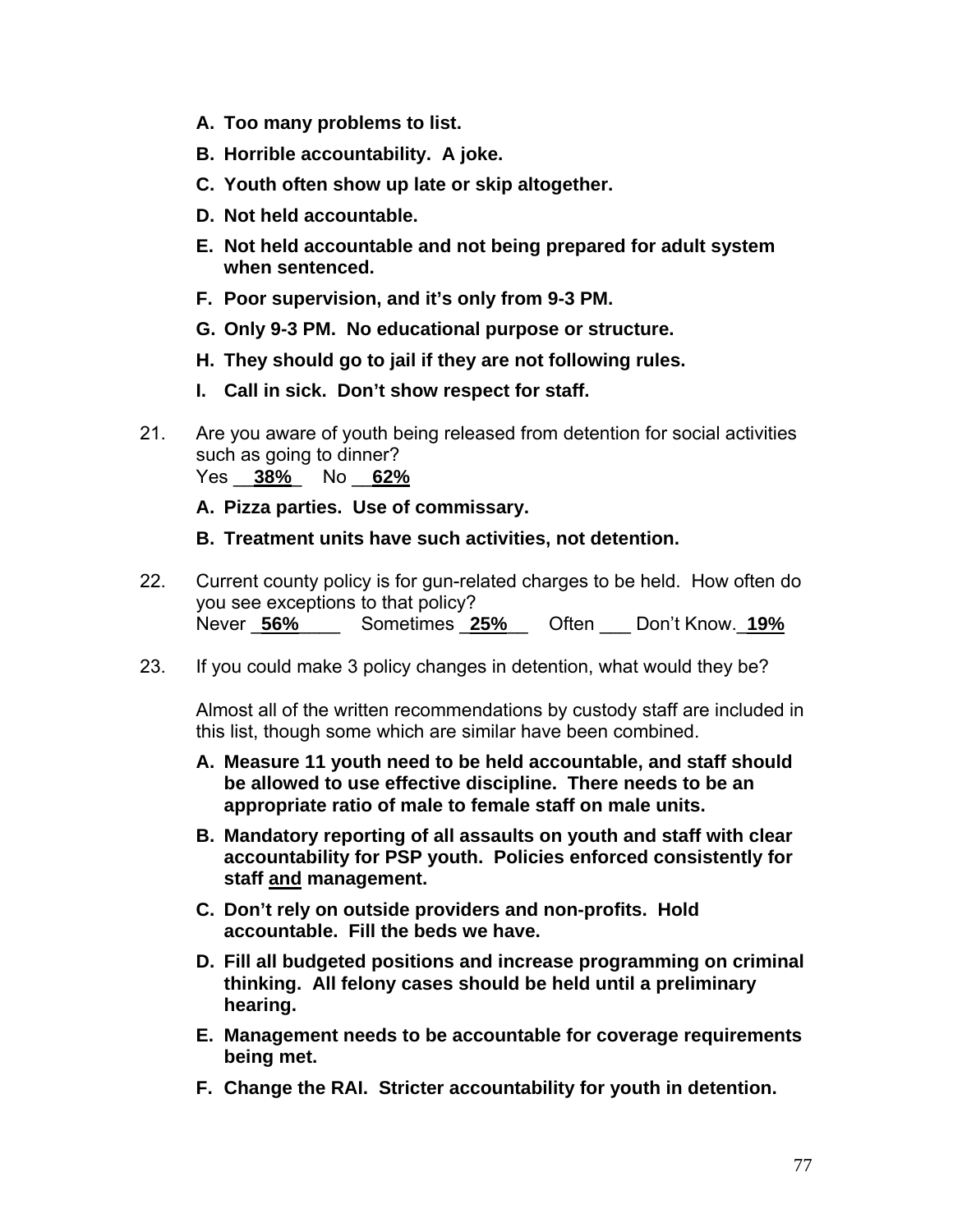- **A. Too many problems to list.**
- **B. Horrible accountability. A joke.**
- **C. Youth often show up late or skip altogether.**
- **D. Not held accountable.**
- **E. Not held accountable and not being prepared for adult system when sentenced.**
- **F. Poor supervision, and it's only from 9-3 PM.**
- **G. Only 9-3 PM. No educational purpose or structure.**
- **H. They should go to jail if they are not following rules.**
- **I. Call in sick. Don't show respect for staff.**

21. Are you aware of youth being released from detention for social activities such as going to dinner?
    Yes __**38%**_ No __**62%**

    - **A. Pizza parties. Use of commissary.**
    - **B. Treatment units have such activities, not detention.**

22. Current county policy is for gun-related charges to be held. How often do you see exceptions to that policy?
    Never _**56%**____ Sometimes _**25%**__ Often ___ Don't Know._**19%**

23. If you could make 3 policy changes in detention, what would they be?

    Almost all of the written recommendations by custody staff are included in this list, though some which are similar have been combined.

    - **A. Measure 11 youth need to be held accountable, and staff should be allowed to use effective discipline. There needs to be an appropriate ratio of male to female staff on male units.**
    - **B. Mandatory reporting of all assaults on youth and staff with clear accountability for PSP youth. Policies enforced consistently for staff and management.**
    - **C. Don't rely on outside providers and non-profits. Hold accountable. Fill the beds we have.**
    - **D. Fill all budgeted positions and increase programming on criminal thinking. All felony cases should be held until a preliminary hearing.**
    - **E. Management needs to be accountable for coverage requirements being met.**
    - **F. Change the RAI. Stricter accountability for youth in detention.**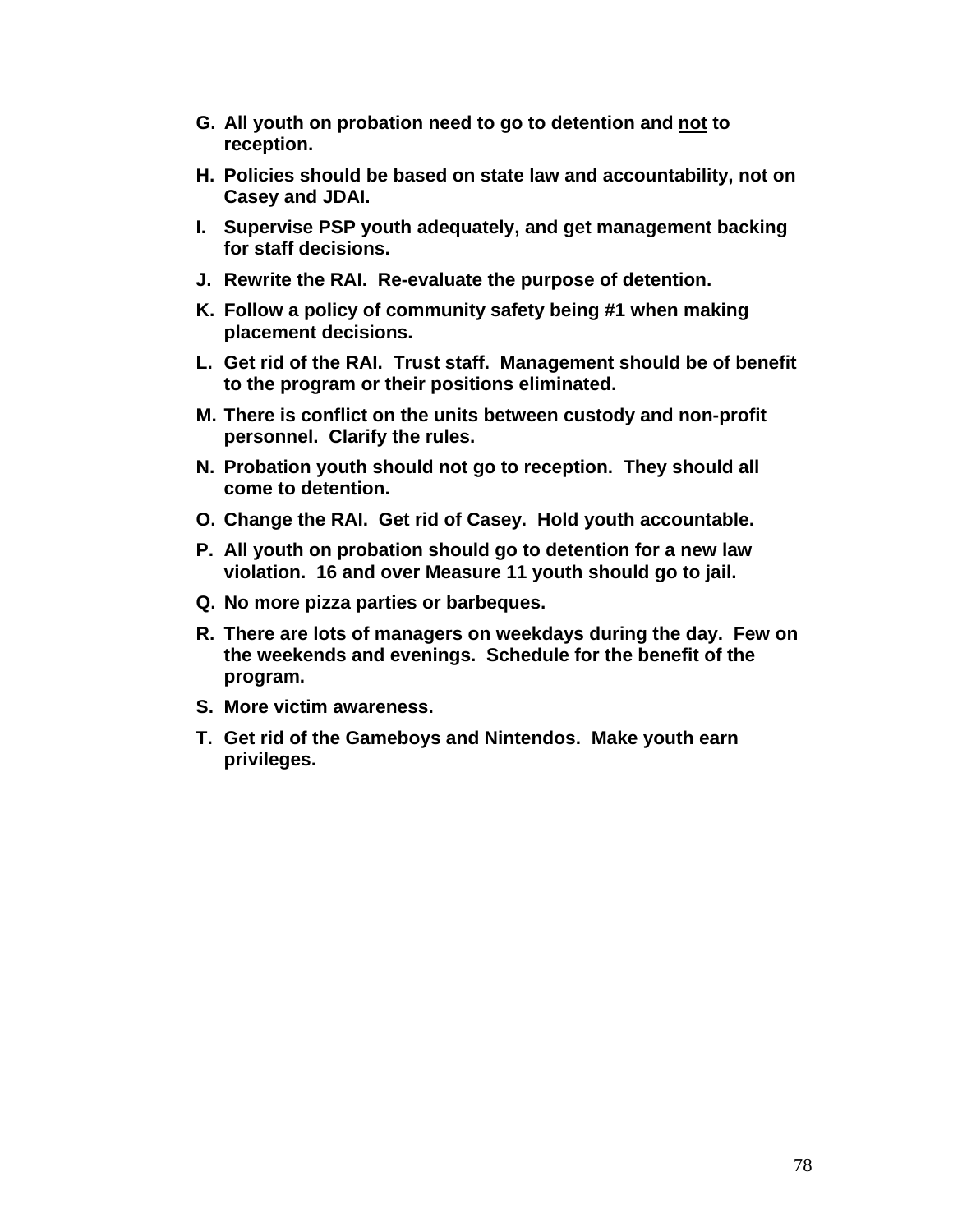**G. All youth on probation need to go to detention and <u>not</u> to reception.**

**H. Policies should be based on state law and accountability, not on Casey and JDAI.**

**I. Supervise PSP youth adequately, and get management backing for staff decisions.**

**J. Rewrite the RAI. Re-evaluate the purpose of detention.**

**K. Follow a policy of community safety being #1 when making placement decisions.**

**L. Get rid of the RAI. Trust staff. Management should be of benefit to the program or their positions eliminated.**

**M. There is conflict on the units between custody and non-profit personnel. Clarify the rules.**

**N. Probation youth should not go to reception. They should all come to detention.**

**O. Change the RAI. Get rid of Casey. Hold youth accountable.**

**P. All youth on probation should go to detention for a new law violation. 16 and over Measure 11 youth should go to jail.**

**Q. No more pizza parties or barbeques.**

**R. There are lots of managers on weekdays during the day. Few on the weekends and evenings. Schedule for the benefit of the program.**

**S. More victim awareness.**

**T. Get rid of the Gameboys and Nintendos. Make youth earn privileges.**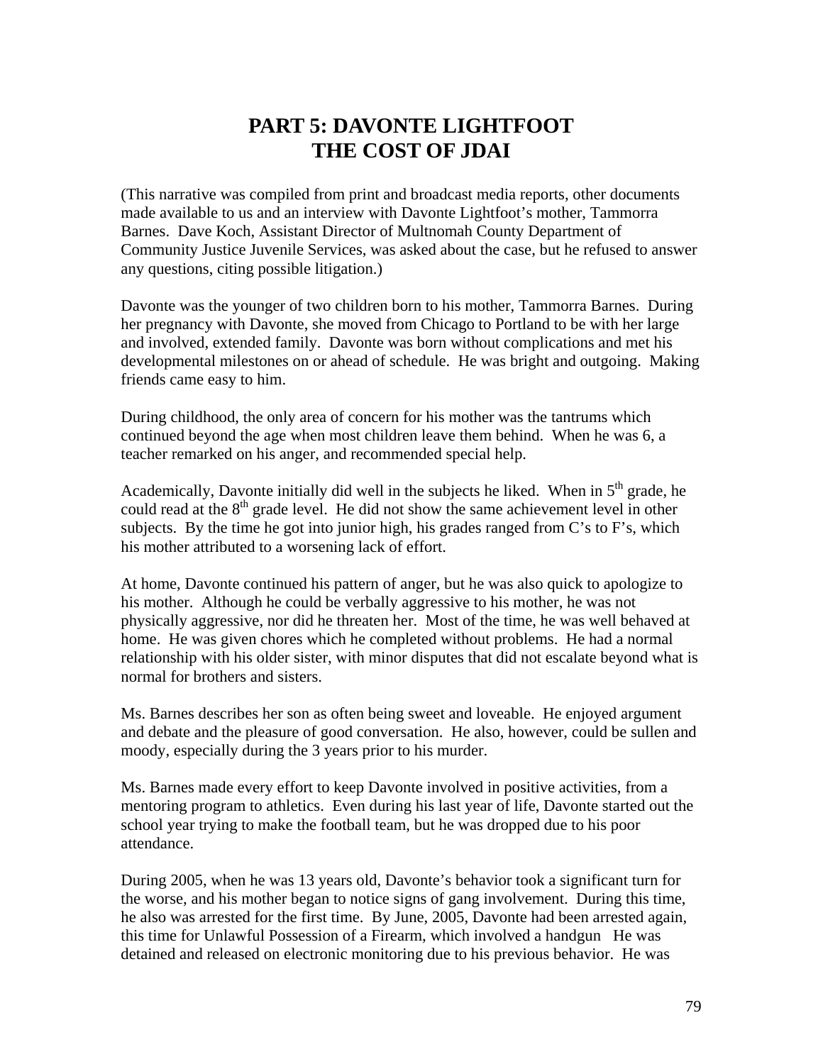# PART 5: DAVONTE LIGHTFOOT
# THE COST OF JDAI

(This narrative was compiled from print and broadcast media reports, other documents made available to us and an interview with Davonte Lightfoot's mother, Tammorra Barnes. Dave Koch, Assistant Director of Multnomah County Department of Community Justice Juvenile Services, was asked about the case, but he refused to answer any questions, citing possible litigation.)

Davonte was the younger of two children born to his mother, Tammorra Barnes. During her pregnancy with Davonte, she moved from Chicago to Portland to be with her large and involved, extended family. Davonte was born without complications and met his developmental milestones on or ahead of schedule. He was bright and outgoing. Making friends came easy to him.

During childhood, the only area of concern for his mother was the tantrums which continued beyond the age when most children leave them behind. When he was 6, a teacher remarked on his anger, and recommended special help.

Academically, Davonte initially did well in the subjects he liked. When in 5th grade, he could read at the 8th grade level. He did not show the same achievement level in other subjects. By the time he got into junior high, his grades ranged from C's to F's, which his mother attributed to a worsening lack of effort.

At home, Davonte continued his pattern of anger, but he was also quick to apologize to his mother. Although he could be verbally aggressive to his mother, he was not physically aggressive, nor did he threaten her. Most of the time, he was well behaved at home. He was given chores which he completed without problems. He had a normal relationship with his older sister, with minor disputes that did not escalate beyond what is normal for brothers and sisters.

Ms. Barnes describes her son as often being sweet and loveable. He enjoyed argument and debate and the pleasure of good conversation. He also, however, could be sullen and moody, especially during the 3 years prior to his murder.

Ms. Barnes made every effort to keep Davonte involved in positive activities, from a mentoring program to athletics. Even during his last year of life, Davonte started out the school year trying to make the football team, but he was dropped due to his poor attendance.

During 2005, when he was 13 years old, Davonte's behavior took a significant turn for the worse, and his mother began to notice signs of gang involvement. During this time, he also was arrested for the first time. By June, 2005, Davonte had been arrested again, this time for Unlawful Possession of a Firearm, which involved a handgun He was detained and released on electronic monitoring due to his previous behavior. He was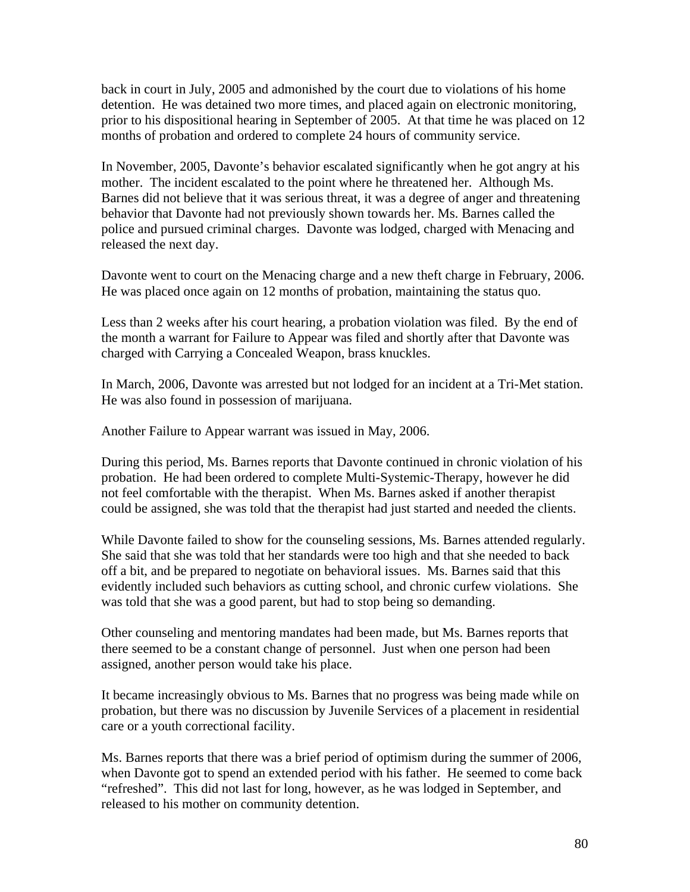back in court in July, 2005 and admonished by the court due to violations of his home detention. He was detained two more times, and placed again on electronic monitoring, prior to his dispositional hearing in September of 2005. At that time he was placed on 12 months of probation and ordered to complete 24 hours of community service.

In November, 2005, Davonte's behavior escalated significantly when he got angry at his mother. The incident escalated to the point where he threatened her. Although Ms. Barnes did not believe that it was serious threat, it was a degree of anger and threatening behavior that Davonte had not previously shown towards her. Ms. Barnes called the police and pursued criminal charges. Davonte was lodged, charged with Menacing and released the next day.

Davonte went to court on the Menacing charge and a new theft charge in February, 2006. He was placed once again on 12 months of probation, maintaining the status quo.

Less than 2 weeks after his court hearing, a probation violation was filed. By the end of the month a warrant for Failure to Appear was filed and shortly after that Davonte was charged with Carrying a Concealed Weapon, brass knuckles.

In March, 2006, Davonte was arrested but not lodged for an incident at a Tri-Met station. He was also found in possession of marijuana.

Another Failure to Appear warrant was issued in May, 2006.

During this period, Ms. Barnes reports that Davonte continued in chronic violation of his probation. He had been ordered to complete Multi-Systemic-Therapy, however he did not feel comfortable with the therapist. When Ms. Barnes asked if another therapist could be assigned, she was told that the therapist had just started and needed the clients.

While Davonte failed to show for the counseling sessions, Ms. Barnes attended regularly. She said that she was told that her standards were too high and that she needed to back off a bit, and be prepared to negotiate on behavioral issues. Ms. Barnes said that this evidently included such behaviors as cutting school, and chronic curfew violations. She was told that she was a good parent, but had to stop being so demanding.

Other counseling and mentoring mandates had been made, but Ms. Barnes reports that there seemed to be a constant change of personnel. Just when one person had been assigned, another person would take his place.

It became increasingly obvious to Ms. Barnes that no progress was being made while on probation, but there was no discussion by Juvenile Services of a placement in residential care or a youth correctional facility.

Ms. Barnes reports that there was a brief period of optimism during the summer of 2006, when Davonte got to spend an extended period with his father. He seemed to come back "refreshed". This did not last for long, however, as he was lodged in September, and released to his mother on community detention.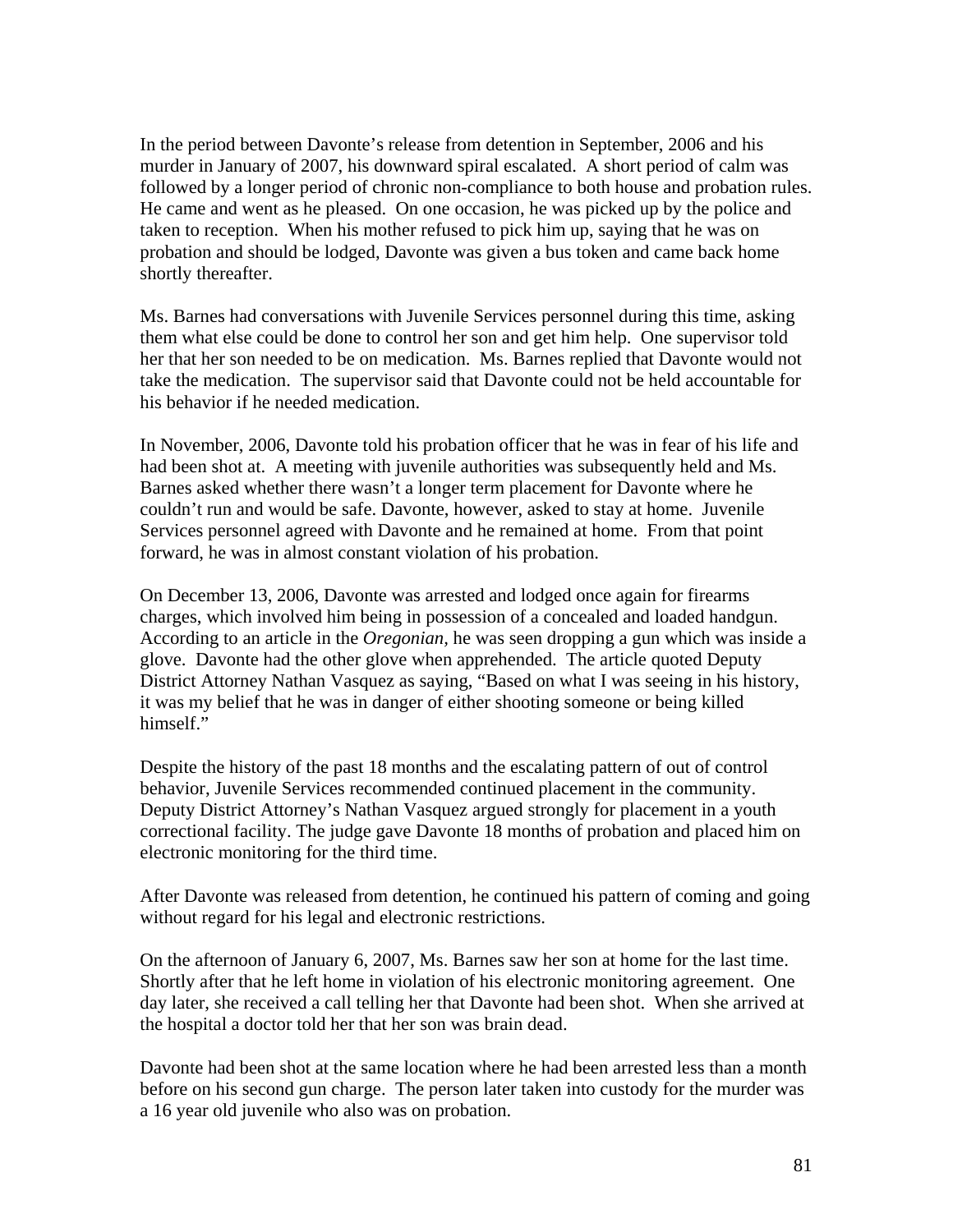In the period between Davonte's release from detention in September, 2006 and his murder in January of 2007, his downward spiral escalated. A short period of calm was followed by a longer period of chronic non-compliance to both house and probation rules. He came and went as he pleased. On one occasion, he was picked up by the police and taken to reception. When his mother refused to pick him up, saying that he was on probation and should be lodged, Davonte was given a bus token and came back home shortly thereafter.

Ms. Barnes had conversations with Juvenile Services personnel during this time, asking them what else could be done to control her son and get him help. One supervisor told her that her son needed to be on medication. Ms. Barnes replied that Davonte would not take the medication. The supervisor said that Davonte could not be held accountable for his behavior if he needed medication.

In November, 2006, Davonte told his probation officer that he was in fear of his life and had been shot at. A meeting with juvenile authorities was subsequently held and Ms. Barnes asked whether there wasn't a longer term placement for Davonte where he couldn't run and would be safe. Davonte, however, asked to stay at home. Juvenile Services personnel agreed with Davonte and he remained at home. From that point forward, he was in almost constant violation of his probation.

On December 13, 2006, Davonte was arrested and lodged once again for firearms charges, which involved him being in possession of a concealed and loaded handgun. According to an article in the *Oregonian*, he was seen dropping a gun which was inside a glove. Davonte had the other glove when apprehended. The article quoted Deputy District Attorney Nathan Vasquez as saying, "Based on what I was seeing in his history, it was my belief that he was in danger of either shooting someone or being killed himself."

Despite the history of the past 18 months and the escalating pattern of out of control behavior, Juvenile Services recommended continued placement in the community. Deputy District Attorney's Nathan Vasquez argued strongly for placement in a youth correctional facility. The judge gave Davonte 18 months of probation and placed him on electronic monitoring for the third time.

After Davonte was released from detention, he continued his pattern of coming and going without regard for his legal and electronic restrictions.

On the afternoon of January 6, 2007, Ms. Barnes saw her son at home for the last time. Shortly after that he left home in violation of his electronic monitoring agreement. One day later, she received a call telling her that Davonte had been shot. When she arrived at the hospital a doctor told her that her son was brain dead.

Davonte had been shot at the same location where he had been arrested less than a month before on his second gun charge. The person later taken into custody for the murder was a 16 year old juvenile who also was on probation.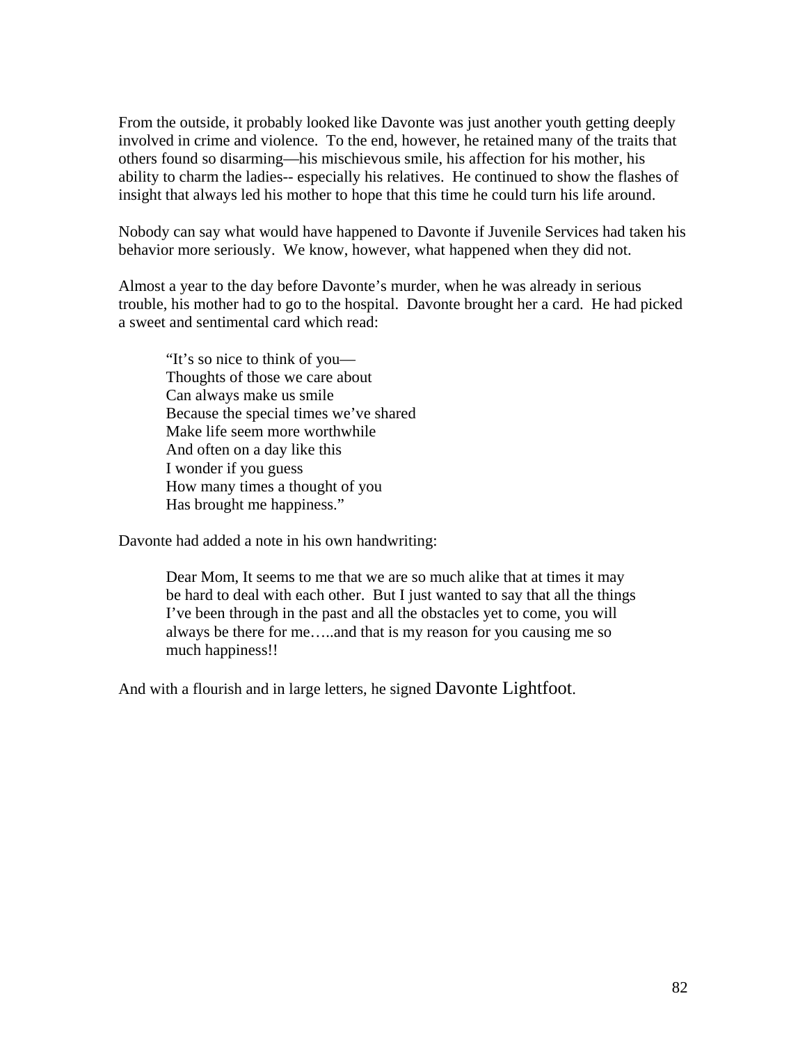From the outside, it probably looked like Davonte was just another youth getting deeply involved in crime and violence. To the end, however, he retained many of the traits that others found so disarming—his mischievous smile, his affection for his mother, his ability to charm the ladies-- especially his relatives. He continued to show the flashes of insight that always led his mother to hope that this time he could turn his life around.

Nobody can say what would have happened to Davonte if Juvenile Services had taken his behavior more seriously. We know, however, what happened when they did not.

Almost a year to the day before Davonte's murder, when he was already in serious trouble, his mother had to go to the hospital. Davonte brought her a card. He had picked a sweet and sentimental card which read:

> "It's so nice to think of you—
> Thoughts of those we care about
> Can always make us smile
> Because the special times we've shared
> Make life seem more worthwhile
> And often on a day like this
> I wonder if you guess
> How many times a thought of you
> Has brought me happiness."

Davonte had added a note in his own handwriting:

> Dear Mom, It seems to me that we are so much alike that at times it may be hard to deal with each other. But I just wanted to say that all the things I've been through in the past and all the obstacles yet to come, you will always be there for me…..and that is my reason for you causing me so much happiness!!

And with a flourish and in large letters, he signed Davonte Lightfoot.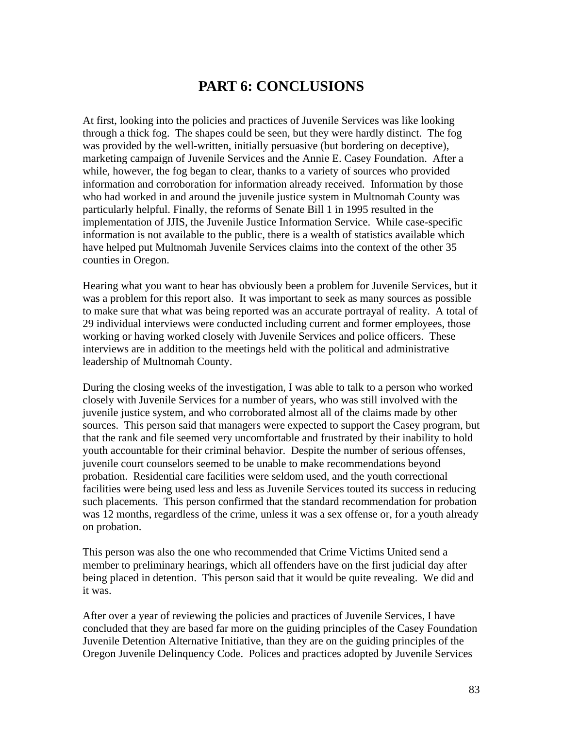# PART 6: CONCLUSIONS

At first, looking into the policies and practices of Juvenile Services was like looking through a thick fog. The shapes could be seen, but they were hardly distinct. The fog was provided by the well-written, initially persuasive (but bordering on deceptive), marketing campaign of Juvenile Services and the Annie E. Casey Foundation. After a while, however, the fog began to clear, thanks to a variety of sources who provided information and corroboration for information already received. Information by those who had worked in and around the juvenile justice system in Multnomah County was particularly helpful. Finally, the reforms of Senate Bill 1 in 1995 resulted in the implementation of JJIS, the Juvenile Justice Information Service. While case-specific information is not available to the public, there is a wealth of statistics available which have helped put Multnomah Juvenile Services claims into the context of the other 35 counties in Oregon.

Hearing what you want to hear has obviously been a problem for Juvenile Services, but it was a problem for this report also. It was important to seek as many sources as possible to make sure that what was being reported was an accurate portrayal of reality. A total of 29 individual interviews were conducted including current and former employees, those working or having worked closely with Juvenile Services and police officers. These interviews are in addition to the meetings held with the political and administrative leadership of Multnomah County.

During the closing weeks of the investigation, I was able to talk to a person who worked closely with Juvenile Services for a number of years, who was still involved with the juvenile justice system, and who corroborated almost all of the claims made by other sources. This person said that managers were expected to support the Casey program, but that the rank and file seemed very uncomfortable and frustrated by their inability to hold youth accountable for their criminal behavior. Despite the number of serious offenses, juvenile court counselors seemed to be unable to make recommendations beyond probation. Residential care facilities were seldom used, and the youth correctional facilities were being used less and less as Juvenile Services touted its success in reducing such placements. This person confirmed that the standard recommendation for probation was 12 months, regardless of the crime, unless it was a sex offense or, for a youth already on probation.

This person was also the one who recommended that Crime Victims United send a member to preliminary hearings, which all offenders have on the first judicial day after being placed in detention. This person said that it would be quite revealing. We did and it was.

After over a year of reviewing the policies and practices of Juvenile Services, I have concluded that they are based far more on the guiding principles of the Casey Foundation Juvenile Detention Alternative Initiative, than they are on the guiding principles of the Oregon Juvenile Delinquency Code. Polices and practices adopted by Juvenile Services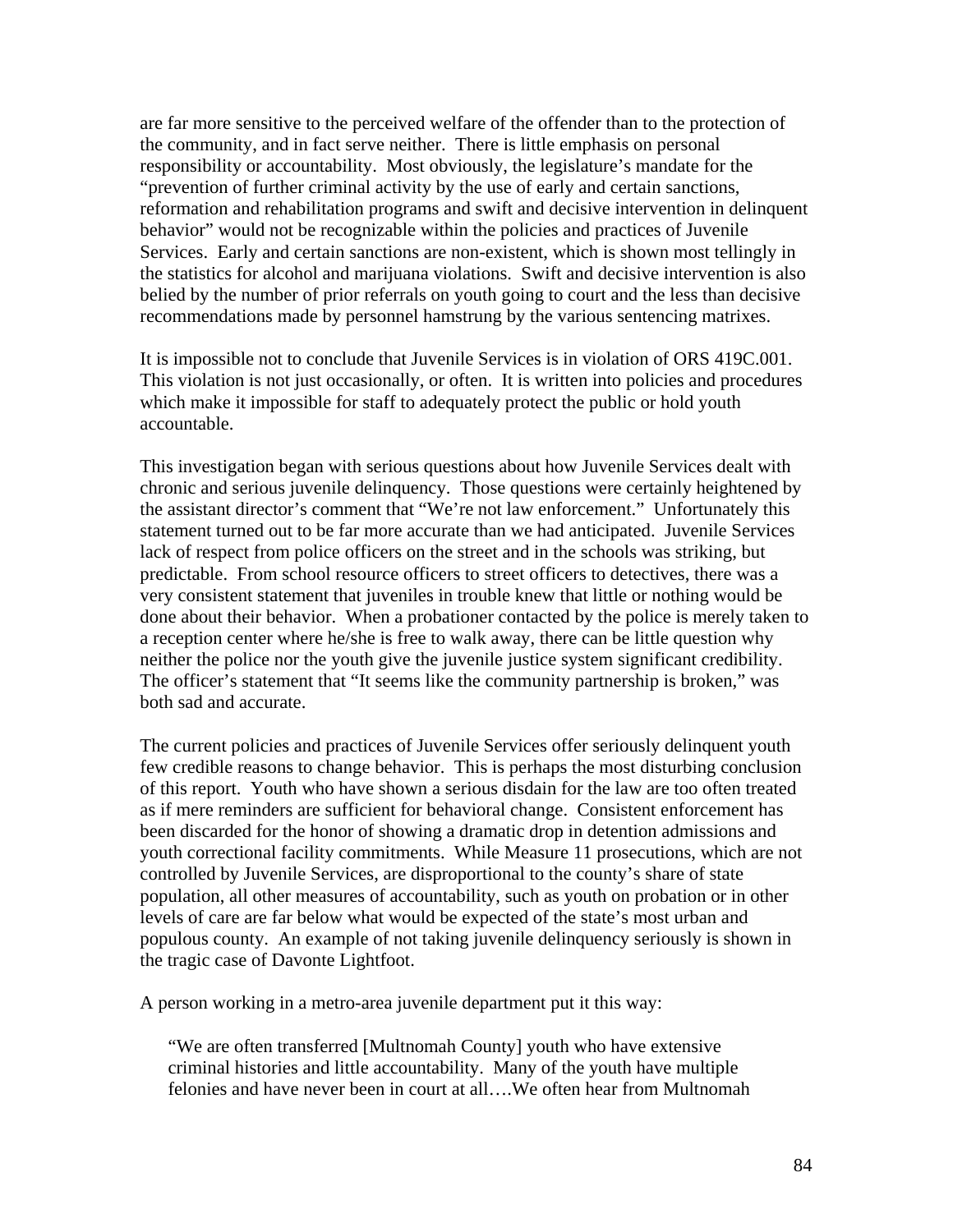are far more sensitive to the perceived welfare of the offender than to the protection of the community, and in fact serve neither. There is little emphasis on personal responsibility or accountability. Most obviously, the legislature's mandate for the "prevention of further criminal activity by the use of early and certain sanctions, reformation and rehabilitation programs and swift and decisive intervention in delinquent behavior" would not be recognizable within the policies and practices of Juvenile Services. Early and certain sanctions are non-existent, which is shown most tellingly in the statistics for alcohol and marijuana violations. Swift and decisive intervention is also belied by the number of prior referrals on youth going to court and the less than decisive recommendations made by personnel hamstrung by the various sentencing matrixes.

It is impossible not to conclude that Juvenile Services is in violation of ORS 419C.001. This violation is not just occasionally, or often. It is written into policies and procedures which make it impossible for staff to adequately protect the public or hold youth accountable.

This investigation began with serious questions about how Juvenile Services dealt with chronic and serious juvenile delinquency. Those questions were certainly heightened by the assistant director's comment that "We're not law enforcement." Unfortunately this statement turned out to be far more accurate than we had anticipated. Juvenile Services lack of respect from police officers on the street and in the schools was striking, but predictable. From school resource officers to street officers to detectives, there was a very consistent statement that juveniles in trouble knew that little or nothing would be done about their behavior. When a probationer contacted by the police is merely taken to a reception center where he/she is free to walk away, there can be little question why neither the police nor the youth give the juvenile justice system significant credibility. The officer's statement that "It seems like the community partnership is broken," was both sad and accurate.

The current policies and practices of Juvenile Services offer seriously delinquent youth few credible reasons to change behavior. This is perhaps the most disturbing conclusion of this report. Youth who have shown a serious disdain for the law are too often treated as if mere reminders are sufficient for behavioral change. Consistent enforcement has been discarded for the honor of showing a dramatic drop in detention admissions and youth correctional facility commitments. While Measure 11 prosecutions, which are not controlled by Juvenile Services, are disproportional to the county's share of state population, all other measures of accountability, such as youth on probation or in other levels of care are far below what would be expected of the state's most urban and populous county. An example of not taking juvenile delinquency seriously is shown in the tragic case of Davonte Lightfoot.

A person working in a metro-area juvenile department put it this way:

> "We are often transferred [Multnomah County] youth who have extensive criminal histories and little accountability. Many of the youth have multiple felonies and have never been in court at all….We often hear from Multnomah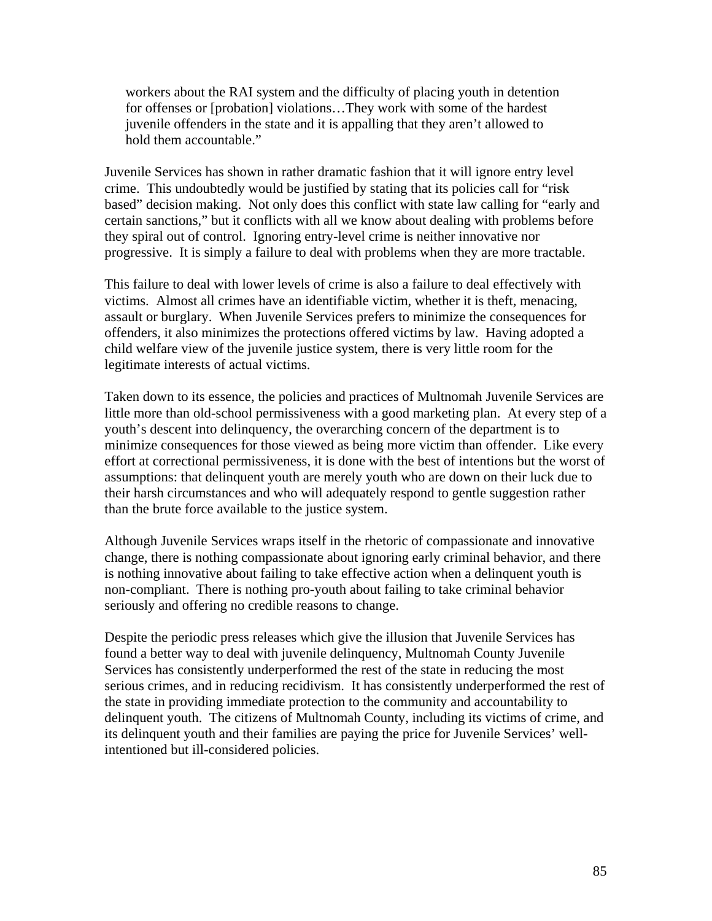> workers about the RAI system and the difficulty of placing youth in detention for offenses or [probation] violations…They work with some of the hardest juvenile offenders in the state and it is appalling that they aren't allowed to hold them accountable."

Juvenile Services has shown in rather dramatic fashion that it will ignore entry level crime. This undoubtedly would be justified by stating that its policies call for "risk based" decision making. Not only does this conflict with state law calling for "early and certain sanctions," but it conflicts with all we know about dealing with problems before they spiral out of control. Ignoring entry-level crime is neither innovative nor progressive. It is simply a failure to deal with problems when they are more tractable.

This failure to deal with lower levels of crime is also a failure to deal effectively with victims. Almost all crimes have an identifiable victim, whether it is theft, menacing, assault or burglary. When Juvenile Services prefers to minimize the consequences for offenders, it also minimizes the protections offered victims by law. Having adopted a child welfare view of the juvenile justice system, there is very little room for the legitimate interests of actual victims.

Taken down to its essence, the policies and practices of Multnomah Juvenile Services are little more than old-school permissiveness with a good marketing plan. At every step of a youth's descent into delinquency, the overarching concern of the department is to minimize consequences for those viewed as being more victim than offender. Like every effort at correctional permissiveness, it is done with the best of intentions but the worst of assumptions: that delinquent youth are merely youth who are down on their luck due to their harsh circumstances and who will adequately respond to gentle suggestion rather than the brute force available to the justice system.

Although Juvenile Services wraps itself in the rhetoric of compassionate and innovative change, there is nothing compassionate about ignoring early criminal behavior, and there is nothing innovative about failing to take effective action when a delinquent youth is non-compliant. There is nothing pro-youth about failing to take criminal behavior seriously and offering no credible reasons to change.

Despite the periodic press releases which give the illusion that Juvenile Services has found a better way to deal with juvenile delinquency, Multnomah County Juvenile Services has consistently underperformed the rest of the state in reducing the most serious crimes, and in reducing recidivism. It has consistently underperformed the rest of the state in providing immediate protection to the community and accountability to delinquent youth. The citizens of Multnomah County, including its victims of crime, and its delinquent youth and their families are paying the price for Juvenile Services' well-intentioned but ill-considered policies.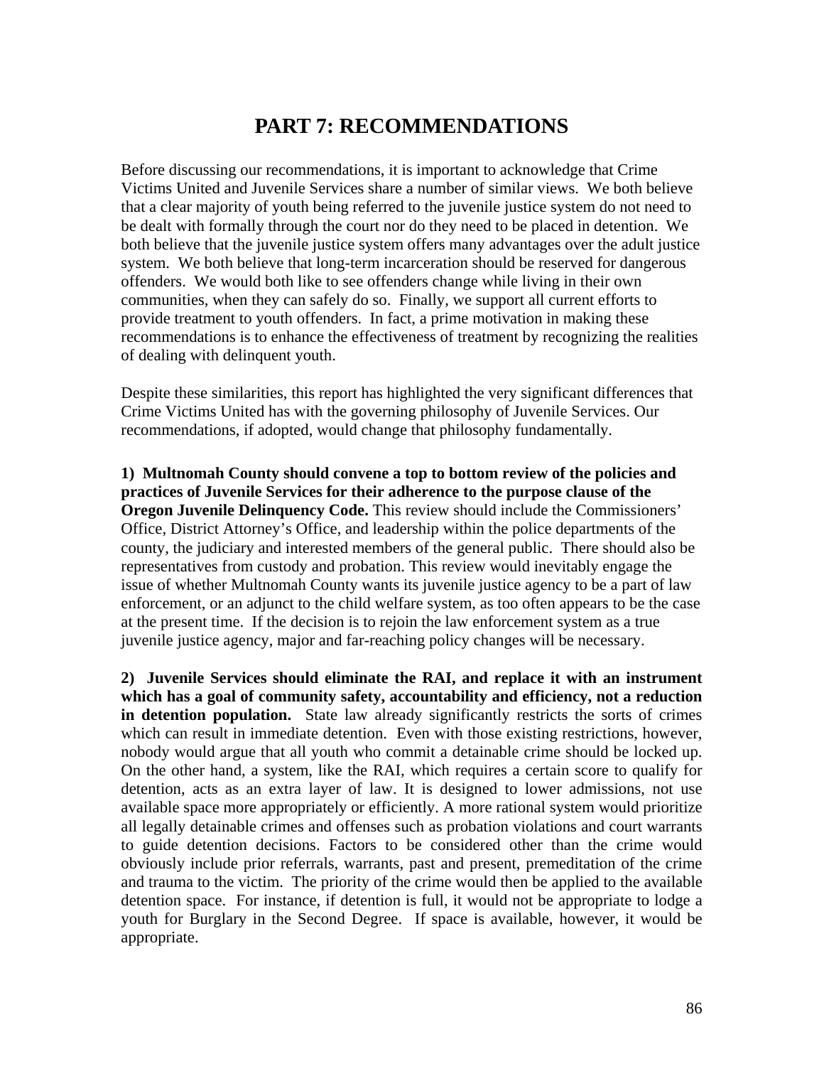# PART 7: RECOMMENDATIONS

Before discussing our recommendations, it is important to acknowledge that Crime Victims United and Juvenile Services share a number of similar views. We both believe that a clear majority of youth being referred to the juvenile justice system do not need to be dealt with formally through the court nor do they need to be placed in detention. We both believe that the juvenile justice system offers many advantages over the adult justice system. We both believe that long-term incarceration should be reserved for dangerous offenders. We would both like to see offenders change while living in their own communities, when they can safely do so. Finally, we support all current efforts to provide treatment to youth offenders. In fact, a prime motivation in making these recommendations is to enhance the effectiveness of treatment by recognizing the realities of dealing with delinquent youth.

Despite these similarities, this report has highlighted the very significant differences that Crime Victims United has with the governing philosophy of Juvenile Services. Our recommendations, if adopted, would change that philosophy fundamentally.

**1) Multnomah County should convene a top to bottom review of the policies and practices of Juvenile Services for their adherence to the purpose clause of the Oregon Juvenile Delinquency Code.** This review should include the Commissioners' Office, District Attorney's Office, and leadership within the police departments of the county, the judiciary and interested members of the general public. There should also be representatives from custody and probation. This review would inevitably engage the issue of whether Multnomah County wants its juvenile justice agency to be a part of law enforcement, or an adjunct to the child welfare system, as too often appears to be the case at the present time. If the decision is to rejoin the law enforcement system as a true juvenile justice agency, major and far-reaching policy changes will be necessary.

**2) Juvenile Services should eliminate the RAI, and replace it with an instrument which has a goal of community safety, accountability and efficiency, not a reduction in detention population.** State law already significantly restricts the sorts of crimes which can result in immediate detention. Even with those existing restrictions, however, nobody would argue that all youth who commit a detainable crime should be locked up. On the other hand, a system, like the RAI, which requires a certain score to qualify for detention, acts as an extra layer of law. It is designed to lower admissions, not use available space more appropriately or efficiently. A more rational system would prioritize all legally detainable crimes and offenses such as probation violations and court warrants to guide detention decisions. Factors to be considered other than the crime would obviously include prior referrals, warrants, past and present, premeditation of the crime and trauma to the victim. The priority of the crime would then be applied to the available detention space. For instance, if detention is full, it would not be appropriate to lodge a youth for Burglary in the Second Degree. If space is available, however, it would be appropriate.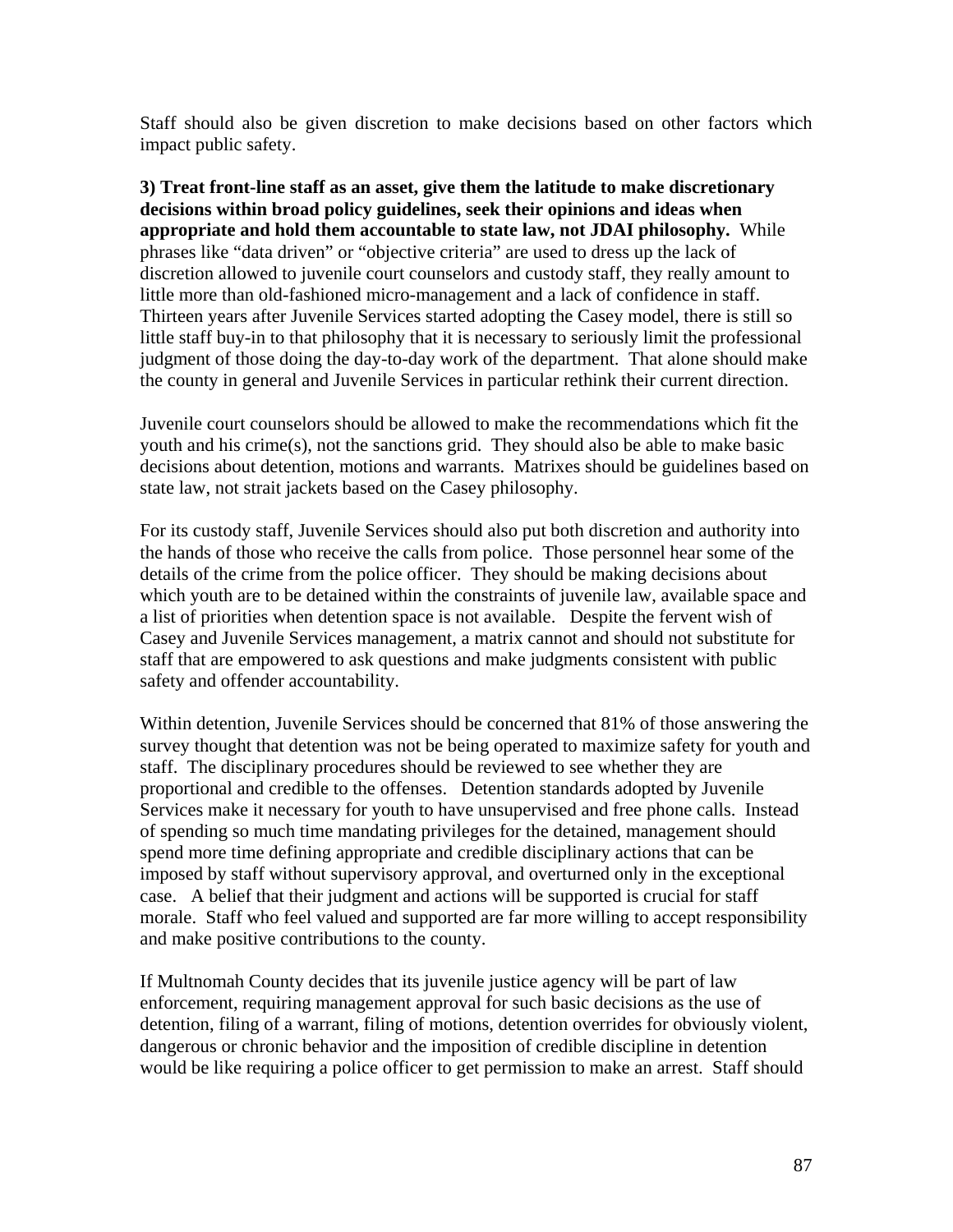Staff should also be given discretion to make decisions based on other factors which impact public safety.

**3) Treat front-line staff as an asset, give them the latitude to make discretionary decisions within broad policy guidelines, seek their opinions and ideas when appropriate and hold them accountable to state law, not JDAI philosophy.** While phrases like "data driven" or "objective criteria" are used to dress up the lack of discretion allowed to juvenile court counselors and custody staff, they really amount to little more than old-fashioned micro-management and a lack of confidence in staff. Thirteen years after Juvenile Services started adopting the Casey model, there is still so little staff buy-in to that philosophy that it is necessary to seriously limit the professional judgment of those doing the day-to-day work of the department. That alone should make the county in general and Juvenile Services in particular rethink their current direction.

Juvenile court counselors should be allowed to make the recommendations which fit the youth and his crime(s), not the sanctions grid. They should also be able to make basic decisions about detention, motions and warrants. Matrixes should be guidelines based on state law, not strait jackets based on the Casey philosophy.

For its custody staff, Juvenile Services should also put both discretion and authority into the hands of those who receive the calls from police. Those personnel hear some of the details of the crime from the police officer. They should be making decisions about which youth are to be detained within the constraints of juvenile law, available space and a list of priorities when detention space is not available. Despite the fervent wish of Casey and Juvenile Services management, a matrix cannot and should not substitute for staff that are empowered to ask questions and make judgments consistent with public safety and offender accountability.

Within detention, Juvenile Services should be concerned that 81% of those answering the survey thought that detention was not be being operated to maximize safety for youth and staff. The disciplinary procedures should be reviewed to see whether they are proportional and credible to the offenses. Detention standards adopted by Juvenile Services make it necessary for youth to have unsupervised and free phone calls. Instead of spending so much time mandating privileges for the detained, management should spend more time defining appropriate and credible disciplinary actions that can be imposed by staff without supervisory approval, and overturned only in the exceptional case. A belief that their judgment and actions will be supported is crucial for staff morale. Staff who feel valued and supported are far more willing to accept responsibility and make positive contributions to the county.

If Multnomah County decides that its juvenile justice agency will be part of law enforcement, requiring management approval for such basic decisions as the use of detention, filing of a warrant, filing of motions, detention overrides for obviously violent, dangerous or chronic behavior and the imposition of credible discipline in detention would be like requiring a police officer to get permission to make an arrest. Staff should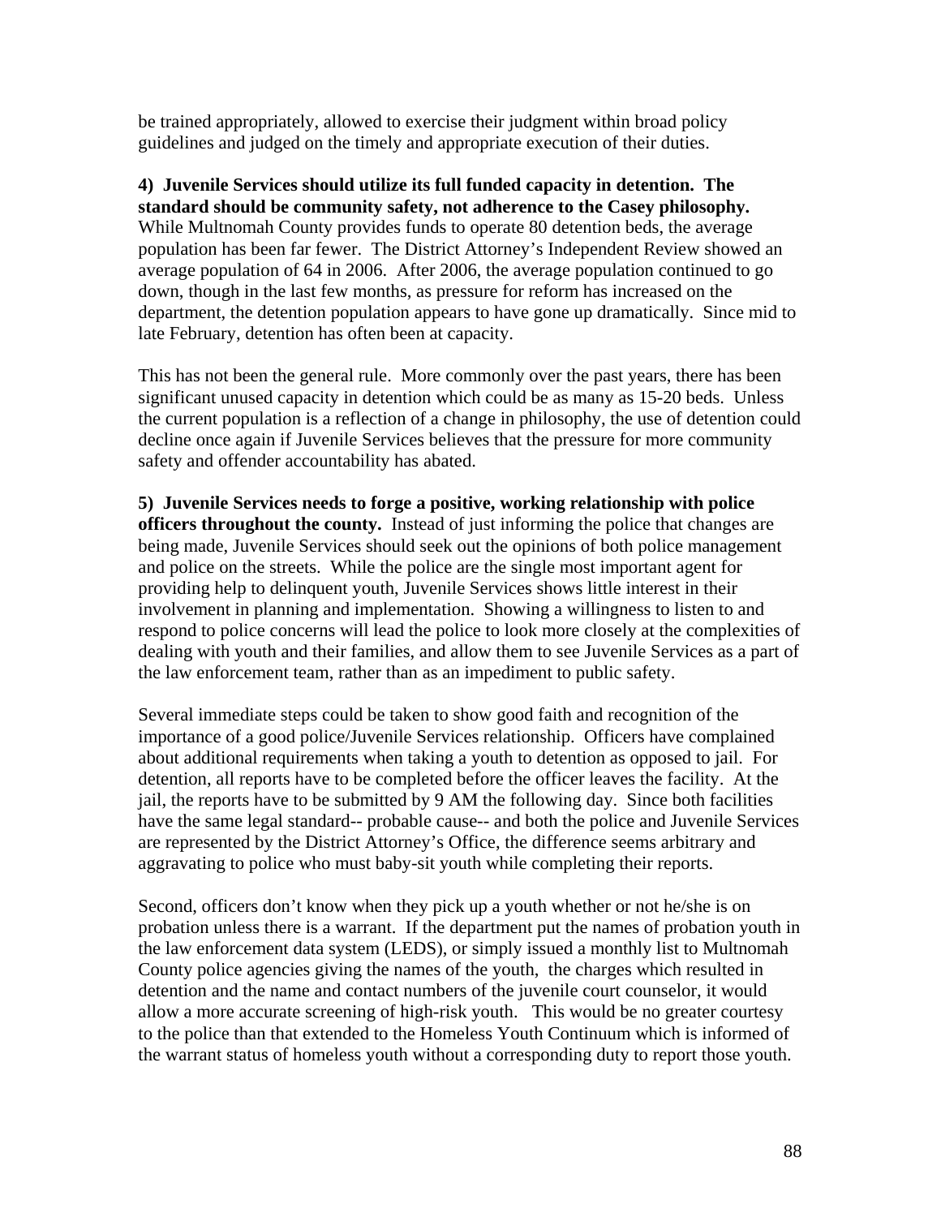be trained appropriately, allowed to exercise their judgment within broad policy guidelines and judged on the timely and appropriate execution of their duties.

**4) Juvenile Services should utilize its full funded capacity in detention. The standard should be community safety, not adherence to the Casey philosophy.** While Multnomah County provides funds to operate 80 detention beds, the average population has been far fewer. The District Attorney's Independent Review showed an average population of 64 in 2006. After 2006, the average population continued to go down, though in the last few months, as pressure for reform has increased on the department, the detention population appears to have gone up dramatically. Since mid to late February, detention has often been at capacity.

This has not been the general rule. More commonly over the past years, there has been significant unused capacity in detention which could be as many as 15-20 beds. Unless the current population is a reflection of a change in philosophy, the use of detention could decline once again if Juvenile Services believes that the pressure for more community safety and offender accountability has abated.

**5) Juvenile Services needs to forge a positive, working relationship with police officers throughout the county.** Instead of just informing the police that changes are being made, Juvenile Services should seek out the opinions of both police management and police on the streets. While the police are the single most important agent for providing help to delinquent youth, Juvenile Services shows little interest in their involvement in planning and implementation. Showing a willingness to listen to and respond to police concerns will lead the police to look more closely at the complexities of dealing with youth and their families, and allow them to see Juvenile Services as a part of the law enforcement team, rather than as an impediment to public safety.

Several immediate steps could be taken to show good faith and recognition of the importance of a good police/Juvenile Services relationship. Officers have complained about additional requirements when taking a youth to detention as opposed to jail. For detention, all reports have to be completed before the officer leaves the facility. At the jail, the reports have to be submitted by 9 AM the following day. Since both facilities have the same legal standard-- probable cause-- and both the police and Juvenile Services are represented by the District Attorney's Office, the difference seems arbitrary and aggravating to police who must baby-sit youth while completing their reports.

Second, officers don't know when they pick up a youth whether or not he/she is on probation unless there is a warrant. If the department put the names of probation youth in the law enforcement data system (LEDS), or simply issued a monthly list to Multnomah County police agencies giving the names of the youth, the charges which resulted in detention and the name and contact numbers of the juvenile court counselor, it would allow a more accurate screening of high-risk youth. This would be no greater courtesy to the police than that extended to the Homeless Youth Continuum which is informed of the warrant status of homeless youth without a corresponding duty to report those youth.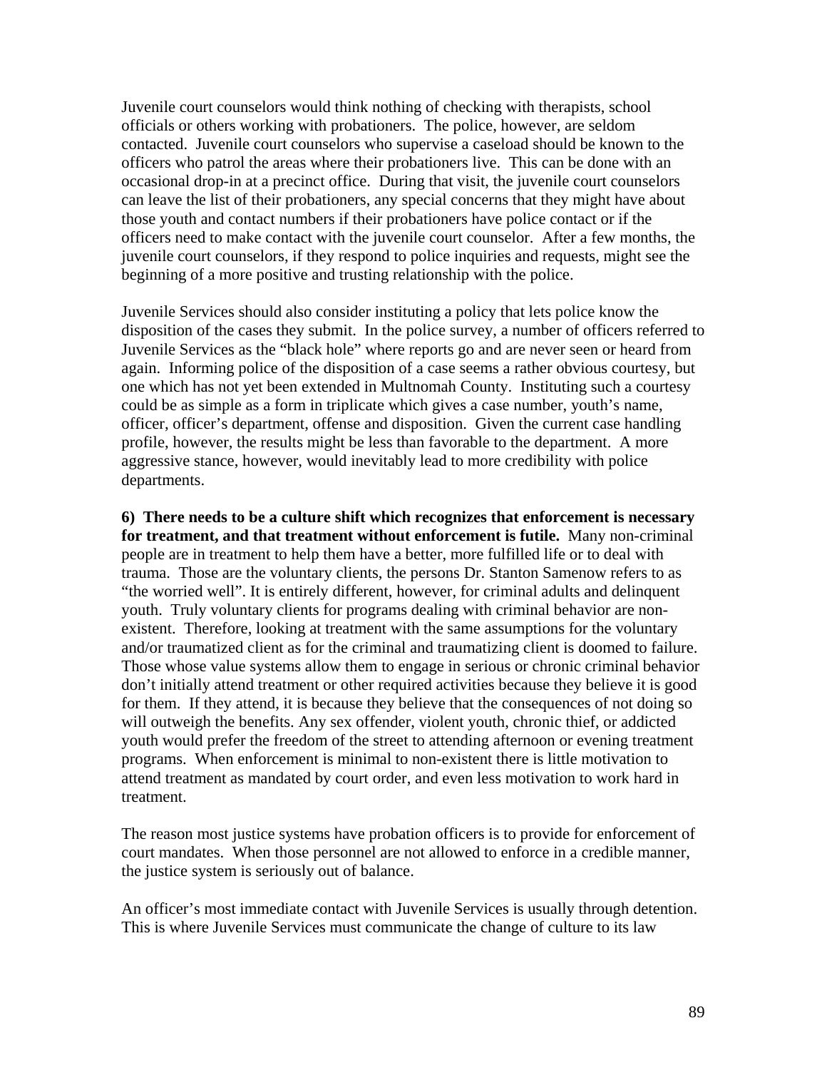Juvenile court counselors would think nothing of checking with therapists, school officials or others working with probationers. The police, however, are seldom contacted. Juvenile court counselors who supervise a caseload should be known to the officers who patrol the areas where their probationers live. This can be done with an occasional drop-in at a precinct office. During that visit, the juvenile court counselors can leave the list of their probationers, any special concerns that they might have about those youth and contact numbers if their probationers have police contact or if the officers need to make contact with the juvenile court counselor. After a few months, the juvenile court counselors, if they respond to police inquiries and requests, might see the beginning of a more positive and trusting relationship with the police.

Juvenile Services should also consider instituting a policy that lets police know the disposition of the cases they submit. In the police survey, a number of officers referred to Juvenile Services as the "black hole" where reports go and are never seen or heard from again. Informing police of the disposition of a case seems a rather obvious courtesy, but one which has not yet been extended in Multnomah County. Instituting such a courtesy could be as simple as a form in triplicate which gives a case number, youth's name, officer, officer's department, offense and disposition. Given the current case handling profile, however, the results might be less than favorable to the department. A more aggressive stance, however, would inevitably lead to more credibility with police departments.

**6) There needs to be a culture shift which recognizes that enforcement is necessary for treatment, and that treatment without enforcement is futile.** Many non-criminal people are in treatment to help them have a better, more fulfilled life or to deal with trauma. Those are the voluntary clients, the persons Dr. Stanton Samenow refers to as "the worried well". It is entirely different, however, for criminal adults and delinquent youth. Truly voluntary clients for programs dealing with criminal behavior are non-existent. Therefore, looking at treatment with the same assumptions for the voluntary and/or traumatized client as for the criminal and traumatizing client is doomed to failure. Those whose value systems allow them to engage in serious or chronic criminal behavior don't initially attend treatment or other required activities because they believe it is good for them. If they attend, it is because they believe that the consequences of not doing so will outweigh the benefits. Any sex offender, violent youth, chronic thief, or addicted youth would prefer the freedom of the street to attending afternoon or evening treatment programs. When enforcement is minimal to non-existent there is little motivation to attend treatment as mandated by court order, and even less motivation to work hard in treatment.

The reason most justice systems have probation officers is to provide for enforcement of court mandates. When those personnel are not allowed to enforce in a credible manner, the justice system is seriously out of balance.

An officer's most immediate contact with Juvenile Services is usually through detention. This is where Juvenile Services must communicate the change of culture to its law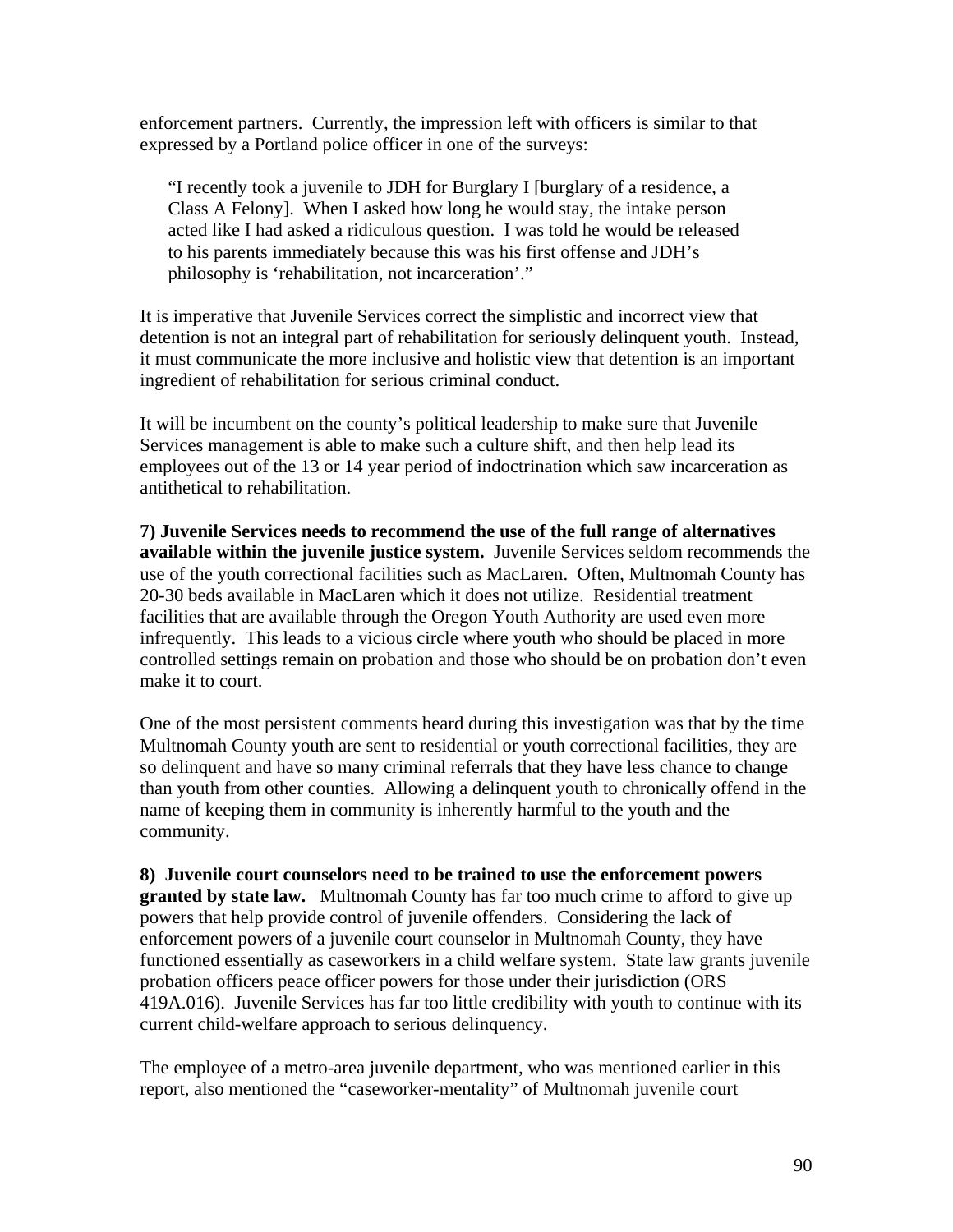enforcement partners. Currently, the impression left with officers is similar to that expressed by a Portland police officer in one of the surveys:

> "I recently took a juvenile to JDH for Burglary I [burglary of a residence, a Class A Felony]. When I asked how long he would stay, the intake person acted like I had asked a ridiculous question. I was told he would be released to his parents immediately because this was his first offense and JDH's philosophy is 'rehabilitation, not incarceration'."

It is imperative that Juvenile Services correct the simplistic and incorrect view that detention is not an integral part of rehabilitation for seriously delinquent youth. Instead, it must communicate the more inclusive and holistic view that detention is an important ingredient of rehabilitation for serious criminal conduct.

It will be incumbent on the county's political leadership to make sure that Juvenile Services management is able to make such a culture shift, and then help lead its employees out of the 13 or 14 year period of indoctrination which saw incarceration as antithetical to rehabilitation.

**7) Juvenile Services needs to recommend the use of the full range of alternatives available within the juvenile justice system.** Juvenile Services seldom recommends the use of the youth correctional facilities such as MacLaren. Often, Multnomah County has 20-30 beds available in MacLaren which it does not utilize. Residential treatment facilities that are available through the Oregon Youth Authority are used even more infrequently. This leads to a vicious circle where youth who should be placed in more controlled settings remain on probation and those who should be on probation don't even make it to court.

One of the most persistent comments heard during this investigation was that by the time Multnomah County youth are sent to residential or youth correctional facilities, they are so delinquent and have so many criminal referrals that they have less chance to change than youth from other counties. Allowing a delinquent youth to chronically offend in the name of keeping them in community is inherently harmful to the youth and the community.

**8) Juvenile court counselors need to be trained to use the enforcement powers granted by state law.** Multnomah County has far too much crime to afford to give up powers that help provide control of juvenile offenders. Considering the lack of enforcement powers of a juvenile court counselor in Multnomah County, they have functioned essentially as caseworkers in a child welfare system. State law grants juvenile probation officers peace officer powers for those under their jurisdiction (ORS 419A.016). Juvenile Services has far too little credibility with youth to continue with its current child-welfare approach to serious delinquency.

The employee of a metro-area juvenile department, who was mentioned earlier in this report, also mentioned the "caseworker-mentality" of Multnomah juvenile court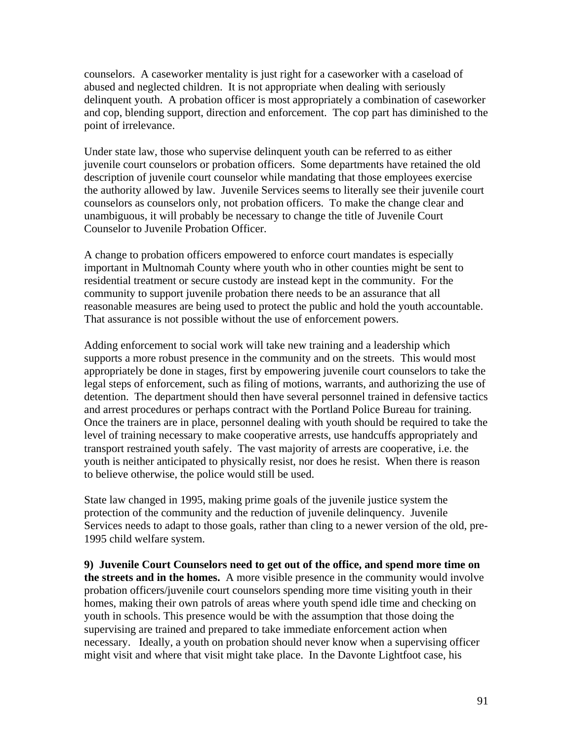counselors. A caseworker mentality is just right for a caseworker with a caseload of abused and neglected children. It is not appropriate when dealing with seriously delinquent youth. A probation officer is most appropriately a combination of caseworker and cop, blending support, direction and enforcement. The cop part has diminished to the point of irrelevance.

Under state law, those who supervise delinquent youth can be referred to as either juvenile court counselors or probation officers. Some departments have retained the old description of juvenile court counselor while mandating that those employees exercise the authority allowed by law. Juvenile Services seems to literally see their juvenile court counselors as counselors only, not probation officers. To make the change clear and unambiguous, it will probably be necessary to change the title of Juvenile Court Counselor to Juvenile Probation Officer.

A change to probation officers empowered to enforce court mandates is especially important in Multnomah County where youth who in other counties might be sent to residential treatment or secure custody are instead kept in the community. For the community to support juvenile probation there needs to be an assurance that all reasonable measures are being used to protect the public and hold the youth accountable. That assurance is not possible without the use of enforcement powers.

Adding enforcement to social work will take new training and a leadership which supports a more robust presence in the community and on the streets. This would most appropriately be done in stages, first by empowering juvenile court counselors to take the legal steps of enforcement, such as filing of motions, warrants, and authorizing the use of detention. The department should then have several personnel trained in defensive tactics and arrest procedures or perhaps contract with the Portland Police Bureau for training. Once the trainers are in place, personnel dealing with youth should be required to take the level of training necessary to make cooperative arrests, use handcuffs appropriately and transport restrained youth safely. The vast majority of arrests are cooperative, i.e. the youth is neither anticipated to physically resist, nor does he resist. When there is reason to believe otherwise, the police would still be used.

State law changed in 1995, making prime goals of the juvenile justice system the protection of the community and the reduction of juvenile delinquency. Juvenile Services needs to adapt to those goals, rather than cling to a newer version of the old, pre-1995 child welfare system.

**9) Juvenile Court Counselors need to get out of the office, and spend more time on the streets and in the homes.** A more visible presence in the community would involve probation officers/juvenile court counselors spending more time visiting youth in their homes, making their own patrols of areas where youth spend idle time and checking on youth in schools. This presence would be with the assumption that those doing the supervising are trained and prepared to take immediate enforcement action when necessary. Ideally, a youth on probation should never know when a supervising officer might visit and where that visit might take place. In the Davonte Lightfoot case, his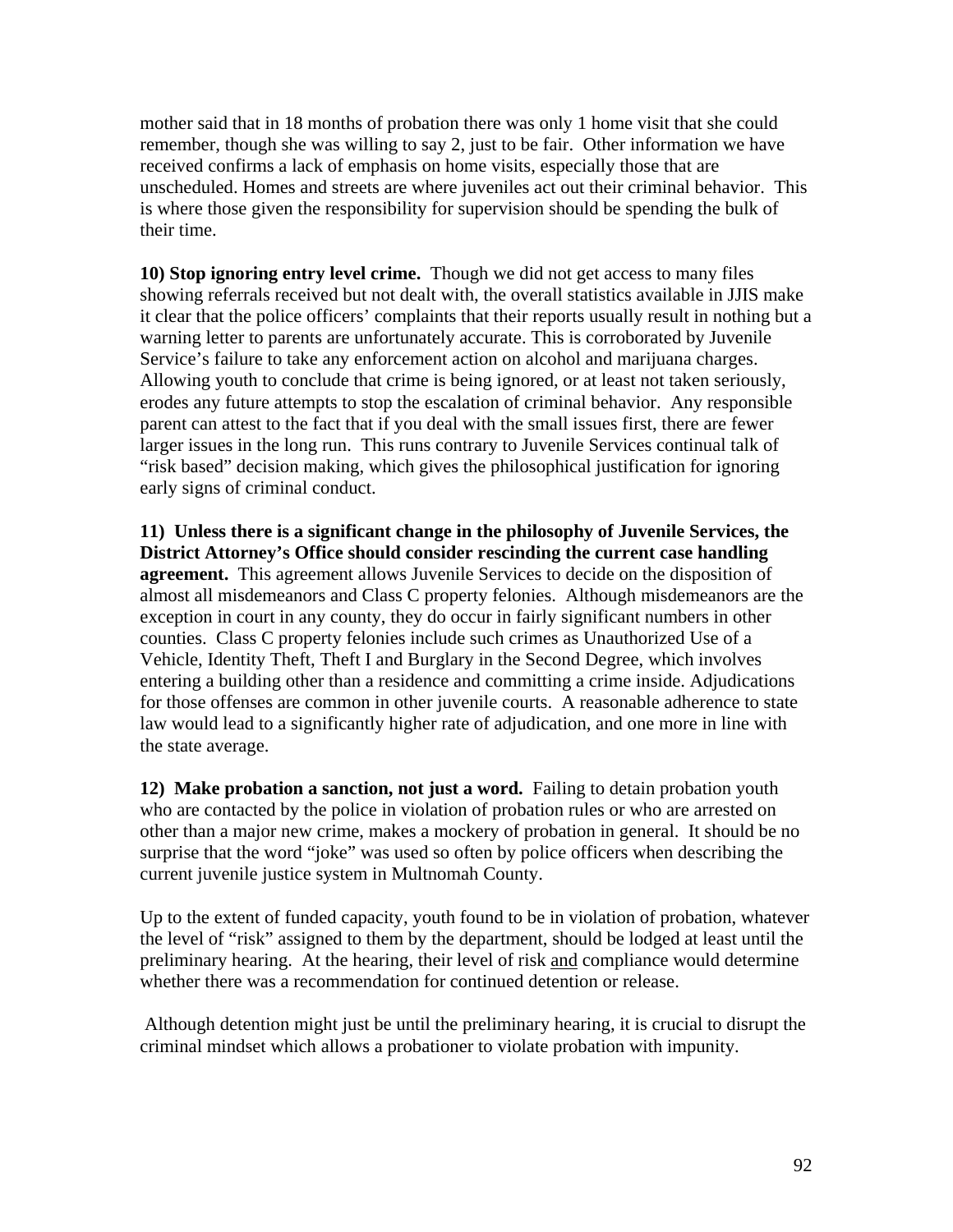mother said that in 18 months of probation there was only 1 home visit that she could remember, though she was willing to say 2, just to be fair. Other information we have received confirms a lack of emphasis on home visits, especially those that are unscheduled. Homes and streets are where juveniles act out their criminal behavior. This is where those given the responsibility for supervision should be spending the bulk of their time.

**10) Stop ignoring entry level crime.** Though we did not get access to many files showing referrals received but not dealt with, the overall statistics available in JJIS make it clear that the police officers' complaints that their reports usually result in nothing but a warning letter to parents are unfortunately accurate. This is corroborated by Juvenile Service's failure to take any enforcement action on alcohol and marijuana charges. Allowing youth to conclude that crime is being ignored, or at least not taken seriously, erodes any future attempts to stop the escalation of criminal behavior. Any responsible parent can attest to the fact that if you deal with the small issues first, there are fewer larger issues in the long run. This runs contrary to Juvenile Services continual talk of "risk based" decision making, which gives the philosophical justification for ignoring early signs of criminal conduct.

**11) Unless there is a significant change in the philosophy of Juvenile Services, the District Attorney's Office should consider rescinding the current case handling agreement.** This agreement allows Juvenile Services to decide on the disposition of almost all misdemeanors and Class C property felonies. Although misdemeanors are the exception in court in any county, they do occur in fairly significant numbers in other counties. Class C property felonies include such crimes as Unauthorized Use of a Vehicle, Identity Theft, Theft I and Burglary in the Second Degree, which involves entering a building other than a residence and committing a crime inside. Adjudications for those offenses are common in other juvenile courts. A reasonable adherence to state law would lead to a significantly higher rate of adjudication, and one more in line with the state average.

**12) Make probation a sanction, not just a word.** Failing to detain probation youth who are contacted by the police in violation of probation rules or who are arrested on other than a major new crime, makes a mockery of probation in general. It should be no surprise that the word "joke" was used so often by police officers when describing the current juvenile justice system in Multnomah County.

Up to the extent of funded capacity, youth found to be in violation of probation, whatever the level of "risk" assigned to them by the department, should be lodged at least until the preliminary hearing. At the hearing, their level of risk and compliance would determine whether there was a recommendation for continued detention or release.

Although detention might just be until the preliminary hearing, it is crucial to disrupt the criminal mindset which allows a probationer to violate probation with impunity.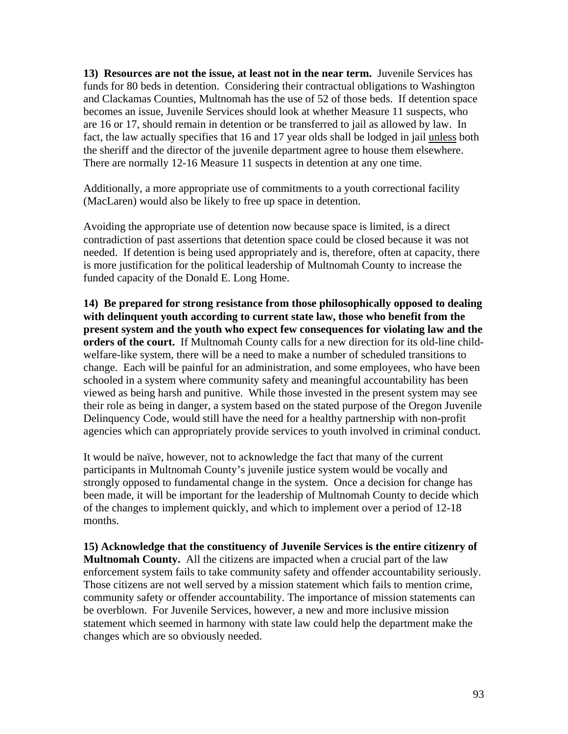**13) Resources are not the issue, at least not in the near term.** Juvenile Services has funds for 80 beds in detention. Considering their contractual obligations to Washington and Clackamas Counties, Multnomah has the use of 52 of those beds. If detention space becomes an issue, Juvenile Services should look at whether Measure 11 suspects, who are 16 or 17, should remain in detention or be transferred to jail as allowed by law. In fact, the law actually specifies that 16 and 17 year olds shall be lodged in jail unless both the sheriff and the director of the juvenile department agree to house them elsewhere. There are normally 12-16 Measure 11 suspects in detention at any one time.

Additionally, a more appropriate use of commitments to a youth correctional facility (MacLaren) would also be likely to free up space in detention.

Avoiding the appropriate use of detention now because space is limited, is a direct contradiction of past assertions that detention space could be closed because it was not needed. If detention is being used appropriately and is, therefore, often at capacity, there is more justification for the political leadership of Multnomah County to increase the funded capacity of the Donald E. Long Home.

**14) Be prepared for strong resistance from those philosophically opposed to dealing with delinquent youth according to current state law, those who benefit from the present system and the youth who expect few consequences for violating law and the orders of the court.** If Multnomah County calls for a new direction for its old-line child-welfare-like system, there will be a need to make a number of scheduled transitions to change. Each will be painful for an administration, and some employees, who have been schooled in a system where community safety and meaningful accountability has been viewed as being harsh and punitive. While those invested in the present system may see their role as being in danger, a system based on the stated purpose of the Oregon Juvenile Delinquency Code, would still have the need for a healthy partnership with non-profit agencies which can appropriately provide services to youth involved in criminal conduct.

It would be naïve, however, not to acknowledge the fact that many of the current participants in Multnomah County's juvenile justice system would be vocally and strongly opposed to fundamental change in the system. Once a decision for change has been made, it will be important for the leadership of Multnomah County to decide which of the changes to implement quickly, and which to implement over a period of 12-18 months.

**15) Acknowledge that the constituency of Juvenile Services is the entire citizenry of Multnomah County.** All the citizens are impacted when a crucial part of the law enforcement system fails to take community safety and offender accountability seriously. Those citizens are not well served by a mission statement which fails to mention crime, community safety or offender accountability. The importance of mission statements can be overblown. For Juvenile Services, however, a new and more inclusive mission statement which seemed in harmony with state law could help the department make the changes which are so obviously needed.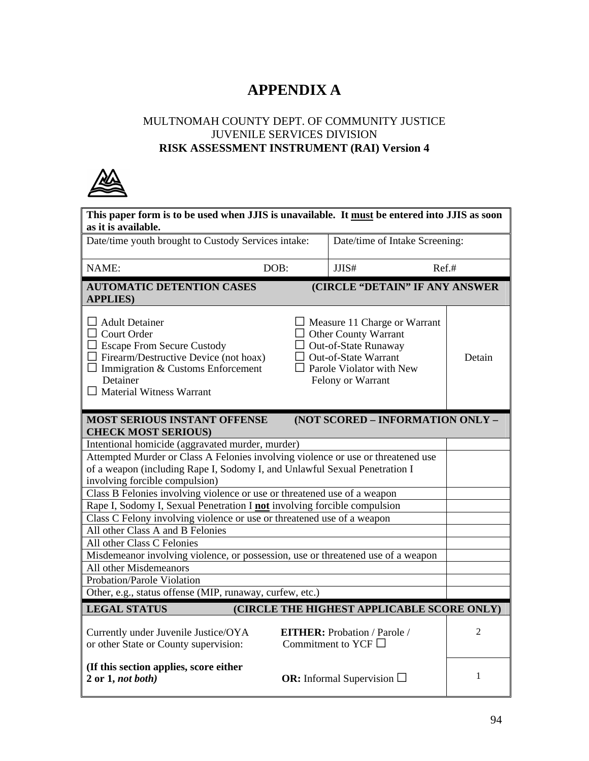# APPENDIX A

MULTNOMAH COUNTY DEPT. OF COMMUNITY JUSTICE
JUVENILE SERVICES DIVISION
**RISK ASSESSMENT INSTRUMENT (RAI) Version 4**

| **This paper form is to be used when JJIS is unavailable. It must be entered into JJIS as soon as it is available.** | |
|---|---|
| Date/time youth brought to Custody Services intake: | Date/time of Intake Screening: |
| NAME: DOB: | JJIS# Ref.# |

| **AUTOMATIC DETENTION CASES (CIRCLE "DETAIN" IF ANY ANSWER APPLIES)** | | |
|---|---|---|
| ☐ Adult Detainer<br>☐ Court Order<br>☐ Escape From Secure Custody<br>☐ Firearm/Destructive Device (not hoax)<br>☐ Immigration & Customs Enforcement Detainer<br>☐ Material Witness Warrant | ☐ Measure 11 Charge or Warrant<br>☐ Other County Warrant<br>☐ Out-of-State Runaway<br>☐ Out-of-State Warrant<br>☐ Parole Violator with New Felony or Warrant | Detain |

| **MOST SERIOUS INSTANT OFFENSE (NOT SCORED – INFORMATION ONLY – CHECK MOST SERIOUS)** | |
|---|---|
| Intentional homicide (aggravated murder, murder) | |
| Attempted Murder or Class A Felonies involving violence or use or threatened use of a weapon (including Rape I, Sodomy I, and Unlawful Sexual Penetration I involving forcible compulsion) | |
| Class B Felonies involving violence or use or threatened use of a weapon | |
| Rape I, Sodomy I, Sexual Penetration I **not** involving forcible compulsion | |
| Class C Felony involving violence or use or threatened use of a weapon | |
| All other Class A and B Felonies | |
| All other Class C Felonies | |
| Misdemeanor involving violence, or possession, use or threatened use of a weapon | |
| All other Misdemeanors | |
| Probation/Parole Violation | |
| Other, e.g., status offense (MIP, runaway, curfew, etc.) | |

| **LEGAL STATUS (CIRCLE THE HIGHEST APPLICABLE SCORE ONLY)** | | |
|---|---|---|
| Currently under Juvenile Justice/OYA or other State or County supervision: | **EITHER:** Probation / Parole / Commitment to YCF ☐ | 2 |
| **(If this section applies, score either 2 or 1, *not both)*** | **OR:** Informal Supervision ☐ | 1 |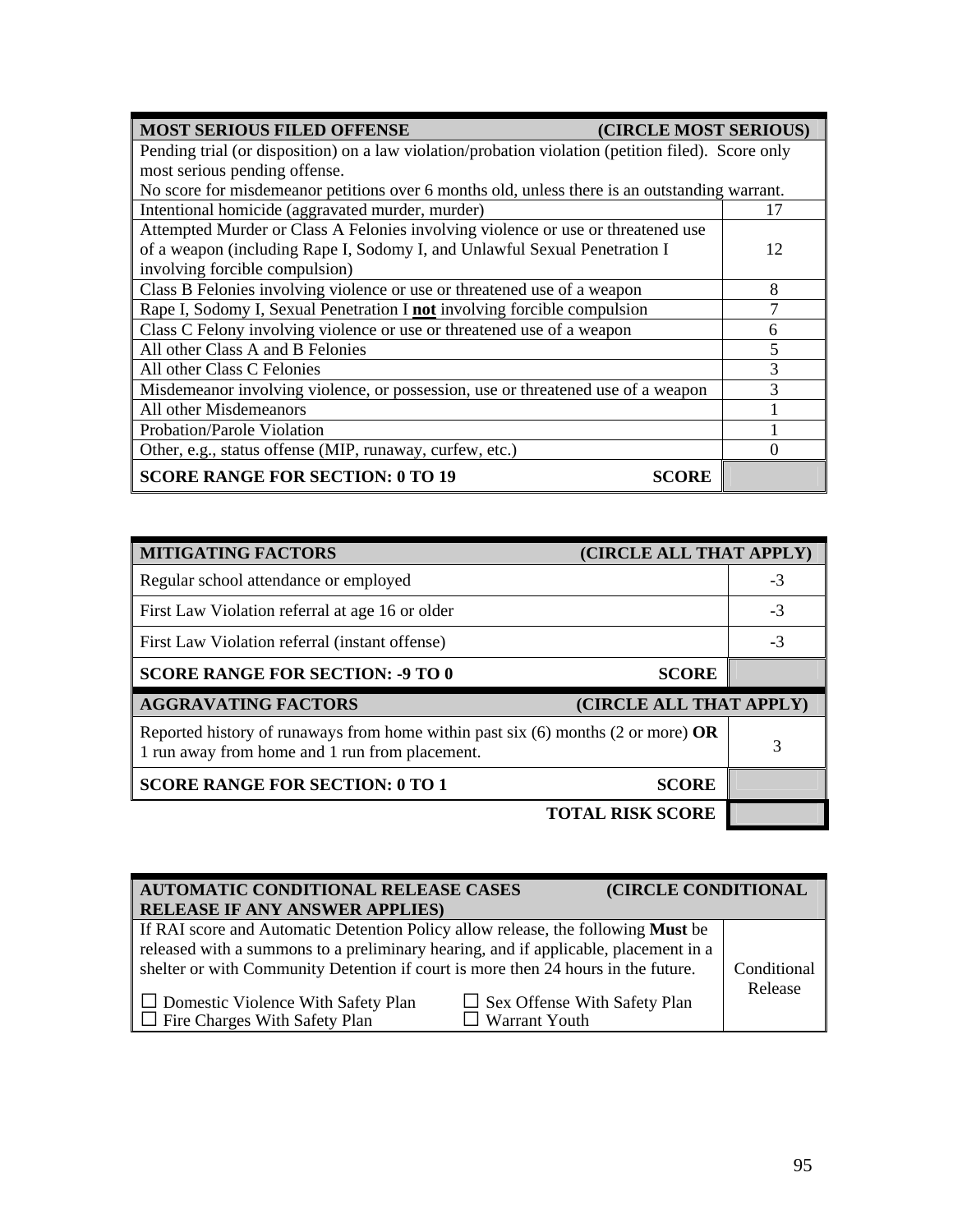| MOST SERIOUS FILED OFFENSE (CIRCLE MOST SERIOUS) | |
|---|---|
| Pending trial (or disposition) on a law violation/probation violation (petition filed). Score only most serious pending offense.<br>No score for misdemeanor petitions over 6 months old, unless there is an outstanding warrant. | |
| Intentional homicide (aggravated murder, murder) | 17 |
| Attempted Murder or Class A Felonies involving violence or use or threatened use of a weapon (including Rape I, Sodomy I, and Unlawful Sexual Penetration I involving forcible compulsion) | 12 |
| Class B Felonies involving violence or use or threatened use of a weapon | 8 |
| Rape I, Sodomy I, Sexual Penetration I **not** involving forcible compulsion | 7 |
| Class C Felony involving violence or use or threatened use of a weapon | 6 |
| All other Class A and B Felonies | 5 |
| All other Class C Felonies | 3 |
| Misdemeanor involving violence, or possession, use or threatened use of a weapon | 3 |
| All other Misdemeanors | 1 |
| Probation/Parole Violation | 1 |
| Other, e.g., status offense (MIP, runaway, curfew, etc.) | 0 |
| **SCORE RANGE FOR SECTION: 0 TO 19 SCORE** | |

| MITIGATING FACTORS (CIRCLE ALL THAT APPLY) | |
|---|---|
| Regular school attendance or employed | -3 |
| First Law Violation referral at age 16 or older | -3 |
| First Law Violation referral (instant offense) | -3 |
| **SCORE RANGE FOR SECTION: -9 TO 0 SCORE** | |
| **AGGRAVATING FACTORS (CIRCLE ALL THAT APPLY)** | |
| Reported history of runaways from home within past six (6) months (2 or more) **OR** 1 run away from home and 1 run from placement. | 3 |
| **SCORE RANGE FOR SECTION: 0 TO 1 SCORE** | |
| **TOTAL RISK SCORE** | |

| AUTOMATIC CONDITIONAL RELEASE CASES (CIRCLE CONDITIONAL RELEASE IF ANY ANSWER APPLIES) | |
|---|---|
| If RAI score and Automatic Detention Policy allow release, the following **Must** be released with a summons to a preliminary hearing, and if applicable, placement in a shelter or with Community Detention if court is more then 24 hours in the future.<br><br>☐ Domestic Violence With Safety Plan ☐ Sex Offense With Safety Plan<br>☐ Fire Charges With Safety Plan ☐ Warrant Youth | Conditional Release |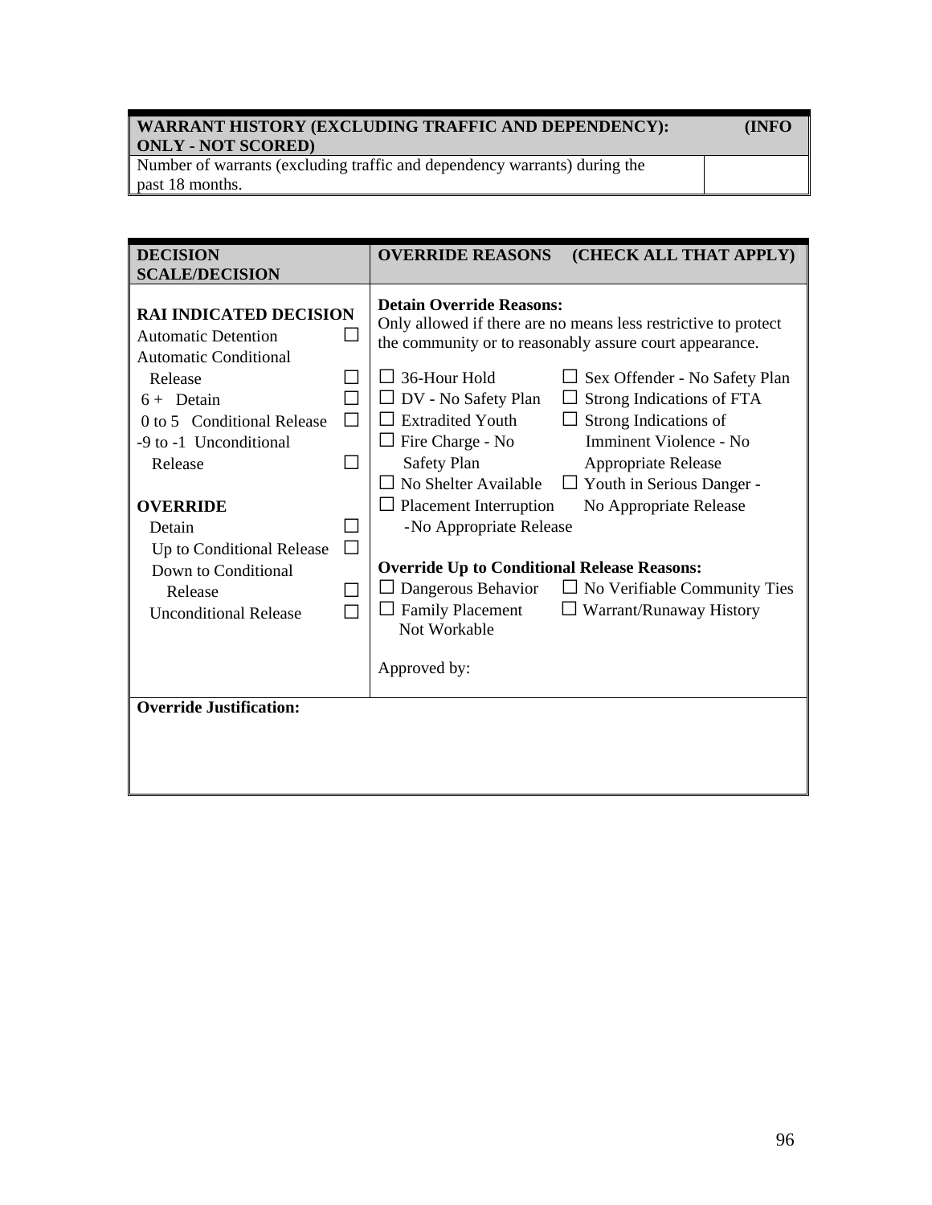| WARRANT HISTORY (EXCLUDING TRAFFIC AND DEPENDENCY): (INFO ONLY - NOT SCORED) | |
|---|---|
| Number of warrants (excluding traffic and dependency warrants) during the past 18 months. | |

| DECISION SCALE/DECISION | OVERRIDE REASONS (CHECK ALL THAT APPLY) |
|---|---|
| **RAI INDICATED DECISION**<br>Automatic Detention ☐<br>Automatic Conditional Release ☐<br>6 + Detain ☐<br>0 to 5 Conditional Release ☐<br>-9 to -1 Unconditional Release ☐<br><br>**OVERRIDE**<br>Detain ☐<br>Up to Conditional Release ☐<br>Down to Conditional Release ☐<br>Unconditional Release ☐ | **Detain Override Reasons:**<br>Only allowed if there are no means less restrictive to protect the community or to reasonably assure court appearance.<br><br>☐ 36-Hour Hold<br>☐ DV - No Safety Plan<br>☐ Extradited Youth<br>☐ Fire Charge - No Safety Plan<br>☐ No Shelter Available<br>☐ Placement Interruption -No Appropriate Release<br>☐ Sex Offender - No Safety Plan<br>☐ Strong Indications of FTA<br>☐ Strong Indications of Imminent Violence - No Appropriate Release<br>☐ Youth in Serious Danger - No Appropriate Release<br><br>**Override Up to Conditional Release Reasons:**<br>☐ Dangerous Behavior<br>☐ Family Placement Not Workable<br>☐ No Verifiable Community Ties<br>☐ Warrant/Runaway History<br><br>Approved by: |
| **Override Justification:** | |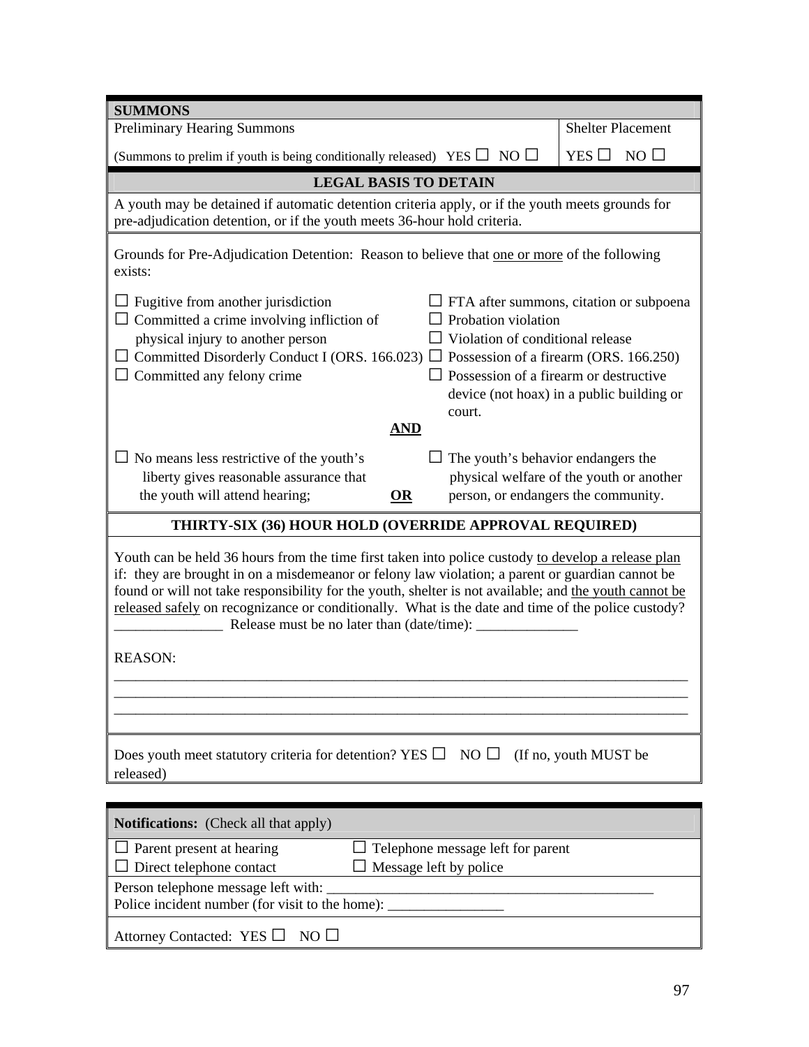**SUMMONS**

| Preliminary Hearing Summons | Shelter Placement |
|---|---|
| (Summons to prelim if youth is being conditionally released) YES ☐ NO ☐ | YES ☐ NO ☐ |

**LEGAL BASIS TO DETAIN**

A youth may be detained if automatic detention criteria apply, or if the youth meets grounds for pre-adjudication detention, or if the youth meets 36-hour hold criteria.

Grounds for Pre-Adjudication Detention: Reason to believe that one or more of the following exists:

- ☐ Fugitive from another jurisdiction
- ☐ Committed a crime involving infliction of physical injury to another person
- ☐ Committed Disorderly Conduct I (ORS. 166.023)
- ☐ Committed any felony crime
- ☐ FTA after summons, citation or subpoena
- ☐ Probation violation
- ☐ Violation of conditional release
- ☐ Possession of a firearm (ORS. 166.250)
- ☐ Possession of a firearm or destructive device (not hoax) in a public building or court.

**AND**

☐ No means less restrictive of the youth's liberty gives reasonable assurance that the youth will attend hearing; **OR** ☐ The youth's behavior endangers the physical welfare of the youth or another person, or endangers the community.

**THIRTY-SIX (36) HOUR HOLD (OVERRIDE APPROVAL REQUIRED)**

Youth can be held 36 hours from the time first taken into police custody to develop a release plan if: they are brought in on a misdemeanor or felony law violation; a parent or guardian cannot be found or will not take responsibility for the youth, shelter is not available; and the youth cannot be released safely on recognizance or conditionally. What is the date and time of the police custody? _______________ Release must be no later than (date/time): ______________

REASON:

________________________________________________________________________________
________________________________________________________________________________
________________________________________________________________________________

Does youth meet statutory criteria for detention? YES ☐ NO ☐ (If no, youth MUST be released)

**Notifications:** (Check all that apply)

- ☐ Parent present at hearing
- ☐ Telephone message left for parent
- ☐ Direct telephone contact
- ☐ Message left by police

Person telephone message left with: _______________________________________________

Police incident number (for visit to the home): ________________

Attorney Contacted: YES ☐ NO ☐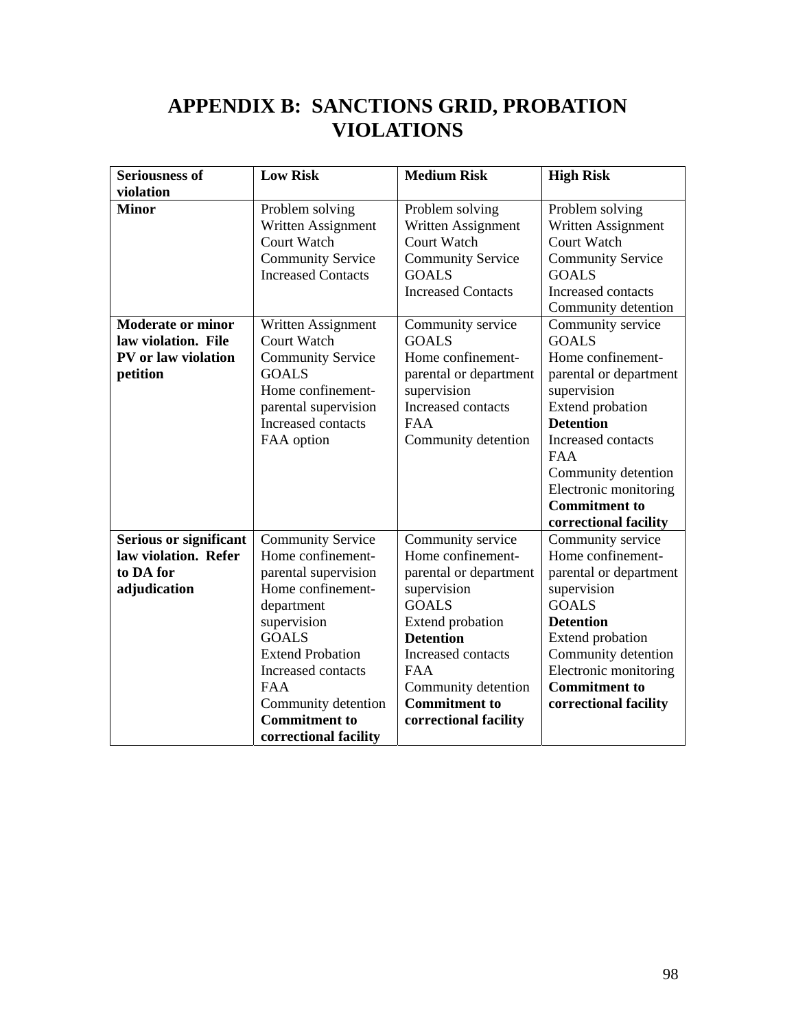# APPENDIX B: SANCTIONS GRID, PROBATION VIOLATIONS

| Seriousness of violation | Low Risk | Medium Risk | High Risk |
|---|---|---|---|
| **Minor** | Problem solving<br>Written Assignment<br>Court Watch<br>Community Service<br>Increased Contacts | Problem solving<br>Written Assignment<br>Court Watch<br>Community Service<br>GOALS<br>Increased Contacts | Problem solving<br>Written Assignment<br>Court Watch<br>Community Service<br>GOALS<br>Increased contacts<br>Community detention |
| **Moderate or minor law violation. File PV or law violation petition** | Written Assignment<br>Court Watch<br>Community Service<br>GOALS<br>Home confinement-parental supervision<br>Increased contacts<br>FAA option | Community service<br>GOALS<br>Home confinement-parental or department supervision<br>Increased contacts<br>FAA<br>Community detention | Community service<br>GOALS<br>Home confinement-parental or department supervision<br>Extend probation<br>**Detention**<br>Increased contacts<br>FAA<br>Community detention<br>Electronic monitoring<br>**Commitment to correctional facility** |
| **Serious or significant law violation. Refer to DA for adjudication** | Community Service<br>Home confinement-parental supervision<br>Home confinement-department supervision<br>GOALS<br>Extend Probation<br>Increased contacts<br>FAA<br>Community detention<br>**Commitment to correctional facility** | Community service<br>Home confinement-parental or department supervision<br>GOALS<br>Extend probation<br>**Detention**<br>Increased contacts<br>FAA<br>Community detention<br>**Commitment to correctional facility** | Community service<br>Home confinement-parental or department supervision<br>GOALS<br>**Detention**<br>Extend probation<br>Community detention<br>Electronic monitoring<br>**Commitment to correctional facility** |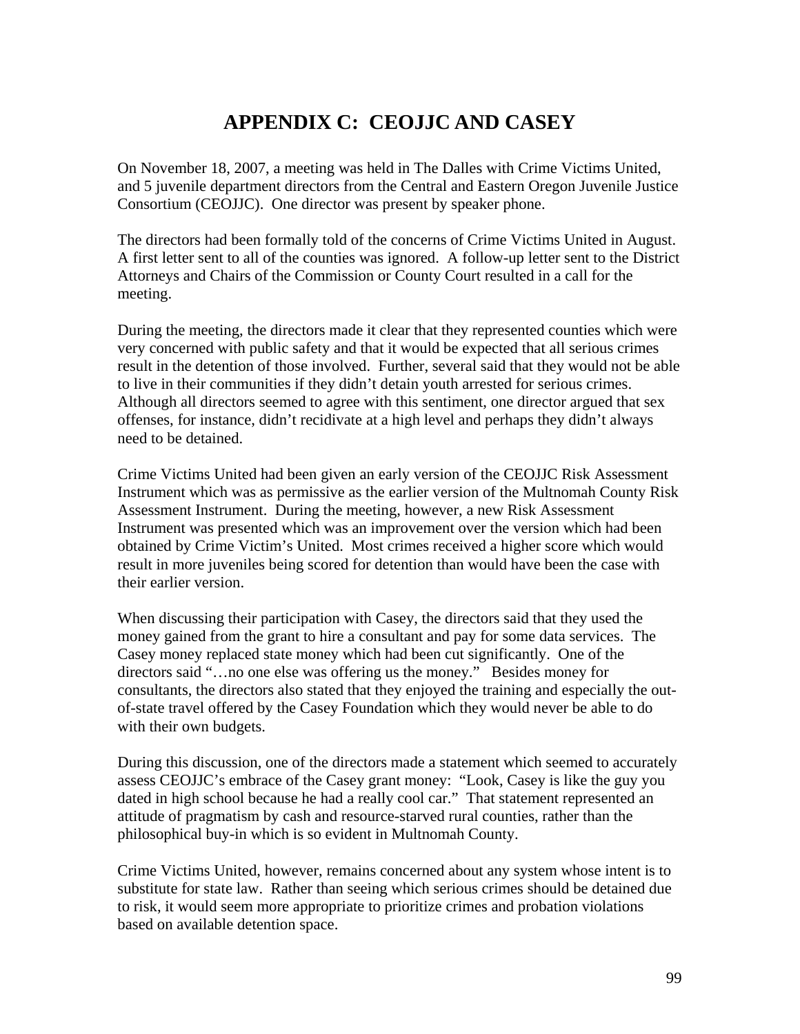# APPENDIX C: CEOJJC AND CASEY

On November 18, 2007, a meeting was held in The Dalles with Crime Victims United, and 5 juvenile department directors from the Central and Eastern Oregon Juvenile Justice Consortium (CEOJJC). One director was present by speaker phone.

The directors had been formally told of the concerns of Crime Victims United in August. A first letter sent to all of the counties was ignored. A follow-up letter sent to the District Attorneys and Chairs of the Commission or County Court resulted in a call for the meeting.

During the meeting, the directors made it clear that they represented counties which were very concerned with public safety and that it would be expected that all serious crimes result in the detention of those involved. Further, several said that they would not be able to live in their communities if they didn't detain youth arrested for serious crimes. Although all directors seemed to agree with this sentiment, one director argued that sex offenses, for instance, didn't recidivate at a high level and perhaps they didn't always need to be detained.

Crime Victims United had been given an early version of the CEOJJC Risk Assessment Instrument which was as permissive as the earlier version of the Multnomah County Risk Assessment Instrument. During the meeting, however, a new Risk Assessment Instrument was presented which was an improvement over the version which had been obtained by Crime Victim's United. Most crimes received a higher score which would result in more juveniles being scored for detention than would have been the case with their earlier version.

When discussing their participation with Casey, the directors said that they used the money gained from the grant to hire a consultant and pay for some data services. The Casey money replaced state money which had been cut significantly. One of the directors said "…no one else was offering us the money." Besides money for consultants, the directors also stated that they enjoyed the training and especially the out-of-state travel offered by the Casey Foundation which they would never be able to do with their own budgets.

During this discussion, one of the directors made a statement which seemed to accurately assess CEOJJC's embrace of the Casey grant money: "Look, Casey is like the guy you dated in high school because he had a really cool car." That statement represented an attitude of pragmatism by cash and resource-starved rural counties, rather than the philosophical buy-in which is so evident in Multnomah County.

Crime Victims United, however, remains concerned about any system whose intent is to substitute for state law. Rather than seeing which serious crimes should be detained due to risk, it would seem more appropriate to prioritize crimes and probation violations based on available detention space.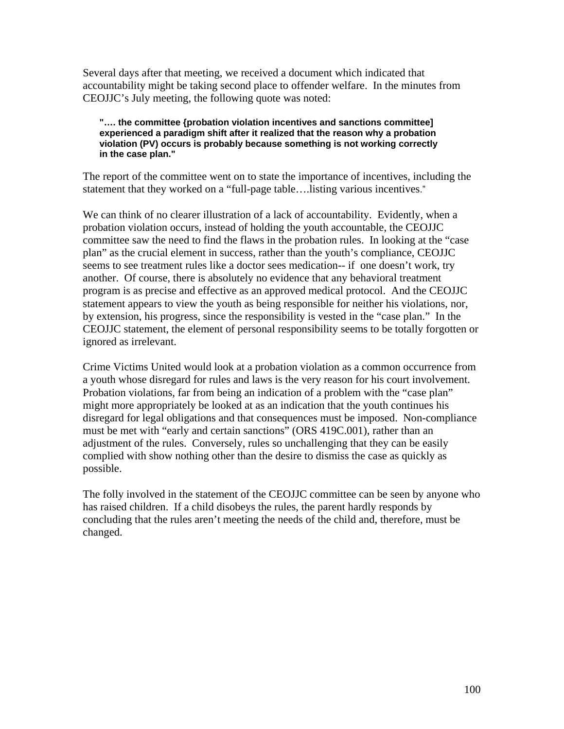Several days after that meeting, we received a document which indicated that accountability might be taking second place to offender welfare. In the minutes from CEOJJC's July meeting, the following quote was noted:

> **"…. the committee {probation violation incentives and sanctions committee] experienced a paradigm shift after it realized that the reason why a probation violation (PV) occurs is probably because something is not working correctly in the case plan."**

The report of the committee went on to state the importance of incentives, including the statement that they worked on a "full-page table….listing various incentives."

We can think of no clearer illustration of a lack of accountability. Evidently, when a probation violation occurs, instead of holding the youth accountable, the CEOJJC committee saw the need to find the flaws in the probation rules. In looking at the "case plan" as the crucial element in success, rather than the youth's compliance, CEOJJC seems to see treatment rules like a doctor sees medication-- if one doesn't work, try another. Of course, there is absolutely no evidence that any behavioral treatment program is as precise and effective as an approved medical protocol. And the CEOJJC statement appears to view the youth as being responsible for neither his violations, nor, by extension, his progress, since the responsibility is vested in the "case plan." In the CEOJJC statement, the element of personal responsibility seems to be totally forgotten or ignored as irrelevant.

Crime Victims United would look at a probation violation as a common occurrence from a youth whose disregard for rules and laws is the very reason for his court involvement. Probation violations, far from being an indication of a problem with the "case plan" might more appropriately be looked at as an indication that the youth continues his disregard for legal obligations and that consequences must be imposed. Non-compliance must be met with "early and certain sanctions" (ORS 419C.001), rather than an adjustment of the rules. Conversely, rules so unchallenging that they can be easily complied with show nothing other than the desire to dismiss the case as quickly as possible.

The folly involved in the statement of the CEOJJC committee can be seen by anyone who has raised children. If a child disobeys the rules, the parent hardly responds by concluding that the rules aren't meeting the needs of the child and, therefore, must be changed.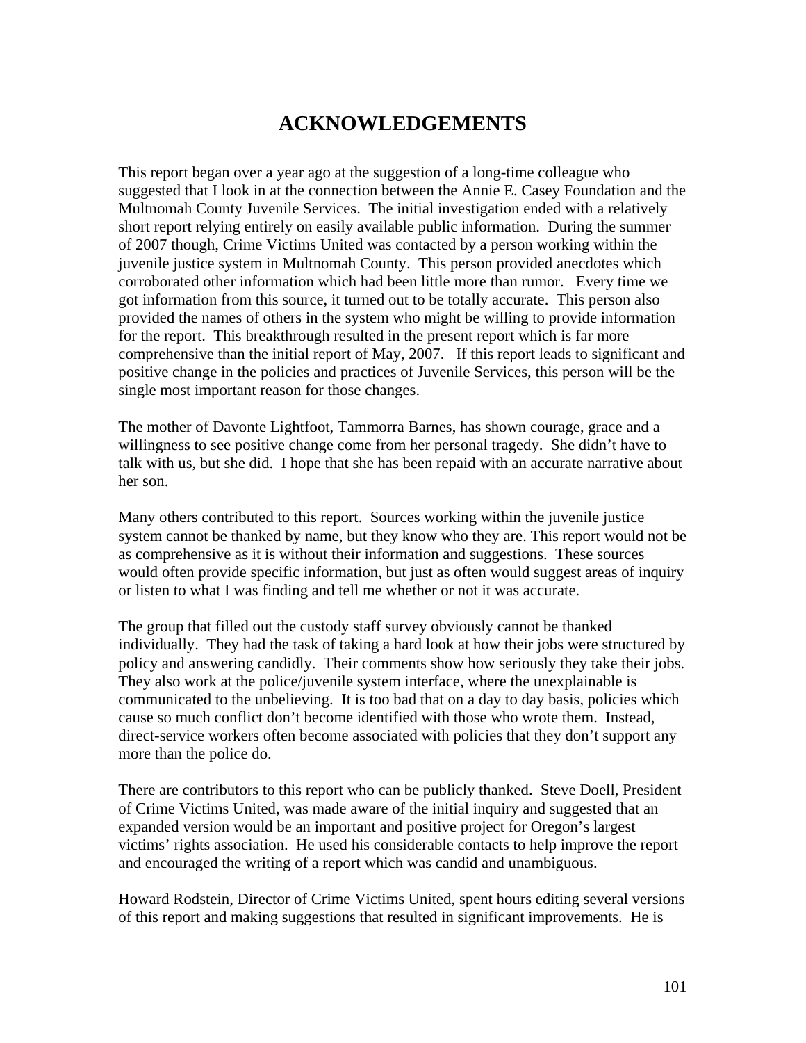# ACKNOWLEDGEMENTS

This report began over a year ago at the suggestion of a long-time colleague who suggested that I look in at the connection between the Annie E. Casey Foundation and the Multnomah County Juvenile Services. The initial investigation ended with a relatively short report relying entirely on easily available public information. During the summer of 2007 though, Crime Victims United was contacted by a person working within the juvenile justice system in Multnomah County. This person provided anecdotes which corroborated other information which had been little more than rumor. Every time we got information from this source, it turned out to be totally accurate. This person also provided the names of others in the system who might be willing to provide information for the report. This breakthrough resulted in the present report which is far more comprehensive than the initial report of May, 2007. If this report leads to significant and positive change in the policies and practices of Juvenile Services, this person will be the single most important reason for those changes.

The mother of Davonte Lightfoot, Tammorra Barnes, has shown courage, grace and a willingness to see positive change come from her personal tragedy. She didn't have to talk with us, but she did. I hope that she has been repaid with an accurate narrative about her son.

Many others contributed to this report. Sources working within the juvenile justice system cannot be thanked by name, but they know who they are. This report would not be as comprehensive as it is without their information and suggestions. These sources would often provide specific information, but just as often would suggest areas of inquiry or listen to what I was finding and tell me whether or not it was accurate.

The group that filled out the custody staff survey obviously cannot be thanked individually. They had the task of taking a hard look at how their jobs were structured by policy and answering candidly. Their comments show how seriously they take their jobs. They also work at the police/juvenile system interface, where the unexplainable is communicated to the unbelieving. It is too bad that on a day to day basis, policies which cause so much conflict don't become identified with those who wrote them. Instead, direct-service workers often become associated with policies that they don't support any more than the police do.

There are contributors to this report who can be publicly thanked. Steve Doell, President of Crime Victims United, was made aware of the initial inquiry and suggested that an expanded version would be an important and positive project for Oregon's largest victims' rights association. He used his considerable contacts to help improve the report and encouraged the writing of a report which was candid and unambiguous.

Howard Rodstein, Director of Crime Victims United, spent hours editing several versions of this report and making suggestions that resulted in significant improvements. He is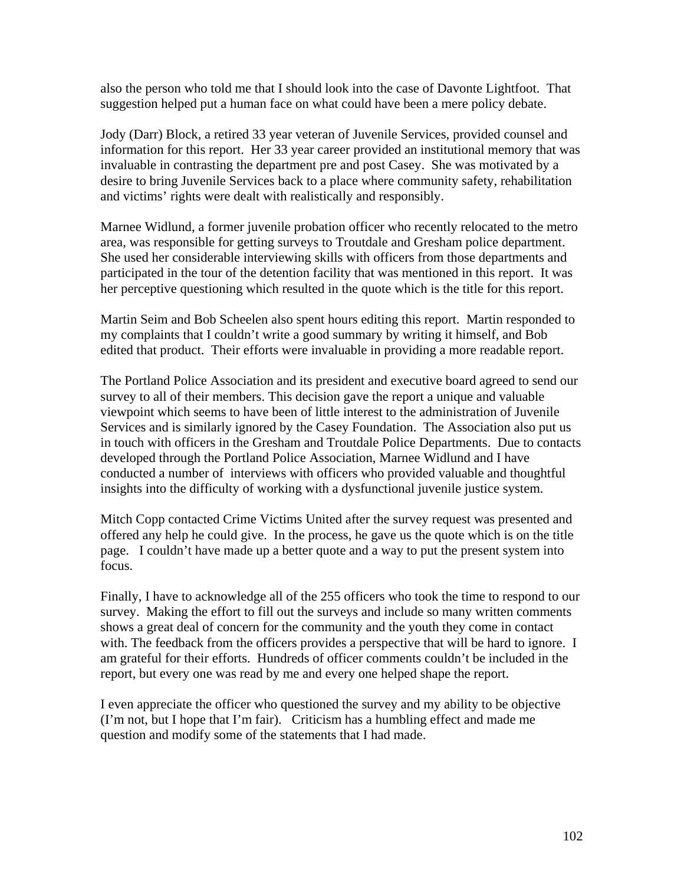also the person who told me that I should look into the case of Davonte Lightfoot. That suggestion helped put a human face on what could have been a mere policy debate.

Jody (Darr) Block, a retired 33 year veteran of Juvenile Services, provided counsel and information for this report. Her 33 year career provided an institutional memory that was invaluable in contrasting the department pre and post Casey. She was motivated by a desire to bring Juvenile Services back to a place where community safety, rehabilitation and victims' rights were dealt with realistically and responsibly.

Marnee Widlund, a former juvenile probation officer who recently relocated to the metro area, was responsible for getting surveys to Troutdale and Gresham police department. She used her considerable interviewing skills with officers from those departments and participated in the tour of the detention facility that was mentioned in this report. It was her perceptive questioning which resulted in the quote which is the title for this report.

Martin Seim and Bob Scheelen also spent hours editing this report. Martin responded to my complaints that I couldn't write a good summary by writing it himself, and Bob edited that product. Their efforts were invaluable in providing a more readable report.

The Portland Police Association and its president and executive board agreed to send our survey to all of their members. This decision gave the report a unique and valuable viewpoint which seems to have been of little interest to the administration of Juvenile Services and is similarly ignored by the Casey Foundation. The Association also put us in touch with officers in the Gresham and Troutdale Police Departments. Due to contacts developed through the Portland Police Association, Marnee Widlund and I have conducted a number of interviews with officers who provided valuable and thoughtful insights into the difficulty of working with a dysfunctional juvenile justice system.

Mitch Copp contacted Crime Victims United after the survey request was presented and offered any help he could give. In the process, he gave us the quote which is on the title page. I couldn't have made up a better quote and a way to put the present system into focus.

Finally, I have to acknowledge all of the 255 officers who took the time to respond to our survey. Making the effort to fill out the surveys and include so many written comments shows a great deal of concern for the community and the youth they come in contact with. The feedback from the officers provides a perspective that will be hard to ignore. I am grateful for their efforts. Hundreds of officer comments couldn't be included in the report, but every one was read by me and every one helped shape the report.

I even appreciate the officer who questioned the survey and my ability to be objective (I'm not, but I hope that I'm fair). Criticism has a humbling effect and made me question and modify some of the statements that I had made.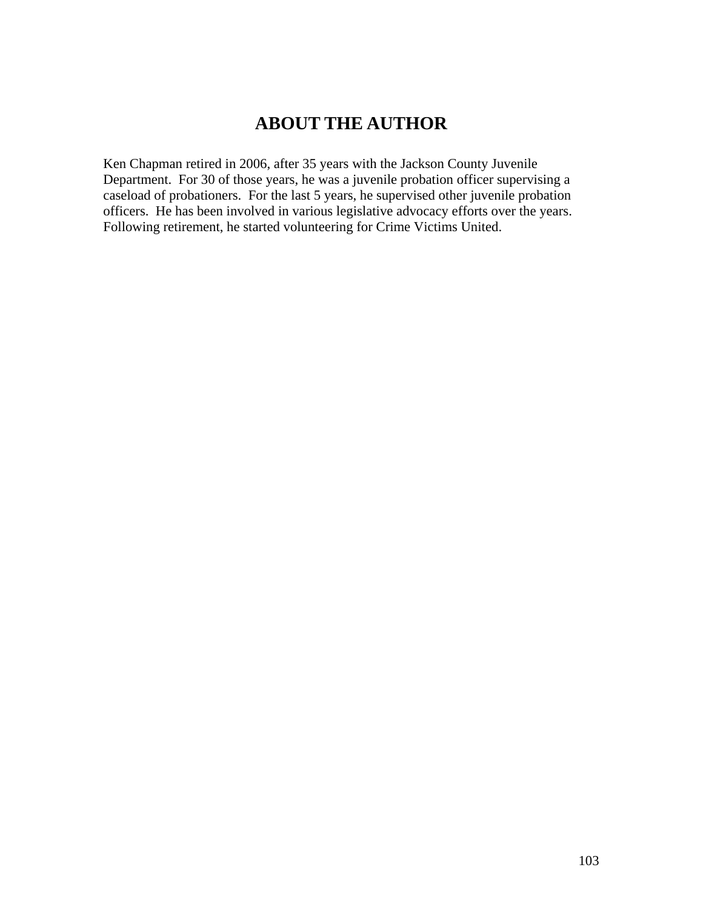# ABOUT THE AUTHOR

Ken Chapman retired in 2006, after 35 years with the Jackson County Juvenile Department. For 30 of those years, he was a juvenile probation officer supervising a caseload of probationers. For the last 5 years, he supervised other juvenile probation officers. He has been involved in various legislative advocacy efforts over the years. Following retirement, he started volunteering for Crime Victims United.